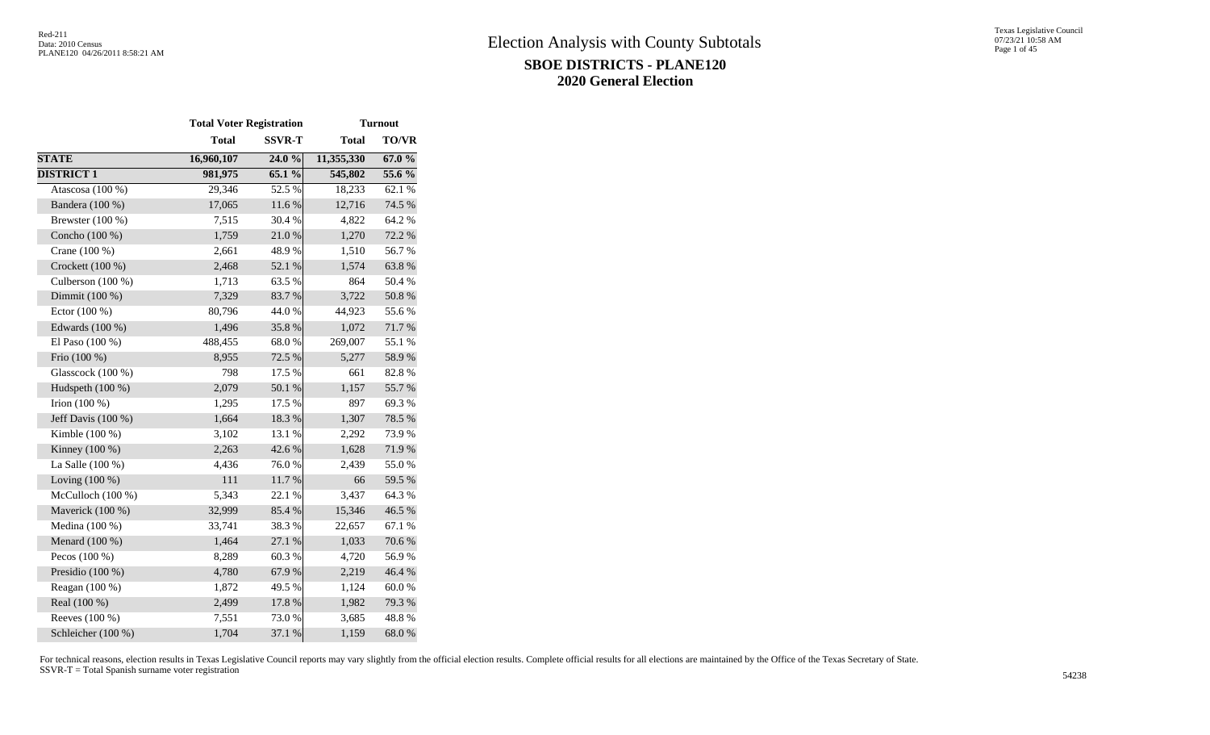Red-211
Data: 2010 Census
PLANE120 04/26/2011 8:58:21 AM

# Election Analysis with County Subtotals

## SBOE DISTRICTS - PLANE120
## 2020 General Election

| | Total Voter Registration | | Turnout | |
|---|---|---|---|---|
| | Total | SSVR-T | Total | TO/VR |
| **STATE** | **16,960,107** | **24.0 %** | **11,355,330** | **67.0 %** |
| **DISTRICT 1** | **981,975** | **65.1 %** | **545,802** | **55.6 %** |
| Atascosa (100 %) | 29,346 | 52.5 % | 18,233 | 62.1 % |
| Bandera (100 %) | 17,065 | 11.6 % | 12,716 | 74.5 % |
| Brewster (100 %) | 7,515 | 30.4 % | 4,822 | 64.2 % |
| Concho (100 %) | 1,759 | 21.0 % | 1,270 | 72.2 % |
| Crane (100 %) | 2,661 | 48.9 % | 1,510 | 56.7 % |
| Crockett (100 %) | 2,468 | 52.1 % | 1,574 | 63.8 % |
| Culberson (100 %) | 1,713 | 63.5 % | 864 | 50.4 % |
| Dimmit (100 %) | 7,329 | 83.7 % | 3,722 | 50.8 % |
| Ector (100 %) | 80,796 | 44.0 % | 44,923 | 55.6 % |
| Edwards (100 %) | 1,496 | 35.8 % | 1,072 | 71.7 % |
| El Paso (100 %) | 488,455 | 68.0 % | 269,007 | 55.1 % |
| Frio (100 %) | 8,955 | 72.5 % | 5,277 | 58.9 % |
| Glasscock (100 %) | 798 | 17.5 % | 661 | 82.8 % |
| Hudspeth (100 %) | 2,079 | 50.1 % | 1,157 | 55.7 % |
| Irion (100 %) | 1,295 | 17.5 % | 897 | 69.3 % |
| Jeff Davis (100 %) | 1,664 | 18.3 % | 1,307 | 78.5 % |
| Kimble (100 %) | 3,102 | 13.1 % | 2,292 | 73.9 % |
| Kinney (100 %) | 2,263 | 42.6 % | 1,628 | 71.9 % |
| La Salle (100 %) | 4,436 | 76.0 % | 2,439 | 55.0 % |
| Loving (100 %) | 111 | 11.7 % | 66 | 59.5 % |
| McCulloch (100 %) | 5,343 | 22.1 % | 3,437 | 64.3 % |
| Maverick (100 %) | 32,999 | 85.4 % | 15,346 | 46.5 % |
| Medina (100 %) | 33,741 | 38.3 % | 22,657 | 67.1 % |
| Menard (100 %) | 1,464 | 27.1 % | 1,033 | 70.6 % |
| Pecos (100 %) | 8,289 | 60.3 % | 4,720 | 56.9 % |
| Presidio (100 %) | 4,780 | 67.9 % | 2,219 | 46.4 % |
| Reagan (100 %) | 1,872 | 49.5 % | 1,124 | 60.0 % |
| Real (100 %) | 2,499 | 17.8 % | 1,982 | 79.3 % |
| Reeves (100 %) | 7,551 | 73.0 % | 3,685 | 48.8 % |
| Schleicher (100 %) | 1,704 | 37.1 % | 1,159 | 68.0 % |

For technical reasons, election results in Texas Legislative Council reports may vary slightly from the official election results. Complete official results for all elections are maintained by the Office of the Texas Secretary of State.
SSVR-T = Total Spanish surname voter registration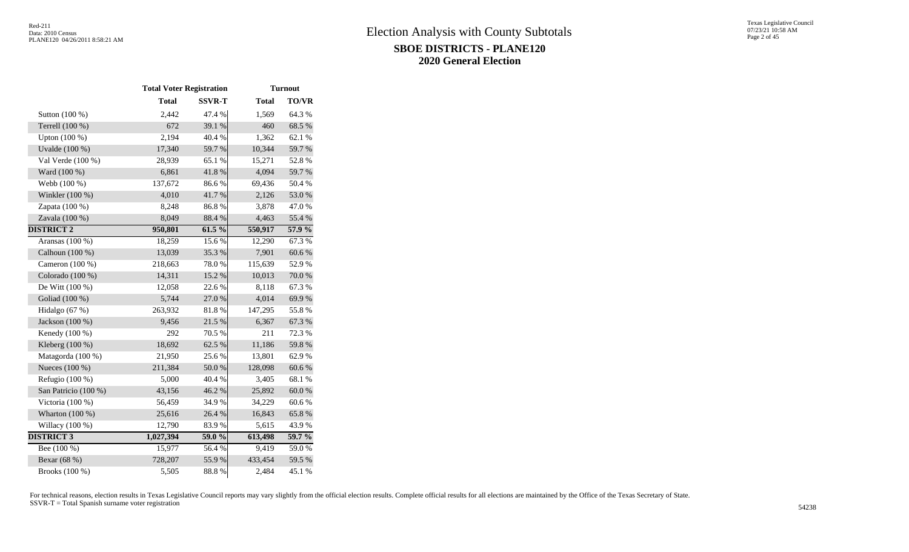# Election Analysis with County Subtotals

## SBOE DISTRICTS - PLANE120

## 2020 General Election

| | Total Voter Registration | | Turnout | |
|---|---|---|---|---|
| | **Total** | **SSVR-T** | **Total** | **TO/VR** |
| Sutton (100 %) | 2,442 | 47.4 % | 1,569 | 64.3 % |
| Terrell (100 %) | 672 | 39.1 % | 460 | 68.5 % |
| Upton (100 %) | 2,194 | 40.4 % | 1,362 | 62.1 % |
| Uvalde (100 %) | 17,340 | 59.7 % | 10,344 | 59.7 % |
| Val Verde (100 %) | 28,939 | 65.1 % | 15,271 | 52.8 % |
| Ward (100 %) | 6,861 | 41.8 % | 4,094 | 59.7 % |
| Webb (100 %) | 137,672 | 86.6 % | 69,436 | 50.4 % |
| Winkler (100 %) | 4,010 | 41.7 % | 2,126 | 53.0 % |
| Zapata (100 %) | 8,248 | 86.8 % | 3,878 | 47.0 % |
| Zavala (100 %) | 8,049 | 88.4 % | 4,463 | 55.4 % |
| **DISTRICT 2** | **950,801** | **61.5 %** | **550,917** | **57.9 %** |
| Aransas (100 %) | 18,259 | 15.6 % | 12,290 | 67.3 % |
| Calhoun (100 %) | 13,039 | 35.3 % | 7,901 | 60.6 % |
| Cameron (100 %) | 218,663 | 78.0 % | 115,639 | 52.9 % |
| Colorado (100 %) | 14,311 | 15.2 % | 10,013 | 70.0 % |
| De Witt (100 %) | 12,058 | 22.6 % | 8,118 | 67.3 % |
| Goliad (100 %) | 5,744 | 27.0 % | 4,014 | 69.9 % |
| Hidalgo (67 %) | 263,932 | 81.8 % | 147,295 | 55.8 % |
| Jackson (100 %) | 9,456 | 21.5 % | 6,367 | 67.3 % |
| Kenedy (100 %) | 292 | 70.5 % | 211 | 72.3 % |
| Kleberg (100 %) | 18,692 | 62.5 % | 11,186 | 59.8 % |
| Matagorda (100 %) | 21,950 | 25.6 % | 13,801 | 62.9 % |
| Nueces (100 %) | 211,384 | 50.0 % | 128,098 | 60.6 % |
| Refugio (100 %) | 5,000 | 40.4 % | 3,405 | 68.1 % |
| San Patricio (100 %) | 43,156 | 46.2 % | 25,892 | 60.0 % |
| Victoria (100 %) | 56,459 | 34.9 % | 34,229 | 60.6 % |
| Wharton (100 %) | 25,616 | 26.4 % | 16,843 | 65.8 % |
| Willacy (100 %) | 12,790 | 83.9 % | 5,615 | 43.9 % |
| **DISTRICT 3** | **1,027,394** | **59.0 %** | **613,498** | **59.7 %** |
| Bee (100 %) | 15,977 | 56.4 % | 9,419 | 59.0 % |
| Bexar (68 %) | 728,207 | 55.9 % | 433,454 | 59.5 % |
| Brooks (100 %) | 5,505 | 88.8 % | 2,484 | 45.1 % |

For technical reasons, election results in Texas Legislative Council reports may vary slightly from the official election results. Complete official results for all elections are maintained by the Office of the Texas Secretary of State.
SSVR-T = Total Spanish surname voter registration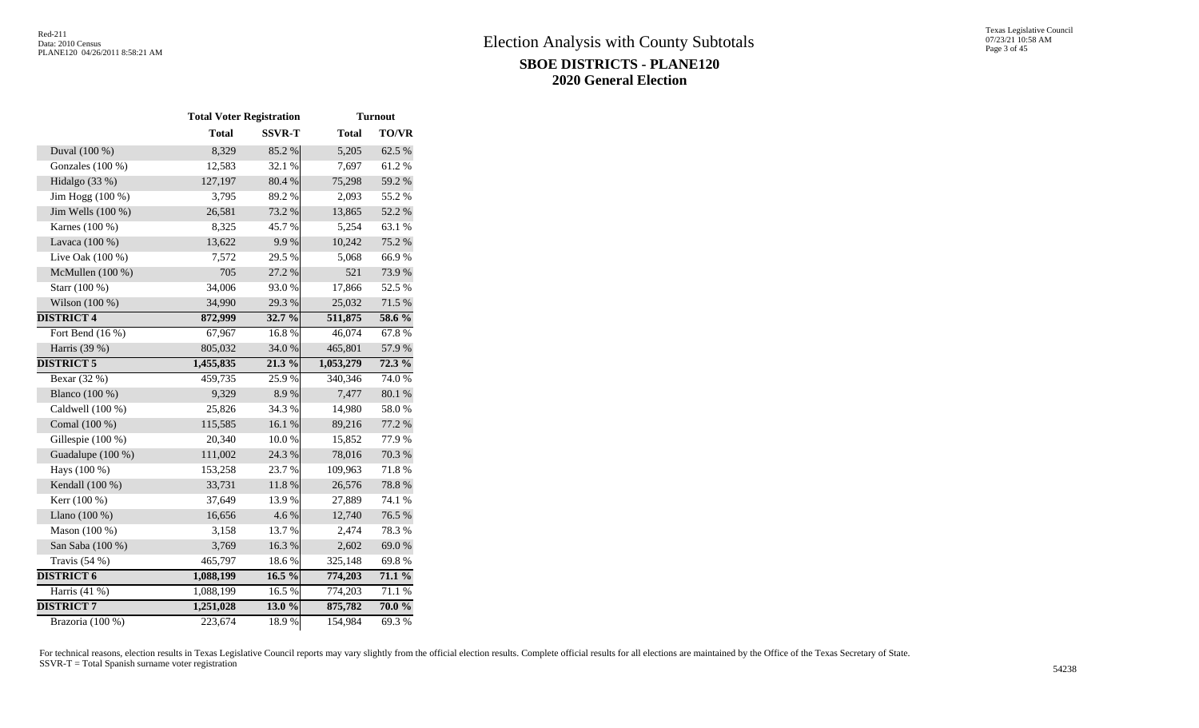# Election Analysis with County Subtotals

## SBOE DISTRICTS - PLANE120

## 2020 General Election

| | Total Voter Registration | | Turnout | |
|---|---|---|---|---|
| | Total | SSVR-T | Total | TO/VR |
| Duval (100 %) | 8,329 | 85.2 % | 5,205 | 62.5 % |
| Gonzales (100 %) | 12,583 | 32.1 % | 7,697 | 61.2 % |
| Hidalgo (33 %) | 127,197 | 80.4 % | 75,298 | 59.2 % |
| Jim Hogg (100 %) | 3,795 | 89.2 % | 2,093 | 55.2 % |
| Jim Wells (100 %) | 26,581 | 73.2 % | 13,865 | 52.2 % |
| Karnes (100 %) | 8,325 | 45.7 % | 5,254 | 63.1 % |
| Lavaca (100 %) | 13,622 | 9.9 % | 10,242 | 75.2 % |
| Live Oak (100 %) | 7,572 | 29.5 % | 5,068 | 66.9 % |
| McMullen (100 %) | 705 | 27.2 % | 521 | 73.9 % |
| Starr (100 %) | 34,006 | 93.0 % | 17,866 | 52.5 % |
| Wilson (100 %) | 34,990 | 29.3 % | 25,032 | 71.5 % |
| **DISTRICT 4** | **872,999** | **32.7 %** | **511,875** | **58.6 %** |
| Fort Bend (16 %) | 67,967 | 16.8 % | 46,074 | 67.8 % |
| Harris (39 %) | 805,032 | 34.0 % | 465,801 | 57.9 % |
| **DISTRICT 5** | **1,455,835** | **21.3 %** | **1,053,279** | **72.3 %** |
| Bexar (32 %) | 459,735 | 25.9 % | 340,346 | 74.0 % |
| Blanco (100 %) | 9,329 | 8.9 % | 7,477 | 80.1 % |
| Caldwell (100 %) | 25,826 | 34.3 % | 14,980 | 58.0 % |
| Comal (100 %) | 115,585 | 16.1 % | 89,216 | 77.2 % |
| Gillespie (100 %) | 20,340 | 10.0 % | 15,852 | 77.9 % |
| Guadalupe (100 %) | 111,002 | 24.3 % | 78,016 | 70.3 % |
| Hays (100 %) | 153,258 | 23.7 % | 109,963 | 71.8 % |
| Kendall (100 %) | 33,731 | 11.8 % | 26,576 | 78.8 % |
| Kerr (100 %) | 37,649 | 13.9 % | 27,889 | 74.1 % |
| Llano (100 %) | 16,656 | 4.6 % | 12,740 | 76.5 % |
| Mason (100 %) | 3,158 | 13.7 % | 2,474 | 78.3 % |
| San Saba (100 %) | 3,769 | 16.3 % | 2,602 | 69.0 % |
| Travis (54 %) | 465,797 | 18.6 % | 325,148 | 69.8 % |
| **DISTRICT 6** | **1,088,199** | **16.5 %** | **774,203** | **71.1 %** |
| Harris (41 %) | 1,088,199 | 16.5 % | 774,203 | 71.1 % |
| **DISTRICT 7** | **1,251,028** | **13.0 %** | **875,782** | **70.0 %** |
| Brazoria (100 %) | 223,674 | 18.9 % | 154,984 | 69.3 % |

For technical reasons, election results in Texas Legislative Council reports may vary slightly from the official election results. Complete official results for all elections are maintained by the Office of the Texas Secretary of State.
SSVR-T = Total Spanish surname voter registration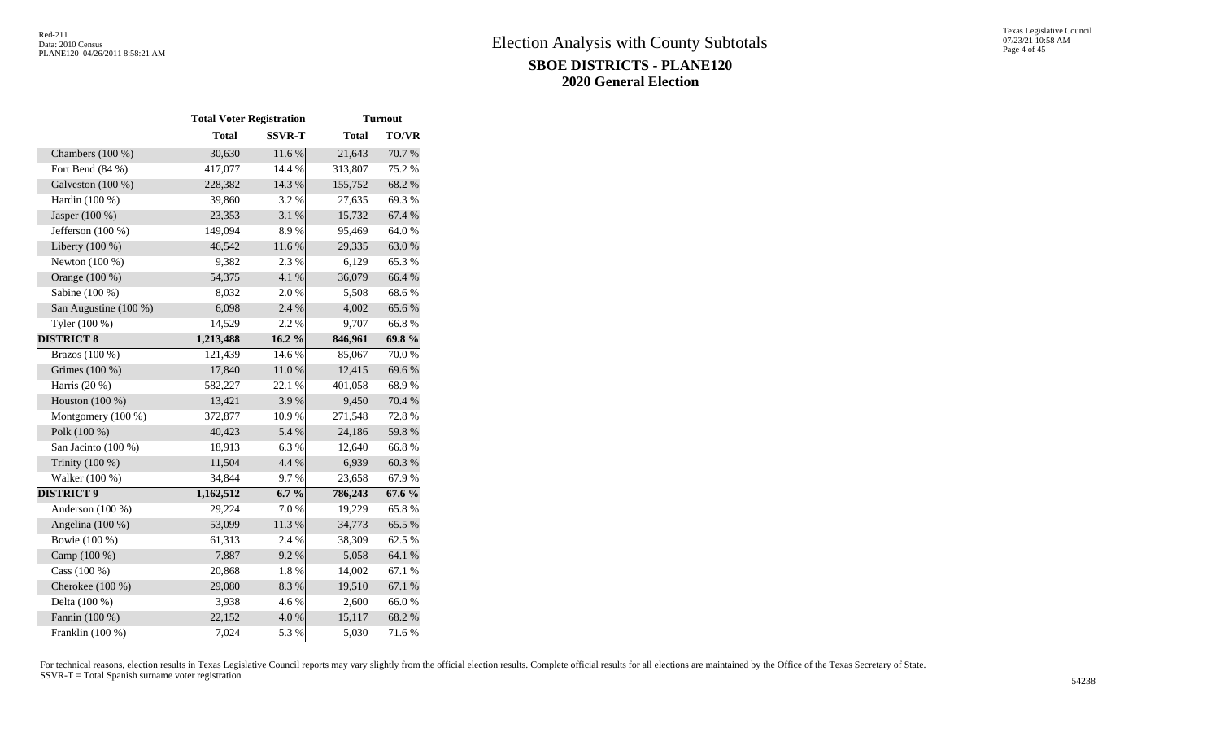# Election Analysis with County Subtotals

## SBOE DISTRICTS - PLANE120

## 2020 General Election

| | Total Voter Registration | | Turnout | |
|---|---|---|---|---|
| | **Total** | **SSVR-T** | **Total** | **TO/VR** |
| Chambers (100 %) | 30,630 | 11.6 % | 21,643 | 70.7 % |
| Fort Bend (84 %) | 417,077 | 14.4 % | 313,807 | 75.2 % |
| Galveston (100 %) | 228,382 | 14.3 % | 155,752 | 68.2 % |
| Hardin (100 %) | 39,860 | 3.2 % | 27,635 | 69.3 % |
| Jasper (100 %) | 23,353 | 3.1 % | 15,732 | 67.4 % |
| Jefferson (100 %) | 149,094 | 8.9 % | 95,469 | 64.0 % |
| Liberty (100 %) | 46,542 | 11.6 % | 29,335 | 63.0 % |
| Newton (100 %) | 9,382 | 2.3 % | 6,129 | 65.3 % |
| Orange (100 %) | 54,375 | 4.1 % | 36,079 | 66.4 % |
| Sabine (100 %) | 8,032 | 2.0 % | 5,508 | 68.6 % |
| San Augustine (100 %) | 6,098 | 2.4 % | 4,002 | 65.6 % |
| Tyler (100 %) | 14,529 | 2.2 % | 9,707 | 66.8 % |
| **DISTRICT 8** | **1,213,488** | **16.2 %** | **846,961** | **69.8 %** |
| Brazos (100 %) | 121,439 | 14.6 % | 85,067 | 70.0 % |
| Grimes (100 %) | 17,840 | 11.0 % | 12,415 | 69.6 % |
| Harris (20 %) | 582,227 | 22.1 % | 401,058 | 68.9 % |
| Houston (100 %) | 13,421 | 3.9 % | 9,450 | 70.4 % |
| Montgomery (100 %) | 372,877 | 10.9 % | 271,548 | 72.8 % |
| Polk (100 %) | 40,423 | 5.4 % | 24,186 | 59.8 % |
| San Jacinto (100 %) | 18,913 | 6.3 % | 12,640 | 66.8 % |
| Trinity (100 %) | 11,504 | 4.4 % | 6,939 | 60.3 % |
| Walker (100 %) | 34,844 | 9.7 % | 23,658 | 67.9 % |
| **DISTRICT 9** | **1,162,512** | **6.7 %** | **786,243** | **67.6 %** |
| Anderson (100 %) | 29,224 | 7.0 % | 19,229 | 65.8 % |
| Angelina (100 %) | 53,099 | 11.3 % | 34,773 | 65.5 % |
| Bowie (100 %) | 61,313 | 2.4 % | 38,309 | 62.5 % |
| Camp (100 %) | 7,887 | 9.2 % | 5,058 | 64.1 % |
| Cass (100 %) | 20,868 | 1.8 % | 14,002 | 67.1 % |
| Cherokee (100 %) | 29,080 | 8.3 % | 19,510 | 67.1 % |
| Delta (100 %) | 3,938 | 4.6 % | 2,600 | 66.0 % |
| Fannin (100 %) | 22,152 | 4.0 % | 15,117 | 68.2 % |
| Franklin (100 %) | 7,024 | 5.3 % | 5,030 | 71.6 % |

For technical reasons, election results in Texas Legislative Council reports may vary slightly from the official election results. Complete official results for all elections are maintained by the Office of the Texas Secretary of State.
SSVR-T = Total Spanish surname voter registration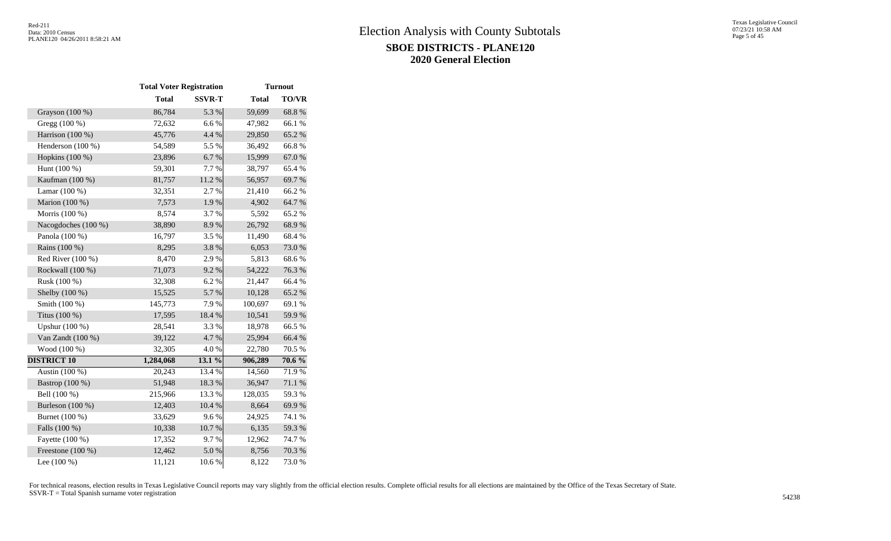# Election Analysis with County Subtotals

## SBOE DISTRICTS - PLANE120
## 2020 General Election

| | Total Voter Registration | | Turnout | |
|---|---|---|---|---|
| | **Total** | **SSVR-T** | **Total** | **TO/VR** |
| Grayson (100 %) | 86,784 | 5.3 % | 59,699 | 68.8 % |
| Gregg (100 %) | 72,632 | 6.6 % | 47,982 | 66.1 % |
| Harrison (100 %) | 45,776 | 4.4 % | 29,850 | 65.2 % |
| Henderson (100 %) | 54,589 | 5.5 % | 36,492 | 66.8 % |
| Hopkins (100 %) | 23,896 | 6.7 % | 15,999 | 67.0 % |
| Hunt (100 %) | 59,301 | 7.7 % | 38,797 | 65.4 % |
| Kaufman (100 %) | 81,757 | 11.2 % | 56,957 | 69.7 % |
| Lamar (100 %) | 32,351 | 2.7 % | 21,410 | 66.2 % |
| Marion (100 %) | 7,573 | 1.9 % | 4,902 | 64.7 % |
| Morris (100 %) | 8,574 | 3.7 % | 5,592 | 65.2 % |
| Nacogdoches (100 %) | 38,890 | 8.9 % | 26,792 | 68.9 % |
| Panola (100 %) | 16,797 | 3.5 % | 11,490 | 68.4 % |
| Rains (100 %) | 8,295 | 3.8 % | 6,053 | 73.0 % |
| Red River (100 %) | 8,470 | 2.9 % | 5,813 | 68.6 % |
| Rockwall (100 %) | 71,073 | 9.2 % | 54,222 | 76.3 % |
| Rusk (100 %) | 32,308 | 6.2 % | 21,447 | 66.4 % |
| Shelby (100 %) | 15,525 | 5.7 % | 10,128 | 65.2 % |
| Smith (100 %) | 145,773 | 7.9 % | 100,697 | 69.1 % |
| Titus (100 %) | 17,595 | 18.4 % | 10,541 | 59.9 % |
| Upshur (100 %) | 28,541 | 3.3 % | 18,978 | 66.5 % |
| Van Zandt (100 %) | 39,122 | 4.7 % | 25,994 | 66.4 % |
| Wood (100 %) | 32,305 | 4.0 % | 22,780 | 70.5 % |
| **DISTRICT 10** | **1,284,068** | **13.1 %** | **906,289** | **70.6 %** |
| Austin (100 %) | 20,243 | 13.4 % | 14,560 | 71.9 % |
| Bastrop (100 %) | 51,948 | 18.3 % | 36,947 | 71.1 % |
| Bell (100 %) | 215,966 | 13.3 % | 128,035 | 59.3 % |
| Burleson (100 %) | 12,403 | 10.4 % | 8,664 | 69.9 % |
| Burnet (100 %) | 33,629 | 9.6 % | 24,925 | 74.1 % |
| Falls (100 %) | 10,338 | 10.7 % | 6,135 | 59.3 % |
| Fayette (100 %) | 17,352 | 9.7 % | 12,962 | 74.7 % |
| Freestone (100 %) | 12,462 | 5.0 % | 8,756 | 70.3 % |
| Lee (100 %) | 11,121 | 10.6 % | 8,122 | 73.0 % |

For technical reasons, election results in Texas Legislative Council reports may vary slightly from the official election results. Complete official results for all elections are maintained by the Office of the Texas Secretary of State.
SSVR-T = Total Spanish surname voter registration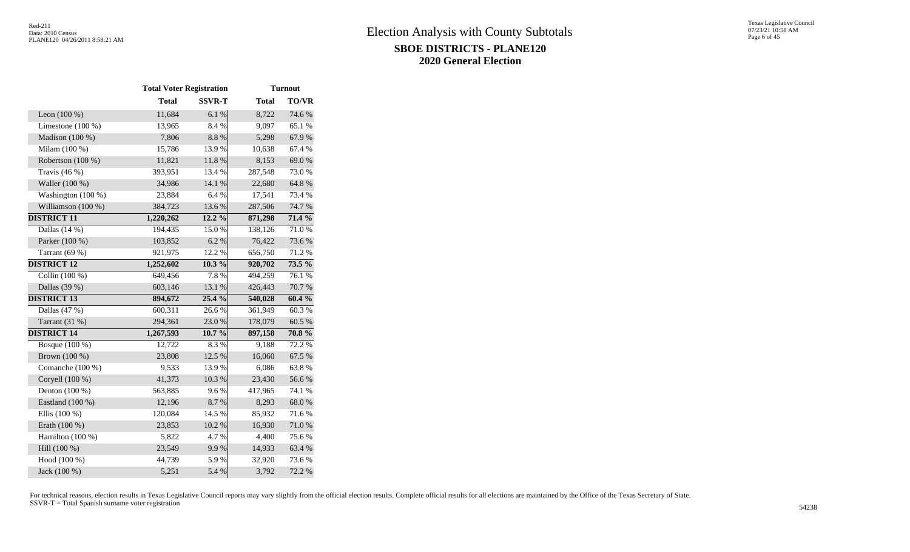# Election Analysis with County Subtotals

## SBOE DISTRICTS - PLANE120

## 2020 General Election

| | Total Voter Registration | | Turnout | |
|---|---|---|---|---|
| | **Total** | **SSVR-T** | **Total** | **TO/VR** |
| Leon (100 %) | 11,684 | 6.1 % | 8,722 | 74.6 % |
| Limestone (100 %) | 13,965 | 8.4 % | 9,097 | 65.1 % |
| Madison (100 %) | 7,806 | 8.8 % | 5,298 | 67.9 % |
| Milam (100 %) | 15,786 | 13.9 % | 10,638 | 67.4 % |
| Robertson (100 %) | 11,821 | 11.8 % | 8,153 | 69.0 % |
| Travis (46 %) | 393,951 | 13.4 % | 287,548 | 73.0 % |
| Waller (100 %) | 34,986 | 14.1 % | 22,680 | 64.8 % |
| Washington (100 %) | 23,884 | 6.4 % | 17,541 | 73.4 % |
| Williamson (100 %) | 384,723 | 13.6 % | 287,506 | 74.7 % |
| **DISTRICT 11** | **1,220,262** | **12.2 %** | **871,298** | **71.4 %** |
| Dallas (14 %) | 194,435 | 15.0 % | 138,126 | 71.0 % |
| Parker (100 %) | 103,852 | 6.2 % | 76,422 | 73.6 % |
| Tarrant (69 %) | 921,975 | 12.2 % | 656,750 | 71.2 % |
| **DISTRICT 12** | **1,252,602** | **10.3 %** | **920,702** | **73.5 %** |
| Collin (100 %) | 649,456 | 7.8 % | 494,259 | 76.1 % |
| Dallas (39 %) | 603,146 | 13.1 % | 426,443 | 70.7 % |
| **DISTRICT 13** | **894,672** | **25.4 %** | **540,028** | **60.4 %** |
| Dallas (47 %) | 600,311 | 26.6 % | 361,949 | 60.3 % |
| Tarrant (31 %) | 294,361 | 23.0 % | 178,079 | 60.5 % |
| **DISTRICT 14** | **1,267,593** | **10.7 %** | **897,158** | **70.8 %** |
| Bosque (100 %) | 12,722 | 8.3 % | 9,188 | 72.2 % |
| Brown (100 %) | 23,808 | 12.5 % | 16,060 | 67.5 % |
| Comanche (100 %) | 9,533 | 13.9 % | 6,086 | 63.8 % |
| Coryell (100 %) | 41,373 | 10.3 % | 23,430 | 56.6 % |
| Denton (100 %) | 563,885 | 9.6 % | 417,965 | 74.1 % |
| Eastland (100 %) | 12,196 | 8.7 % | 8,293 | 68.0 % |
| Ellis (100 %) | 120,084 | 14.5 % | 85,932 | 71.6 % |
| Erath (100 %) | 23,853 | 10.2 % | 16,930 | 71.0 % |
| Hamilton (100 %) | 5,822 | 4.7 % | 4,400 | 75.6 % |
| Hill (100 %) | 23,549 | 9.9 % | 14,933 | 63.4 % |
| Hood (100 %) | 44,739 | 5.9 % | 32,920 | 73.6 % |
| Jack (100 %) | 5,251 | 5.4 % | 3,792 | 72.2 % |

For technical reasons, election results in Texas Legislative Council reports may vary slightly from the official election results. Complete official results for all elections are maintained by the Office of the Texas Secretary of State.
SSVR-T = Total Spanish surname voter registration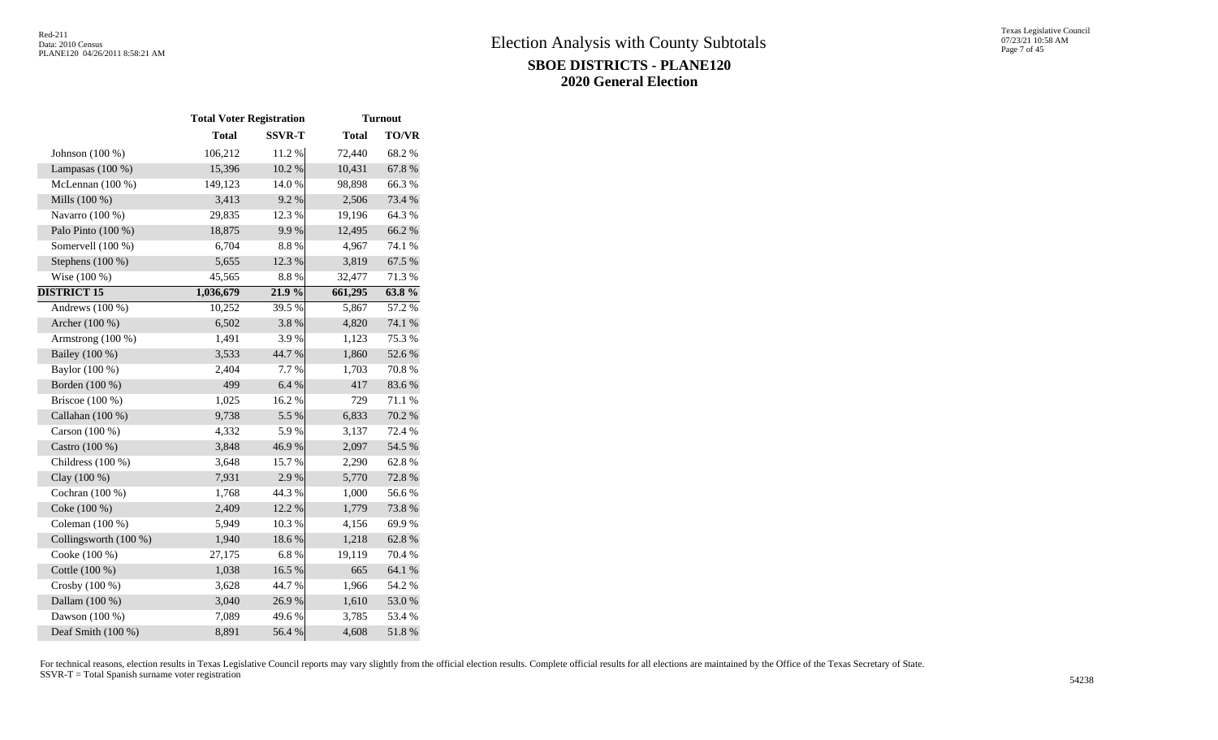# Election Analysis with County Subtotals

## SBOE DISTRICTS - PLANE120

## 2020 General Election

| | Total Voter Registration | | Turnout | |
|---|---|---|---|---|
| | **Total** | **SSVR-T** | **Total** | **TO/VR** |
| Johnson (100 %) | 106,212 | 11.2 % | 72,440 | 68.2 % |
| Lampasas (100 %) | 15,396 | 10.2 % | 10,431 | 67.8 % |
| McLennan (100 %) | 149,123 | 14.0 % | 98,898 | 66.3 % |
| Mills (100 %) | 3,413 | 9.2 % | 2,506 | 73.4 % |
| Navarro (100 %) | 29,835 | 12.3 % | 19,196 | 64.3 % |
| Palo Pinto (100 %) | 18,875 | 9.9 % | 12,495 | 66.2 % |
| Somervell (100 %) | 6,704 | 8.8 % | 4,967 | 74.1 % |
| Stephens (100 %) | 5,655 | 12.3 % | 3,819 | 67.5 % |
| Wise (100 %) | 45,565 | 8.8 % | 32,477 | 71.3 % |
| **DISTRICT 15** | **1,036,679** | **21.9 %** | **661,295** | **63.8 %** |
| Andrews (100 %) | 10,252 | 39.5 % | 5,867 | 57.2 % |
| Archer (100 %) | 6,502 | 3.8 % | 4,820 | 74.1 % |
| Armstrong (100 %) | 1,491 | 3.9 % | 1,123 | 75.3 % |
| Bailey (100 %) | 3,533 | 44.7 % | 1,860 | 52.6 % |
| Baylor (100 %) | 2,404 | 7.7 % | 1,703 | 70.8 % |
| Borden (100 %) | 499 | 6.4 % | 417 | 83.6 % |
| Briscoe (100 %) | 1,025 | 16.2 % | 729 | 71.1 % |
| Callahan (100 %) | 9,738 | 5.5 % | 6,833 | 70.2 % |
| Carson (100 %) | 4,332 | 5.9 % | 3,137 | 72.4 % |
| Castro (100 %) | 3,848 | 46.9 % | 2,097 | 54.5 % |
| Childress (100 %) | 3,648 | 15.7 % | 2,290 | 62.8 % |
| Clay (100 %) | 7,931 | 2.9 % | 5,770 | 72.8 % |
| Cochran (100 %) | 1,768 | 44.3 % | 1,000 | 56.6 % |
| Coke (100 %) | 2,409 | 12.2 % | 1,779 | 73.8 % |
| Coleman (100 %) | 5,949 | 10.3 % | 4,156 | 69.9 % |
| Collingsworth (100 %) | 1,940 | 18.6 % | 1,218 | 62.8 % |
| Cooke (100 %) | 27,175 | 6.8 % | 19,119 | 70.4 % |
| Cottle (100 %) | 1,038 | 16.5 % | 665 | 64.1 % |
| Crosby (100 %) | 3,628 | 44.7 % | 1,966 | 54.2 % |
| Dallam (100 %) | 3,040 | 26.9 % | 1,610 | 53.0 % |
| Dawson (100 %) | 7,089 | 49.6 % | 3,785 | 53.4 % |
| Deaf Smith (100 %) | 8,891 | 56.4 % | 4,608 | 51.8 % |

For technical reasons, election results in Texas Legislative Council reports may vary slightly from the official election results. Complete official results for all elections are maintained by the Office of the Texas Secretary of State.
SSVR-T = Total Spanish surname voter registration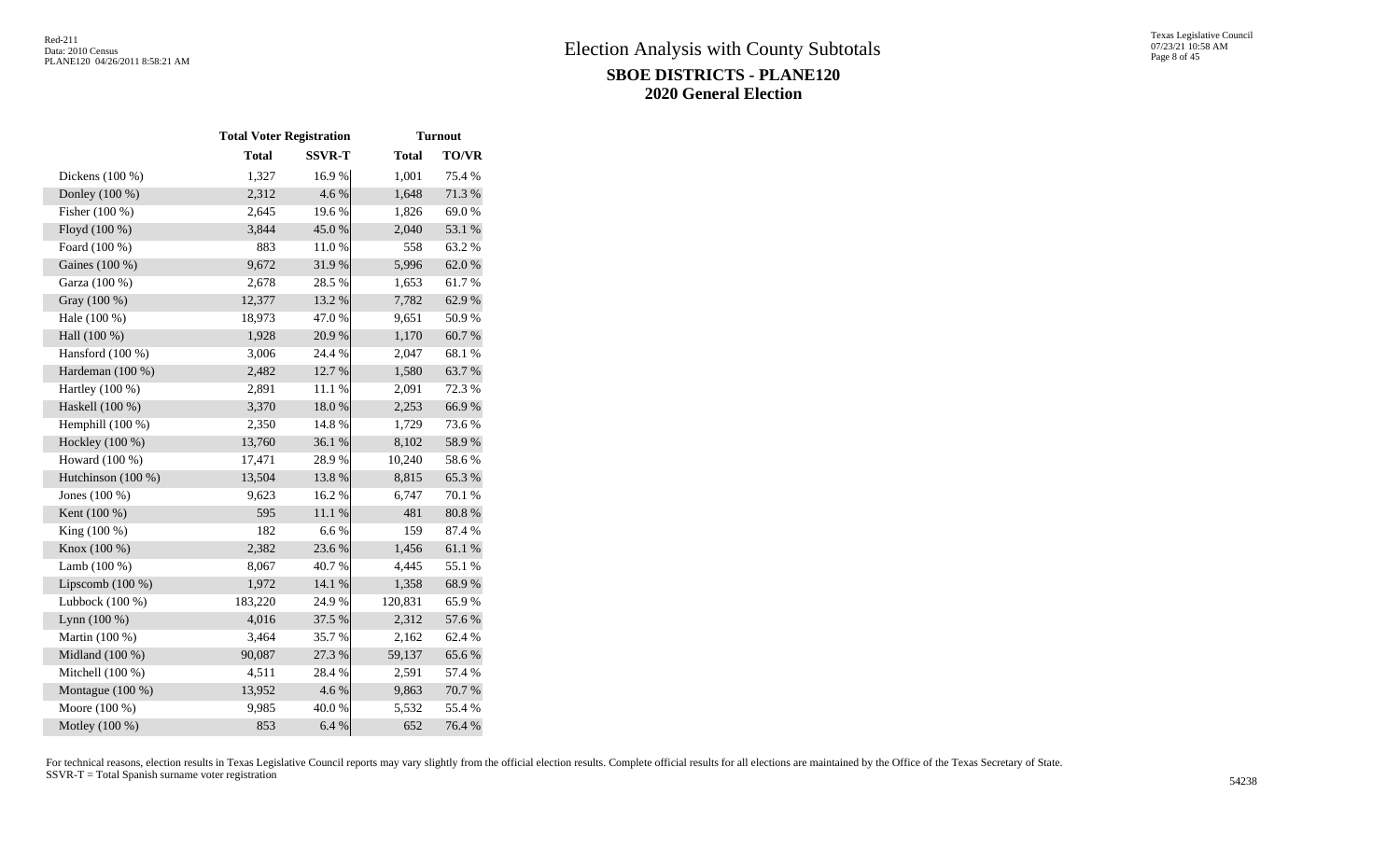# Election Analysis with County Subtotals

## SBOE DISTRICTS - PLANE120

## 2020 General Election

| | Total Voter Registration | | Turnout | |
|---|---|---|---|---|
| | Total | SSVR-T | Total | TO/VR |
| Dickens (100 %) | 1,327 | 16.9 % | 1,001 | 75.4 % |
| Donley (100 %) | 2,312 | 4.6 % | 1,648 | 71.3 % |
| Fisher (100 %) | 2,645 | 19.6 % | 1,826 | 69.0 % |
| Floyd (100 %) | 3,844 | 45.0 % | 2,040 | 53.1 % |
| Foard (100 %) | 883 | 11.0 % | 558 | 63.2 % |
| Gaines (100 %) | 9,672 | 31.9 % | 5,996 | 62.0 % |
| Garza (100 %) | 2,678 | 28.5 % | 1,653 | 61.7 % |
| Gray (100 %) | 12,377 | 13.2 % | 7,782 | 62.9 % |
| Hale (100 %) | 18,973 | 47.0 % | 9,651 | 50.9 % |
| Hall (100 %) | 1,928 | 20.9 % | 1,170 | 60.7 % |
| Hansford (100 %) | 3,006 | 24.4 % | 2,047 | 68.1 % |
| Hardeman (100 %) | 2,482 | 12.7 % | 1,580 | 63.7 % |
| Hartley (100 %) | 2,891 | 11.1 % | 2,091 | 72.3 % |
| Haskell (100 %) | 3,370 | 18.0 % | 2,253 | 66.9 % |
| Hemphill (100 %) | 2,350 | 14.8 % | 1,729 | 73.6 % |
| Hockley (100 %) | 13,760 | 36.1 % | 8,102 | 58.9 % |
| Howard (100 %) | 17,471 | 28.9 % | 10,240 | 58.6 % |
| Hutchinson (100 %) | 13,504 | 13.8 % | 8,815 | 65.3 % |
| Jones (100 %) | 9,623 | 16.2 % | 6,747 | 70.1 % |
| Kent (100 %) | 595 | 11.1 % | 481 | 80.8 % |
| King (100 %) | 182 | 6.6 % | 159 | 87.4 % |
| Knox (100 %) | 2,382 | 23.6 % | 1,456 | 61.1 % |
| Lamb (100 %) | 8,067 | 40.7 % | 4,445 | 55.1 % |
| Lipscomb (100 %) | 1,972 | 14.1 % | 1,358 | 68.9 % |
| Lubbock (100 %) | 183,220 | 24.9 % | 120,831 | 65.9 % |
| Lynn (100 %) | 4,016 | 37.5 % | 2,312 | 57.6 % |
| Martin (100 %) | 3,464 | 35.7 % | 2,162 | 62.4 % |
| Midland (100 %) | 90,087 | 27.3 % | 59,137 | 65.6 % |
| Mitchell (100 %) | 4,511 | 28.4 % | 2,591 | 57.4 % |
| Montague (100 %) | 13,952 | 4.6 % | 9,863 | 70.7 % |
| Moore (100 %) | 9,985 | 40.0 % | 5,532 | 55.4 % |
| Motley (100 %) | 853 | 6.4 % | 652 | 76.4 % |

For technical reasons, election results in Texas Legislative Council reports may vary slightly from the official election results. Complete official results for all elections are maintained by the Office of the Texas Secretary of State.
SSVR-T = Total Spanish surname voter registration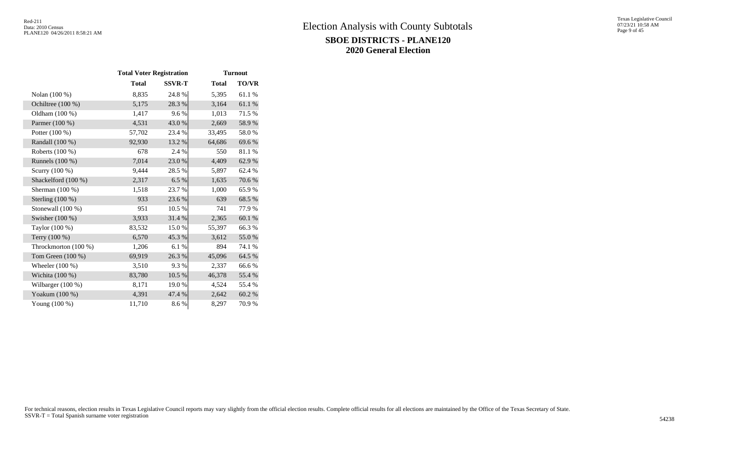# Election Analysis with County Subtotals

## SBOE DISTRICTS - PLANE120

## 2020 General Election

| | Total Voter Registration | | Turnout | |
|---|---|---|---|---|
| | Total | SSVR-T | Total | TO/VR |
| Nolan (100 %) | 8,835 | 24.8 % | 5,395 | 61.1 % |
| Ochiltree (100 %) | 5,175 | 28.3 % | 3,164 | 61.1 % |
| Oldham (100 %) | 1,417 | 9.6 % | 1,013 | 71.5 % |
| Parmer (100 %) | 4,531 | 43.0 % | 2,669 | 58.9 % |
| Potter (100 %) | 57,702 | 23.4 % | 33,495 | 58.0 % |
| Randall (100 %) | 92,930 | 13.2 % | 64,686 | 69.6 % |
| Roberts (100 %) | 678 | 2.4 % | 550 | 81.1 % |
| Runnels (100 %) | 7,014 | 23.0 % | 4,409 | 62.9 % |
| Scurry (100 %) | 9,444 | 28.5 % | 5,897 | 62.4 % |
| Shackelford (100 %) | 2,317 | 6.5 % | 1,635 | 70.6 % |
| Sherman (100 %) | 1,518 | 23.7 % | 1,000 | 65.9 % |
| Sterling (100 %) | 933 | 23.6 % | 639 | 68.5 % |
| Stonewall (100 %) | 951 | 10.5 % | 741 | 77.9 % |
| Swisher (100 %) | 3,933 | 31.4 % | 2,365 | 60.1 % |
| Taylor (100 %) | 83,532 | 15.0 % | 55,397 | 66.3 % |
| Terry (100 %) | 6,570 | 45.3 % | 3,612 | 55.0 % |
| Throckmorton (100 %) | 1,206 | 6.1 % | 894 | 74.1 % |
| Tom Green (100 %) | 69,919 | 26.3 % | 45,096 | 64.5 % |
| Wheeler (100 %) | 3,510 | 9.3 % | 2,337 | 66.6 % |
| Wichita (100 %) | 83,780 | 10.5 % | 46,378 | 55.4 % |
| Wilbarger (100 %) | 8,171 | 19.0 % | 4,524 | 55.4 % |
| Yoakum (100 %) | 4,391 | 47.4 % | 2,642 | 60.2 % |
| Young (100 %) | 11,710 | 8.6 % | 8,297 | 70.9 % |

For technical reasons, election results in Texas Legislative Council reports may vary slightly from the official election results. Complete official results for all elections are maintained by the Office of the Texas Secretary of State.
SSVR-T = Total Spanish surname voter registration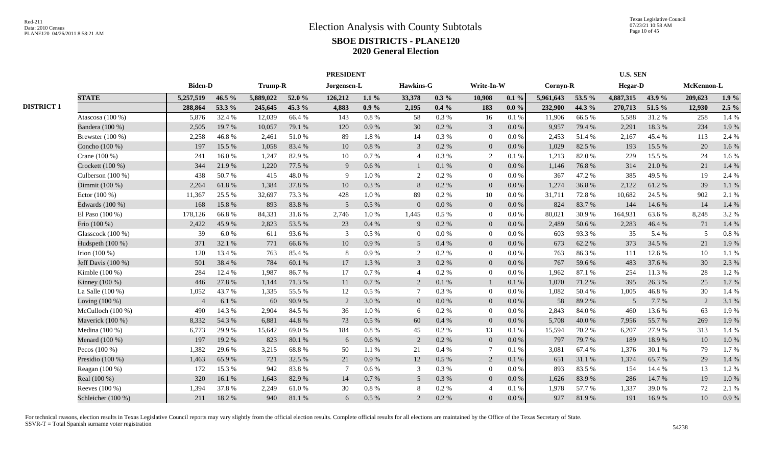# Election Analysis with County Subtotals

## SBOE DISTRICTS - PLANE120

## 2020 General Election

Red-211
Data: 2010 Census
PLANE120 04/26/2011 8:58:21 AM

Texas Legislative Council
07/23/21 10:58 AM

| | | PRESIDENT | | | | | | | | | | U.S. SEN | | | | | |
|---|---|---|---|---|---|---|---|---|---|---|---|---|---|---|---|---|---|
| | | Biden-D | | Trump-R | | Jorgensen-L | | Hawkins-G | | Write-In-W | | Cornyn-R | | Hegar-D | | McKennon-L | |
| | **STATE** | **5,257,519** | **46.5 %** | **5,889,022** | **52.0 %** | **126,212** | **1.1 %** | **33,378** | **0.3 %** | **10,908** | **0.1 %** | **5,961,643** | **53.5 %** | **4,887,315** | **43.9 %** | **209,623** | **1.9 %** |
| **DISTRICT 1** | | **288,864** | **53.3 %** | **245,645** | **45.3 %** | **4,883** | **0.9 %** | **2,195** | **0.4 %** | **183** | **0.0 %** | **232,900** | **44.3 %** | **270,713** | **51.5 %** | **12,930** | **2.5 %** |
| | Atascosa (100 %) | 5,876 | 32.4 % | 12,039 | 66.4 % | 143 | 0.8 % | 58 | 0.3 % | 16 | 0.1 % | 11,906 | 66.5 % | 5,588 | 31.2 % | 258 | 1.4 % |
| | Bandera (100 %) | 2,505 | 19.7 % | 10,057 | 79.1 % | 120 | 0.9 % | 30 | 0.2 % | 3 | 0.0 % | 9,957 | 79.4 % | 2,291 | 18.3 % | 234 | 1.9 % |
| | Brewster (100 %) | 2,258 | 46.8 % | 2,461 | 51.0 % | 89 | 1.8 % | 14 | 0.3 % | 0 | 0.0 % | 2,453 | 51.4 % | 2,167 | 45.4 % | 113 | 2.4 % |
| | Concho (100 %) | 197 | 15.5 % | 1,058 | 83.4 % | 10 | 0.8 % | 3 | 0.2 % | 0 | 0.0 % | 1,029 | 82.5 % | 193 | 15.5 % | 20 | 1.6 % |
| | Crane (100 %) | 241 | 16.0 % | 1,247 | 82.9 % | 10 | 0.7 % | 4 | 0.3 % | 2 | 0.1 % | 1,213 | 82.0 % | 229 | 15.5 % | 24 | 1.6 % |
| | Crockett (100 %) | 344 | 21.9 % | 1,220 | 77.5 % | 9 | 0.6 % | 1 | 0.1 % | 0 | 0.0 % | 1,146 | 76.8 % | 314 | 21.0 % | 21 | 1.4 % |
| | Culberson (100 %) | 438 | 50.7 % | 415 | 48.0 % | 9 | 1.0 % | 2 | 0.2 % | 0 | 0.0 % | 367 | 47.2 % | 385 | 49.5 % | 19 | 2.4 % |
| | Dimmit (100 %) | 2,264 | 61.8 % | 1,384 | 37.8 % | 10 | 0.3 % | 8 | 0.2 % | 0 | 0.0 % | 1,274 | 36.8 % | 2,122 | 61.2 % | 39 | 1.1 % |
| | Ector (100 %) | 11,367 | 25.5 % | 32,697 | 73.3 % | 428 | 1.0 % | 89 | 0.2 % | 10 | 0.0 % | 31,711 | 72.8 % | 10,682 | 24.5 % | 902 | 2.1 % |
| | Edwards (100 %) | 168 | 15.8 % | 893 | 83.8 % | 5 | 0.5 % | 0 | 0.0 % | 0 | 0.0 % | 824 | 83.7 % | 144 | 14.6 % | 14 | 1.4 % |
| | El Paso (100 %) | 178,126 | 66.8 % | 84,331 | 31.6 % | 2,746 | 1.0 % | 1,445 | 0.5 % | 0 | 0.0 % | 80,021 | 30.9 % | 164,931 | 63.6 % | 8,248 | 3.2 % |
| | Frio (100 %) | 2,422 | 45.9 % | 2,823 | 53.5 % | 23 | 0.4 % | 9 | 0.2 % | 0 | 0.0 % | 2,489 | 50.6 % | 2,283 | 46.4 % | 71 | 1.4 % |
| | Glasscock (100 %) | 39 | 6.0 % | 611 | 93.6 % | 3 | 0.5 % | 0 | 0.0 % | 0 | 0.0 % | 603 | 93.3 % | 35 | 5.4 % | 5 | 0.8 % |
| | Hudspeth (100 %) | 371 | 32.1 % | 771 | 66.6 % | 10 | 0.9 % | 5 | 0.4 % | 0 | 0.0 % | 673 | 62.2 % | 373 | 34.5 % | 21 | 1.9 % |
| | Irion (100 %) | 120 | 13.4 % | 763 | 85.4 % | 8 | 0.9 % | 2 | 0.2 % | 0 | 0.0 % | 763 | 86.3 % | 111 | 12.6 % | 10 | 1.1 % |
| | Jeff Davis (100 %) | 501 | 38.4 % | 784 | 60.1 % | 17 | 1.3 % | 3 | 0.2 % | 0 | 0.0 % | 767 | 59.6 % | 483 | 37.6 % | 30 | 2.3 % |
| | Kimble (100 %) | 284 | 12.4 % | 1,987 | 86.7 % | 17 | 0.7 % | 4 | 0.2 % | 0 | 0.0 % | 1,962 | 87.1 % | 254 | 11.3 % | 28 | 1.2 % |
| | Kinney (100 %) | 446 | 27.8 % | 1,144 | 71.3 % | 11 | 0.7 % | 2 | 0.1 % | 1 | 0.1 % | 1,070 | 71.2 % | 395 | 26.3 % | 25 | 1.7 % |
| | La Salle (100 %) | 1,052 | 43.7 % | 1,335 | 55.5 % | 12 | 0.5 % | 7 | 0.3 % | 0 | 0.0 % | 1,082 | 50.4 % | 1,005 | 46.8 % | 30 | 1.4 % |
| | Loving (100 %) | 4 | 6.1 % | 60 | 90.9 % | 2 | 3.0 % | 0 | 0.0 % | 0 | 0.0 % | 58 | 89.2 % | 5 | 7.7 % | 2 | 3.1 % |
| | McCulloch (100 %) | 490 | 14.3 % | 2,904 | 84.5 % | 36 | 1.0 % | 6 | 0.2 % | 0 | 0.0 % | 2,843 | 84.0 % | 460 | 13.6 % | 63 | 1.9 % |
| | Maverick (100 %) | 8,332 | 54.3 % | 6,881 | 44.8 % | 73 | 0.5 % | 60 | 0.4 % | 0 | 0.0 % | 5,708 | 40.0 % | 7,956 | 55.7 % | 269 | 1.9 % |
| | Medina (100 %) | 6,773 | 29.9 % | 15,642 | 69.0 % | 184 | 0.8 % | 45 | 0.2 % | 13 | 0.1 % | 15,594 | 70.2 % | 6,207 | 27.9 % | 313 | 1.4 % |
| | Menard (100 %) | 197 | 19.2 % | 823 | 80.1 % | 6 | 0.6 % | 2 | 0.2 % | 0 | 0.0 % | 797 | 79.7 % | 189 | 18.9 % | 10 | 1.0 % |
| | Pecos (100 %) | 1,382 | 29.6 % | 3,215 | 68.8 % | 50 | 1.1 % | 21 | 0.4 % | 7 | 0.1 % | 3,081 | 67.4 % | 1,376 | 30.1 % | 79 | 1.7 % |
| | Presidio (100 %) | 1,463 | 65.9 % | 721 | 32.5 % | 21 | 0.9 % | 12 | 0.5 % | 2 | 0.1 % | 651 | 31.1 % | 1,374 | 65.7 % | 29 | 1.4 % |
| | Reagan (100 %) | 172 | 15.3 % | 942 | 83.8 % | 7 | 0.6 % | 3 | 0.3 % | 0 | 0.0 % | 893 | 83.5 % | 154 | 14.4 % | 13 | 1.2 % |
| | Real (100 %) | 320 | 16.1 % | 1,643 | 82.9 % | 14 | 0.7 % | 5 | 0.3 % | 0 | 0.0 % | 1,626 | 83.9 % | 286 | 14.7 % | 19 | 1.0 % |
| | Reeves (100 %) | 1,394 | 37.8 % | 2,249 | 61.0 % | 30 | 0.8 % | 8 | 0.2 % | 4 | 0.1 % | 1,978 | 57.7 % | 1,337 | 39.0 % | 72 | 2.1 % |
| | Schleicher (100 %) | 211 | 18.2 % | 940 | 81.1 % | 6 | 0.5 % | 2 | 0.2 % | 0 | 0.0 % | 927 | 81.9 % | 191 | 16.9 % | 10 | 0.9 % |

For technical reasons, election results in Texas Legislative Council reports may vary slightly from the official election results. Complete official results for all elections are maintained by the Office of the Texas Secretary of State.
SSVR-T = Total Spanish surname voter registration

54238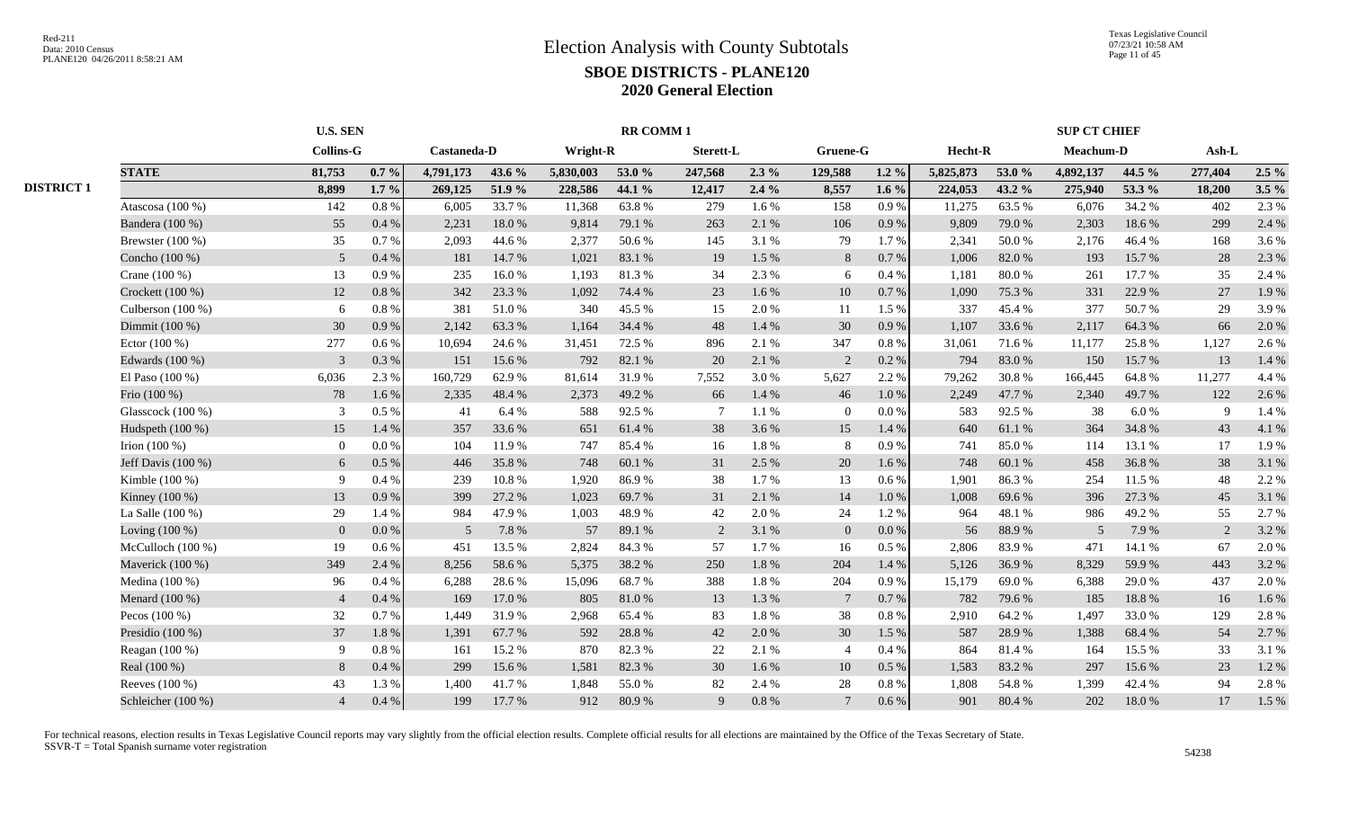# Election Analysis with County Subtotals

## SBOE DISTRICTS - PLANE120

## 2020 General Election

| | U.S. SEN | | RR COMM 1 | | | | | | | | SUP CT CHIEF | | | | | |
|---|---|---|---|---|---|---|---|---|---|---|---|---|---|---|---|---|
| | Collins-G | | Castaneda-D | | Wright-R | | Sterett-L | | Gruene-G | | Hecht-R | | Meachum-D | | Ash-L | |
| **STATE** | **81,753** | **0.7 %** | **4,791,173** | **43.6 %** | **5,830,003** | **53.0 %** | **247,568** | **2.3 %** | **129,588** | **1.2 %** | **5,825,873** | **53.0 %** | **4,892,137** | **44.5 %** | **277,404** | **2.5 %** |
| **DISTRICT 1** | **8,899** | **1.7 %** | **269,125** | **51.9 %** | **228,586** | **44.1 %** | **12,417** | **2.4 %** | **8,557** | **1.6 %** | **224,053** | **43.2 %** | **275,940** | **53.3 %** | **18,200** | **3.5 %** |
| Atascosa (100 %) | 142 | 0.8 % | 6,005 | 33.7 % | 11,368 | 63.8 % | 279 | 1.6 % | 158 | 0.9 % | 11,275 | 63.5 % | 6,076 | 34.2 % | 402 | 2.3 % |
| Bandera (100 %) | 55 | 0.4 % | 2,231 | 18.0 % | 9,814 | 79.1 % | 263 | 2.1 % | 106 | 0.9 % | 9,809 | 79.0 % | 2,303 | 18.6 % | 299 | 2.4 % |
| Brewster (100 %) | 35 | 0.7 % | 2,093 | 44.6 % | 2,377 | 50.6 % | 145 | 3.1 % | 79 | 1.7 % | 2,341 | 50.0 % | 2,176 | 46.4 % | 168 | 3.6 % |
| Concho (100 %) | 5 | 0.4 % | 181 | 14.7 % | 1,021 | 83.1 % | 19 | 1.5 % | 8 | 0.7 % | 1,006 | 82.0 % | 193 | 15.7 % | 28 | 2.3 % |
| Crane (100 %) | 13 | 0.9 % | 235 | 16.0 % | 1,193 | 81.3 % | 34 | 2.3 % | 6 | 0.4 % | 1,181 | 80.0 % | 261 | 17.7 % | 35 | 2.4 % |
| Crockett (100 %) | 12 | 0.8 % | 342 | 23.3 % | 1,092 | 74.4 % | 23 | 1.6 % | 10 | 0.7 % | 1,090 | 75.3 % | 331 | 22.9 % | 27 | 1.9 % |
| Culberson (100 %) | 6 | 0.8 % | 381 | 51.0 % | 340 | 45.5 % | 15 | 2.0 % | 11 | 1.5 % | 337 | 45.4 % | 377 | 50.7 % | 29 | 3.9 % |
| Dimmit (100 %) | 30 | 0.9 % | 2,142 | 63.3 % | 1,164 | 34.4 % | 48 | 1.4 % | 30 | 0.9 % | 1,107 | 33.6 % | 2,117 | 64.3 % | 66 | 2.0 % |
| Ector (100 %) | 277 | 0.6 % | 10,694 | 24.6 % | 31,451 | 72.5 % | 896 | 2.1 % | 347 | 0.8 % | 31,061 | 71.6 % | 11,177 | 25.8 % | 1,127 | 2.6 % |
| Edwards (100 %) | 3 | 0.3 % | 151 | 15.6 % | 792 | 82.1 % | 20 | 2.1 % | 2 | 0.2 % | 794 | 83.0 % | 150 | 15.7 % | 13 | 1.4 % |
| El Paso (100 %) | 6,036 | 2.3 % | 160,729 | 62.9 % | 81,614 | 31.9 % | 7,552 | 3.0 % | 5,627 | 2.2 % | 79,262 | 30.8 % | 166,445 | 64.8 % | 11,277 | 4.4 % |
| Frio (100 %) | 78 | 1.6 % | 2,335 | 48.4 % | 2,373 | 49.2 % | 66 | 1.4 % | 46 | 1.0 % | 2,249 | 47.7 % | 2,340 | 49.7 % | 122 | 2.6 % |
| Glasscock (100 %) | 3 | 0.5 % | 41 | 6.4 % | 588 | 92.5 % | 7 | 1.1 % | 0 | 0.0 % | 583 | 92.5 % | 38 | 6.0 % | 9 | 1.4 % |
| Hudspeth (100 %) | 15 | 1.4 % | 357 | 33.6 % | 651 | 61.4 % | 38 | 3.6 % | 15 | 1.4 % | 640 | 61.1 % | 364 | 34.8 % | 43 | 4.1 % |
| Irion (100 %) | 0 | 0.0 % | 104 | 11.9 % | 747 | 85.4 % | 16 | 1.8 % | 8 | 0.9 % | 741 | 85.0 % | 114 | 13.1 % | 17 | 1.9 % |
| Jeff Davis (100 %) | 6 | 0.5 % | 446 | 35.8 % | 748 | 60.1 % | 31 | 2.5 % | 20 | 1.6 % | 748 | 60.1 % | 458 | 36.8 % | 38 | 3.1 % |
| Kimble (100 %) | 9 | 0.4 % | 239 | 10.8 % | 1,920 | 86.9 % | 38 | 1.7 % | 13 | 0.6 % | 1,901 | 86.3 % | 254 | 11.5 % | 48 | 2.2 % |
| Kinney (100 %) | 13 | 0.9 % | 399 | 27.2 % | 1,023 | 69.7 % | 31 | 2.1 % | 14 | 1.0 % | 1,008 | 69.6 % | 396 | 27.3 % | 45 | 3.1 % |
| La Salle (100 %) | 29 | 1.4 % | 984 | 47.9 % | 1,003 | 48.9 % | 42 | 2.0 % | 24 | 1.2 % | 964 | 48.1 % | 986 | 49.2 % | 55 | 2.7 % |
| Loving (100 %) | 0 | 0.0 % | 5 | 7.8 % | 57 | 89.1 % | 2 | 3.1 % | 0 | 0.0 % | 56 | 88.9 % | 5 | 7.9 % | 2 | 3.2 % |
| McCulloch (100 %) | 19 | 0.6 % | 451 | 13.5 % | 2,824 | 84.3 % | 57 | 1.7 % | 16 | 0.5 % | 2,806 | 83.9 % | 471 | 14.1 % | 67 | 2.0 % |
| Maverick (100 %) | 349 | 2.4 % | 8,256 | 58.6 % | 5,375 | 38.2 % | 250 | 1.8 % | 204 | 1.4 % | 5,126 | 36.9 % | 8,329 | 59.9 % | 443 | 3.2 % |
| Medina (100 %) | 96 | 0.4 % | 6,288 | 28.6 % | 15,096 | 68.7 % | 388 | 1.8 % | 204 | 0.9 % | 15,179 | 69.0 % | 6,388 | 29.0 % | 437 | 2.0 % |
| Menard (100 %) | 4 | 0.4 % | 169 | 17.0 % | 805 | 81.0 % | 13 | 1.3 % | 7 | 0.7 % | 782 | 79.6 % | 185 | 18.8 % | 16 | 1.6 % |
| Pecos (100 %) | 32 | 0.7 % | 1,449 | 31.9 % | 2,968 | 65.4 % | 83 | 1.8 % | 38 | 0.8 % | 2,910 | 64.2 % | 1,497 | 33.0 % | 129 | 2.8 % |
| Presidio (100 %) | 37 | 1.8 % | 1,391 | 67.7 % | 592 | 28.8 % | 42 | 2.0 % | 30 | 1.5 % | 587 | 28.9 % | 1,388 | 68.4 % | 54 | 2.7 % |
| Reagan (100 %) | 9 | 0.8 % | 161 | 15.2 % | 870 | 82.3 % | 22 | 2.1 % | 4 | 0.4 % | 864 | 81.4 % | 164 | 15.5 % | 33 | 3.1 % |
| Real (100 %) | 8 | 0.4 % | 299 | 15.6 % | 1,581 | 82.3 % | 30 | 1.6 % | 10 | 0.5 % | 1,583 | 83.2 % | 297 | 15.6 % | 23 | 1.2 % |
| Reeves (100 %) | 43 | 1.3 % | 1,400 | 41.7 % | 1,848 | 55.0 % | 82 | 2.4 % | 28 | 0.8 % | 1,808 | 54.8 % | 1,399 | 42.4 % | 94 | 2.8 % |
| Schleicher (100 %) | 4 | 0.4 % | 199 | 17.7 % | 912 | 80.9 % | 9 | 0.8 % | 7 | 0.6 % | 901 | 80.4 % | 202 | 18.0 % | 17 | 1.5 % |

For technical reasons, election results in Texas Legislative Council reports may vary slightly from the official election results. Complete official results for all elections are maintained by the Office of the Texas Secretary of State.
SSVR-T = Total Spanish surname voter registration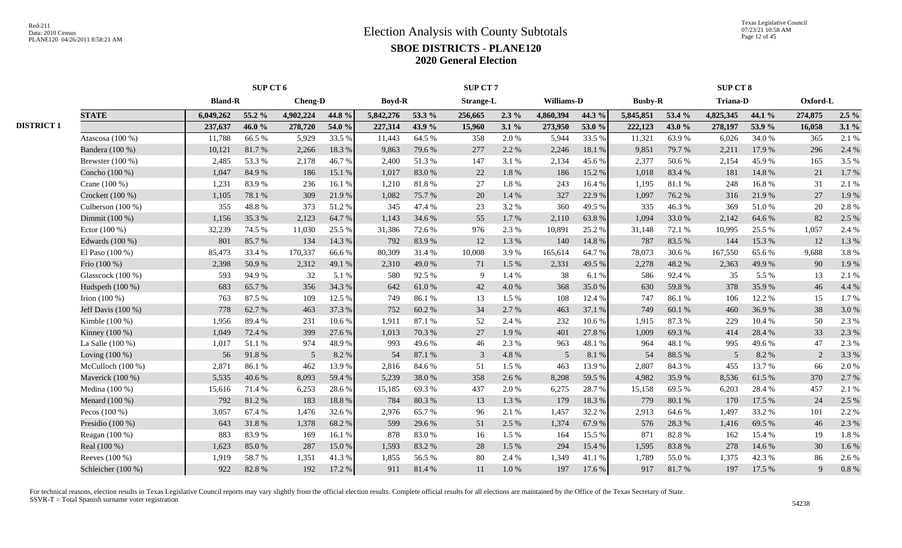# Election Analysis with County Subtotals

## SBOE DISTRICTS - PLANE120

## 2020 General Election

| | | SUP CT 6 | | | | SUP CT 7 | | | | | | SUP CT 8 | | | | | |
|---|---|---|---|---|---|---|---|---|---|---|---|---|---|---|---|---|---|
| | | Bland-R | | Cheng-D | | Boyd-R | | Strange-L | | Williams-D | | Busby-R | | Triana-D | | Oxford-L | |
| | **STATE** | **6,049,262** | **55.2 %** | **4,902,224** | **44.8 %** | **5,842,276** | **53.3 %** | **256,665** | **2.3 %** | **4,860,394** | **44.3 %** | **5,845,851** | **53.4 %** | **4,825,345** | **44.1 %** | **274,875** | **2.5 %** |
| **DISTRICT 1** | | **237,637** | **46.0 %** | **278,720** | **54.0 %** | **227,314** | **43.9 %** | **15,960** | **3.1 %** | **273,950** | **53.0 %** | **222,123** | **43.0 %** | **278,197** | **53.9 %** | **16,058** | **3.1 %** |
| | Atascosa (100 %) | 11,788 | 66.5 % | 5,929 | 33.5 % | 11,443 | 64.5 % | 358 | 2.0 % | 5,944 | 33.5 % | 11,321 | 63.9 % | 6,026 | 34.0 % | 365 | 2.1 % |
| | Bandera (100 %) | 10,121 | 81.7 % | 2,266 | 18.3 % | 9,863 | 79.6 % | 277 | 2.2 % | 2,246 | 18.1 % | 9,851 | 79.7 % | 2,211 | 17.9 % | 296 | 2.4 % |
| | Brewster (100 %) | 2,485 | 53.3 % | 2,178 | 46.7 % | 2,400 | 51.3 % | 147 | 3.1 % | 2,134 | 45.6 % | 2,377 | 50.6 % | 2,154 | 45.9 % | 165 | 3.5 % |
| | Concho (100 %) | 1,047 | 84.9 % | 186 | 15.1 % | 1,017 | 83.0 % | 22 | 1.8 % | 186 | 15.2 % | 1,018 | 83.4 % | 181 | 14.8 % | 21 | 1.7 % |
| | Crane (100 %) | 1,231 | 83.9 % | 236 | 16.1 % | 1,210 | 81.8 % | 27 | 1.8 % | 243 | 16.4 % | 1,195 | 81.1 % | 248 | 16.8 % | 31 | 2.1 % |
| | Crockett (100 %) | 1,105 | 78.1 % | 309 | 21.9 % | 1,082 | 75.7 % | 20 | 1.4 % | 327 | 22.9 % | 1,097 | 76.2 % | 316 | 21.9 % | 27 | 1.9 % |
| | Culberson (100 %) | 355 | 48.8 % | 373 | 51.2 % | 345 | 47.4 % | 23 | 3.2 % | 360 | 49.5 % | 335 | 46.3 % | 369 | 51.0 % | 20 | 2.8 % |
| | Dimmit (100 %) | 1,156 | 35.3 % | 2,123 | 64.7 % | 1,143 | 34.6 % | 55 | 1.7 % | 2,110 | 63.8 % | 1,094 | 33.0 % | 2,142 | 64.6 % | 82 | 2.5 % |
| | Ector (100 %) | 32,239 | 74.5 % | 11,030 | 25.5 % | 31,386 | 72.6 % | 976 | 2.3 % | 10,891 | 25.2 % | 31,148 | 72.1 % | 10,995 | 25.5 % | 1,057 | 2.4 % |
| | Edwards (100 %) | 801 | 85.7 % | 134 | 14.3 % | 792 | 83.9 % | 12 | 1.3 % | 140 | 14.8 % | 787 | 83.5 % | 144 | 15.3 % | 12 | 1.3 % |
| | El Paso (100 %) | 85,473 | 33.4 % | 170,337 | 66.6 % | 80,309 | 31.4 % | 10,008 | 3.9 % | 165,614 | 64.7 % | 78,073 | 30.6 % | 167,550 | 65.6 % | 9,688 | 3.8 % |
| | Frio (100 %) | 2,398 | 50.9 % | 2,312 | 49.1 % | 2,310 | 49.0 % | 71 | 1.5 % | 2,331 | 49.5 % | 2,278 | 48.2 % | 2,363 | 49.9 % | 90 | 1.9 % |
| | Glasscock (100 %) | 593 | 94.9 % | 32 | 5.1 % | 580 | 92.5 % | 9 | 1.4 % | 38 | 6.1 % | 586 | 92.4 % | 35 | 5.5 % | 13 | 2.1 % |
| | Hudspeth (100 %) | 683 | 65.7 % | 356 | 34.3 % | 642 | 61.0 % | 42 | 4.0 % | 368 | 35.0 % | 630 | 59.8 % | 378 | 35.9 % | 46 | 4.4 % |
| | Irion (100 %) | 763 | 87.5 % | 109 | 12.5 % | 749 | 86.1 % | 13 | 1.5 % | 108 | 12.4 % | 747 | 86.1 % | 106 | 12.2 % | 15 | 1.7 % |
| | Jeff Davis (100 %) | 778 | 62.7 % | 463 | 37.3 % | 752 | 60.2 % | 34 | 2.7 % | 463 | 37.1 % | 749 | 60.1 % | 460 | 36.9 % | 38 | 3.0 % |
| | Kimble (100 %) | 1,956 | 89.4 % | 231 | 10.6 % | 1,911 | 87.1 % | 52 | 2.4 % | 232 | 10.6 % | 1,915 | 87.3 % | 229 | 10.4 % | 50 | 2.3 % |
| | Kinney (100 %) | 1,049 | 72.4 % | 399 | 27.6 % | 1,013 | 70.3 % | 27 | 1.9 % | 401 | 27.8 % | 1,009 | 69.3 % | 414 | 28.4 % | 33 | 2.3 % |
| | La Salle (100 %) | 1,017 | 51.1 % | 974 | 48.9 % | 993 | 49.6 % | 46 | 2.3 % | 963 | 48.1 % | 964 | 48.1 % | 995 | 49.6 % | 47 | 2.3 % |
| | Loving (100 %) | 56 | 91.8 % | 5 | 8.2 % | 54 | 87.1 % | 3 | 4.8 % | 5 | 8.1 % | 54 | 88.5 % | 5 | 8.2 % | 2 | 3.3 % |
| | McCulloch (100 %) | 2,871 | 86.1 % | 462 | 13.9 % | 2,816 | 84.6 % | 51 | 1.5 % | 463 | 13.9 % | 2,807 | 84.3 % | 455 | 13.7 % | 66 | 2.0 % |
| | Maverick (100 %) | 5,535 | 40.6 % | 8,093 | 59.4 % | 5,239 | 38.0 % | 358 | 2.6 % | 8,208 | 59.5 % | 4,982 | 35.9 % | 8,536 | 61.5 % | 370 | 2.7 % |
| | Medina (100 %) | 15,616 | 71.4 % | 6,253 | 28.6 % | 15,185 | 69.3 % | 437 | 2.0 % | 6,275 | 28.7 % | 15,158 | 69.5 % | 6,203 | 28.4 % | 457 | 2.1 % |
| | Menard (100 %) | 792 | 81.2 % | 183 | 18.8 % | 784 | 80.3 % | 13 | 1.3 % | 179 | 18.3 % | 779 | 80.1 % | 170 | 17.5 % | 24 | 2.5 % |
| | Pecos (100 %) | 3,057 | 67.4 % | 1,476 | 32.6 % | 2,976 | 65.7 % | 96 | 2.1 % | 1,457 | 32.2 % | 2,913 | 64.6 % | 1,497 | 33.2 % | 101 | 2.2 % |
| | Presidio (100 %) | 643 | 31.8 % | 1,378 | 68.2 % | 599 | 29.6 % | 51 | 2.5 % | 1,374 | 67.9 % | 576 | 28.3 % | 1,416 | 69.5 % | 46 | 2.3 % |
| | Reagan (100 %) | 883 | 83.9 % | 169 | 16.1 % | 878 | 83.0 % | 16 | 1.5 % | 164 | 15.5 % | 871 | 82.8 % | 162 | 15.4 % | 19 | 1.8 % |
| | Real (100 %) | 1,623 | 85.0 % | 287 | 15.0 % | 1,593 | 83.2 % | 28 | 1.5 % | 294 | 15.4 % | 1,595 | 83.8 % | 278 | 14.6 % | 30 | 1.6 % |
| | Reeves (100 %) | 1,919 | 58.7 % | 1,351 | 41.3 % | 1,855 | 56.5 % | 80 | 2.4 % | 1,349 | 41.1 % | 1,789 | 55.0 % | 1,375 | 42.3 % | 86 | 2.6 % |
| | Schleicher (100 %) | 922 | 82.8 % | 192 | 17.2 % | 911 | 81.4 % | 11 | 1.0 % | 197 | 17.6 % | 917 | 81.7 % | 197 | 17.5 % | 9 | 0.8 % |

For technical reasons, election results in Texas Legislative Council reports may vary slightly from the official election results. Complete official results for all elections are maintained by the Office of the Texas Secretary of State.
SSVR-T = Total Spanish surname voter registration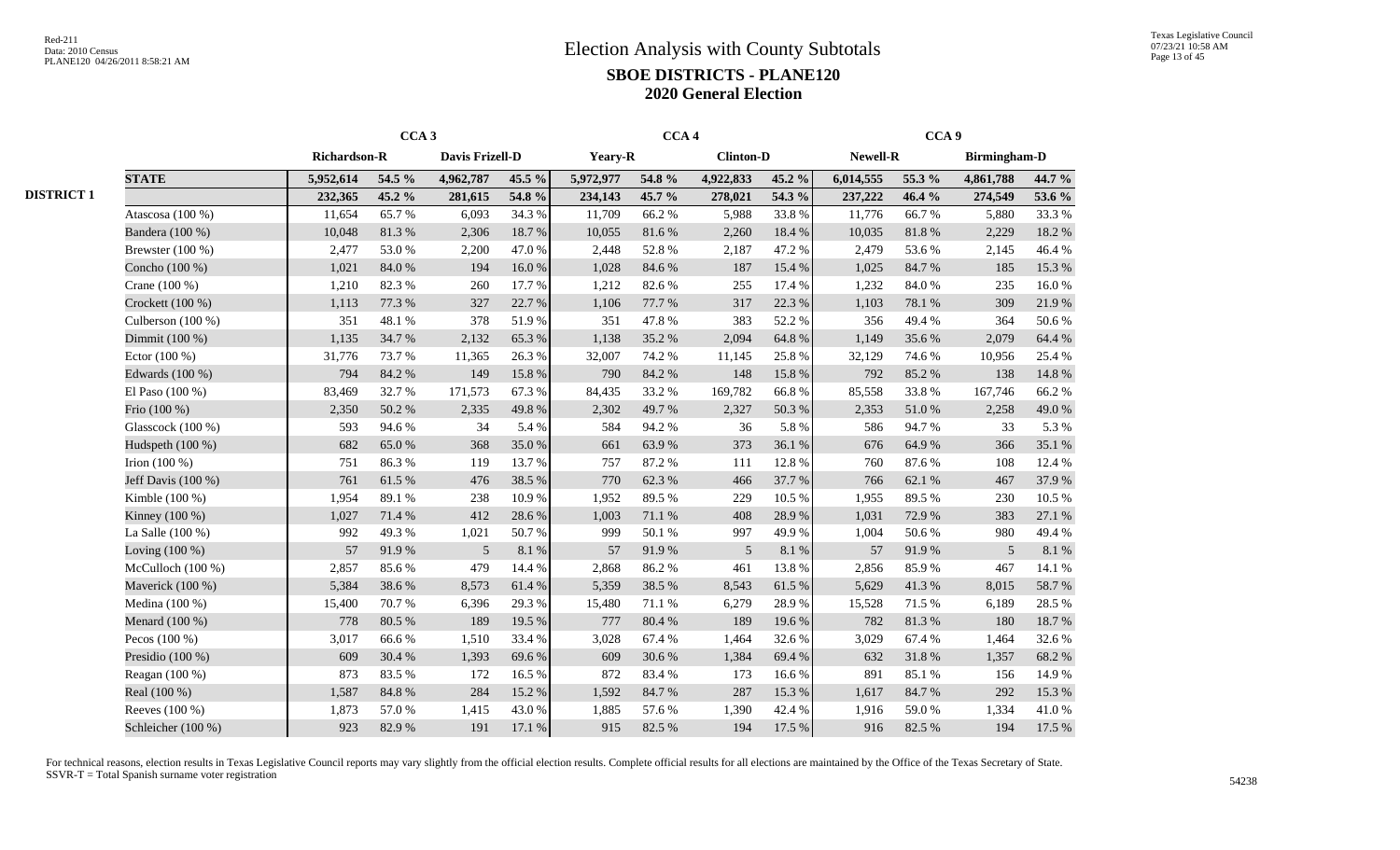# Election Analysis with County Subtotals

## SBOE DISTRICTS - PLANE120

## 2020 General Election

| | | CCA 3 | | | | CCA 4 | | | | CCA 9 | | | |
|---|---|---|---|---|---|---|---|---|---|---|---|---|---|
| | | Richardson-R | | Davis Frizell-D | | Yeary-R | | Clinton-D | | Newell-R | | Birmingham-D | |
| | **STATE** | **5,952,614** | **54.5 %** | **4,962,787** | **45.5 %** | **5,972,977** | **54.8 %** | **4,922,833** | **45.2 %** | **6,014,555** | **55.3 %** | **4,861,788** | **44.7 %** |
| **DISTRICT 1** | | **232,365** | **45.2 %** | **281,615** | **54.8 %** | **234,143** | **45.7 %** | **278,021** | **54.3 %** | **237,222** | **46.4 %** | **274,549** | **53.6 %** |
| | Atascosa (100 %) | 11,654 | 65.7 % | 6,093 | 34.3 % | 11,709 | 66.2 % | 5,988 | 33.8 % | 11,776 | 66.7 % | 5,880 | 33.3 % |
| | Bandera (100 %) | 10,048 | 81.3 % | 2,306 | 18.7 % | 10,055 | 81.6 % | 2,260 | 18.4 % | 10,035 | 81.8 % | 2,229 | 18.2 % |
| | Brewster (100 %) | 2,477 | 53.0 % | 2,200 | 47.0 % | 2,448 | 52.8 % | 2,187 | 47.2 % | 2,479 | 53.6 % | 2,145 | 46.4 % |
| | Concho (100 %) | 1,021 | 84.0 % | 194 | 16.0 % | 1,028 | 84.6 % | 187 | 15.4 % | 1,025 | 84.7 % | 185 | 15.3 % |
| | Crane (100 %) | 1,210 | 82.3 % | 260 | 17.7 % | 1,212 | 82.6 % | 255 | 17.4 % | 1,232 | 84.0 % | 235 | 16.0 % |
| | Crockett (100 %) | 1,113 | 77.3 % | 327 | 22.7 % | 1,106 | 77.7 % | 317 | 22.3 % | 1,103 | 78.1 % | 309 | 21.9 % |
| | Culberson (100 %) | 351 | 48.1 % | 378 | 51.9 % | 351 | 47.8 % | 383 | 52.2 % | 356 | 49.4 % | 364 | 50.6 % |
| | Dimmit (100 %) | 1,135 | 34.7 % | 2,132 | 65.3 % | 1,138 | 35.2 % | 2,094 | 64.8 % | 1,149 | 35.6 % | 2,079 | 64.4 % |
| | Ector (100 %) | 31,776 | 73.7 % | 11,365 | 26.3 % | 32,007 | 74.2 % | 11,145 | 25.8 % | 32,129 | 74.6 % | 10,956 | 25.4 % |
| | Edwards (100 %) | 794 | 84.2 % | 149 | 15.8 % | 790 | 84.2 % | 148 | 15.8 % | 792 | 85.2 % | 138 | 14.8 % |
| | El Paso (100 %) | 83,469 | 32.7 % | 171,573 | 67.3 % | 84,435 | 33.2 % | 169,782 | 66.8 % | 85,558 | 33.8 % | 167,746 | 66.2 % |
| | Frio (100 %) | 2,350 | 50.2 % | 2,335 | 49.8 % | 2,302 | 49.7 % | 2,327 | 50.3 % | 2,353 | 51.0 % | 2,258 | 49.0 % |
| | Glasscock (100 %) | 593 | 94.6 % | 34 | 5.4 % | 584 | 94.2 % | 36 | 5.8 % | 586 | 94.7 % | 33 | 5.3 % |
| | Hudspeth (100 %) | 682 | 65.0 % | 368 | 35.0 % | 661 | 63.9 % | 373 | 36.1 % | 676 | 64.9 % | 366 | 35.1 % |
| | Irion (100 %) | 751 | 86.3 % | 119 | 13.7 % | 757 | 87.2 % | 111 | 12.8 % | 760 | 87.6 % | 108 | 12.4 % |
| | Jeff Davis (100 %) | 761 | 61.5 % | 476 | 38.5 % | 770 | 62.3 % | 466 | 37.7 % | 766 | 62.1 % | 467 | 37.9 % |
| | Kimble (100 %) | 1,954 | 89.1 % | 238 | 10.9 % | 1,952 | 89.5 % | 229 | 10.5 % | 1,955 | 89.5 % | 230 | 10.5 % |
| | Kinney (100 %) | 1,027 | 71.4 % | 412 | 28.6 % | 1,003 | 71.1 % | 408 | 28.9 % | 1,031 | 72.9 % | 383 | 27.1 % |
| | La Salle (100 %) | 992 | 49.3 % | 1,021 | 50.7 % | 999 | 50.1 % | 997 | 49.9 % | 1,004 | 50.6 % | 980 | 49.4 % |
| | Loving (100 %) | 57 | 91.9 % | 5 | 8.1 % | 57 | 91.9 % | 5 | 8.1 % | 57 | 91.9 % | 5 | 8.1 % |
| | McCulloch (100 %) | 2,857 | 85.6 % | 479 | 14.4 % | 2,868 | 86.2 % | 461 | 13.8 % | 2,856 | 85.9 % | 467 | 14.1 % |
| | Maverick (100 %) | 5,384 | 38.6 % | 8,573 | 61.4 % | 5,359 | 38.5 % | 8,543 | 61.5 % | 5,629 | 41.3 % | 8,015 | 58.7 % |
| | Medina (100 %) | 15,400 | 70.7 % | 6,396 | 29.3 % | 15,480 | 71.1 % | 6,279 | 28.9 % | 15,528 | 71.5 % | 6,189 | 28.5 % |
| | Menard (100 %) | 778 | 80.5 % | 189 | 19.5 % | 777 | 80.4 % | 189 | 19.6 % | 782 | 81.3 % | 180 | 18.7 % |
| | Pecos (100 %) | 3,017 | 66.6 % | 1,510 | 33.4 % | 3,028 | 67.4 % | 1,464 | 32.6 % | 3,029 | 67.4 % | 1,464 | 32.6 % |
| | Presidio (100 %) | 609 | 30.4 % | 1,393 | 69.6 % | 609 | 30.6 % | 1,384 | 69.4 % | 632 | 31.8 % | 1,357 | 68.2 % |
| | Reagan (100 %) | 873 | 83.5 % | 172 | 16.5 % | 872 | 83.4 % | 173 | 16.6 % | 891 | 85.1 % | 156 | 14.9 % |
| | Real (100 %) | 1,587 | 84.8 % | 284 | 15.2 % | 1,592 | 84.7 % | 287 | 15.3 % | 1,617 | 84.7 % | 292 | 15.3 % |
| | Reeves (100 %) | 1,873 | 57.0 % | 1,415 | 43.0 % | 1,885 | 57.6 % | 1,390 | 42.4 % | 1,916 | 59.0 % | 1,334 | 41.0 % |
| | Schleicher (100 %) | 923 | 82.9 % | 191 | 17.1 % | 915 | 82.5 % | 194 | 17.5 % | 916 | 82.5 % | 194 | 17.5 % |

For technical reasons, election results in Texas Legislative Council reports may vary slightly from the official election results. Complete official results for all elections are maintained by the Office of the Texas Secretary of State.
SSVR-T = Total Spanish surname voter registration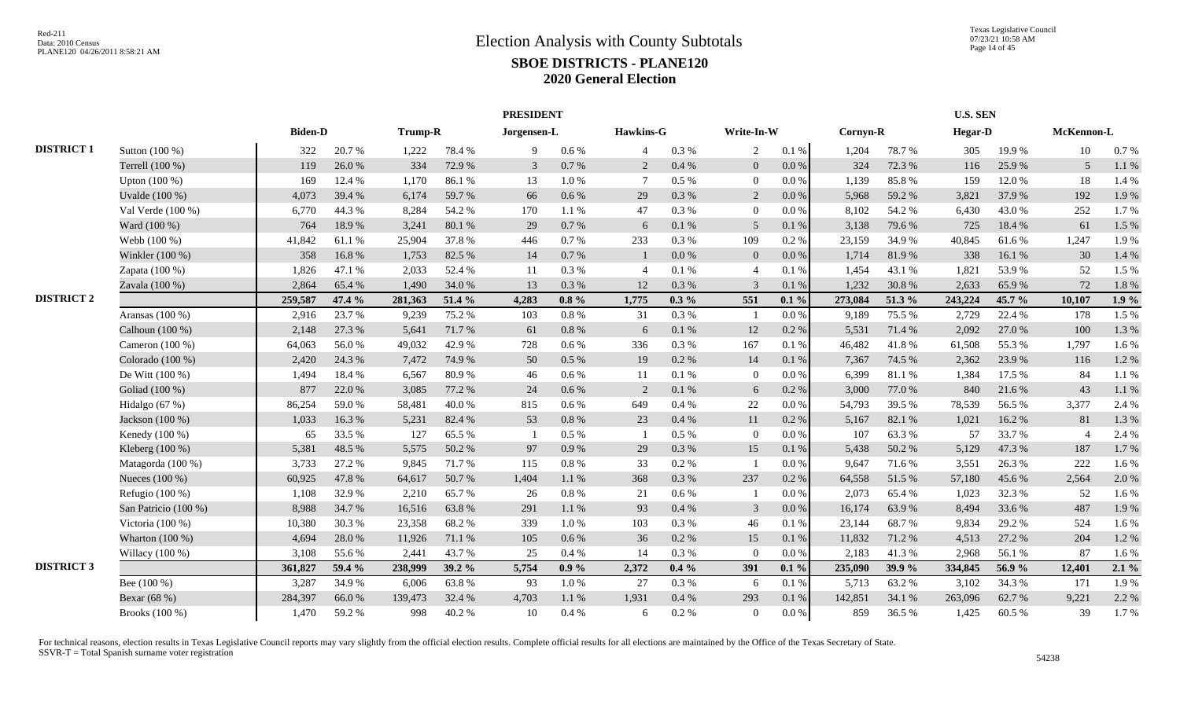# Election Analysis with County Subtotals

## SBOE DISTRICTS - PLANE120

## 2020 General Election

| | | PRESIDENT | | | | | | | | | | U.S. SEN | | | | | |
|---|---|---|---|---|---|---|---|---|---|---|---|---|---|---|---|---|---|
| | | Biden-D | | Trump-R | | Jorgensen-L | | Hawkins-G | | Write-In-W | | Cornyn-R | | Hegar-D | | McKennon-L | |
| DISTRICT 1 | Sutton (100 %) | 322 | 20.7 % | 1,222 | 78.4 % | 9 | 0.6 % | 4 | 0.3 % | 2 | 0.1 % | 1,204 | 78.7 % | 305 | 19.9 % | 10 | 0.7 % |
| | Terrell (100 %) | 119 | 26.0 % | 334 | 72.9 % | 3 | 0.7 % | 2 | 0.4 % | 0 | 0.0 % | 324 | 72.3 % | 116 | 25.9 % | 5 | 1.1 % |
| | Upton (100 %) | 169 | 12.4 % | 1,170 | 86.1 % | 13 | 1.0 % | 7 | 0.5 % | 0 | 0.0 % | 1,139 | 85.8 % | 159 | 12.0 % | 18 | 1.4 % |
| | Uvalde (100 %) | 4,073 | 39.4 % | 6,174 | 59.7 % | 66 | 0.6 % | 29 | 0.3 % | 2 | 0.0 % | 5,968 | 59.2 % | 3,821 | 37.9 % | 192 | 1.9 % |
| | Val Verde (100 %) | 6,770 | 44.3 % | 8,284 | 54.2 % | 170 | 1.1 % | 47 | 0.3 % | 0 | 0.0 % | 8,102 | 54.2 % | 6,430 | 43.0 % | 252 | 1.7 % |
| | Ward (100 %) | 764 | 18.9 % | 3,241 | 80.1 % | 29 | 0.7 % | 6 | 0.1 % | 5 | 0.1 % | 3,138 | 79.6 % | 725 | 18.4 % | 61 | 1.5 % |
| | Webb (100 %) | 41,842 | 61.1 % | 25,904 | 37.8 % | 446 | 0.7 % | 233 | 0.3 % | 109 | 0.2 % | 23,159 | 34.9 % | 40,845 | 61.6 % | 1,247 | 1.9 % |
| | Winkler (100 %) | 358 | 16.8 % | 1,753 | 82.5 % | 14 | 0.7 % | 1 | 0.0 % | 0 | 0.0 % | 1,714 | 81.9 % | 338 | 16.1 % | 30 | 1.4 % |
| | Zapata (100 %) | 1,826 | 47.1 % | 2,033 | 52.4 % | 11 | 0.3 % | 4 | 0.1 % | 4 | 0.1 % | 1,454 | 43.1 % | 1,821 | 53.9 % | 52 | 1.5 % |
| | Zavala (100 %) | 2,864 | 65.4 % | 1,490 | 34.0 % | 13 | 0.3 % | 12 | 0.3 % | 3 | 0.1 % | 1,232 | 30.8 % | 2,633 | 65.9 % | 72 | 1.8 % |
| **DISTRICT 2** | | **259,587** | **47.4 %** | **281,363** | **51.4 %** | **4,283** | **0.8 %** | **1,775** | **0.3 %** | **551** | **0.1 %** | **273,084** | **51.3 %** | **243,224** | **45.7 %** | **10,107** | **1.9 %** |
| | Aransas (100 %) | 2,916 | 23.7 % | 9,239 | 75.2 % | 103 | 0.8 % | 31 | 0.3 % | 1 | 0.0 % | 9,189 | 75.5 % | 2,729 | 22.4 % | 178 | 1.5 % |
| | Calhoun (100 %) | 2,148 | 27.3 % | 5,641 | 71.7 % | 61 | 0.8 % | 6 | 0.1 % | 12 | 0.2 % | 5,531 | 71.4 % | 2,092 | 27.0 % | 100 | 1.3 % |
| | Cameron (100 %) | 64,063 | 56.0 % | 49,032 | 42.9 % | 728 | 0.6 % | 336 | 0.3 % | 167 | 0.1 % | 46,482 | 41.8 % | 61,508 | 55.3 % | 1,797 | 1.6 % |
| | Colorado (100 %) | 2,420 | 24.3 % | 7,472 | 74.9 % | 50 | 0.5 % | 19 | 0.2 % | 14 | 0.1 % | 7,367 | 74.5 % | 2,362 | 23.9 % | 116 | 1.2 % |
| | De Witt (100 %) | 1,494 | 18.4 % | 6,567 | 80.9 % | 46 | 0.6 % | 11 | 0.1 % | 0 | 0.0 % | 6,399 | 81.1 % | 1,384 | 17.5 % | 84 | 1.1 % |
| | Goliad (100 %) | 877 | 22.0 % | 3,085 | 77.2 % | 24 | 0.6 % | 2 | 0.1 % | 6 | 0.2 % | 3,000 | 77.0 % | 840 | 21.6 % | 43 | 1.1 % |
| | Hidalgo (67 %) | 86,254 | 59.0 % | 58,481 | 40.0 % | 815 | 0.6 % | 649 | 0.4 % | 22 | 0.0 % | 54,793 | 39.5 % | 78,539 | 56.5 % | 3,377 | 2.4 % |
| | Jackson (100 %) | 1,033 | 16.3 % | 5,231 | 82.4 % | 53 | 0.8 % | 23 | 0.4 % | 11 | 0.2 % | 5,167 | 82.1 % | 1,021 | 16.2 % | 81 | 1.3 % |
| | Kenedy (100 %) | 65 | 33.5 % | 127 | 65.5 % | 1 | 0.5 % | 1 | 0.5 % | 0 | 0.0 % | 107 | 63.3 % | 57 | 33.7 % | 4 | 2.4 % |
| | Kleberg (100 %) | 5,381 | 48.5 % | 5,575 | 50.2 % | 97 | 0.9 % | 29 | 0.3 % | 15 | 0.1 % | 5,438 | 50.2 % | 5,129 | 47.3 % | 187 | 1.7 % |
| | Matagorda (100 %) | 3,733 | 27.2 % | 9,845 | 71.7 % | 115 | 0.8 % | 33 | 0.2 % | 1 | 0.0 % | 9,647 | 71.6 % | 3,551 | 26.3 % | 222 | 1.6 % |
| | Nueces (100 %) | 60,925 | 47.8 % | 64,617 | 50.7 % | 1,404 | 1.1 % | 368 | 0.3 % | 237 | 0.2 % | 64,558 | 51.5 % | 57,180 | 45.6 % | 2,564 | 2.0 % |
| | Refugio (100 %) | 1,108 | 32.9 % | 2,210 | 65.7 % | 26 | 0.8 % | 21 | 0.6 % | 1 | 0.0 % | 2,073 | 65.4 % | 1,023 | 32.3 % | 52 | 1.6 % |
| | San Patricio (100 %) | 8,988 | 34.7 % | 16,516 | 63.8 % | 291 | 1.1 % | 93 | 0.4 % | 3 | 0.0 % | 16,174 | 63.9 % | 8,494 | 33.6 % | 487 | 1.9 % |
| | Victoria (100 %) | 10,380 | 30.3 % | 23,358 | 68.2 % | 339 | 1.0 % | 103 | 0.3 % | 46 | 0.1 % | 23,144 | 68.7 % | 9,834 | 29.2 % | 524 | 1.6 % |
| | Wharton (100 %) | 4,694 | 28.0 % | 11,926 | 71.1 % | 105 | 0.6 % | 36 | 0.2 % | 15 | 0.1 % | 11,832 | 71.2 % | 4,513 | 27.2 % | 204 | 1.2 % |
| | Willacy (100 %) | 3,108 | 55.6 % | 2,441 | 43.7 % | 25 | 0.4 % | 14 | 0.3 % | 0 | 0.0 % | 2,183 | 41.3 % | 2,968 | 56.1 % | 87 | 1.6 % |
| **DISTRICT 3** | | **361,827** | **59.4 %** | **238,999** | **39.2 %** | **5,754** | **0.9 %** | **2,372** | **0.4 %** | **391** | **0.1 %** | **235,090** | **39.9 %** | **334,845** | **56.9 %** | **12,401** | **2.1 %** |
| | Bee (100 %) | 3,287 | 34.9 % | 6,006 | 63.8 % | 93 | 1.0 % | 27 | 0.3 % | 6 | 0.1 % | 5,713 | 63.2 % | 3,102 | 34.3 % | 171 | 1.9 % |
| | Bexar (68 %) | 284,397 | 66.0 % | 139,473 | 32.4 % | 4,703 | 1.1 % | 1,931 | 0.4 % | 293 | 0.1 % | 142,851 | 34.1 % | 263,096 | 62.7 % | 9,221 | 2.2 % |
| | Brooks (100 %) | 1,470 | 59.2 % | 998 | 40.2 % | 10 | 0.4 % | 6 | 0.2 % | 0 | 0.0 % | 859 | 36.5 % | 1,425 | 60.5 % | 39 | 1.7 % |

For technical reasons, election results in Texas Legislative Council reports may vary slightly from the official election results. Complete official results for all elections are maintained by the Office of the Texas Secretary of State.
SSVR-T = Total Spanish surname voter registration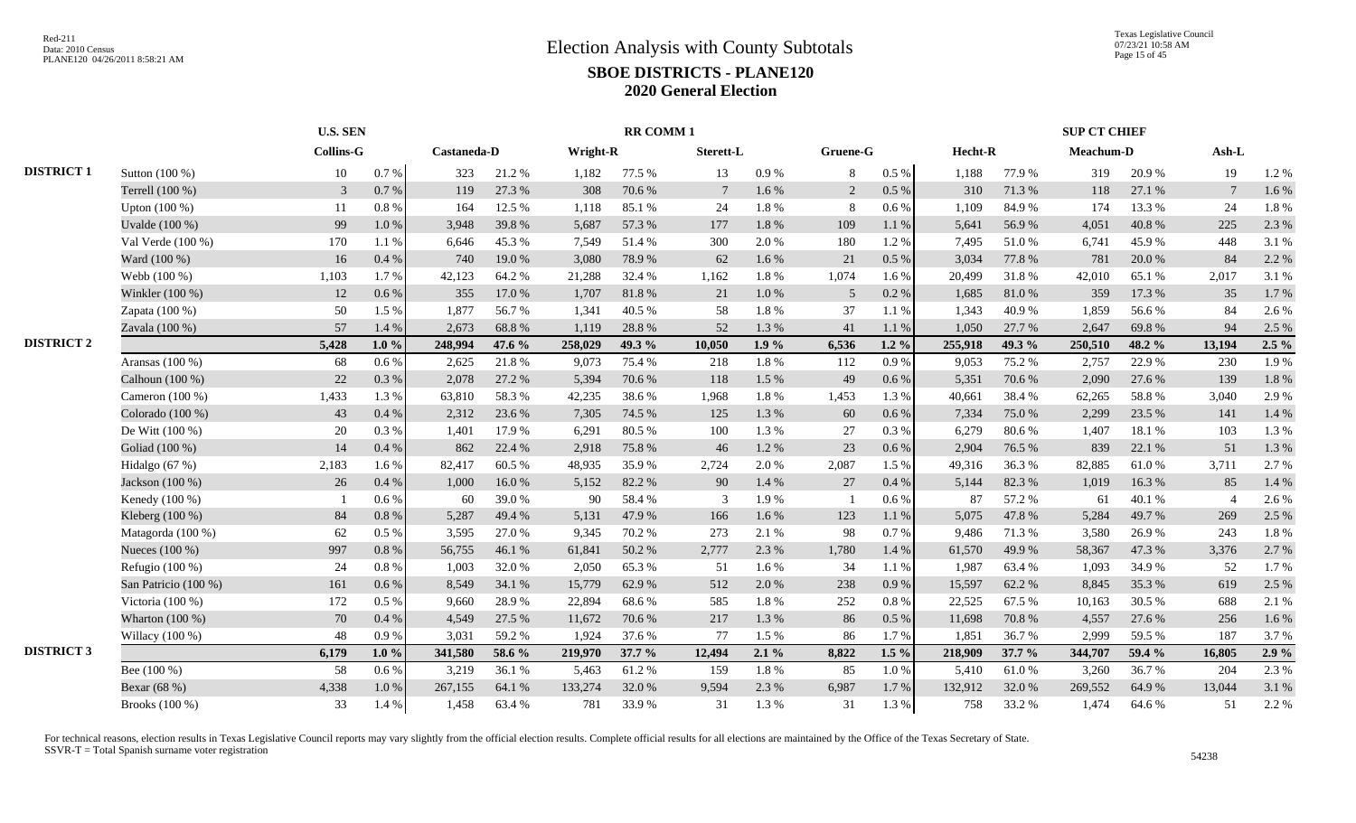# Election Analysis with County Subtotals

## SBOE DISTRICTS - PLANE120

## 2020 General Election

| | | U.S. SEN | | | | RR COMM 1 | | | | | | | | SUP CT CHIEF | | | | | |
|---|---|---|---|---|---|---|---|---|---|---|---|---|---|---|---|---|---|---|---|
| | | Collins-G | | Castaneda-D | | Wright-R | | Sterett-L | | Gruene-G | | Hecht-R | | Meachum-D | | Ash-L | |
| DISTRICT 1 | Sutton (100 %) | 10 | 0.7 % | 323 | 21.2 % | 1,182 | 77.5 % | 13 | 0.9 % | 8 | 0.5 % | 1,188 | 77.9 % | 319 | 20.9 % | 19 | 1.2 % |
| | Terrell (100 %) | 3 | 0.7 % | 119 | 27.3 % | 308 | 70.6 % | 7 | 1.6 % | 2 | 0.5 % | 310 | 71.3 % | 118 | 27.1 % | 7 | 1.6 % |
| | Upton (100 %) | 11 | 0.8 % | 164 | 12.5 % | 1,118 | 85.1 % | 24 | 1.8 % | 8 | 0.6 % | 1,109 | 84.9 % | 174 | 13.3 % | 24 | 1.8 % |
| | Uvalde (100 %) | 99 | 1.0 % | 3,948 | 39.8 % | 5,687 | 57.3 % | 177 | 1.8 % | 109 | 1.1 % | 5,641 | 56.9 % | 4,051 | 40.8 % | 225 | 2.3 % |
| | Val Verde (100 %) | 170 | 1.1 % | 6,646 | 45.3 % | 7,549 | 51.4 % | 300 | 2.0 % | 180 | 1.2 % | 7,495 | 51.0 % | 6,741 | 45.9 % | 448 | 3.1 % |
| | Ward (100 %) | 16 | 0.4 % | 740 | 19.0 % | 3,080 | 78.9 % | 62 | 1.6 % | 21 | 0.5 % | 3,034 | 77.8 % | 781 | 20.0 % | 84 | 2.2 % |
| | Webb (100 %) | 1,103 | 1.7 % | 42,123 | 64.2 % | 21,288 | 32.4 % | 1,162 | 1.8 % | 1,074 | 1.6 % | 20,499 | 31.8 % | 42,010 | 65.1 % | 2,017 | 3.1 % |
| | Winkler (100 %) | 12 | 0.6 % | 355 | 17.0 % | 1,707 | 81.8 % | 21 | 1.0 % | 5 | 0.2 % | 1,685 | 81.0 % | 359 | 17.3 % | 35 | 1.7 % |
| | Zapata (100 %) | 50 | 1.5 % | 1,877 | 56.7 % | 1,341 | 40.5 % | 58 | 1.8 % | 37 | 1.1 % | 1,343 | 40.9 % | 1,859 | 56.6 % | 84 | 2.6 % |
| | Zavala (100 %) | 57 | 1.4 % | 2,673 | 68.8 % | 1,119 | 28.8 % | 52 | 1.3 % | 41 | 1.1 % | 1,050 | 27.7 % | 2,647 | 69.8 % | 94 | 2.5 % |
| DISTRICT 2 | | **5,428** | **1.0 %** | **248,994** | **47.6 %** | **258,029** | **49.3 %** | **10,050** | **1.9 %** | **6,536** | **1.2 %** | **255,918** | **49.3 %** | **250,510** | **48.2 %** | **13,194** | **2.5 %** |
| | Aransas (100 %) | 68 | 0.6 % | 2,625 | 21.8 % | 9,073 | 75.4 % | 218 | 1.8 % | 112 | 0.9 % | 9,053 | 75.2 % | 2,757 | 22.9 % | 230 | 1.9 % |
| | Calhoun (100 %) | 22 | 0.3 % | 2,078 | 27.2 % | 5,394 | 70.6 % | 118 | 1.5 % | 49 | 0.6 % | 5,351 | 70.6 % | 2,090 | 27.6 % | 139 | 1.8 % |
| | Cameron (100 %) | 1,433 | 1.3 % | 63,810 | 58.3 % | 42,235 | 38.6 % | 1,968 | 1.8 % | 1,453 | 1.3 % | 40,661 | 38.4 % | 62,265 | 58.8 % | 3,040 | 2.9 % |
| | Colorado (100 %) | 43 | 0.4 % | 2,312 | 23.6 % | 7,305 | 74.5 % | 125 | 1.3 % | 60 | 0.6 % | 7,334 | 75.0 % | 2,299 | 23.5 % | 141 | 1.4 % |
| | De Witt (100 %) | 20 | 0.3 % | 1,401 | 17.9 % | 6,291 | 80.5 % | 100 | 1.3 % | 27 | 0.3 % | 6,279 | 80.6 % | 1,407 | 18.1 % | 103 | 1.3 % |
| | Goliad (100 %) | 14 | 0.4 % | 862 | 22.4 % | 2,918 | 75.8 % | 46 | 1.2 % | 23 | 0.6 % | 2,904 | 76.5 % | 839 | 22.1 % | 51 | 1.3 % |
| | Hidalgo (67 %) | 2,183 | 1.6 % | 82,417 | 60.5 % | 48,935 | 35.9 % | 2,724 | 2.0 % | 2,087 | 1.5 % | 49,316 | 36.3 % | 82,885 | 61.0 % | 3,711 | 2.7 % |
| | Jackson (100 %) | 26 | 0.4 % | 1,000 | 16.0 % | 5,152 | 82.2 % | 90 | 1.4 % | 27 | 0.4 % | 5,144 | 82.3 % | 1,019 | 16.3 % | 85 | 1.4 % |
| | Kenedy (100 %) | 1 | 0.6 % | 60 | 39.0 % | 90 | 58.4 % | 3 | 1.9 % | 1 | 0.6 % | 87 | 57.2 % | 61 | 40.1 % | 4 | 2.6 % |
| | Kleberg (100 %) | 84 | 0.8 % | 5,287 | 49.4 % | 5,131 | 47.9 % | 166 | 1.6 % | 123 | 1.1 % | 5,075 | 47.8 % | 5,284 | 49.7 % | 269 | 2.5 % |
| | Matagorda (100 %) | 62 | 0.5 % | 3,595 | 27.0 % | 9,345 | 70.2 % | 273 | 2.1 % | 98 | 0.7 % | 9,486 | 71.3 % | 3,580 | 26.9 % | 243 | 1.8 % |
| | Nueces (100 %) | 997 | 0.8 % | 56,755 | 46.1 % | 61,841 | 50.2 % | 2,777 | 2.3 % | 1,780 | 1.4 % | 61,570 | 49.9 % | 58,367 | 47.3 % | 3,376 | 2.7 % |
| | Refugio (100 %) | 24 | 0.8 % | 1,003 | 32.0 % | 2,050 | 65.3 % | 51 | 1.6 % | 34 | 1.1 % | 1,987 | 63.4 % | 1,093 | 34.9 % | 52 | 1.7 % |
| | San Patricio (100 %) | 161 | 0.6 % | 8,549 | 34.1 % | 15,779 | 62.9 % | 512 | 2.0 % | 238 | 0.9 % | 15,597 | 62.2 % | 8,845 | 35.3 % | 619 | 2.5 % |
| | Victoria (100 %) | 172 | 0.5 % | 9,660 | 28.9 % | 22,894 | 68.6 % | 585 | 1.8 % | 252 | 0.8 % | 22,525 | 67.5 % | 10,163 | 30.5 % | 688 | 2.1 % |
| | Wharton (100 %) | 70 | 0.4 % | 4,549 | 27.5 % | 11,672 | 70.6 % | 217 | 1.3 % | 86 | 0.5 % | 11,698 | 70.8 % | 4,557 | 27.6 % | 256 | 1.6 % |
| | Willacy (100 %) | 48 | 0.9 % | 3,031 | 59.2 % | 1,924 | 37.6 % | 77 | 1.5 % | 86 | 1.7 % | 1,851 | 36.7 % | 2,999 | 59.5 % | 187 | 3.7 % |
| DISTRICT 3 | | **6,179** | **1.0 %** | **341,580** | **58.6 %** | **219,970** | **37.7 %** | **12,494** | **2.1 %** | **8,822** | **1.5 %** | **218,909** | **37.7 %** | **344,707** | **59.4 %** | **16,805** | **2.9 %** |
| | Bee (100 %) | 58 | 0.6 % | 3,219 | 36.1 % | 5,463 | 61.2 % | 159 | 1.8 % | 85 | 1.0 % | 5,410 | 61.0 % | 3,260 | 36.7 % | 204 | 2.3 % |
| | Bexar (68 %) | 4,338 | 1.0 % | 267,155 | 64.1 % | 133,274 | 32.0 % | 9,594 | 2.3 % | 6,987 | 1.7 % | 132,912 | 32.0 % | 269,552 | 64.9 % | 13,044 | 3.1 % |
| | Brooks (100 %) | 33 | 1.4 % | 1,458 | 63.4 % | 781 | 33.9 % | 31 | 1.3 % | 31 | 1.3 % | 758 | 33.2 % | 1,474 | 64.6 % | 51 | 2.2 % |

For technical reasons, election results in Texas Legislative Council reports may vary slightly from the official election results. Complete official results for all elections are maintained by the Office of the Texas Secretary of State.
SSVR-T = Total Spanish surname voter registration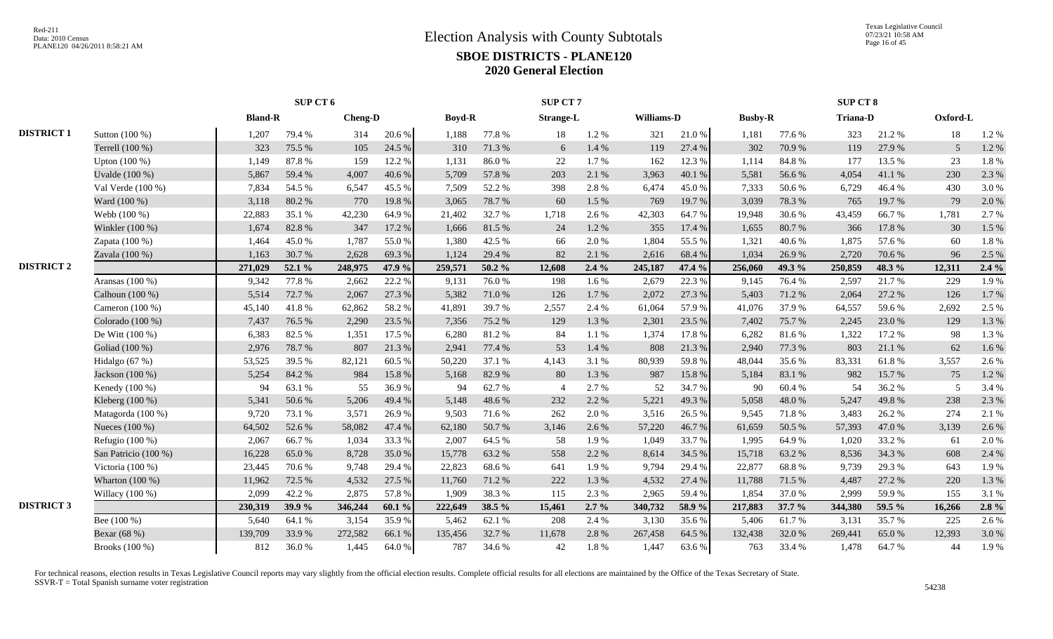# Election Analysis with County Subtotals

## SBOE DISTRICTS - PLANE120

### 2020 General Election

| | | SUP CT 6 | | | | SUP CT 7 | | | | | | SUP CT 8 | | | | | |
|---|---|---|---|---|---|---|---|---|---|---|---|---|---|---|---|---|---|
| | | Bland-R | | Cheng-D | | Boyd-R | | Strange-L | | Williams-D | | Busby-R | | Triana-D | | Oxford-L | |
| DISTRICT 1 | Sutton (100 %) | 1,207 | 79.4 % | 314 | 20.6 % | 1,188 | 77.8 % | 18 | 1.2 % | 321 | 21.0 % | 1,181 | 77.6 % | 323 | 21.2 % | 18 | 1.2 % |
| | Terrell (100 %) | 323 | 75.5 % | 105 | 24.5 % | 310 | 71.3 % | 6 | 1.4 % | 119 | 27.4 % | 302 | 70.9 % | 119 | 27.9 % | 5 | 1.2 % |
| | Upton (100 %) | 1,149 | 87.8 % | 159 | 12.2 % | 1,131 | 86.0 % | 22 | 1.7 % | 162 | 12.3 % | 1,114 | 84.8 % | 177 | 13.5 % | 23 | 1.8 % |
| | Uvalde (100 %) | 5,867 | 59.4 % | 4,007 | 40.6 % | 5,709 | 57.8 % | 203 | 2.1 % | 3,963 | 40.1 % | 5,581 | 56.6 % | 4,054 | 41.1 % | 230 | 2.3 % |
| | Val Verde (100 %) | 7,834 | 54.5 % | 6,547 | 45.5 % | 7,509 | 52.2 % | 398 | 2.8 % | 6,474 | 45.0 % | 7,333 | 50.6 % | 6,729 | 46.4 % | 430 | 3.0 % |
| | Ward (100 %) | 3,118 | 80.2 % | 770 | 19.8 % | 3,065 | 78.7 % | 60 | 1.5 % | 769 | 19.7 % | 3,039 | 78.3 % | 765 | 19.7 % | 79 | 2.0 % |
| | Webb (100 %) | 22,883 | 35.1 % | 42,230 | 64.9 % | 21,402 | 32.7 % | 1,718 | 2.6 % | 42,303 | 64.7 % | 19,948 | 30.6 % | 43,459 | 66.7 % | 1,781 | 2.7 % |
| | Winkler (100 %) | 1,674 | 82.8 % | 347 | 17.2 % | 1,666 | 81.5 % | 24 | 1.2 % | 355 | 17.4 % | 1,655 | 80.7 % | 366 | 17.8 % | 30 | 1.5 % |
| | Zapata (100 %) | 1,464 | 45.0 % | 1,787 | 55.0 % | 1,380 | 42.5 % | 66 | 2.0 % | 1,804 | 55.5 % | 1,321 | 40.6 % | 1,875 | 57.6 % | 60 | 1.8 % |
| | Zavala (100 %) | 1,163 | 30.7 % | 2,628 | 69.3 % | 1,124 | 29.4 % | 82 | 2.1 % | 2,616 | 68.4 % | 1,034 | 26.9 % | 2,720 | 70.6 % | 96 | 2.5 % |
| DISTRICT 2 | | **271,029** | **52.1 %** | **248,975** | **47.9 %** | **259,571** | **50.2 %** | **12,608** | **2.4 %** | **245,187** | **47.4 %** | **256,060** | **49.3 %** | **250,859** | **48.3 %** | **12,311** | **2.4 %** |
| | Aransas (100 %) | 9,342 | 77.8 % | 2,662 | 22.2 % | 9,131 | 76.0 % | 198 | 1.6 % | 2,679 | 22.3 % | 9,145 | 76.4 % | 2,597 | 21.7 % | 229 | 1.9 % |
| | Calhoun (100 %) | 5,514 | 72.7 % | 2,067 | 27.3 % | 5,382 | 71.0 % | 126 | 1.7 % | 2,072 | 27.3 % | 5,403 | 71.2 % | 2,064 | 27.2 % | 126 | 1.7 % |
| | Cameron (100 %) | 45,140 | 41.8 % | 62,862 | 58.2 % | 41,891 | 39.7 % | 2,557 | 2.4 % | 61,064 | 57.9 % | 41,076 | 37.9 % | 64,557 | 59.6 % | 2,692 | 2.5 % |
| | Colorado (100 %) | 7,437 | 76.5 % | 2,290 | 23.5 % | 7,356 | 75.2 % | 129 | 1.3 % | 2,301 | 23.5 % | 7,402 | 75.7 % | 2,245 | 23.0 % | 129 | 1.3 % |
| | De Witt (100 %) | 6,383 | 82.5 % | 1,351 | 17.5 % | 6,280 | 81.2 % | 84 | 1.1 % | 1,374 | 17.8 % | 6,282 | 81.6 % | 1,322 | 17.2 % | 98 | 1.3 % |
| | Goliad (100 %) | 2,976 | 78.7 % | 807 | 21.3 % | 2,941 | 77.4 % | 53 | 1.4 % | 808 | 21.3 % | 2,940 | 77.3 % | 803 | 21.1 % | 62 | 1.6 % |
| | Hidalgo (67 %) | 53,525 | 39.5 % | 82,121 | 60.5 % | 50,220 | 37.1 % | 4,143 | 3.1 % | 80,939 | 59.8 % | 48,044 | 35.6 % | 83,331 | 61.8 % | 3,557 | 2.6 % |
| | Jackson (100 %) | 5,254 | 84.2 % | 984 | 15.8 % | 5,168 | 82.9 % | 80 | 1.3 % | 987 | 15.8 % | 5,184 | 83.1 % | 982 | 15.7 % | 75 | 1.2 % |
| | Kenedy (100 %) | 94 | 63.1 % | 55 | 36.9 % | 94 | 62.7 % | 4 | 2.7 % | 52 | 34.7 % | 90 | 60.4 % | 54 | 36.2 % | 5 | 3.4 % |
| | Kleberg (100 %) | 5,341 | 50.6 % | 5,206 | 49.4 % | 5,148 | 48.6 % | 232 | 2.2 % | 5,221 | 49.3 % | 5,058 | 48.0 % | 5,247 | 49.8 % | 238 | 2.3 % |
| | Matagorda (100 %) | 9,720 | 73.1 % | 3,571 | 26.9 % | 9,503 | 71.6 % | 262 | 2.0 % | 3,516 | 26.5 % | 9,545 | 71.8 % | 3,483 | 26.2 % | 274 | 2.1 % |
| | Nueces (100 %) | 64,502 | 52.6 % | 58,082 | 47.4 % | 62,180 | 50.7 % | 3,146 | 2.6 % | 57,220 | 46.7 % | 61,659 | 50.5 % | 57,393 | 47.0 % | 3,139 | 2.6 % |
| | Refugio (100 %) | 2,067 | 66.7 % | 1,034 | 33.3 % | 2,007 | 64.5 % | 58 | 1.9 % | 1,049 | 33.7 % | 1,995 | 64.9 % | 1,020 | 33.2 % | 61 | 2.0 % |
| | San Patricio (100 %) | 16,228 | 65.0 % | 8,728 | 35.0 % | 15,778 | 63.2 % | 558 | 2.2 % | 8,614 | 34.5 % | 15,718 | 63.2 % | 8,536 | 34.3 % | 608 | 2.4 % |
| | Victoria (100 %) | 23,445 | 70.6 % | 9,748 | 29.4 % | 22,823 | 68.6 % | 641 | 1.9 % | 9,794 | 29.4 % | 22,877 | 68.8 % | 9,739 | 29.3 % | 643 | 1.9 % |
| | Wharton (100 %) | 11,962 | 72.5 % | 4,532 | 27.5 % | 11,760 | 71.2 % | 222 | 1.3 % | 4,532 | 27.4 % | 11,788 | 71.5 % | 4,487 | 27.2 % | 220 | 1.3 % |
| | Willacy (100 %) | 2,099 | 42.2 % | 2,875 | 57.8 % | 1,909 | 38.3 % | 115 | 2.3 % | 2,965 | 59.4 % | 1,854 | 37.0 % | 2,999 | 59.9 % | 155 | 3.1 % |
| DISTRICT 3 | | **230,319** | **39.9 %** | **346,244** | **60.1 %** | **222,649** | **38.5 %** | **15,461** | **2.7 %** | **340,732** | **58.9 %** | **217,883** | **37.7 %** | **344,380** | **59.5 %** | **16,266** | **2.8 %** |
| | Bee (100 %) | 5,640 | 64.1 % | 3,154 | 35.9 % | 5,462 | 62.1 % | 208 | 2.4 % | 3,130 | 35.6 % | 5,406 | 61.7 % | 3,131 | 35.7 % | 225 | 2.6 % |
| | Bexar (68 %) | 139,709 | 33.9 % | 272,582 | 66.1 % | 135,456 | 32.7 % | 11,678 | 2.8 % | 267,458 | 64.5 % | 132,438 | 32.0 % | 269,441 | 65.0 % | 12,393 | 3.0 % |
| | Brooks (100 %) | 812 | 36.0 % | 1,445 | 64.0 % | 787 | 34.6 % | 42 | 1.8 % | 1,447 | 63.6 % | 763 | 33.4 % | 1,478 | 64.7 % | 44 | 1.9 % |

For technical reasons, election results in Texas Legislative Council reports may vary slightly from the official election results. Complete official results for all elections are maintained by the Office of the Texas Secretary of State.
SSVR-T = Total Spanish surname voter registration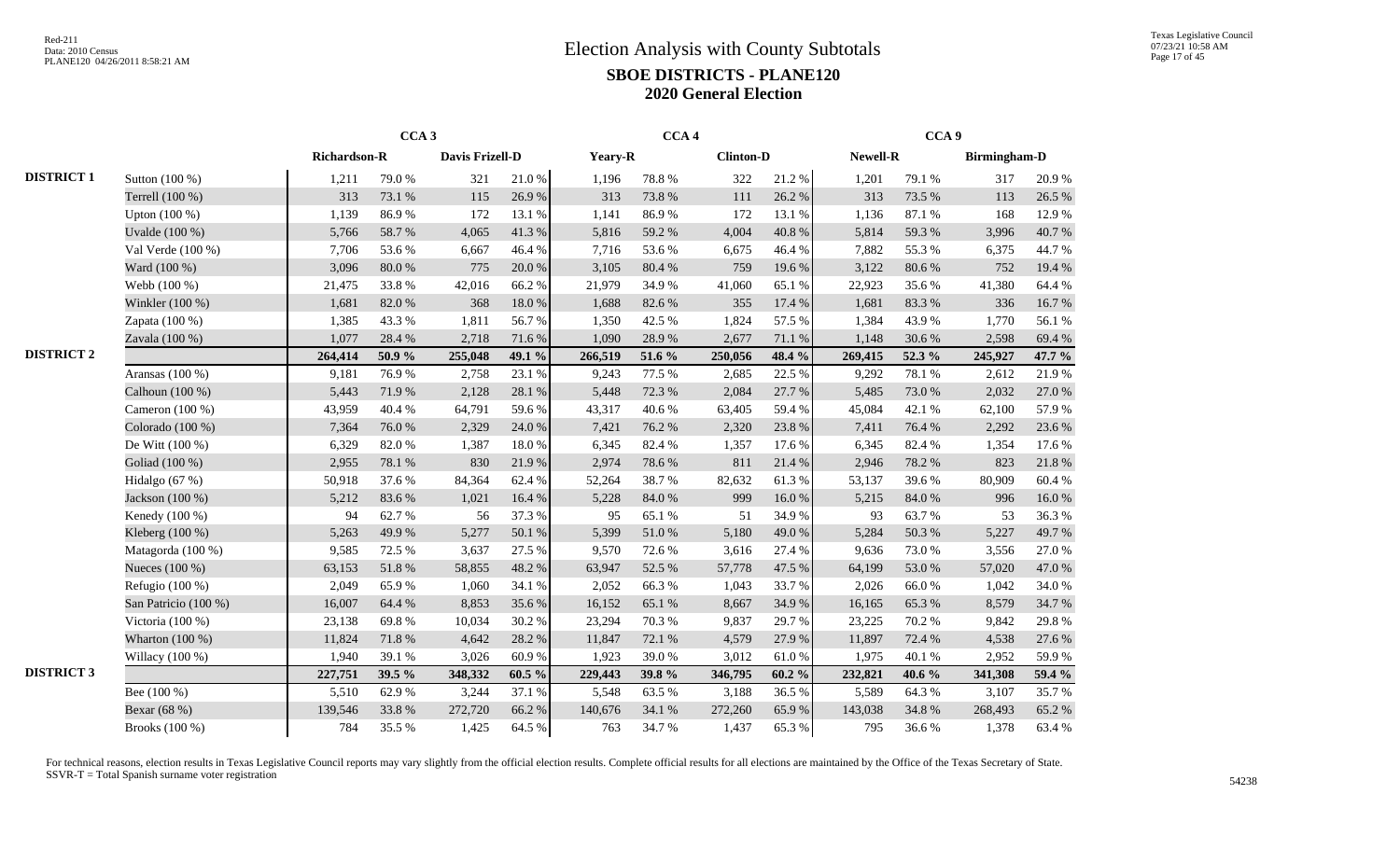# Election Analysis with County Subtotals

## SBOE DISTRICTS - PLANE120

## 2020 General Election

|  |  | CCA 3 |  |  |  | CCA 4 |  |  |  | CCA 9 |  |  |  |
|---|---|---|---|---|---|---|---|---|---|---|---|---|---|
|  |  | Richardson-R |  | Davis Frizell-D |  | Yeary-R |  | Clinton-D |  | Newell-R |  | Birmingham-D |  |
| DISTRICT 1 | Sutton (100 %) | 1,211 | 79.0 % | 321 | 21.0 % | 1,196 | 78.8 % | 322 | 21.2 % | 1,201 | 79.1 % | 317 | 20.9 % |
|  | Terrell (100 %) | 313 | 73.1 % | 115 | 26.9 % | 313 | 73.8 % | 111 | 26.2 % | 313 | 73.5 % | 113 | 26.5 % |
|  | Upton (100 %) | 1,139 | 86.9 % | 172 | 13.1 % | 1,141 | 86.9 % | 172 | 13.1 % | 1,136 | 87.1 % | 168 | 12.9 % |
|  | Uvalde (100 %) | 5,766 | 58.7 % | 4,065 | 41.3 % | 5,816 | 59.2 % | 4,004 | 40.8 % | 5,814 | 59.3 % | 3,996 | 40.7 % |
|  | Val Verde (100 %) | 7,706 | 53.6 % | 6,667 | 46.4 % | 7,716 | 53.6 % | 6,675 | 46.4 % | 7,882 | 55.3 % | 6,375 | 44.7 % |
|  | Ward (100 %) | 3,096 | 80.0 % | 775 | 20.0 % | 3,105 | 80.4 % | 759 | 19.6 % | 3,122 | 80.6 % | 752 | 19.4 % |
|  | Webb (100 %) | 21,475 | 33.8 % | 42,016 | 66.2 % | 21,979 | 34.9 % | 41,060 | 65.1 % | 22,923 | 35.6 % | 41,380 | 64.4 % |
|  | Winkler (100 %) | 1,681 | 82.0 % | 368 | 18.0 % | 1,688 | 82.6 % | 355 | 17.4 % | 1,681 | 83.3 % | 336 | 16.7 % |
|  | Zapata (100 %) | 1,385 | 43.3 % | 1,811 | 56.7 % | 1,350 | 42.5 % | 1,824 | 57.5 % | 1,384 | 43.9 % | 1,770 | 56.1 % |
|  | Zavala (100 %) | 1,077 | 28.4 % | 2,718 | 71.6 % | 1,090 | 28.9 % | 2,677 | 71.1 % | 1,148 | 30.6 % | 2,598 | 69.4 % |
| DISTRICT 2 |  | **264,414** | **50.9 %** | **255,048** | **49.1 %** | **266,519** | **51.6 %** | **250,056** | **48.4 %** | **269,415** | **52.3 %** | **245,927** | **47.7 %** |
|  | Aransas (100 %) | 9,181 | 76.9 % | 2,758 | 23.1 % | 9,243 | 77.5 % | 2,685 | 22.5 % | 9,292 | 78.1 % | 2,612 | 21.9 % |
|  | Calhoun (100 %) | 5,443 | 71.9 % | 2,128 | 28.1 % | 5,448 | 72.3 % | 2,084 | 27.7 % | 5,485 | 73.0 % | 2,032 | 27.0 % |
|  | Cameron (100 %) | 43,959 | 40.4 % | 64,791 | 59.6 % | 43,317 | 40.6 % | 63,405 | 59.4 % | 45,084 | 42.1 % | 62,100 | 57.9 % |
|  | Colorado (100 %) | 7,364 | 76.0 % | 2,329 | 24.0 % | 7,421 | 76.2 % | 2,320 | 23.8 % | 7,411 | 76.4 % | 2,292 | 23.6 % |
|  | De Witt (100 %) | 6,329 | 82.0 % | 1,387 | 18.0 % | 6,345 | 82.4 % | 1,357 | 17.6 % | 6,345 | 82.4 % | 1,354 | 17.6 % |
|  | Goliad (100 %) | 2,955 | 78.1 % | 830 | 21.9 % | 2,974 | 78.6 % | 811 | 21.4 % | 2,946 | 78.2 % | 823 | 21.8 % |
|  | Hidalgo (67 %) | 50,918 | 37.6 % | 84,364 | 62.4 % | 52,264 | 38.7 % | 82,632 | 61.3 % | 53,137 | 39.6 % | 80,909 | 60.4 % |
|  | Jackson (100 %) | 5,212 | 83.6 % | 1,021 | 16.4 % | 5,228 | 84.0 % | 999 | 16.0 % | 5,215 | 84.0 % | 996 | 16.0 % |
|  | Kenedy (100 %) | 94 | 62.7 % | 56 | 37.3 % | 95 | 65.1 % | 51 | 34.9 % | 93 | 63.7 % | 53 | 36.3 % |
|  | Kleberg (100 %) | 5,263 | 49.9 % | 5,277 | 50.1 % | 5,399 | 51.0 % | 5,180 | 49.0 % | 5,284 | 50.3 % | 5,227 | 49.7 % |
|  | Matagorda (100 %) | 9,585 | 72.5 % | 3,637 | 27.5 % | 9,570 | 72.6 % | 3,616 | 27.4 % | 9,636 | 73.0 % | 3,556 | 27.0 % |
|  | Nueces (100 %) | 63,153 | 51.8 % | 58,855 | 48.2 % | 63,947 | 52.5 % | 57,778 | 47.5 % | 64,199 | 53.0 % | 57,020 | 47.0 % |
|  | Refugio (100 %) | 2,049 | 65.9 % | 1,060 | 34.1 % | 2,052 | 66.3 % | 1,043 | 33.7 % | 2,026 | 66.0 % | 1,042 | 34.0 % |
|  | San Patricio (100 %) | 16,007 | 64.4 % | 8,853 | 35.6 % | 16,152 | 65.1 % | 8,667 | 34.9 % | 16,165 | 65.3 % | 8,579 | 34.7 % |
|  | Victoria (100 %) | 23,138 | 69.8 % | 10,034 | 30.2 % | 23,294 | 70.3 % | 9,837 | 29.7 % | 23,225 | 70.2 % | 9,842 | 29.8 % |
|  | Wharton (100 %) | 11,824 | 71.8 % | 4,642 | 28.2 % | 11,847 | 72.1 % | 4,579 | 27.9 % | 11,897 | 72.4 % | 4,538 | 27.6 % |
|  | Willacy (100 %) | 1,940 | 39.1 % | 3,026 | 60.9 % | 1,923 | 39.0 % | 3,012 | 61.0 % | 1,975 | 40.1 % | 2,952 | 59.9 % |
| DISTRICT 3 |  | **227,751** | **39.5 %** | **348,332** | **60.5 %** | **229,443** | **39.8 %** | **346,795** | **60.2 %** | **232,821** | **40.6 %** | **341,308** | **59.4 %** |
|  | Bee (100 %) | 5,510 | 62.9 % | 3,244 | 37.1 % | 5,548 | 63.5 % | 3,188 | 36.5 % | 5,589 | 64.3 % | 3,107 | 35.7 % |
|  | Bexar (68 %) | 139,546 | 33.8 % | 272,720 | 66.2 % | 140,676 | 34.1 % | 272,260 | 65.9 % | 143,038 | 34.8 % | 268,493 | 65.2 % |
|  | Brooks (100 %) | 784 | 35.5 % | 1,425 | 64.5 % | 763 | 34.7 % | 1,437 | 65.3 % | 795 | 36.6 % | 1,378 | 63.4 % |

For technical reasons, election results in Texas Legislative Council reports may vary slightly from the official election results. Complete official results for all elections are maintained by the Office of the Texas Secretary of State.
SSVR-T = Total Spanish surname voter registration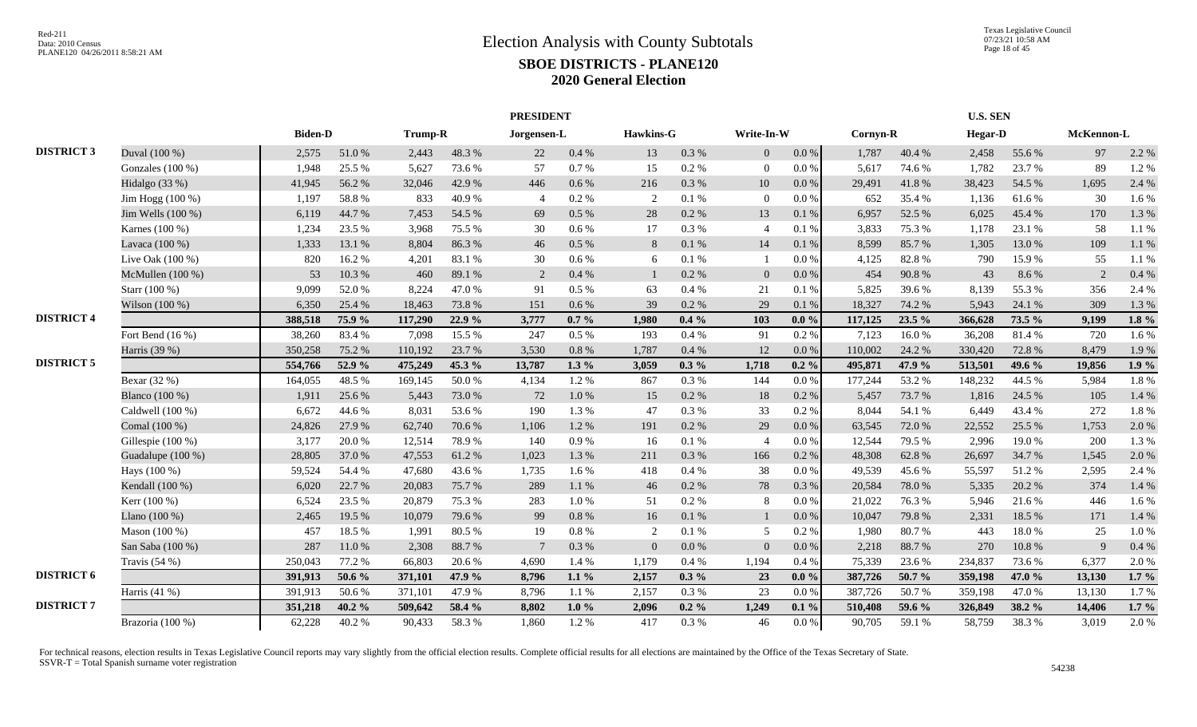# Election Analysis with County Subtotals

## SBOE DISTRICTS - PLANE120

## 2020 General Election

Red-211
Data: 2010 Census
PLANE120 04/26/2011 8:58:21 AM

Texas Legislative Council
07/23/21 10:58 AM

| | | PRESIDENT | | | | | | | | | | U.S. SEN | | | | | |
|---|---|---|---|---|---|---|---|---|---|---|---|---|---|---|---|---|---|
| | | Biden-D | | Trump-R | | Jorgensen-L | | Hawkins-G | | Write-In-W | | Cornyn-R | | Hegar-D | | McKennon-L | |
| **DISTRICT 3** | Duval (100 %) | 2,575 | 51.0 % | 2,443 | 48.3 % | 22 | 0.4 % | 13 | 0.3 % | 0 | 0.0 % | 1,787 | 40.4 % | 2,458 | 55.6 % | 97 | 2.2 % |
| | Gonzales (100 %) | 1,948 | 25.5 % | 5,627 | 73.6 % | 57 | 0.7 % | 15 | 0.2 % | 0 | 0.0 % | 5,617 | 74.6 % | 1,782 | 23.7 % | 89 | 1.2 % |
| | Hidalgo (33 %) | 41,945 | 56.2 % | 32,046 | 42.9 % | 446 | 0.6 % | 216 | 0.3 % | 10 | 0.0 % | 29,491 | 41.8 % | 38,423 | 54.5 % | 1,695 | 2.4 % |
| | Jim Hogg (100 %) | 1,197 | 58.8 % | 833 | 40.9 % | 4 | 0.2 % | 2 | 0.1 % | 0 | 0.0 % | 652 | 35.4 % | 1,136 | 61.6 % | 30 | 1.6 % |
| | Jim Wells (100 %) | 6,119 | 44.7 % | 7,453 | 54.5 % | 69 | 0.5 % | 28 | 0.2 % | 13 | 0.1 % | 6,957 | 52.5 % | 6,025 | 45.4 % | 170 | 1.3 % |
| | Karnes (100 %) | 1,234 | 23.5 % | 3,968 | 75.5 % | 30 | 0.6 % | 17 | 0.3 % | 4 | 0.1 % | 3,833 | 75.3 % | 1,178 | 23.1 % | 58 | 1.1 % |
| | Lavaca (100 %) | 1,333 | 13.1 % | 8,804 | 86.3 % | 46 | 0.5 % | 8 | 0.1 % | 14 | 0.1 % | 8,599 | 85.7 % | 1,305 | 13.0 % | 109 | 1.1 % |
| | Live Oak (100 %) | 820 | 16.2 % | 4,201 | 83.1 % | 30 | 0.6 % | 6 | 0.1 % | 1 | 0.0 % | 4,125 | 82.8 % | 790 | 15.9 % | 55 | 1.1 % |
| | McMullen (100 %) | 53 | 10.3 % | 460 | 89.1 % | 2 | 0.4 % | 1 | 0.2 % | 0 | 0.0 % | 454 | 90.8 % | 43 | 8.6 % | 2 | 0.4 % |
| | Starr (100 %) | 9,099 | 52.0 % | 8,224 | 47.0 % | 91 | 0.5 % | 63 | 0.4 % | 21 | 0.1 % | 5,825 | 39.6 % | 8,139 | 55.3 % | 356 | 2.4 % |
| | Wilson (100 %) | 6,350 | 25.4 % | 18,463 | 73.8 % | 151 | 0.6 % | 39 | 0.2 % | 29 | 0.1 % | 18,327 | 74.2 % | 5,943 | 24.1 % | 309 | 1.3 % |
| **DISTRICT 4** | | **388,518** | **75.9 %** | **117,290** | **22.9 %** | **3,777** | **0.7 %** | **1,980** | **0.4 %** | **103** | **0.0 %** | **117,125** | **23.5 %** | **366,628** | **73.5 %** | **9,199** | **1.8 %** |
| | Fort Bend (16 %) | 38,260 | 83.4 % | 7,098 | 15.5 % | 247 | 0.5 % | 193 | 0.4 % | 91 | 0.2 % | 7,123 | 16.0 % | 36,208 | 81.4 % | 720 | 1.6 % |
| | Harris (39 %) | 350,258 | 75.2 % | 110,192 | 23.7 % | 3,530 | 0.8 % | 1,787 | 0.4 % | 12 | 0.0 % | 110,002 | 24.2 % | 330,420 | 72.8 % | 8,479 | 1.9 % |
| **DISTRICT 5** | | **554,766** | **52.9 %** | **475,249** | **45.3 %** | **13,787** | **1.3 %** | **3,059** | **0.3 %** | **1,718** | **0.2 %** | **495,871** | **47.9 %** | **513,501** | **49.6 %** | **19,856** | **1.9 %** |
| | Bexar (32 %) | 164,055 | 48.5 % | 169,145 | 50.0 % | 4,134 | 1.2 % | 867 | 0.3 % | 144 | 0.0 % | 177,244 | 53.2 % | 148,232 | 44.5 % | 5,984 | 1.8 % |
| | Blanco (100 %) | 1,911 | 25.6 % | 5,443 | 73.0 % | 72 | 1.0 % | 15 | 0.2 % | 18 | 0.2 % | 5,457 | 73.7 % | 1,816 | 24.5 % | 105 | 1.4 % |
| | Caldwell (100 %) | 6,672 | 44.6 % | 8,031 | 53.6 % | 190 | 1.3 % | 47 | 0.3 % | 33 | 0.2 % | 8,044 | 54.1 % | 6,449 | 43.4 % | 272 | 1.8 % |
| | Comal (100 %) | 24,826 | 27.9 % | 62,740 | 70.6 % | 1,106 | 1.2 % | 191 | 0.2 % | 29 | 0.0 % | 63,545 | 72.0 % | 22,552 | 25.5 % | 1,753 | 2.0 % |
| | Gillespie (100 %) | 3,177 | 20.0 % | 12,514 | 78.9 % | 140 | 0.9 % | 16 | 0.1 % | 4 | 0.0 % | 12,544 | 79.5 % | 2,996 | 19.0 % | 200 | 1.3 % |
| | Guadalupe (100 %) | 28,805 | 37.0 % | 47,553 | 61.2 % | 1,023 | 1.3 % | 211 | 0.3 % | 166 | 0.2 % | 48,308 | 62.8 % | 26,697 | 34.7 % | 1,545 | 2.0 % |
| | Hays (100 %) | 59,524 | 54.4 % | 47,680 | 43.6 % | 1,735 | 1.6 % | 418 | 0.4 % | 38 | 0.0 % | 49,539 | 45.6 % | 55,597 | 51.2 % | 2,595 | 2.4 % |
| | Kendall (100 %) | 6,020 | 22.7 % | 20,083 | 75.7 % | 289 | 1.1 % | 46 | 0.2 % | 78 | 0.3 % | 20,584 | 78.0 % | 5,335 | 20.2 % | 374 | 1.4 % |
| | Kerr (100 %) | 6,524 | 23.5 % | 20,879 | 75.3 % | 283 | 1.0 % | 51 | 0.2 % | 8 | 0.0 % | 21,022 | 76.3 % | 5,946 | 21.6 % | 446 | 1.6 % |
| | Llano (100 %) | 2,465 | 19.5 % | 10,079 | 79.6 % | 99 | 0.8 % | 16 | 0.1 % | 1 | 0.0 % | 10,047 | 79.8 % | 2,331 | 18.5 % | 171 | 1.4 % |
| | Mason (100 %) | 457 | 18.5 % | 1,991 | 80.5 % | 19 | 0.8 % | 2 | 0.1 % | 5 | 0.2 % | 1,980 | 80.7 % | 443 | 18.0 % | 25 | 1.0 % |
| | San Saba (100 %) | 287 | 11.0 % | 2,308 | 88.7 % | 7 | 0.3 % | 0 | 0.0 % | 0 | 0.0 % | 2,218 | 88.7 % | 270 | 10.8 % | 9 | 0.4 % |
| | Travis (54 %) | 250,043 | 77.2 % | 66,803 | 20.6 % | 4,690 | 1.4 % | 1,179 | 0.4 % | 1,194 | 0.4 % | 75,339 | 23.6 % | 234,837 | 73.6 % | 6,377 | 2.0 % |
| **DISTRICT 6** | | **391,913** | **50.6 %** | **371,101** | **47.9 %** | **8,796** | **1.1 %** | **2,157** | **0.3 %** | **23** | **0.0 %** | **387,726** | **50.7 %** | **359,198** | **47.0 %** | **13,130** | **1.7 %** |
| | Harris (41 %) | 391,913 | 50.6 % | 371,101 | 47.9 % | 8,796 | 1.1 % | 2,157 | 0.3 % | 23 | 0.0 % | 387,726 | 50.7 % | 359,198 | 47.0 % | 13,130 | 1.7 % |
| **DISTRICT 7** | | **351,218** | **40.2 %** | **509,642** | **58.4 %** | **8,802** | **1.0 %** | **2,096** | **0.2 %** | **1,249** | **0.1 %** | **510,408** | **59.6 %** | **326,849** | **38.2 %** | **14,406** | **1.7 %** |
| | Brazoria (100 %) | 62,228 | 40.2 % | 90,433 | 58.3 % | 1,860 | 1.2 % | 417 | 0.3 % | 46 | 0.0 % | 90,705 | 59.1 % | 58,759 | 38.3 % | 3,019 | 2.0 % |

For technical reasons, election results in Texas Legislative Council reports may vary slightly from the official election results. Complete official results for all elections are maintained by the Office of the Texas Secretary of State.
SSVR-T = Total Spanish surname voter registration

54238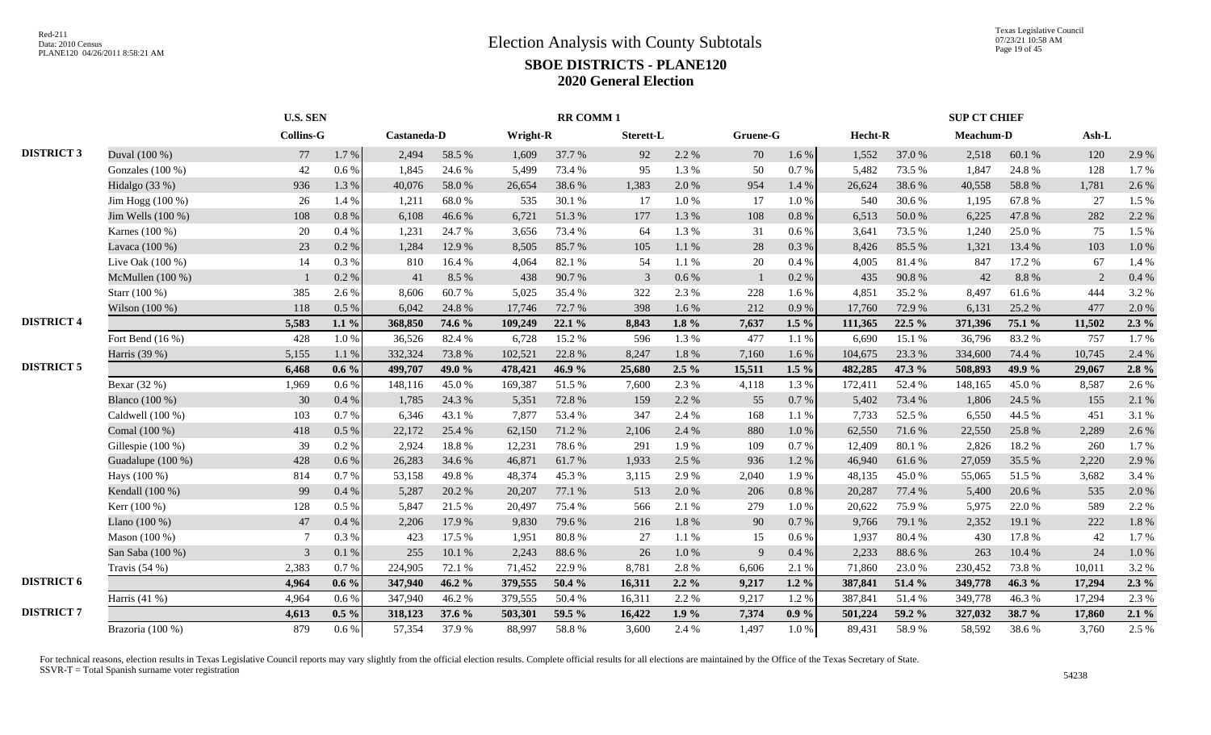# Election Analysis with County Subtotals

## SBOE DISTRICTS - PLANE120

## 2020 General Election

| | | U.S. SEN | | RR COMM 1 | | | | | | | | SUP CT CHIEF | | | | | |
|---|---|---|---|---|---|---|---|---|---|---|---|---|---|---|---|---|---|
| | | Collins-G | | Castaneda-D | | Wright-R | | Sterett-L | | Gruene-G | | Hecht-R | | Meachum-D | | Ash-L | |
| **DISTRICT 3** | Duval (100 %) | 77 | 1.7 % | 2,494 | 58.5 % | 1,609 | 37.7 % | 92 | 2.2 % | 70 | 1.6 % | 1,552 | 37.0 % | 2,518 | 60.1 % | 120 | 2.9 % |
| | Gonzales (100 %) | 42 | 0.6 % | 1,845 | 24.6 % | 5,499 | 73.4 % | 95 | 1.3 % | 50 | 0.7 % | 5,482 | 73.5 % | 1,847 | 24.8 % | 128 | 1.7 % |
| | Hidalgo (33 %) | 936 | 1.3 % | 40,076 | 58.0 % | 26,654 | 38.6 % | 1,383 | 2.0 % | 954 | 1.4 % | 26,624 | 38.6 % | 40,558 | 58.8 % | 1,781 | 2.6 % |
| | Jim Hogg (100 %) | 26 | 1.4 % | 1,211 | 68.0 % | 535 | 30.1 % | 17 | 1.0 % | 17 | 1.0 % | 540 | 30.6 % | 1,195 | 67.8 % | 27 | 1.5 % |
| | Jim Wells (100 %) | 108 | 0.8 % | 6,108 | 46.6 % | 6,721 | 51.3 % | 177 | 1.3 % | 108 | 0.8 % | 6,513 | 50.0 % | 6,225 | 47.8 % | 282 | 2.2 % |
| | Karnes (100 %) | 20 | 0.4 % | 1,231 | 24.7 % | 3,656 | 73.4 % | 64 | 1.3 % | 31 | 0.6 % | 3,641 | 73.5 % | 1,240 | 25.0 % | 75 | 1.5 % |
| | Lavaca (100 %) | 23 | 0.2 % | 1,284 | 12.9 % | 8,505 | 85.7 % | 105 | 1.1 % | 28 | 0.3 % | 8,426 | 85.5 % | 1,321 | 13.4 % | 103 | 1.0 % |
| | Live Oak (100 %) | 14 | 0.3 % | 810 | 16.4 % | 4,064 | 82.1 % | 54 | 1.1 % | 20 | 0.4 % | 4,005 | 81.4 % | 847 | 17.2 % | 67 | 1.4 % |
| | McMullen (100 %) | 1 | 0.2 % | 41 | 8.5 % | 438 | 90.7 % | 3 | 0.6 % | 1 | 0.2 % | 435 | 90.8 % | 42 | 8.8 % | 2 | 0.4 % |
| | Starr (100 %) | 385 | 2.6 % | 8,606 | 60.7 % | 5,025 | 35.4 % | 322 | 2.3 % | 228 | 1.6 % | 4,851 | 35.2 % | 8,497 | 61.6 % | 444 | 3.2 % |
| | Wilson (100 %) | 118 | 0.5 % | 6,042 | 24.8 % | 17,746 | 72.7 % | 398 | 1.6 % | 212 | 0.9 % | 17,760 | 72.9 % | 6,131 | 25.2 % | 477 | 2.0 % |
| **DISTRICT 4** | | **5,583** | **1.1 %** | **368,850** | **74.6 %** | **109,249** | **22.1 %** | **8,843** | **1.8 %** | **7,637** | **1.5 %** | **111,365** | **22.5 %** | **371,396** | **75.1 %** | **11,502** | **2.3 %** |
| | Fort Bend (16 %) | 428 | 1.0 % | 36,526 | 82.4 % | 6,728 | 15.2 % | 596 | 1.3 % | 477 | 1.1 % | 6,690 | 15.1 % | 36,796 | 83.2 % | 757 | 1.7 % |
| | Harris (39 %) | 5,155 | 1.1 % | 332,324 | 73.8 % | 102,521 | 22.8 % | 8,247 | 1.8 % | 7,160 | 1.6 % | 104,675 | 23.3 % | 334,600 | 74.4 % | 10,745 | 2.4 % |
| **DISTRICT 5** | | **6,468** | **0.6 %** | **499,707** | **49.0 %** | **478,421** | **46.9 %** | **25,680** | **2.5 %** | **15,511** | **1.5 %** | **482,285** | **47.3 %** | **508,893** | **49.9 %** | **29,067** | **2.8 %** |
| | Bexar (32 %) | 1,969 | 0.6 % | 148,116 | 45.0 % | 169,387 | 51.5 % | 7,600 | 2.3 % | 4,118 | 1.3 % | 172,411 | 52.4 % | 148,165 | 45.0 % | 8,587 | 2.6 % |
| | Blanco (100 %) | 30 | 0.4 % | 1,785 | 24.3 % | 5,351 | 72.8 % | 159 | 2.2 % | 55 | 0.7 % | 5,402 | 73.4 % | 1,806 | 24.5 % | 155 | 2.1 % |
| | Caldwell (100 %) | 103 | 0.7 % | 6,346 | 43.1 % | 7,877 | 53.4 % | 347 | 2.4 % | 168 | 1.1 % | 7,733 | 52.5 % | 6,550 | 44.5 % | 451 | 3.1 % |
| | Comal (100 %) | 418 | 0.5 % | 22,172 | 25.4 % | 62,150 | 71.2 % | 2,106 | 2.4 % | 880 | 1.0 % | 62,550 | 71.6 % | 22,550 | 25.8 % | 2,289 | 2.6 % |
| | Gillespie (100 %) | 39 | 0.2 % | 2,924 | 18.8 % | 12,231 | 78.6 % | 291 | 1.9 % | 109 | 0.7 % | 12,409 | 80.1 % | 2,826 | 18.2 % | 260 | 1.7 % |
| | Guadalupe (100 %) | 428 | 0.6 % | 26,283 | 34.6 % | 46,871 | 61.7 % | 1,933 | 2.5 % | 936 | 1.2 % | 46,940 | 61.6 % | 27,059 | 35.5 % | 2,220 | 2.9 % |
| | Hays (100 %) | 814 | 0.7 % | 53,158 | 49.8 % | 48,374 | 45.3 % | 3,115 | 2.9 % | 2,040 | 1.9 % | 48,135 | 45.0 % | 55,065 | 51.5 % | 3,682 | 3.4 % |
| | Kendall (100 %) | 99 | 0.4 % | 5,287 | 20.2 % | 20,207 | 77.1 % | 513 | 2.0 % | 206 | 0.8 % | 20,287 | 77.4 % | 5,400 | 20.6 % | 535 | 2.0 % |
| | Kerr (100 %) | 128 | 0.5 % | 5,847 | 21.5 % | 20,497 | 75.4 % | 566 | 2.1 % | 279 | 1.0 % | 20,622 | 75.9 % | 5,975 | 22.0 % | 589 | 2.2 % |
| | Llano (100 %) | 47 | 0.4 % | 2,206 | 17.9 % | 9,830 | 79.6 % | 216 | 1.8 % | 90 | 0.7 % | 9,766 | 79.1 % | 2,352 | 19.1 % | 222 | 1.8 % |
| | Mason (100 %) | 7 | 0.3 % | 423 | 17.5 % | 1,951 | 80.8 % | 27 | 1.1 % | 15 | 0.6 % | 1,937 | 80.4 % | 430 | 17.8 % | 42 | 1.7 % |
| | San Saba (100 %) | 3 | 0.1 % | 255 | 10.1 % | 2,243 | 88.6 % | 26 | 1.0 % | 9 | 0.4 % | 2,233 | 88.6 % | 263 | 10.4 % | 24 | 1.0 % |
| | Travis (54 %) | 2,383 | 0.7 % | 224,905 | 72.1 % | 71,452 | 22.9 % | 8,781 | 2.8 % | 6,606 | 2.1 % | 71,860 | 23.0 % | 230,452 | 73.8 % | 10,011 | 3.2 % |
| **DISTRICT 6** | | **4,964** | **0.6 %** | **347,940** | **46.2 %** | **379,555** | **50.4 %** | **16,311** | **2.2 %** | **9,217** | **1.2 %** | **387,841** | **51.4 %** | **349,778** | **46.3 %** | **17,294** | **2.3 %** |
| | Harris (41 %) | 4,964 | 0.6 % | 347,940 | 46.2 % | 379,555 | 50.4 % | 16,311 | 2.2 % | 9,217 | 1.2 % | 387,841 | 51.4 % | 349,778 | 46.3 % | 17,294 | 2.3 % |
| **DISTRICT 7** | | **4,613** | **0.5 %** | **318,123** | **37.6 %** | **503,301** | **59.5 %** | **16,422** | **1.9 %** | **7,374** | **0.9 %** | **501,224** | **59.2 %** | **327,032** | **38.7 %** | **17,860** | **2.1 %** |
| | Brazoria (100 %) | 879 | 0.6 % | 57,354 | 37.9 % | 88,997 | 58.8 % | 3,600 | 2.4 % | 1,497 | 1.0 % | 89,431 | 58.9 % | 58,592 | 38.6 % | 3,760 | 2.5 % |

For technical reasons, election results in Texas Legislative Council reports may vary slightly from the official election results. Complete official results for all elections are maintained by the Office of the Texas Secretary of State.
SSVR-T = Total Spanish surname voter registration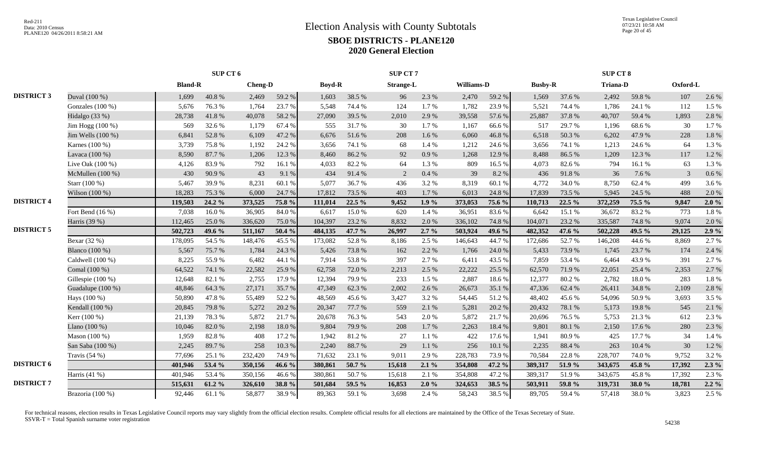# Election Analysis with County Subtotals

## SBOE DISTRICTS - PLANE120

## 2020 General Election

| | | SUP CT 6 | | | | SUP CT 7 | | | | | | SUP CT 8 | | | | | |
|---|---|---|---|---|---|---|---|---|---|---|---|---|---|---|---|---|---|
| | | Bland-R | | Cheng-D | | Boyd-R | | Strange-L | | Williams-D | | Busby-R | | Triana-D | | Oxford-L | |
| **DISTRICT 3** | Duval (100 %) | 1,699 | 40.8 % | 2,469 | 59.2 % | 1,603 | 38.5 % | 96 | 2.3 % | 2,470 | 59.2 % | 1,569 | 37.6 % | 2,492 | 59.8 % | 107 | 2.6 % |
| | Gonzales (100 %) | 5,676 | 76.3 % | 1,764 | 23.7 % | 5,548 | 74.4 % | 124 | 1.7 % | 1,782 | 23.9 % | 5,521 | 74.4 % | 1,786 | 24.1 % | 112 | 1.5 % |
| | Hidalgo (33 %) | 28,738 | 41.8 % | 40,078 | 58.2 % | 27,090 | 39.5 % | 2,010 | 2.9 % | 39,558 | 57.6 % | 25,887 | 37.8 % | 40,707 | 59.4 % | 1,893 | 2.8 % |
| | Jim Hogg (100 %) | 569 | 32.6 % | 1,179 | 67.4 % | 555 | 31.7 % | 30 | 1.7 % | 1,167 | 66.6 % | 517 | 29.7 % | 1,196 | 68.6 % | 30 | 1.7 % |
| | Jim Wells (100 %) | 6,841 | 52.8 % | 6,109 | 47.2 % | 6,676 | 51.6 % | 208 | 1.6 % | 6,060 | 46.8 % | 6,518 | 50.3 % | 6,202 | 47.9 % | 228 | 1.8 % |
| | Karnes (100 %) | 3,739 | 75.8 % | 1,192 | 24.2 % | 3,656 | 74.1 % | 68 | 1.4 % | 1,212 | 24.6 % | 3,656 | 74.1 % | 1,213 | 24.6 % | 64 | 1.3 % |
| | Lavaca (100 %) | 8,590 | 87.7 % | 1,206 | 12.3 % | 8,460 | 86.2 % | 92 | 0.9 % | 1,268 | 12.9 % | 8,488 | 86.5 % | 1,209 | 12.3 % | 117 | 1.2 % |
| | Live Oak (100 %) | 4,126 | 83.9 % | 792 | 16.1 % | 4,033 | 82.2 % | 64 | 1.3 % | 809 | 16.5 % | 4,073 | 82.6 % | 794 | 16.1 % | 63 | 1.3 % |
| | McMullen (100 %) | 430 | 90.9 % | 43 | 9.1 % | 434 | 91.4 % | 2 | 0.4 % | 39 | 8.2 % | 436 | 91.8 % | 36 | 7.6 % | 3 | 0.6 % |
| | Starr (100 %) | 5,467 | 39.9 % | 8,231 | 60.1 % | 5,077 | 36.7 % | 436 | 3.2 % | 8,319 | 60.1 % | 4,772 | 34.0 % | 8,750 | 62.4 % | 499 | 3.6 % |
| | Wilson (100 %) | 18,283 | 75.3 % | 6,000 | 24.7 % | 17,812 | 73.5 % | 403 | 1.7 % | 6,013 | 24.8 % | 17,839 | 73.5 % | 5,945 | 24.5 % | 488 | 2.0 % |
| **DISTRICT 4** | | **119,503** | **24.2 %** | **373,525** | **75.8 %** | **111,014** | **22.5 %** | **9,452** | **1.9 %** | **373,053** | **75.6 %** | **110,713** | **22.5 %** | **372,259** | **75.5 %** | **9,847** | **2.0 %** |
| | Fort Bend (16 %) | 7,038 | 16.0 % | 36,905 | 84.0 % | 6,617 | 15.0 % | 620 | 1.4 % | 36,951 | 83.6 % | 6,642 | 15.1 % | 36,672 | 83.2 % | 773 | 1.8 % |
| | Harris (39 %) | 112,465 | 25.0 % | 336,620 | 75.0 % | 104,397 | 23.2 % | 8,832 | 2.0 % | 336,102 | 74.8 % | 104,071 | 23.2 % | 335,587 | 74.8 % | 9,074 | 2.0 % |
| **DISTRICT 5** | | **502,723** | **49.6 %** | **511,167** | **50.4 %** | **484,135** | **47.7 %** | **26,997** | **2.7 %** | **503,924** | **49.6 %** | **482,352** | **47.6 %** | **502,228** | **49.5 %** | **29,125** | **2.9 %** |
| | Bexar (32 %) | 178,095 | 54.5 % | 148,476 | 45.5 % | 173,082 | 52.8 % | 8,186 | 2.5 % | 146,643 | 44.7 % | 172,686 | 52.7 % | 146,208 | 44.6 % | 8,869 | 2.7 % |
| | Blanco (100 %) | 5,567 | 75.7 % | 1,784 | 24.3 % | 5,426 | 73.8 % | 162 | 2.2 % | 1,766 | 24.0 % | 5,433 | 73.9 % | 1,745 | 23.7 % | 174 | 2.4 % |
| | Caldwell (100 %) | 8,225 | 55.9 % | 6,482 | 44.1 % | 7,914 | 53.8 % | 397 | 2.7 % | 6,411 | 43.5 % | 7,859 | 53.4 % | 6,464 | 43.9 % | 391 | 2.7 % |
| | Comal (100 %) | 64,522 | 74.1 % | 22,582 | 25.9 % | 62,758 | 72.0 % | 2,213 | 2.5 % | 22,222 | 25.5 % | 62,570 | 71.9 % | 22,051 | 25.4 % | 2,353 | 2.7 % |
| | Gillespie (100 %) | 12,648 | 82.1 % | 2,755 | 17.9 % | 12,394 | 79.9 % | 233 | 1.5 % | 2,887 | 18.6 % | 12,377 | 80.2 % | 2,782 | 18.0 % | 283 | 1.8 % |
| | Guadalupe (100 %) | 48,846 | 64.3 % | 27,171 | 35.7 % | 47,349 | 62.3 % | 2,002 | 2.6 % | 26,673 | 35.1 % | 47,336 | 62.4 % | 26,411 | 34.8 % | 2,109 | 2.8 % |
| | Hays (100 %) | 50,890 | 47.8 % | 55,489 | 52.2 % | 48,569 | 45.6 % | 3,427 | 3.2 % | 54,445 | 51.2 % | 48,402 | 45.6 % | 54,096 | 50.9 % | 3,693 | 3.5 % |
| | Kendall (100 %) | 20,845 | 79.8 % | 5,272 | 20.2 % | 20,347 | 77.7 % | 559 | 2.1 % | 5,281 | 20.2 % | 20,432 | 78.1 % | 5,173 | 19.8 % | 545 | 2.1 % |
| | Kerr (100 %) | 21,139 | 78.3 % | 5,872 | 21.7 % | 20,678 | 76.3 % | 543 | 2.0 % | 5,872 | 21.7 % | 20,696 | 76.5 % | 5,753 | 21.3 % | 612 | 2.3 % |
| | Llano (100 %) | 10,046 | 82.0 % | 2,198 | 18.0 % | 9,804 | 79.9 % | 208 | 1.7 % | 2,263 | 18.4 % | 9,801 | 80.1 % | 2,150 | 17.6 % | 280 | 2.3 % |
| | Mason (100 %) | 1,959 | 82.8 % | 408 | 17.2 % | 1,942 | 81.2 % | 27 | 1.1 % | 422 | 17.6 % | 1,941 | 80.9 % | 425 | 17.7 % | 34 | 1.4 % |
| | San Saba (100 %) | 2,245 | 89.7 % | 258 | 10.3 % | 2,240 | 88.7 % | 29 | 1.1 % | 256 | 10.1 % | 2,235 | 88.4 % | 263 | 10.4 % | 30 | 1.2 % |
| | Travis (54 %) | 77,696 | 25.1 % | 232,420 | 74.9 % | 71,632 | 23.1 % | 9,011 | 2.9 % | 228,783 | 73.9 % | 70,584 | 22.8 % | 228,707 | 74.0 % | 9,752 | 3.2 % |
| **DISTRICT 6** | | **401,946** | **53.4 %** | **350,156** | **46.6 %** | **380,861** | **50.7 %** | **15,618** | **2.1 %** | **354,808** | **47.2 %** | **389,317** | **51.9 %** | **343,675** | **45.8 %** | **17,392** | **2.3 %** |
| | Harris (41 %) | 401,946 | 53.4 % | 350,156 | 46.6 % | 380,861 | 50.7 % | 15,618 | 2.1 % | 354,808 | 47.2 % | 389,317 | 51.9 % | 343,675 | 45.8 % | 17,392 | 2.3 % |
| **DISTRICT 7** | | **515,631** | **61.2 %** | **326,610** | **38.8 %** | **501,684** | **59.5 %** | **16,853** | **2.0 %** | **324,653** | **38.5 %** | **503,911** | **59.8 %** | **319,731** | **38.0 %** | **18,781** | **2.2 %** |
| | Brazoria (100 %) | 92,446 | 61.1 % | 58,877 | 38.9 % | 89,363 | 59.1 % | 3,698 | 2.4 % | 58,243 | 38.5 % | 89,705 | 59.4 % | 57,418 | 38.0 % | 3,823 | 2.5 % |

For technical reasons, election results in Texas Legislative Council reports may vary slightly from the official election results. Complete official results for all elections are maintained by the Office of the Texas Secretary of State.
SSVR-T = Total Spanish surname voter registration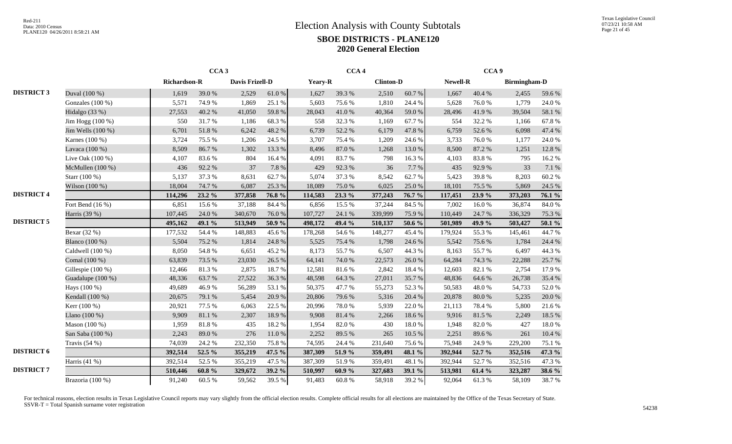# Election Analysis with County Subtotals

## SBOE DISTRICTS - PLANE120

## 2020 General Election

| | | CCA 3 | | | | CCA 4 | | | | CCA 9 | | | |
|---|---|---|---|---|---|---|---|---|---|---|---|---|---|
| | | Richardson-R | | Davis Frizell-D | | Yeary-R | | Clinton-D | | Newell-R | | Birmingham-D | |
| DISTRICT 3 | Duval (100 %) | 1,619 | 39.0 % | 2,529 | 61.0 % | 1,627 | 39.3 % | 2,510 | 60.7 % | 1,667 | 40.4 % | 2,455 | 59.6 % |
| | Gonzales (100 %) | 5,571 | 74.9 % | 1,869 | 25.1 % | 5,603 | 75.6 % | 1,810 | 24.4 % | 5,628 | 76.0 % | 1,779 | 24.0 % |
| | Hidalgo (33 %) | 27,553 | 40.2 % | 41,050 | 59.8 % | 28,043 | 41.0 % | 40,364 | 59.0 % | 28,496 | 41.9 % | 39,504 | 58.1 % |
| | Jim Hogg (100 %) | 550 | 31.7 % | 1,186 | 68.3 % | 558 | 32.3 % | 1,169 | 67.7 % | 554 | 32.2 % | 1,166 | 67.8 % |
| | Jim Wells (100 %) | 6,701 | 51.8 % | 6,242 | 48.2 % | 6,739 | 52.2 % | 6,179 | 47.8 % | 6,759 | 52.6 % | 6,098 | 47.4 % |
| | Karnes (100 %) | 3,724 | 75.5 % | 1,206 | 24.5 % | 3,707 | 75.4 % | 1,209 | 24.6 % | 3,733 | 76.0 % | 1,177 | 24.0 % |
| | Lavaca (100 %) | 8,509 | 86.7 % | 1,302 | 13.3 % | 8,496 | 87.0 % | 1,268 | 13.0 % | 8,500 | 87.2 % | 1,251 | 12.8 % |
| | Live Oak (100 %) | 4,107 | 83.6 % | 804 | 16.4 % | 4,091 | 83.7 % | 798 | 16.3 % | 4,103 | 83.8 % | 795 | 16.2 % |
| | McMullen (100 %) | 436 | 92.2 % | 37 | 7.8 % | 429 | 92.3 % | 36 | 7.7 % | 435 | 92.9 % | 33 | 7.1 % |
| | Starr (100 %) | 5,137 | 37.3 % | 8,631 | 62.7 % | 5,074 | 37.3 % | 8,542 | 62.7 % | 5,423 | 39.8 % | 8,203 | 60.2 % |
| | Wilson (100 %) | 18,004 | 74.7 % | 6,087 | 25.3 % | 18,089 | 75.0 % | 6,025 | 25.0 % | 18,101 | 75.5 % | 5,869 | 24.5 % |
| **DISTRICT 4** | | **114,296** | **23.2 %** | **377,858** | **76.8 %** | **114,583** | **23.3 %** | **377,243** | **76.7 %** | **117,451** | **23.9 %** | **373,203** | **76.1 %** |
| | Fort Bend (16 %) | 6,851 | 15.6 % | 37,188 | 84.4 % | 6,856 | 15.5 % | 37,244 | 84.5 % | 7,002 | 16.0 % | 36,874 | 84.0 % |
| | Harris (39 %) | 107,445 | 24.0 % | 340,670 | 76.0 % | 107,727 | 24.1 % | 339,999 | 75.9 % | 110,449 | 24.7 % | 336,329 | 75.3 % |
| **DISTRICT 5** | | **495,162** | **49.1 %** | **513,949** | **50.9 %** | **498,172** | **49.4 %** | **510,137** | **50.6 %** | **501,989** | **49.9 %** | **503,427** | **50.1 %** |
| | Bexar (32 %) | 177,532 | 54.4 % | 148,883 | 45.6 % | 178,268 | 54.6 % | 148,277 | 45.4 % | 179,924 | 55.3 % | 145,461 | 44.7 % |
| | Blanco (100 %) | 5,504 | 75.2 % | 1,814 | 24.8 % | 5,525 | 75.4 % | 1,798 | 24.6 % | 5,542 | 75.6 % | 1,784 | 24.4 % |
| | Caldwell (100 %) | 8,050 | 54.8 % | 6,651 | 45.2 % | 8,173 | 55.7 % | 6,507 | 44.3 % | 8,163 | 55.7 % | 6,497 | 44.3 % |
| | Comal (100 %) | 63,839 | 73.5 % | 23,030 | 26.5 % | 64,141 | 74.0 % | 22,573 | 26.0 % | 64,284 | 74.3 % | 22,288 | 25.7 % |
| | Gillespie (100 %) | 12,466 | 81.3 % | 2,875 | 18.7 % | 12,581 | 81.6 % | 2,842 | 18.4 % | 12,603 | 82.1 % | 2,754 | 17.9 % |
| | Guadalupe (100 %) | 48,336 | 63.7 % | 27,522 | 36.3 % | 48,598 | 64.3 % | 27,011 | 35.7 % | 48,836 | 64.6 % | 26,738 | 35.4 % |
| | Hays (100 %) | 49,689 | 46.9 % | 56,289 | 53.1 % | 50,375 | 47.7 % | 55,273 | 52.3 % | 50,583 | 48.0 % | 54,733 | 52.0 % |
| | Kendall (100 %) | 20,675 | 79.1 % | 5,454 | 20.9 % | 20,806 | 79.6 % | 5,316 | 20.4 % | 20,878 | 80.0 % | 5,235 | 20.0 % |
| | Kerr (100 %) | 20,921 | 77.5 % | 6,063 | 22.5 % | 20,996 | 78.0 % | 5,939 | 22.0 % | 21,113 | 78.4 % | 5,800 | 21.6 % |
| | Llano (100 %) | 9,909 | 81.1 % | 2,307 | 18.9 % | 9,908 | 81.4 % | 2,266 | 18.6 % | 9,916 | 81.5 % | 2,249 | 18.5 % |
| | Mason (100 %) | 1,959 | 81.8 % | 435 | 18.2 % | 1,954 | 82.0 % | 430 | 18.0 % | 1,948 | 82.0 % | 427 | 18.0 % |
| | San Saba (100 %) | 2,243 | 89.0 % | 276 | 11.0 % | 2,252 | 89.5 % | 265 | 10.5 % | 2,251 | 89.6 % | 261 | 10.4 % |
| | Travis (54 %) | 74,039 | 24.2 % | 232,350 | 75.8 % | 74,595 | 24.4 % | 231,640 | 75.6 % | 75,948 | 24.9 % | 229,200 | 75.1 % |
| **DISTRICT 6** | | **392,514** | **52.5 %** | **355,219** | **47.5 %** | **387,309** | **51.9 %** | **359,491** | **48.1 %** | **392,944** | **52.7 %** | **352,516** | **47.3 %** |
| | Harris (41 %) | 392,514 | 52.5 % | 355,219 | 47.5 % | 387,309 | 51.9 % | 359,491 | 48.1 % | 392,944 | 52.7 % | 352,516 | 47.3 % |
| **DISTRICT 7** | | **510,446** | **60.8 %** | **329,672** | **39.2 %** | **510,997** | **60.9 %** | **327,683** | **39.1 %** | **513,981** | **61.4 %** | **323,287** | **38.6 %** |
| | Brazoria (100 %) | 91,240 | 60.5 % | 59,562 | 39.5 % | 91,483 | 60.8 % | 58,918 | 39.2 % | 92,064 | 61.3 % | 58,109 | 38.7 % |

For technical reasons, election results in Texas Legislative Council reports may vary slightly from the official election results. Complete official results for all elections are maintained by the Office of the Texas Secretary of State.
SSVR-T = Total Spanish surname voter registration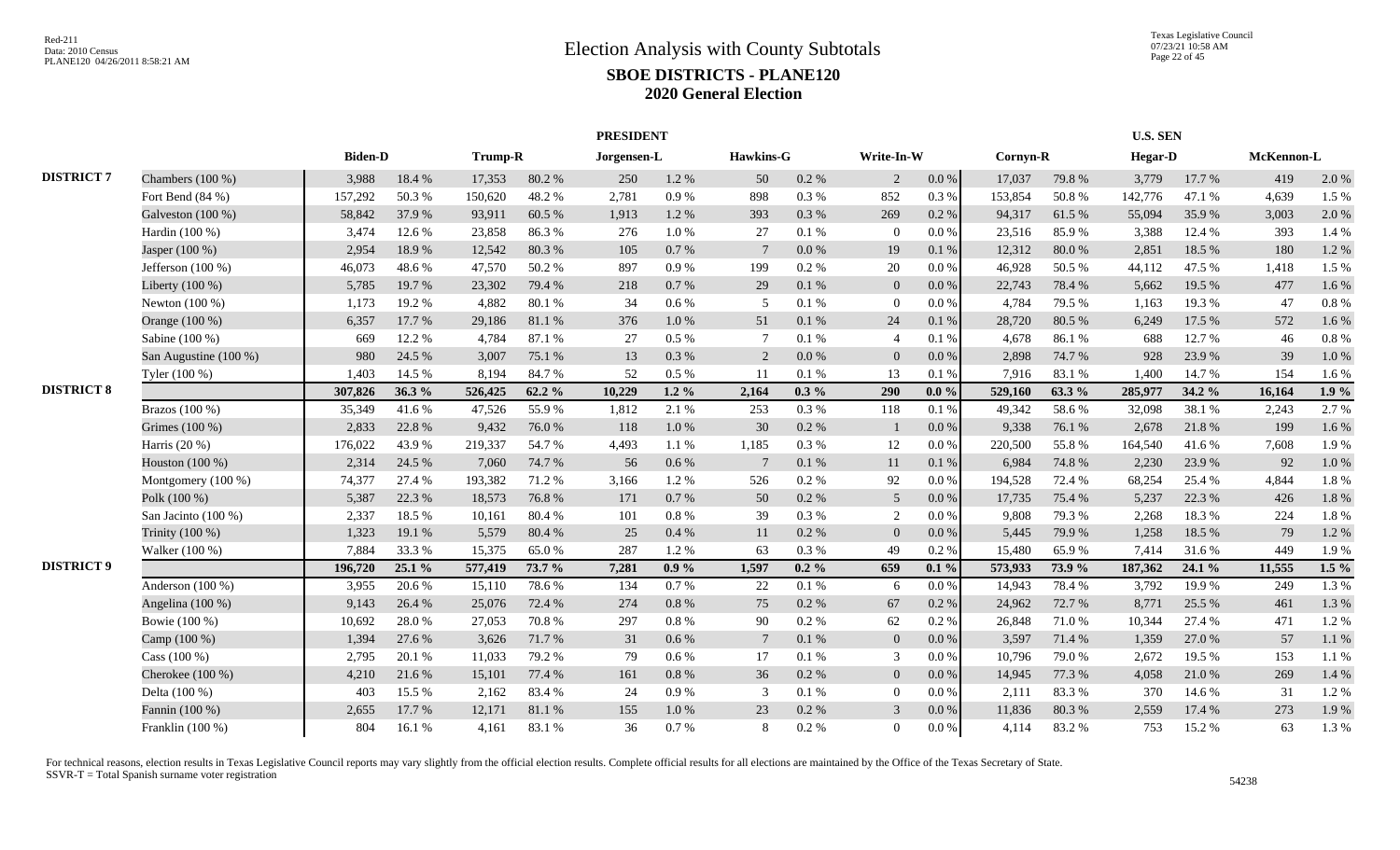# Election Analysis with County Subtotals

## SBOE DISTRICTS - PLANE120

## 2020 General Election

Red-211
Data: 2010 Census
PLANE120 04/26/2011 8:58:21 AM

Texas Legislative Council
07/23/21 10:58 AM

| | | PRESIDENT | | | | | | | | | | U.S. SEN | | | | | |
|---|---|---|---|---|---|---|---|---|---|---|---|---|---|---|---|---|---|
| | | Biden-D | | Trump-R | | Jorgensen-L | | Hawkins-G | | Write-In-W | | Cornyn-R | | Hegar-D | | McKennon-L | |
| **DISTRICT 7** | Chambers (100 %) | 3,988 | 18.4 % | 17,353 | 80.2 % | 250 | 1.2 % | 50 | 0.2 % | 2 | 0.0 % | 17,037 | 79.8 % | 3,779 | 17.7 % | 419 | 2.0 % |
| | Fort Bend (84 %) | 157,292 | 50.3 % | 150,620 | 48.2 % | 2,781 | 0.9 % | 898 | 0.3 % | 852 | 0.3 % | 153,854 | 50.8 % | 142,776 | 47.1 % | 4,639 | 1.5 % |
| | Galveston (100 %) | 58,842 | 37.9 % | 93,911 | 60.5 % | 1,913 | 1.2 % | 393 | 0.3 % | 269 | 0.2 % | 94,317 | 61.5 % | 55,094 | 35.9 % | 3,003 | 2.0 % |
| | Hardin (100 %) | 3,474 | 12.6 % | 23,858 | 86.3 % | 276 | 1.0 % | 27 | 0.1 % | 0 | 0.0 % | 23,516 | 85.9 % | 3,388 | 12.4 % | 393 | 1.4 % |
| | Jasper (100 %) | 2,954 | 18.9 % | 12,542 | 80.3 % | 105 | 0.7 % | 7 | 0.0 % | 19 | 0.1 % | 12,312 | 80.0 % | 2,851 | 18.5 % | 180 | 1.2 % |
| | Jefferson (100 %) | 46,073 | 48.6 % | 47,570 | 50.2 % | 897 | 0.9 % | 199 | 0.2 % | 20 | 0.0 % | 46,928 | 50.5 % | 44,112 | 47.5 % | 1,418 | 1.5 % |
| | Liberty (100 %) | 5,785 | 19.7 % | 23,302 | 79.4 % | 218 | 0.7 % | 29 | 0.1 % | 0 | 0.0 % | 22,743 | 78.4 % | 5,662 | 19.5 % | 477 | 1.6 % |
| | Newton (100 %) | 1,173 | 19.2 % | 4,882 | 80.1 % | 34 | 0.6 % | 5 | 0.1 % | 0 | 0.0 % | 4,784 | 79.5 % | 1,163 | 19.3 % | 47 | 0.8 % |
| | Orange (100 %) | 6,357 | 17.7 % | 29,186 | 81.1 % | 376 | 1.0 % | 51 | 0.1 % | 24 | 0.1 % | 28,720 | 80.5 % | 6,249 | 17.5 % | 572 | 1.6 % |
| | Sabine (100 %) | 669 | 12.2 % | 4,784 | 87.1 % | 27 | 0.5 % | 7 | 0.1 % | 4 | 0.1 % | 4,678 | 86.1 % | 688 | 12.7 % | 46 | 0.8 % |
| | San Augustine (100 %) | 980 | 24.5 % | 3,007 | 75.1 % | 13 | 0.3 % | 2 | 0.0 % | 0 | 0.0 % | 2,898 | 74.7 % | 928 | 23.9 % | 39 | 1.0 % |
| | Tyler (100 %) | 1,403 | 14.5 % | 8,194 | 84.7 % | 52 | 0.5 % | 11 | 0.1 % | 13 | 0.1 % | 7,916 | 83.1 % | 1,400 | 14.7 % | 154 | 1.6 % |
| **DISTRICT 8** | | **307,826** | **36.3 %** | **526,425** | **62.2 %** | **10,229** | **1.2 %** | **2,164** | **0.3 %** | **290** | **0.0 %** | **529,160** | **63.3 %** | **285,977** | **34.2 %** | **16,164** | **1.9 %** |
| | Brazos (100 %) | 35,349 | 41.6 % | 47,526 | 55.9 % | 1,812 | 2.1 % | 253 | 0.3 % | 118 | 0.1 % | 49,342 | 58.6 % | 32,098 | 38.1 % | 2,243 | 2.7 % |
| | Grimes (100 %) | 2,833 | 22.8 % | 9,432 | 76.0 % | 118 | 1.0 % | 30 | 0.2 % | 1 | 0.0 % | 9,338 | 76.1 % | 2,678 | 21.8 % | 199 | 1.6 % |
| | Harris (20 %) | 176,022 | 43.9 % | 219,337 | 54.7 % | 4,493 | 1.1 % | 1,185 | 0.3 % | 12 | 0.0 % | 220,500 | 55.8 % | 164,540 | 41.6 % | 7,608 | 1.9 % |
| | Houston (100 %) | 2,314 | 24.5 % | 7,060 | 74.7 % | 56 | 0.6 % | 7 | 0.1 % | 11 | 0.1 % | 6,984 | 74.8 % | 2,230 | 23.9 % | 92 | 1.0 % |
| | Montgomery (100 %) | 74,377 | 27.4 % | 193,382 | 71.2 % | 3,166 | 1.2 % | 526 | 0.2 % | 92 | 0.0 % | 194,528 | 72.4 % | 68,254 | 25.4 % | 4,844 | 1.8 % |
| | Polk (100 %) | 5,387 | 22.3 % | 18,573 | 76.8 % | 171 | 0.7 % | 50 | 0.2 % | 5 | 0.0 % | 17,735 | 75.4 % | 5,237 | 22.3 % | 426 | 1.8 % |
| | San Jacinto (100 %) | 2,337 | 18.5 % | 10,161 | 80.4 % | 101 | 0.8 % | 39 | 0.3 % | 2 | 0.0 % | 9,808 | 79.3 % | 2,268 | 18.3 % | 224 | 1.8 % |
| | Trinity (100 %) | 1,323 | 19.1 % | 5,579 | 80.4 % | 25 | 0.4 % | 11 | 0.2 % | 0 | 0.0 % | 5,445 | 79.9 % | 1,258 | 18.5 % | 79 | 1.2 % |
| | Walker (100 %) | 7,884 | 33.3 % | 15,375 | 65.0 % | 287 | 1.2 % | 63 | 0.3 % | 49 | 0.2 % | 15,480 | 65.9 % | 7,414 | 31.6 % | 449 | 1.9 % |
| **DISTRICT 9** | | **196,720** | **25.1 %** | **577,419** | **73.7 %** | **7,281** | **0.9 %** | **1,597** | **0.2 %** | **659** | **0.1 %** | **573,933** | **73.9 %** | **187,362** | **24.1 %** | **11,555** | **1.5 %** |
| | Anderson (100 %) | 3,955 | 20.6 % | 15,110 | 78.6 % | 134 | 0.7 % | 22 | 0.1 % | 6 | 0.0 % | 14,943 | 78.4 % | 3,792 | 19.9 % | 249 | 1.3 % |
| | Angelina (100 %) | 9,143 | 26.4 % | 25,076 | 72.4 % | 274 | 0.8 % | 75 | 0.2 % | 67 | 0.2 % | 24,962 | 72.7 % | 8,771 | 25.5 % | 461 | 1.3 % |
| | Bowie (100 %) | 10,692 | 28.0 % | 27,053 | 70.8 % | 297 | 0.8 % | 90 | 0.2 % | 62 | 0.2 % | 26,848 | 71.0 % | 10,344 | 27.4 % | 471 | 1.2 % |
| | Camp (100 %) | 1,394 | 27.6 % | 3,626 | 71.7 % | 31 | 0.6 % | 7 | 0.1 % | 0 | 0.0 % | 3,597 | 71.4 % | 1,359 | 27.0 % | 57 | 1.1 % |
| | Cass (100 %) | 2,795 | 20.1 % | 11,033 | 79.2 % | 79 | 0.6 % | 17 | 0.1 % | 3 | 0.0 % | 10,796 | 79.0 % | 2,672 | 19.5 % | 153 | 1.1 % |
| | Cherokee (100 %) | 4,210 | 21.6 % | 15,101 | 77.4 % | 161 | 0.8 % | 36 | 0.2 % | 0 | 0.0 % | 14,945 | 77.3 % | 4,058 | 21.0 % | 269 | 1.4 % |
| | Delta (100 %) | 403 | 15.5 % | 2,162 | 83.4 % | 24 | 0.9 % | 3 | 0.1 % | 0 | 0.0 % | 2,111 | 83.3 % | 370 | 14.6 % | 31 | 1.2 % |
| | Fannin (100 %) | 2,655 | 17.7 % | 12,171 | 81.1 % | 155 | 1.0 % | 23 | 0.2 % | 3 | 0.0 % | 11,836 | 80.3 % | 2,559 | 17.4 % | 273 | 1.9 % |
| | Franklin (100 %) | 804 | 16.1 % | 4,161 | 83.1 % | 36 | 0.7 % | 8 | 0.2 % | 0 | 0.0 % | 4,114 | 83.2 % | 753 | 15.2 % | 63 | 1.3 % |

For technical reasons, election results in Texas Legislative Council reports may vary slightly from the official election results. Complete official results for all elections are maintained by the Office of the Texas Secretary of State.
SSVR-T = Total Spanish surname voter registration

54238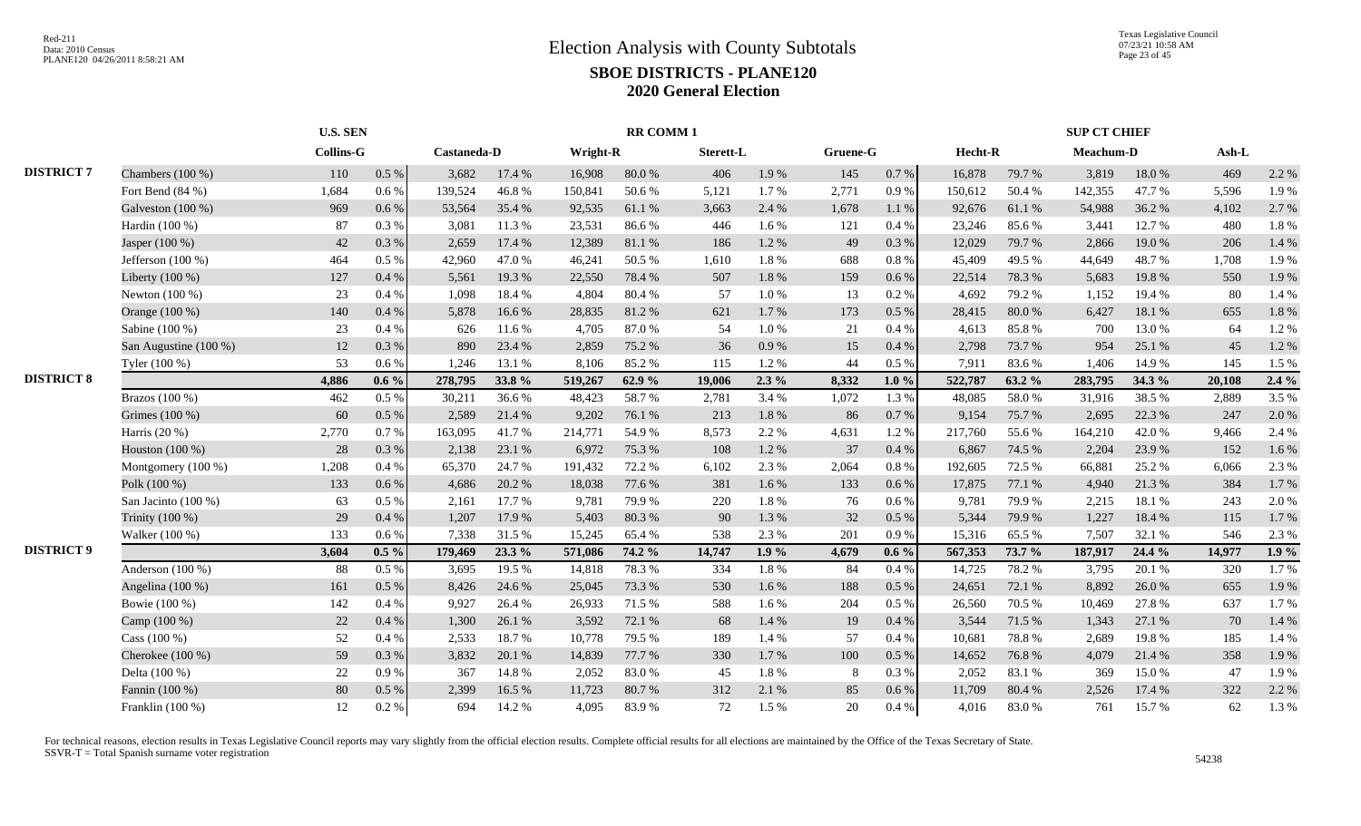# Election Analysis with County Subtotals

## SBOE DISTRICTS - PLANE120

## 2020 General Election

| | | U.S. SEN | | RR COMM 1 | | | | | | | | SUP CT CHIEF | | | | | |
|---|---|---|---|---|---|---|---|---|---|---|---|---|---|---|---|---|---|
| | | Collins-G | | Castaneda-D | | Wright-R | | Sterett-L | | Gruene-G | | Hecht-R | | Meachum-D | | Ash-L | |
| DISTRICT 7 | Chambers (100 %) | 110 | 0.5 % | 3,682 | 17.4 % | 16,908 | 80.0 % | 406 | 1.9 % | 145 | 0.7 % | 16,878 | 79.7 % | 3,819 | 18.0 % | 469 | 2.2 % |
| | Fort Bend (84 %) | 1,684 | 0.6 % | 139,524 | 46.8 % | 150,841 | 50.6 % | 5,121 | 1.7 % | 2,771 | 0.9 % | 150,612 | 50.4 % | 142,355 | 47.7 % | 5,596 | 1.9 % |
| | Galveston (100 %) | 969 | 0.6 % | 53,564 | 35.4 % | 92,535 | 61.1 % | 3,663 | 2.4 % | 1,678 | 1.1 % | 92,676 | 61.1 % | 54,988 | 36.2 % | 4,102 | 2.7 % |
| | Hardin (100 %) | 87 | 0.3 % | 3,081 | 11.3 % | 23,531 | 86.6 % | 446 | 1.6 % | 121 | 0.4 % | 23,246 | 85.6 % | 3,441 | 12.7 % | 480 | 1.8 % |
| | Jasper (100 %) | 42 | 0.3 % | 2,659 | 17.4 % | 12,389 | 81.1 % | 186 | 1.2 % | 49 | 0.3 % | 12,029 | 79.7 % | 2,866 | 19.0 % | 206 | 1.4 % |
| | Jefferson (100 %) | 464 | 0.5 % | 42,960 | 47.0 % | 46,241 | 50.5 % | 1,610 | 1.8 % | 688 | 0.8 % | 45,409 | 49.5 % | 44,649 | 48.7 % | 1,708 | 1.9 % |
| | Liberty (100 %) | 127 | 0.4 % | 5,561 | 19.3 % | 22,550 | 78.4 % | 507 | 1.8 % | 159 | 0.6 % | 22,514 | 78.3 % | 5,683 | 19.8 % | 550 | 1.9 % |
| | Newton (100 %) | 23 | 0.4 % | 1,098 | 18.4 % | 4,804 | 80.4 % | 57 | 1.0 % | 13 | 0.2 % | 4,692 | 79.2 % | 1,152 | 19.4 % | 80 | 1.4 % |
| | Orange (100 %) | 140 | 0.4 % | 5,878 | 16.6 % | 28,835 | 81.2 % | 621 | 1.7 % | 173 | 0.5 % | 28,415 | 80.0 % | 6,427 | 18.1 % | 655 | 1.8 % |
| | Sabine (100 %) | 23 | 0.4 % | 626 | 11.6 % | 4,705 | 87.0 % | 54 | 1.0 % | 21 | 0.4 % | 4,613 | 85.8 % | 700 | 13.0 % | 64 | 1.2 % |
| | San Augustine (100 %) | 12 | 0.3 % | 890 | 23.4 % | 2,859 | 75.2 % | 36 | 0.9 % | 15 | 0.4 % | 2,798 | 73.7 % | 954 | 25.1 % | 45 | 1.2 % |
| | Tyler (100 %) | 53 | 0.6 % | 1,246 | 13.1 % | 8,106 | 85.2 % | 115 | 1.2 % | 44 | 0.5 % | 7,911 | 83.6 % | 1,406 | 14.9 % | 145 | 1.5 % |
| DISTRICT 8 | | **4,886** | **0.6 %** | **278,795** | **33.8 %** | **519,267** | **62.9 %** | **19,006** | **2.3 %** | **8,332** | **1.0 %** | **522,787** | **63.2 %** | **283,795** | **34.3 %** | **20,108** | **2.4 %** |
| | Brazos (100 %) | 462 | 0.5 % | 30,211 | 36.6 % | 48,423 | 58.7 % | 2,781 | 3.4 % | 1,072 | 1.3 % | 48,085 | 58.0 % | 31,916 | 38.5 % | 2,889 | 3.5 % |
| | Grimes (100 %) | 60 | 0.5 % | 2,589 | 21.4 % | 9,202 | 76.1 % | 213 | 1.8 % | 86 | 0.7 % | 9,154 | 75.7 % | 2,695 | 22.3 % | 247 | 2.0 % |
| | Harris (20 %) | 2,770 | 0.7 % | 163,095 | 41.7 % | 214,771 | 54.9 % | 8,573 | 2.2 % | 4,631 | 1.2 % | 217,760 | 55.6 % | 164,210 | 42.0 % | 9,466 | 2.4 % |
| | Houston (100 %) | 28 | 0.3 % | 2,138 | 23.1 % | 6,972 | 75.3 % | 108 | 1.2 % | 37 | 0.4 % | 6,867 | 74.5 % | 2,204 | 23.9 % | 152 | 1.6 % |
| | Montgomery (100 %) | 1,208 | 0.4 % | 65,370 | 24.7 % | 191,432 | 72.2 % | 6,102 | 2.3 % | 2,064 | 0.8 % | 192,605 | 72.5 % | 66,881 | 25.2 % | 6,066 | 2.3 % |
| | Polk (100 %) | 133 | 0.6 % | 4,686 | 20.2 % | 18,038 | 77.6 % | 381 | 1.6 % | 133 | 0.6 % | 17,875 | 77.1 % | 4,940 | 21.3 % | 384 | 1.7 % |
| | San Jacinto (100 %) | 63 | 0.5 % | 2,161 | 17.7 % | 9,781 | 79.9 % | 220 | 1.8 % | 76 | 0.6 % | 9,781 | 79.9 % | 2,215 | 18.1 % | 243 | 2.0 % |
| | Trinity (100 %) | 29 | 0.4 % | 1,207 | 17.9 % | 5,403 | 80.3 % | 90 | 1.3 % | 32 | 0.5 % | 5,344 | 79.9 % | 1,227 | 18.4 % | 115 | 1.7 % |
| | Walker (100 %) | 133 | 0.6 % | 7,338 | 31.5 % | 15,245 | 65.4 % | 538 | 2.3 % | 201 | 0.9 % | 15,316 | 65.5 % | 7,507 | 32.1 % | 546 | 2.3 % |
| DISTRICT 9 | | **3,604** | **0.5 %** | **179,469** | **23.3 %** | **571,086** | **74.2 %** | **14,747** | **1.9 %** | **4,679** | **0.6 %** | **567,353** | **73.7 %** | **187,917** | **24.4 %** | **14,977** | **1.9 %** |
| | Anderson (100 %) | 88 | 0.5 % | 3,695 | 19.5 % | 14,818 | 78.3 % | 334 | 1.8 % | 84 | 0.4 % | 14,725 | 78.2 % | 3,795 | 20.1 % | 320 | 1.7 % |
| | Angelina (100 %) | 161 | 0.5 % | 8,426 | 24.6 % | 25,045 | 73.3 % | 530 | 1.6 % | 188 | 0.5 % | 24,651 | 72.1 % | 8,892 | 26.0 % | 655 | 1.9 % |
| | Bowie (100 %) | 142 | 0.4 % | 9,927 | 26.4 % | 26,933 | 71.5 % | 588 | 1.6 % | 204 | 0.5 % | 26,560 | 70.5 % | 10,469 | 27.8 % | 637 | 1.7 % |
| | Camp (100 %) | 22 | 0.4 % | 1,300 | 26.1 % | 3,592 | 72.1 % | 68 | 1.4 % | 19 | 0.4 % | 3,544 | 71.5 % | 1,343 | 27.1 % | 70 | 1.4 % |
| | Cass (100 %) | 52 | 0.4 % | 2,533 | 18.7 % | 10,778 | 79.5 % | 189 | 1.4 % | 57 | 0.4 % | 10,681 | 78.8 % | 2,689 | 19.8 % | 185 | 1.4 % |
| | Cherokee (100 %) | 59 | 0.3 % | 3,832 | 20.1 % | 14,839 | 77.7 % | 330 | 1.7 % | 100 | 0.5 % | 14,652 | 76.8 % | 4,079 | 21.4 % | 358 | 1.9 % |
| | Delta (100 %) | 22 | 0.9 % | 367 | 14.8 % | 2,052 | 83.0 % | 45 | 1.8 % | 8 | 0.3 % | 2,052 | 83.1 % | 369 | 15.0 % | 47 | 1.9 % |
| | Fannin (100 %) | 80 | 0.5 % | 2,399 | 16.5 % | 11,723 | 80.7 % | 312 | 2.1 % | 85 | 0.6 % | 11,709 | 80.4 % | 2,526 | 17.4 % | 322 | 2.2 % |
| | Franklin (100 %) | 12 | 0.2 % | 694 | 14.2 % | 4,095 | 83.9 % | 72 | 1.5 % | 20 | 0.4 % | 4,016 | 83.0 % | 761 | 15.7 % | 62 | 1.3 % |

For technical reasons, election results in Texas Legislative Council reports may vary slightly from the official election results. Complete official results for all elections are maintained by the Office of the Texas Secretary of State.
SSVR-T = Total Spanish surname voter registration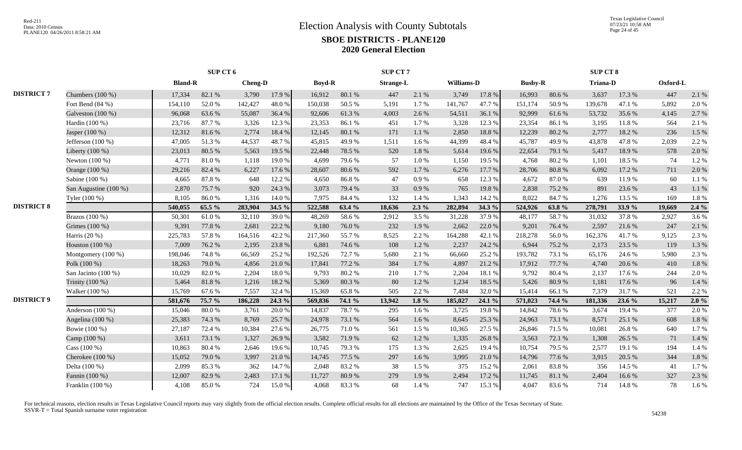# Election Analysis with County Subtotals

## SBOE DISTRICTS - PLANE120

## 2020 General Election

| | | SUP CT 6 | | | | SUP CT 7 | | | | | | SUP CT 8 | | | | | |
|---|---|---|---|---|---|---|---|---|---|---|---|---|---|---|---|---|---|
| | | Bland-R | | Cheng-D | | Boyd-R | | Strange-L | | Williams-D | | Busby-R | | Triana-D | | Oxford-L | |
| DISTRICT 7 | Chambers (100 %) | 17,334 | 82.1 % | 3,790 | 17.9 % | 16,912 | 80.1 % | 447 | 2.1 % | 3,749 | 17.8 % | 16,993 | 80.6 % | 3,637 | 17.3 % | 447 | 2.1 % |
| | Fort Bend (84 %) | 154,110 | 52.0 % | 142,427 | 48.0 % | 150,038 | 50.5 % | 5,191 | 1.7 % | 141,767 | 47.7 % | 151,174 | 50.9 % | 139,678 | 47.1 % | 5,892 | 2.0 % |
| | Galveston (100 %) | 96,068 | 63.6 % | 55,087 | 36.4 % | 92,606 | 61.3 % | 4,003 | 2.6 % | 54,511 | 36.1 % | 92,999 | 61.6 % | 53,732 | 35.6 % | 4,145 | 2.7 % |
| | Hardin (100 %) | 23,716 | 87.7 % | 3,326 | 12.3 % | 23,353 | 86.1 % | 451 | 1.7 % | 3,328 | 12.3 % | 23,354 | 86.1 % | 3,195 | 11.8 % | 564 | 2.1 % |
| | Jasper (100 %) | 12,312 | 81.6 % | 2,774 | 18.4 % | 12,145 | 80.1 % | 171 | 1.1 % | 2,850 | 18.8 % | 12,239 | 80.2 % | 2,777 | 18.2 % | 236 | 1.5 % |
| | Jefferson (100 %) | 47,005 | 51.3 % | 44,537 | 48.7 % | 45,815 | 49.9 % | 1,511 | 1.6 % | 44,399 | 48.4 % | 45,787 | 49.9 % | 43,878 | 47.8 % | 2,039 | 2.2 % |
| | Liberty (100 %) | 23,013 | 80.5 % | 5,563 | 19.5 % | 22,448 | 78.5 % | 520 | 1.8 % | 5,614 | 19.6 % | 22,654 | 79.1 % | 5,417 | 18.9 % | 578 | 2.0 % |
| | Newton (100 %) | 4,771 | 81.0 % | 1,118 | 19.0 % | 4,699 | 79.6 % | 57 | 1.0 % | 1,150 | 19.5 % | 4,768 | 80.2 % | 1,101 | 18.5 % | 74 | 1.2 % |
| | Orange (100 %) | 29,216 | 82.4 % | 6,227 | 17.6 % | 28,607 | 80.6 % | 592 | 1.7 % | 6,276 | 17.7 % | 28,706 | 80.8 % | 6,092 | 17.2 % | 711 | 2.0 % |
| | Sabine (100 %) | 4,665 | 87.8 % | 648 | 12.2 % | 4,650 | 86.8 % | 47 | 0.9 % | 658 | 12.3 % | 4,672 | 87.0 % | 639 | 11.9 % | 60 | 1.1 % |
| | San Augustine (100 %) | 2,870 | 75.7 % | 920 | 24.3 % | 3,073 | 79.4 % | 33 | 0.9 % | 765 | 19.8 % | 2,838 | 75.2 % | 891 | 23.6 % | 43 | 1.1 % |
| | Tyler (100 %) | 8,105 | 86.0 % | 1,316 | 14.0 % | 7,975 | 84.4 % | 132 | 1.4 % | 1,343 | 14.2 % | 8,022 | 84.7 % | 1,276 | 13.5 % | 169 | 1.8 % |
| DISTRICT 8 | | **540,055** | **65.5 %** | **283,904** | **34.5 %** | **522,588** | **63.4 %** | **18,636** | **2.3 %** | **282,894** | **34.3 %** | **524,926** | **63.8 %** | **278,791** | **33.9 %** | **19,669** | **2.4 %** |
| | Brazos (100 %) | 50,301 | 61.0 % | 32,110 | 39.0 % | 48,269 | 58.6 % | 2,912 | 3.5 % | 31,228 | 37.9 % | 48,177 | 58.7 % | 31,032 | 37.8 % | 2,927 | 3.6 % |
| | Grimes (100 %) | 9,391 | 77.8 % | 2,681 | 22.2 % | 9,180 | 76.0 % | 232 | 1.9 % | 2,662 | 22.0 % | 9,201 | 76.4 % | 2,597 | 21.6 % | 247 | 2.1 % |
| | Harris (20 %) | 225,783 | 57.8 % | 164,516 | 42.2 % | 217,360 | 55.7 % | 8,525 | 2.2 % | 164,288 | 42.1 % | 218,278 | 56.0 % | 162,376 | 41.7 % | 9,125 | 2.3 % |
| | Houston (100 %) | 7,009 | 76.2 % | 2,195 | 23.8 % | 6,881 | 74.6 % | 108 | 1.2 % | 2,237 | 24.2 % | 6,944 | 75.2 % | 2,173 | 23.5 % | 119 | 1.3 % |
| | Montgomery (100 %) | 198,046 | 74.8 % | 66,569 | 25.2 % | 192,526 | 72.7 % | 5,680 | 2.1 % | 66,660 | 25.2 % | 193,782 | 73.1 % | 65,176 | 24.6 % | 5,980 | 2.3 % |
| | Polk (100 %) | 18,263 | 79.0 % | 4,856 | 21.0 % | 17,841 | 77.2 % | 384 | 1.7 % | 4,897 | 21.2 % | 17,912 | 77.7 % | 4,740 | 20.6 % | 410 | 1.8 % |
| | San Jacinto (100 %) | 10,029 | 82.0 % | 2,204 | 18.0 % | 9,793 | 80.2 % | 210 | 1.7 % | 2,204 | 18.1 % | 9,792 | 80.4 % | 2,137 | 17.6 % | 244 | 2.0 % |
| | Trinity (100 %) | 5,464 | 81.8 % | 1,216 | 18.2 % | 5,369 | 80.3 % | 80 | 1.2 % | 1,234 | 18.5 % | 5,426 | 80.9 % | 1,181 | 17.6 % | 96 | 1.4 % |
| | Walker (100 %) | 15,769 | 67.6 % | 7,557 | 32.4 % | 15,369 | 65.8 % | 505 | 2.2 % | 7,484 | 32.0 % | 15,414 | 66.1 % | 7,379 | 31.7 % | 521 | 2.2 % |
| DISTRICT 9 | | **581,676** | **75.7 %** | **186,228** | **24.3 %** | **569,836** | **74.1 %** | **13,942** | **1.8 %** | **185,027** | **24.1 %** | **571,023** | **74.4 %** | **181,336** | **23.6 %** | **15,217** | **2.0 %** |
| | Anderson (100 %) | 15,046 | 80.0 % | 3,761 | 20.0 % | 14,837 | 78.7 % | 295 | 1.6 % | 3,725 | 19.8 % | 14,842 | 78.6 % | 3,674 | 19.4 % | 377 | 2.0 % |
| | Angelina (100 %) | 25,383 | 74.3 % | 8,769 | 25.7 % | 24,978 | 73.1 % | 564 | 1.6 % | 8,645 | 25.3 % | 24,963 | 73.1 % | 8,571 | 25.1 % | 608 | 1.8 % |
| | Bowie (100 %) | 27,187 | 72.4 % | 10,384 | 27.6 % | 26,775 | 71.0 % | 561 | 1.5 % | 10,365 | 27.5 % | 26,846 | 71.5 % | 10,081 | 26.8 % | 640 | 1.7 % |
| | Camp (100 %) | 3,611 | 73.1 % | 1,327 | 26.9 % | 3,582 | 71.9 % | 62 | 1.2 % | 1,335 | 26.8 % | 3,563 | 72.1 % | 1,308 | 26.5 % | 71 | 1.4 % |
| | Cass (100 %) | 10,863 | 80.4 % | 2,646 | 19.6 % | 10,745 | 79.3 % | 175 | 1.3 % | 2,625 | 19.4 % | 10,754 | 79.5 % | 2,577 | 19.1 % | 194 | 1.4 % |
| | Cherokee (100 %) | 15,052 | 79.0 % | 3,997 | 21.0 % | 14,745 | 77.5 % | 297 | 1.6 % | 3,995 | 21.0 % | 14,796 | 77.6 % | 3,915 | 20.5 % | 344 | 1.8 % |
| | Delta (100 %) | 2,099 | 85.3 % | 362 | 14.7 % | 2,048 | 83.2 % | 38 | 1.5 % | 375 | 15.2 % | 2,061 | 83.8 % | 356 | 14.5 % | 41 | 1.7 % |
| | Fannin (100 %) | 12,007 | 82.9 % | 2,483 | 17.1 % | 11,727 | 80.9 % | 279 | 1.9 % | 2,494 | 17.2 % | 11,745 | 81.1 % | 2,404 | 16.6 % | 327 | 2.3 % |
| | Franklin (100 %) | 4,108 | 85.0 % | 724 | 15.0 % | 4,068 | 83.3 % | 68 | 1.4 % | 747 | 15.3 % | 4,047 | 83.6 % | 714 | 14.8 % | 78 | 1.6 % |

For technical reasons, election results in Texas Legislative Council reports may vary slightly from the official election results. Complete official results for all elections are maintained by the Office of the Texas Secretary of State.
SSVR-T = Total Spanish surname voter registration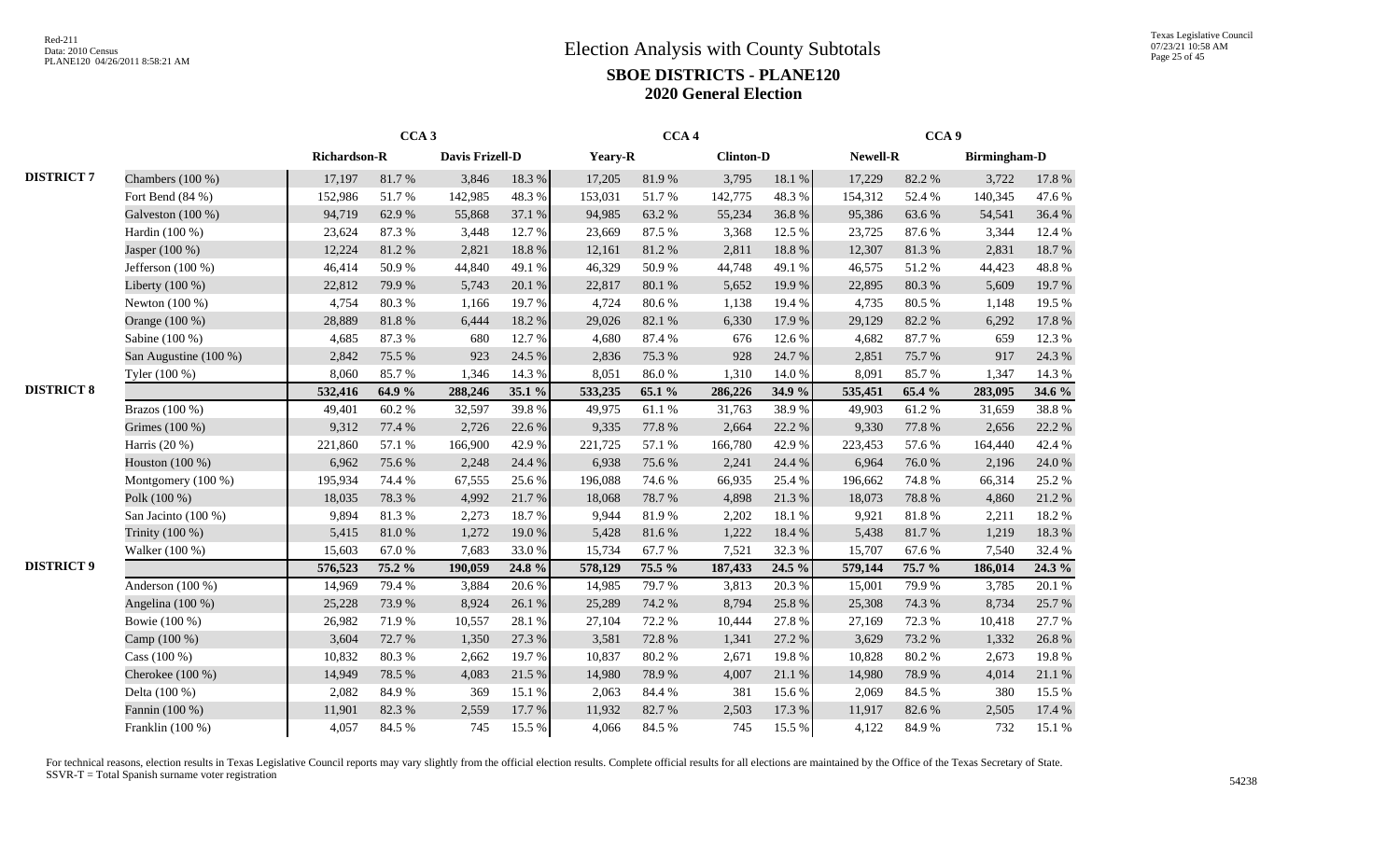# Election Analysis with County Subtotals

## SBOE DISTRICTS - PLANE120

## 2020 General Election

| | | CCA 3 | | | | CCA 4 | | | | CCA 9 | | | |
|---|---|---|---|---|---|---|---|---|---|---|---|---|---|
| | | Richardson-R | | Davis Frizell-D | | Yeary-R | | Clinton-D | | Newell-R | | Birmingham-D | |
| **DISTRICT 7** | Chambers (100 %) | 17,197 | 81.7 % | 3,846 | 18.3 % | 17,205 | 81.9 % | 3,795 | 18.1 % | 17,229 | 82.2 % | 3,722 | 17.8 % |
| | Fort Bend (84 %) | 152,986 | 51.7 % | 142,985 | 48.3 % | 153,031 | 51.7 % | 142,775 | 48.3 % | 154,312 | 52.4 % | 140,345 | 47.6 % |
| | Galveston (100 %) | 94,719 | 62.9 % | 55,868 | 37.1 % | 94,985 | 63.2 % | 55,234 | 36.8 % | 95,386 | 63.6 % | 54,541 | 36.4 % |
| | Hardin (100 %) | 23,624 | 87.3 % | 3,448 | 12.7 % | 23,669 | 87.5 % | 3,368 | 12.5 % | 23,725 | 87.6 % | 3,344 | 12.4 % |
| | Jasper (100 %) | 12,224 | 81.2 % | 2,821 | 18.8 % | 12,161 | 81.2 % | 2,811 | 18.8 % | 12,307 | 81.3 % | 2,831 | 18.7 % |
| | Jefferson (100 %) | 46,414 | 50.9 % | 44,840 | 49.1 % | 46,329 | 50.9 % | 44,748 | 49.1 % | 46,575 | 51.2 % | 44,423 | 48.8 % |
| | Liberty (100 %) | 22,812 | 79.9 % | 5,743 | 20.1 % | 22,817 | 80.1 % | 5,652 | 19.9 % | 22,895 | 80.3 % | 5,609 | 19.7 % |
| | Newton (100 %) | 4,754 | 80.3 % | 1,166 | 19.7 % | 4,724 | 80.6 % | 1,138 | 19.4 % | 4,735 | 80.5 % | 1,148 | 19.5 % |
| | Orange (100 %) | 28,889 | 81.8 % | 6,444 | 18.2 % | 29,026 | 82.1 % | 6,330 | 17.9 % | 29,129 | 82.2 % | 6,292 | 17.8 % |
| | Sabine (100 %) | 4,685 | 87.3 % | 680 | 12.7 % | 4,680 | 87.4 % | 676 | 12.6 % | 4,682 | 87.7 % | 659 | 12.3 % |
| | San Augustine (100 %) | 2,842 | 75.5 % | 923 | 24.5 % | 2,836 | 75.3 % | 928 | 24.7 % | 2,851 | 75.7 % | 917 | 24.3 % |
| | Tyler (100 %) | 8,060 | 85.7 % | 1,346 | 14.3 % | 8,051 | 86.0 % | 1,310 | 14.0 % | 8,091 | 85.7 % | 1,347 | 14.3 % |
| **DISTRICT 8** | | **532,416** | **64.9 %** | **288,246** | **35.1 %** | **533,235** | **65.1 %** | **286,226** | **34.9 %** | **535,451** | **65.4 %** | **283,095** | **34.6 %** |
| | Brazos (100 %) | 49,401 | 60.2 % | 32,597 | 39.8 % | 49,975 | 61.1 % | 31,763 | 38.9 % | 49,903 | 61.2 % | 31,659 | 38.8 % |
| | Grimes (100 %) | 9,312 | 77.4 % | 2,726 | 22.6 % | 9,335 | 77.8 % | 2,664 | 22.2 % | 9,330 | 77.8 % | 2,656 | 22.2 % |
| | Harris (20 %) | 221,860 | 57.1 % | 166,900 | 42.9 % | 221,725 | 57.1 % | 166,780 | 42.9 % | 223,453 | 57.6 % | 164,440 | 42.4 % |
| | Houston (100 %) | 6,962 | 75.6 % | 2,248 | 24.4 % | 6,938 | 75.6 % | 2,241 | 24.4 % | 6,964 | 76.0 % | 2,196 | 24.0 % |
| | Montgomery (100 %) | 195,934 | 74.4 % | 67,555 | 25.6 % | 196,088 | 74.6 % | 66,935 | 25.4 % | 196,662 | 74.8 % | 66,314 | 25.2 % |
| | Polk (100 %) | 18,035 | 78.3 % | 4,992 | 21.7 % | 18,068 | 78.7 % | 4,898 | 21.3 % | 18,073 | 78.8 % | 4,860 | 21.2 % |
| | San Jacinto (100 %) | 9,894 | 81.3 % | 2,273 | 18.7 % | 9,944 | 81.9 % | 2,202 | 18.1 % | 9,921 | 81.8 % | 2,211 | 18.2 % |
| | Trinity (100 %) | 5,415 | 81.0 % | 1,272 | 19.0 % | 5,428 | 81.6 % | 1,222 | 18.4 % | 5,438 | 81.7 % | 1,219 | 18.3 % |
| | Walker (100 %) | 15,603 | 67.0 % | 7,683 | 33.0 % | 15,734 | 67.7 % | 7,521 | 32.3 % | 15,707 | 67.6 % | 7,540 | 32.4 % |
| **DISTRICT 9** | | **576,523** | **75.2 %** | **190,059** | **24.8 %** | **578,129** | **75.5 %** | **187,433** | **24.5 %** | **579,144** | **75.7 %** | **186,014** | **24.3 %** |
| | Anderson (100 %) | 14,969 | 79.4 % | 3,884 | 20.6 % | 14,985 | 79.7 % | 3,813 | 20.3 % | 15,001 | 79.9 % | 3,785 | 20.1 % |
| | Angelina (100 %) | 25,228 | 73.9 % | 8,924 | 26.1 % | 25,289 | 74.2 % | 8,794 | 25.8 % | 25,308 | 74.3 % | 8,734 | 25.7 % |
| | Bowie (100 %) | 26,982 | 71.9 % | 10,557 | 28.1 % | 27,104 | 72.2 % | 10,444 | 27.8 % | 27,169 | 72.3 % | 10,418 | 27.7 % |
| | Camp (100 %) | 3,604 | 72.7 % | 1,350 | 27.3 % | 3,581 | 72.8 % | 1,341 | 27.2 % | 3,629 | 73.2 % | 1,332 | 26.8 % |
| | Cass (100 %) | 10,832 | 80.3 % | 2,662 | 19.7 % | 10,837 | 80.2 % | 2,671 | 19.8 % | 10,828 | 80.2 % | 2,673 | 19.8 % |
| | Cherokee (100 %) | 14,949 | 78.5 % | 4,083 | 21.5 % | 14,980 | 78.9 % | 4,007 | 21.1 % | 14,980 | 78.9 % | 4,014 | 21.1 % |
| | Delta (100 %) | 2,082 | 84.9 % | 369 | 15.1 % | 2,063 | 84.4 % | 381 | 15.6 % | 2,069 | 84.5 % | 380 | 15.5 % |
| | Fannin (100 %) | 11,901 | 82.3 % | 2,559 | 17.7 % | 11,932 | 82.7 % | 2,503 | 17.3 % | 11,917 | 82.6 % | 2,505 | 17.4 % |
| | Franklin (100 %) | 4,057 | 84.5 % | 745 | 15.5 % | 4,066 | 84.5 % | 745 | 15.5 % | 4,122 | 84.9 % | 732 | 15.1 % |

For technical reasons, election results in Texas Legislative Council reports may vary slightly from the official election results. Complete official results for all elections are maintained by the Office of the Texas Secretary of State.
SSVR-T = Total Spanish surname voter registration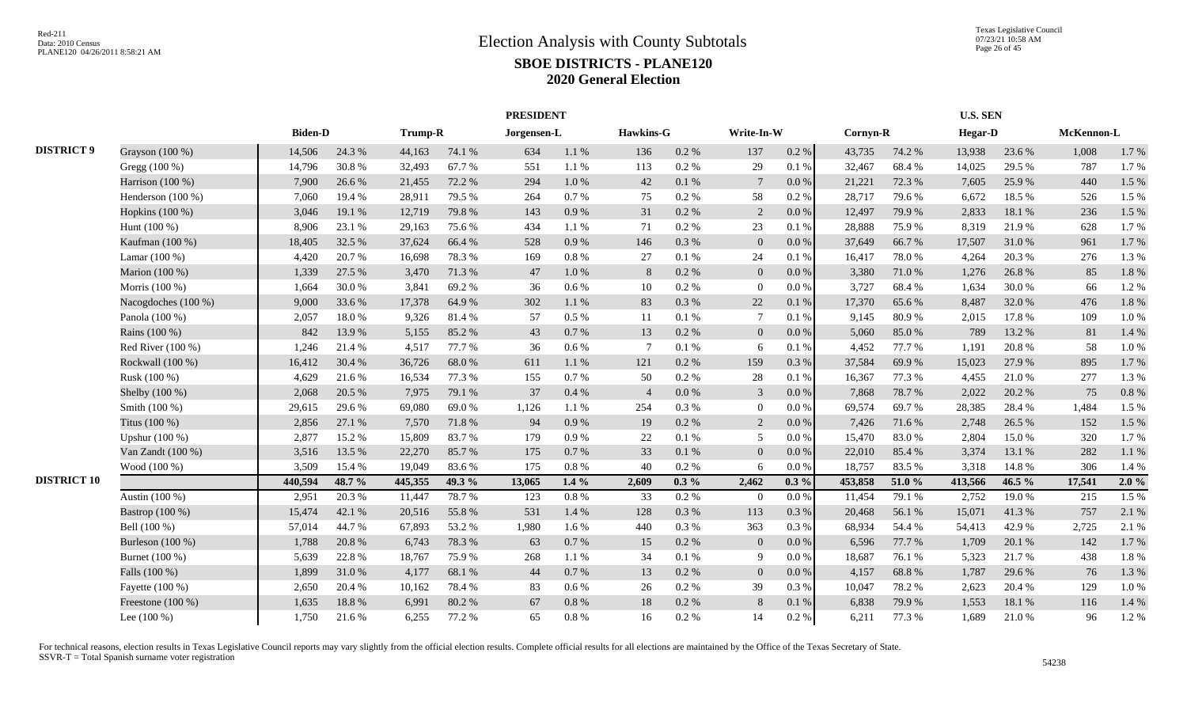# Election Analysis with County Subtotals

## SBOE DISTRICTS - PLANE120

### 2020 General Election

| | | PRESIDENT | | | | | | | | | | U.S. SEN | | | | | |
|---|---|---|---|---|---|---|---|---|---|---|---|---|---|---|---|---|---|
| | | Biden-D | | Trump-R | | Jorgensen-L | | Hawkins-G | | Write-In-W | | Cornyn-R | | Hegar-D | | McKennon-L | |
| DISTRICT 9 | Grayson (100 %) | 14,506 | 24.3 % | 44,163 | 74.1 % | 634 | 1.1 % | 136 | 0.2 % | 137 | 0.2 % | 43,735 | 74.2 % | 13,938 | 23.6 % | 1,008 | 1.7 % |
| | Gregg (100 %) | 14,796 | 30.8 % | 32,493 | 67.7 % | 551 | 1.1 % | 113 | 0.2 % | 29 | 0.1 % | 32,467 | 68.4 % | 14,025 | 29.5 % | 787 | 1.7 % |
| | Harrison (100 %) | 7,900 | 26.6 % | 21,455 | 72.2 % | 294 | 1.0 % | 42 | 0.1 % | 7 | 0.0 % | 21,221 | 72.3 % | 7,605 | 25.9 % | 440 | 1.5 % |
| | Henderson (100 %) | 7,060 | 19.4 % | 28,911 | 79.5 % | 264 | 0.7 % | 75 | 0.2 % | 58 | 0.2 % | 28,717 | 79.6 % | 6,672 | 18.5 % | 526 | 1.5 % |
| | Hopkins (100 %) | 3,046 | 19.1 % | 12,719 | 79.8 % | 143 | 0.9 % | 31 | 0.2 % | 2 | 0.0 % | 12,497 | 79.9 % | 2,833 | 18.1 % | 236 | 1.5 % |
| | Hunt (100 %) | 8,906 | 23.1 % | 29,163 | 75.6 % | 434 | 1.1 % | 71 | 0.2 % | 23 | 0.1 % | 28,888 | 75.9 % | 8,319 | 21.9 % | 628 | 1.7 % |
| | Kaufman (100 %) | 18,405 | 32.5 % | 37,624 | 66.4 % | 528 | 0.9 % | 146 | 0.3 % | 0 | 0.0 % | 37,649 | 66.7 % | 17,507 | 31.0 % | 961 | 1.7 % |
| | Lamar (100 %) | 4,420 | 20.7 % | 16,698 | 78.3 % | 169 | 0.8 % | 27 | 0.1 % | 24 | 0.1 % | 16,417 | 78.0 % | 4,264 | 20.3 % | 276 | 1.3 % |
| | Marion (100 %) | 1,339 | 27.5 % | 3,470 | 71.3 % | 47 | 1.0 % | 8 | 0.2 % | 0 | 0.0 % | 3,380 | 71.0 % | 1,276 | 26.8 % | 85 | 1.8 % |
| | Morris (100 %) | 1,664 | 30.0 % | 3,841 | 69.2 % | 36 | 0.6 % | 10 | 0.2 % | 0 | 0.0 % | 3,727 | 68.4 % | 1,634 | 30.0 % | 66 | 1.2 % |
| | Nacogdoches (100 %) | 9,000 | 33.6 % | 17,378 | 64.9 % | 302 | 1.1 % | 83 | 0.3 % | 22 | 0.1 % | 17,370 | 65.6 % | 8,487 | 32.0 % | 476 | 1.8 % |
| | Panola (100 %) | 2,057 | 18.0 % | 9,326 | 81.4 % | 57 | 0.5 % | 11 | 0.1 % | 7 | 0.1 % | 9,145 | 80.9 % | 2,015 | 17.8 % | 109 | 1.0 % |
| | Rains (100 %) | 842 | 13.9 % | 5,155 | 85.2 % | 43 | 0.7 % | 13 | 0.2 % | 0 | 0.0 % | 5,060 | 85.0 % | 789 | 13.2 % | 81 | 1.4 % |
| | Red River (100 %) | 1,246 | 21.4 % | 4,517 | 77.7 % | 36 | 0.6 % | 7 | 0.1 % | 6 | 0.1 % | 4,452 | 77.7 % | 1,191 | 20.8 % | 58 | 1.0 % |
| | Rockwall (100 %) | 16,412 | 30.4 % | 36,726 | 68.0 % | 611 | 1.1 % | 121 | 0.2 % | 159 | 0.3 % | 37,584 | 69.9 % | 15,023 | 27.9 % | 895 | 1.7 % |
| | Rusk (100 %) | 4,629 | 21.6 % | 16,534 | 77.3 % | 155 | 0.7 % | 50 | 0.2 % | 28 | 0.1 % | 16,367 | 77.3 % | 4,455 | 21.0 % | 277 | 1.3 % |
| | Shelby (100 %) | 2,068 | 20.5 % | 7,975 | 79.1 % | 37 | 0.4 % | 4 | 0.0 % | 3 | 0.0 % | 7,868 | 78.7 % | 2,022 | 20.2 % | 75 | 0.8 % |
| | Smith (100 %) | 29,615 | 29.6 % | 69,080 | 69.0 % | 1,126 | 1.1 % | 254 | 0.3 % | 0 | 0.0 % | 69,574 | 69.7 % | 28,385 | 28.4 % | 1,484 | 1.5 % |
| | Titus (100 %) | 2,856 | 27.1 % | 7,570 | 71.8 % | 94 | 0.9 % | 19 | 0.2 % | 2 | 0.0 % | 7,426 | 71.6 % | 2,748 | 26.5 % | 152 | 1.5 % |
| | Upshur (100 %) | 2,877 | 15.2 % | 15,809 | 83.7 % | 179 | 0.9 % | 22 | 0.1 % | 5 | 0.0 % | 15,470 | 83.0 % | 2,804 | 15.0 % | 320 | 1.7 % |
| | Van Zandt (100 %) | 3,516 | 13.5 % | 22,270 | 85.7 % | 175 | 0.7 % | 33 | 0.1 % | 0 | 0.0 % | 22,010 | 85.4 % | 3,374 | 13.1 % | 282 | 1.1 % |
| | Wood (100 %) | 3,509 | 15.4 % | 19,049 | 83.6 % | 175 | 0.8 % | 40 | 0.2 % | 6 | 0.0 % | 18,757 | 83.5 % | 3,318 | 14.8 % | 306 | 1.4 % |
| **DISTRICT 10** | | **440,594** | **48.7 %** | **445,355** | **49.3 %** | **13,065** | **1.4 %** | **2,609** | **0.3 %** | **2,462** | **0.3 %** | **453,858** | **51.0 %** | **413,566** | **46.5 %** | **17,541** | **2.0 %** |
| | Austin (100 %) | 2,951 | 20.3 % | 11,447 | 78.7 % | 123 | 0.8 % | 33 | 0.2 % | 0 | 0.0 % | 11,454 | 79.1 % | 2,752 | 19.0 % | 215 | 1.5 % |
| | Bastrop (100 %) | 15,474 | 42.1 % | 20,516 | 55.8 % | 531 | 1.4 % | 128 | 0.3 % | 113 | 0.3 % | 20,468 | 56.1 % | 15,071 | 41.3 % | 757 | 2.1 % |
| | Bell (100 %) | 57,014 | 44.7 % | 67,893 | 53.2 % | 1,980 | 1.6 % | 440 | 0.3 % | 363 | 0.3 % | 68,934 | 54.4 % | 54,413 | 42.9 % | 2,725 | 2.1 % |
| | Burleson (100 %) | 1,788 | 20.8 % | 6,743 | 78.3 % | 63 | 0.7 % | 15 | 0.2 % | 0 | 0.0 % | 6,596 | 77.7 % | 1,709 | 20.1 % | 142 | 1.7 % |
| | Burnet (100 %) | 5,639 | 22.8 % | 18,767 | 75.9 % | 268 | 1.1 % | 34 | 0.1 % | 9 | 0.0 % | 18,687 | 76.1 % | 5,323 | 21.7 % | 438 | 1.8 % |
| | Falls (100 %) | 1,899 | 31.0 % | 4,177 | 68.1 % | 44 | 0.7 % | 13 | 0.2 % | 0 | 0.0 % | 4,157 | 68.8 % | 1,787 | 29.6 % | 76 | 1.3 % |
| | Fayette (100 %) | 2,650 | 20.4 % | 10,162 | 78.4 % | 83 | 0.6 % | 26 | 0.2 % | 39 | 0.3 % | 10,047 | 78.2 % | 2,623 | 20.4 % | 129 | 1.0 % |
| | Freestone (100 %) | 1,635 | 18.8 % | 6,991 | 80.2 % | 67 | 0.8 % | 18 | 0.2 % | 8 | 0.1 % | 6,838 | 79.9 % | 1,553 | 18.1 % | 116 | 1.4 % |
| | Lee (100 %) | 1,750 | 21.6 % | 6,255 | 77.2 % | 65 | 0.8 % | 16 | 0.2 % | 14 | 0.2 % | 6,211 | 77.3 % | 1,689 | 21.0 % | 96 | 1.2 % |

For technical reasons, election results in Texas Legislative Council reports may vary slightly from the official election results. Complete official results for all elections are maintained by the Office of the Texas Secretary of State.
SSVR-T = Total Spanish surname voter registration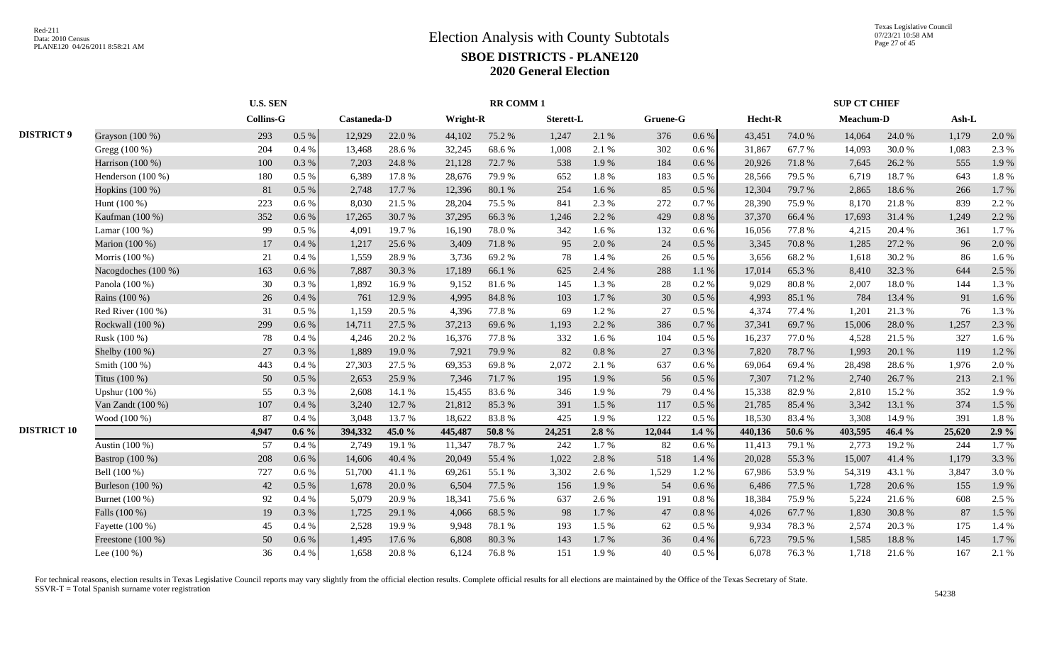# Election Analysis with County Subtotals

## SBOE DISTRICTS - PLANE120

## 2020 General Election

| | | U.S. SEN | | RR COMM 1 | | | | | | | | SUP CT CHIEF | | | | | |
|---|---|---|---|---|---|---|---|---|---|---|---|---|---|---|---|---|---|
| | | Collins-G | | Castaneda-D | | Wright-R | | Sterett-L | | Gruene-G | | Hecht-R | | Meachum-D | | Ash-L | |
| DISTRICT 9 | Grayson (100 %) | 293 | 0.5 % | 12,929 | 22.0 % | 44,102 | 75.2 % | 1,247 | 2.1 % | 376 | 0.6 % | 43,451 | 74.0 % | 14,064 | 24.0 % | 1,179 | 2.0 % |
| | Gregg (100 %) | 204 | 0.4 % | 13,468 | 28.6 % | 32,245 | 68.6 % | 1,008 | 2.1 % | 302 | 0.6 % | 31,867 | 67.7 % | 14,093 | 30.0 % | 1,083 | 2.3 % |
| | Harrison (100 %) | 100 | 0.3 % | 7,203 | 24.8 % | 21,128 | 72.7 % | 538 | 1.9 % | 184 | 0.6 % | 20,926 | 71.8 % | 7,645 | 26.2 % | 555 | 1.9 % |
| | Henderson (100 %) | 180 | 0.5 % | 6,389 | 17.8 % | 28,676 | 79.9 % | 652 | 1.8 % | 183 | 0.5 % | 28,566 | 79.5 % | 6,719 | 18.7 % | 643 | 1.8 % |
| | Hopkins (100 %) | 81 | 0.5 % | 2,748 | 17.7 % | 12,396 | 80.1 % | 254 | 1.6 % | 85 | 0.5 % | 12,304 | 79.7 % | 2,865 | 18.6 % | 266 | 1.7 % |
| | Hunt (100 %) | 223 | 0.6 % | 8,030 | 21.5 % | 28,204 | 75.5 % | 841 | 2.3 % | 272 | 0.7 % | 28,390 | 75.9 % | 8,170 | 21.8 % | 839 | 2.2 % |
| | Kaufman (100 %) | 352 | 0.6 % | 17,265 | 30.7 % | 37,295 | 66.3 % | 1,246 | 2.2 % | 429 | 0.8 % | 37,370 | 66.4 % | 17,693 | 31.4 % | 1,249 | 2.2 % |
| | Lamar (100 %) | 99 | 0.5 % | 4,091 | 19.7 % | 16,190 | 78.0 % | 342 | 1.6 % | 132 | 0.6 % | 16,056 | 77.8 % | 4,215 | 20.4 % | 361 | 1.7 % |
| | Marion (100 %) | 17 | 0.4 % | 1,217 | 25.6 % | 3,409 | 71.8 % | 95 | 2.0 % | 24 | 0.5 % | 3,345 | 70.8 % | 1,285 | 27.2 % | 96 | 2.0 % |
| | Morris (100 %) | 21 | 0.4 % | 1,559 | 28.9 % | 3,736 | 69.2 % | 78 | 1.4 % | 26 | 0.5 % | 3,656 | 68.2 % | 1,618 | 30.2 % | 86 | 1.6 % |
| | Nacogdoches (100 %) | 163 | 0.6 % | 7,887 | 30.3 % | 17,189 | 66.1 % | 625 | 2.4 % | 288 | 1.1 % | 17,014 | 65.3 % | 8,410 | 32.3 % | 644 | 2.5 % |
| | Panola (100 %) | 30 | 0.3 % | 1,892 | 16.9 % | 9,152 | 81.6 % | 145 | 1.3 % | 28 | 0.2 % | 9,029 | 80.8 % | 2,007 | 18.0 % | 144 | 1.3 % |
| | Rains (100 %) | 26 | 0.4 % | 761 | 12.9 % | 4,995 | 84.8 % | 103 | 1.7 % | 30 | 0.5 % | 4,993 | 85.1 % | 784 | 13.4 % | 91 | 1.6 % |
| | Red River (100 %) | 31 | 0.5 % | 1,159 | 20.5 % | 4,396 | 77.8 % | 69 | 1.2 % | 27 | 0.5 % | 4,374 | 77.4 % | 1,201 | 21.3 % | 76 | 1.3 % |
| | Rockwall (100 %) | 299 | 0.6 % | 14,711 | 27.5 % | 37,213 | 69.6 % | 1,193 | 2.2 % | 386 | 0.7 % | 37,341 | 69.7 % | 15,006 | 28.0 % | 1,257 | 2.3 % |
| | Rusk (100 %) | 78 | 0.4 % | 4,246 | 20.2 % | 16,376 | 77.8 % | 332 | 1.6 % | 104 | 0.5 % | 16,237 | 77.0 % | 4,528 | 21.5 % | 327 | 1.6 % |
| | Shelby (100 %) | 27 | 0.3 % | 1,889 | 19.0 % | 7,921 | 79.9 % | 82 | 0.8 % | 27 | 0.3 % | 7,820 | 78.7 % | 1,993 | 20.1 % | 119 | 1.2 % |
| | Smith (100 %) | 443 | 0.4 % | 27,303 | 27.5 % | 69,353 | 69.8 % | 2,072 | 2.1 % | 637 | 0.6 % | 69,064 | 69.4 % | 28,498 | 28.6 % | 1,976 | 2.0 % |
| | Titus (100 %) | 50 | 0.5 % | 2,653 | 25.9 % | 7,346 | 71.7 % | 195 | 1.9 % | 56 | 0.5 % | 7,307 | 71.2 % | 2,740 | 26.7 % | 213 | 2.1 % |
| | Upshur (100 %) | 55 | 0.3 % | 2,608 | 14.1 % | 15,455 | 83.6 % | 346 | 1.9 % | 79 | 0.4 % | 15,338 | 82.9 % | 2,810 | 15.2 % | 352 | 1.9 % |
| | Van Zandt (100 %) | 107 | 0.4 % | 3,240 | 12.7 % | 21,812 | 85.3 % | 391 | 1.5 % | 117 | 0.5 % | 21,785 | 85.4 % | 3,342 | 13.1 % | 374 | 1.5 % |
| | Wood (100 %) | 87 | 0.4 % | 3,048 | 13.7 % | 18,622 | 83.8 % | 425 | 1.9 % | 122 | 0.5 % | 18,530 | 83.4 % | 3,308 | 14.9 % | 391 | 1.8 % |
| DISTRICT 10 | | **4,947** | **0.6 %** | **394,332** | **45.0 %** | **445,487** | **50.8 %** | **24,251** | **2.8 %** | **12,044** | **1.4 %** | **440,136** | **50.6 %** | **403,595** | **46.4 %** | **25,620** | **2.9 %** |
| | Austin (100 %) | 57 | 0.4 % | 2,749 | 19.1 % | 11,347 | 78.7 % | 242 | 1.7 % | 82 | 0.6 % | 11,413 | 79.1 % | 2,773 | 19.2 % | 244 | 1.7 % |
| | Bastrop (100 %) | 208 | 0.6 % | 14,606 | 40.4 % | 20,049 | 55.4 % | 1,022 | 2.8 % | 518 | 1.4 % | 20,028 | 55.3 % | 15,007 | 41.4 % | 1,179 | 3.3 % |
| | Bell (100 %) | 727 | 0.6 % | 51,700 | 41.1 % | 69,261 | 55.1 % | 3,302 | 2.6 % | 1,529 | 1.2 % | 67,986 | 53.9 % | 54,319 | 43.1 % | 3,847 | 3.0 % |
| | Burleson (100 %) | 42 | 0.5 % | 1,678 | 20.0 % | 6,504 | 77.5 % | 156 | 1.9 % | 54 | 0.6 % | 6,486 | 77.5 % | 1,728 | 20.6 % | 155 | 1.9 % |
| | Burnet (100 %) | 92 | 0.4 % | 5,079 | 20.9 % | 18,341 | 75.6 % | 637 | 2.6 % | 191 | 0.8 % | 18,384 | 75.9 % | 5,224 | 21.6 % | 608 | 2.5 % |
| | Falls (100 %) | 19 | 0.3 % | 1,725 | 29.1 % | 4,066 | 68.5 % | 98 | 1.7 % | 47 | 0.8 % | 4,026 | 67.7 % | 1,830 | 30.8 % | 87 | 1.5 % |
| | Fayette (100 %) | 45 | 0.4 % | 2,528 | 19.9 % | 9,948 | 78.1 % | 193 | 1.5 % | 62 | 0.5 % | 9,934 | 78.3 % | 2,574 | 20.3 % | 175 | 1.4 % |
| | Freestone (100 %) | 50 | 0.6 % | 1,495 | 17.6 % | 6,808 | 80.3 % | 143 | 1.7 % | 36 | 0.4 % | 6,723 | 79.5 % | 1,585 | 18.8 % | 145 | 1.7 % |
| | Lee (100 %) | 36 | 0.4 % | 1,658 | 20.8 % | 6,124 | 76.8 % | 151 | 1.9 % | 40 | 0.5 % | 6,078 | 76.3 % | 1,718 | 21.6 % | 167 | 2.1 % |

For technical reasons, election results in Texas Legislative Council reports may vary slightly from the official election results. Complete official results for all elections are maintained by the Office of the Texas Secretary of State.
SSVR-T = Total Spanish surname voter registration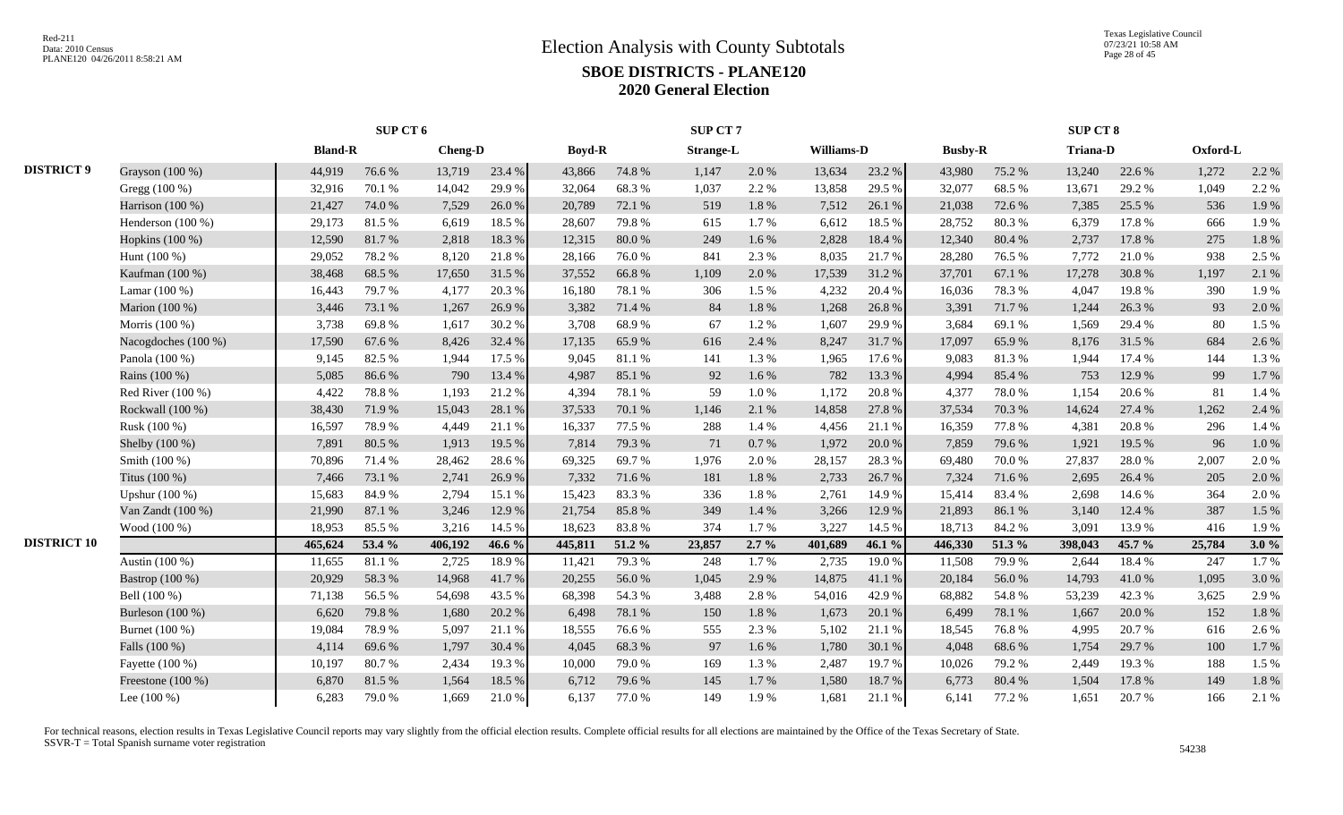# Election Analysis with County Subtotals

## SBOE DISTRICTS - PLANE120

## 2020 General Election

| | | SUP CT 6 | | | | SUP CT 7 | | | | | | SUP CT 8 | | | | | |
|---|---|---|---|---|---|---|---|---|---|---|---|---|---|---|---|---|---|
| | | Bland-R | | Cheng-D | | Boyd-R | | Strange-L | | Williams-D | | Busby-R | | Triana-D | | Oxford-L | |
| DISTRICT 9 | Grayson (100 %) | 44,919 | 76.6 % | 13,719 | 23.4 % | 43,866 | 74.8 % | 1,147 | 2.0 % | 13,634 | 23.2 % | 43,980 | 75.2 % | 13,240 | 22.6 % | 1,272 | 2.2 % |
| | Gregg (100 %) | 32,916 | 70.1 % | 14,042 | 29.9 % | 32,064 | 68.3 % | 1,037 | 2.2 % | 13,858 | 29.5 % | 32,077 | 68.5 % | 13,671 | 29.2 % | 1,049 | 2.2 % |
| | Harrison (100 %) | 21,427 | 74.0 % | 7,529 | 26.0 % | 20,789 | 72.1 % | 519 | 1.8 % | 7,512 | 26.1 % | 21,038 | 72.6 % | 7,385 | 25.5 % | 536 | 1.9 % |
| | Henderson (100 %) | 29,173 | 81.5 % | 6,619 | 18.5 % | 28,607 | 79.8 % | 615 | 1.7 % | 6,612 | 18.5 % | 28,752 | 80.3 % | 6,379 | 17.8 % | 666 | 1.9 % |
| | Hopkins (100 %) | 12,590 | 81.7 % | 2,818 | 18.3 % | 12,315 | 80.0 % | 249 | 1.6 % | 2,828 | 18.4 % | 12,340 | 80.4 % | 2,737 | 17.8 % | 275 | 1.8 % |
| | Hunt (100 %) | 29,052 | 78.2 % | 8,120 | 21.8 % | 28,166 | 76.0 % | 841 | 2.3 % | 8,035 | 21.7 % | 28,280 | 76.5 % | 7,772 | 21.0 % | 938 | 2.5 % |
| | Kaufman (100 %) | 38,468 | 68.5 % | 17,650 | 31.5 % | 37,552 | 66.8 % | 1,109 | 2.0 % | 17,539 | 31.2 % | 37,701 | 67.1 % | 17,278 | 30.8 % | 1,197 | 2.1 % |
| | Lamar (100 %) | 16,443 | 79.7 % | 4,177 | 20.3 % | 16,180 | 78.1 % | 306 | 1.5 % | 4,232 | 20.4 % | 16,036 | 78.3 % | 4,047 | 19.8 % | 390 | 1.9 % |
| | Marion (100 %) | 3,446 | 73.1 % | 1,267 | 26.9 % | 3,382 | 71.4 % | 84 | 1.8 % | 1,268 | 26.8 % | 3,391 | 71.7 % | 1,244 | 26.3 % | 93 | 2.0 % |
| | Morris (100 %) | 3,738 | 69.8 % | 1,617 | 30.2 % | 3,708 | 68.9 % | 67 | 1.2 % | 1,607 | 29.9 % | 3,684 | 69.1 % | 1,569 | 29.4 % | 80 | 1.5 % |
| | Nacogdoches (100 %) | 17,590 | 67.6 % | 8,426 | 32.4 % | 17,135 | 65.9 % | 616 | 2.4 % | 8,247 | 31.7 % | 17,097 | 65.9 % | 8,176 | 31.5 % | 684 | 2.6 % |
| | Panola (100 %) | 9,145 | 82.5 % | 1,944 | 17.5 % | 9,045 | 81.1 % | 141 | 1.3 % | 1,965 | 17.6 % | 9,083 | 81.3 % | 1,944 | 17.4 % | 144 | 1.3 % |
| | Rains (100 %) | 5,085 | 86.6 % | 790 | 13.4 % | 4,987 | 85.1 % | 92 | 1.6 % | 782 | 13.3 % | 4,994 | 85.4 % | 753 | 12.9 % | 99 | 1.7 % |
| | Red River (100 %) | 4,422 | 78.8 % | 1,193 | 21.2 % | 4,394 | 78.1 % | 59 | 1.0 % | 1,172 | 20.8 % | 4,377 | 78.0 % | 1,154 | 20.6 % | 81 | 1.4 % |
| | Rockwall (100 %) | 38,430 | 71.9 % | 15,043 | 28.1 % | 37,533 | 70.1 % | 1,146 | 2.1 % | 14,858 | 27.8 % | 37,534 | 70.3 % | 14,624 | 27.4 % | 1,262 | 2.4 % |
| | Rusk (100 %) | 16,597 | 78.9 % | 4,449 | 21.1 % | 16,337 | 77.5 % | 288 | 1.4 % | 4,456 | 21.1 % | 16,359 | 77.8 % | 4,381 | 20.8 % | 296 | 1.4 % |
| | Shelby (100 %) | 7,891 | 80.5 % | 1,913 | 19.5 % | 7,814 | 79.3 % | 71 | 0.7 % | 1,972 | 20.0 % | 7,859 | 79.6 % | 1,921 | 19.5 % | 96 | 1.0 % |
| | Smith (100 %) | 70,896 | 71.4 % | 28,462 | 28.6 % | 69,325 | 69.7 % | 1,976 | 2.0 % | 28,157 | 28.3 % | 69,480 | 70.0 % | 27,837 | 28.0 % | 2,007 | 2.0 % |
| | Titus (100 %) | 7,466 | 73.1 % | 2,741 | 26.9 % | 7,332 | 71.6 % | 181 | 1.8 % | 2,733 | 26.7 % | 7,324 | 71.6 % | 2,695 | 26.4 % | 205 | 2.0 % |
| | Upshur (100 %) | 15,683 | 84.9 % | 2,794 | 15.1 % | 15,423 | 83.3 % | 336 | 1.8 % | 2,761 | 14.9 % | 15,414 | 83.4 % | 2,698 | 14.6 % | 364 | 2.0 % |
| | Van Zandt (100 %) | 21,990 | 87.1 % | 3,246 | 12.9 % | 21,754 | 85.8 % | 349 | 1.4 % | 3,266 | 12.9 % | 21,893 | 86.1 % | 3,140 | 12.4 % | 387 | 1.5 % |
| | Wood (100 %) | 18,953 | 85.5 % | 3,216 | 14.5 % | 18,623 | 83.8 % | 374 | 1.7 % | 3,227 | 14.5 % | 18,713 | 84.2 % | 3,091 | 13.9 % | 416 | 1.9 % |
| DISTRICT 10 | | **465,624** | **53.4 %** | **406,192** | **46.6 %** | **445,811** | **51.2 %** | **23,857** | **2.7 %** | **401,689** | **46.1 %** | **446,330** | **51.3 %** | **398,043** | **45.7 %** | **25,784** | **3.0 %** |
| | Austin (100 %) | 11,655 | 81.1 % | 2,725 | 18.9 % | 11,421 | 79.3 % | 248 | 1.7 % | 2,735 | 19.0 % | 11,508 | 79.9 % | 2,644 | 18.4 % | 247 | 1.7 % |
| | Bastrop (100 %) | 20,929 | 58.3 % | 14,968 | 41.7 % | 20,255 | 56.0 % | 1,045 | 2.9 % | 14,875 | 41.1 % | 20,184 | 56.0 % | 14,793 | 41.0 % | 1,095 | 3.0 % |
| | Bell (100 %) | 71,138 | 56.5 % | 54,698 | 43.5 % | 68,398 | 54.3 % | 3,488 | 2.8 % | 54,016 | 42.9 % | 68,882 | 54.8 % | 53,239 | 42.3 % | 3,625 | 2.9 % |
| | Burleson (100 %) | 6,620 | 79.8 % | 1,680 | 20.2 % | 6,498 | 78.1 % | 150 | 1.8 % | 1,673 | 20.1 % | 6,499 | 78.1 % | 1,667 | 20.0 % | 152 | 1.8 % |
| | Burnet (100 %) | 19,084 | 78.9 % | 5,097 | 21.1 % | 18,555 | 76.6 % | 555 | 2.3 % | 5,102 | 21.1 % | 18,545 | 76.8 % | 4,995 | 20.7 % | 616 | 2.6 % |
| | Falls (100 %) | 4,114 | 69.6 % | 1,797 | 30.4 % | 4,045 | 68.3 % | 97 | 1.6 % | 1,780 | 30.1 % | 4,048 | 68.6 % | 1,754 | 29.7 % | 100 | 1.7 % |
| | Fayette (100 %) | 10,197 | 80.7 % | 2,434 | 19.3 % | 10,000 | 79.0 % | 169 | 1.3 % | 2,487 | 19.7 % | 10,026 | 79.2 % | 2,449 | 19.3 % | 188 | 1.5 % |
| | Freestone (100 %) | 6,870 | 81.5 % | 1,564 | 18.5 % | 6,712 | 79.6 % | 145 | 1.7 % | 1,580 | 18.7 % | 6,773 | 80.4 % | 1,504 | 17.8 % | 149 | 1.8 % |
| | Lee (100 %) | 6,283 | 79.0 % | 1,669 | 21.0 % | 6,137 | 77.0 % | 149 | 1.9 % | 1,681 | 21.1 % | 6,141 | 77.2 % | 1,651 | 20.7 % | 166 | 2.1 % |

For technical reasons, election results in Texas Legislative Council reports may vary slightly from the official election results. Complete official results for all elections are maintained by the Office of the Texas Secretary of State.
SSVR-T = Total Spanish surname voter registration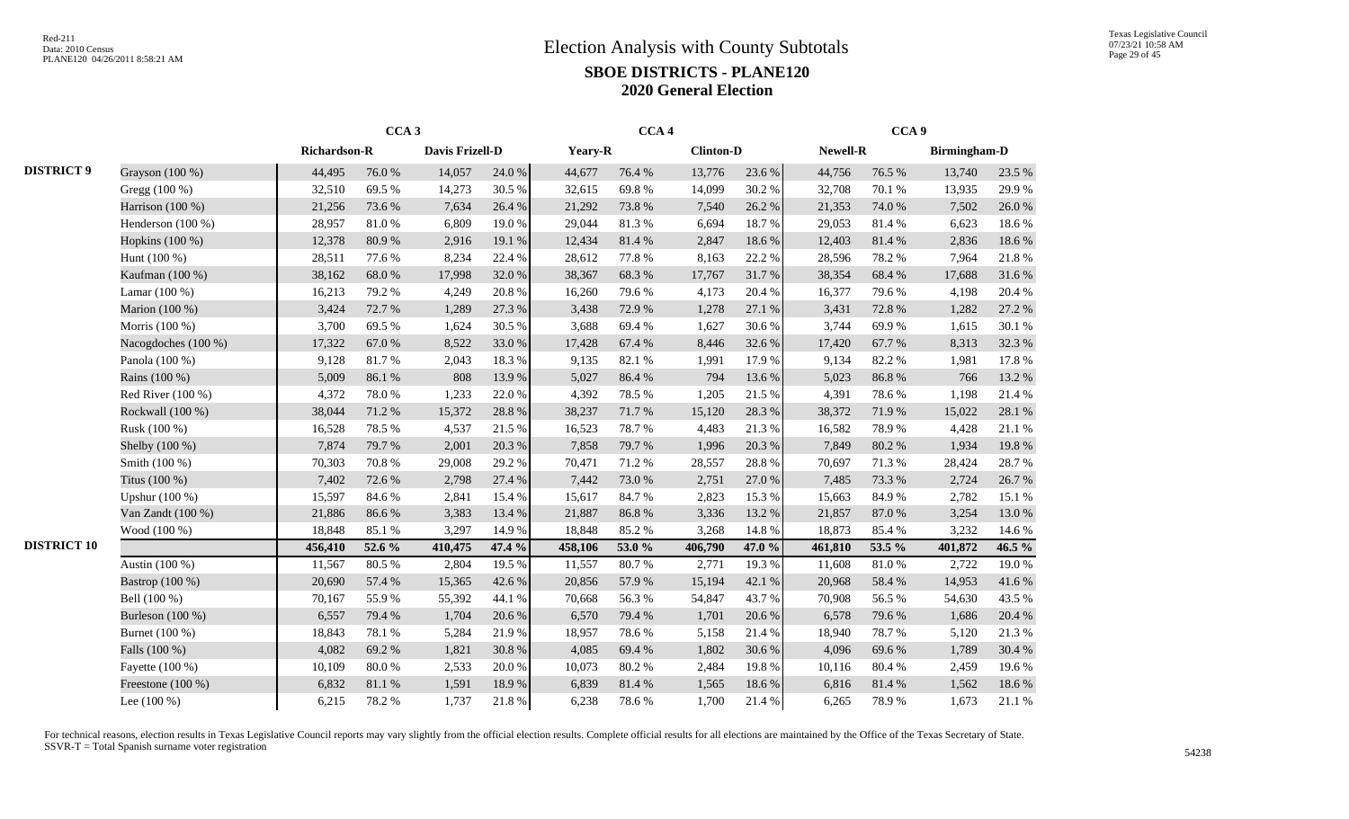# Election Analysis with County Subtotals

## SBOE DISTRICTS - PLANE120

## 2020 General Election

| | | CCA 3 | | | | CCA 4 | | | | CCA 9 | | | |
|---|---|---|---|---|---|---|---|---|---|---|---|---|---|
| | | Richardson-R | | Davis Frizell-D | | Yeary-R | | Clinton-D | | Newell-R | | Birmingham-D | |
| **DISTRICT 9** | Grayson (100 %) | 44,495 | 76.0 % | 14,057 | 24.0 % | 44,677 | 76.4 % | 13,776 | 23.6 % | 44,756 | 76.5 % | 13,740 | 23.5 % |
| | Gregg (100 %) | 32,510 | 69.5 % | 14,273 | 30.5 % | 32,615 | 69.8 % | 14,099 | 30.2 % | 32,708 | 70.1 % | 13,935 | 29.9 % |
| | Harrison (100 %) | 21,256 | 73.6 % | 7,634 | 26.4 % | 21,292 | 73.8 % | 7,540 | 26.2 % | 21,353 | 74.0 % | 7,502 | 26.0 % |
| | Henderson (100 %) | 28,957 | 81.0 % | 6,809 | 19.0 % | 29,044 | 81.3 % | 6,694 | 18.7 % | 29,053 | 81.4 % | 6,623 | 18.6 % |
| | Hopkins (100 %) | 12,378 | 80.9 % | 2,916 | 19.1 % | 12,434 | 81.4 % | 2,847 | 18.6 % | 12,403 | 81.4 % | 2,836 | 18.6 % |
| | Hunt (100 %) | 28,511 | 77.6 % | 8,234 | 22.4 % | 28,612 | 77.8 % | 8,163 | 22.2 % | 28,596 | 78.2 % | 7,964 | 21.8 % |
| | Kaufman (100 %) | 38,162 | 68.0 % | 17,998 | 32.0 % | 38,367 | 68.3 % | 17,767 | 31.7 % | 38,354 | 68.4 % | 17,688 | 31.6 % |
| | Lamar (100 %) | 16,213 | 79.2 % | 4,249 | 20.8 % | 16,260 | 79.6 % | 4,173 | 20.4 % | 16,377 | 79.6 % | 4,198 | 20.4 % |
| | Marion (100 %) | 3,424 | 72.7 % | 1,289 | 27.3 % | 3,438 | 72.9 % | 1,278 | 27.1 % | 3,431 | 72.8 % | 1,282 | 27.2 % |
| | Morris (100 %) | 3,700 | 69.5 % | 1,624 | 30.5 % | 3,688 | 69.4 % | 1,627 | 30.6 % | 3,744 | 69.9 % | 1,615 | 30.1 % |
| | Nacogdoches (100 %) | 17,322 | 67.0 % | 8,522 | 33.0 % | 17,428 | 67.4 % | 8,446 | 32.6 % | 17,420 | 67.7 % | 8,313 | 32.3 % |
| | Panola (100 %) | 9,128 | 81.7 % | 2,043 | 18.3 % | 9,135 | 82.1 % | 1,991 | 17.9 % | 9,134 | 82.2 % | 1,981 | 17.8 % |
| | Rains (100 %) | 5,009 | 86.1 % | 808 | 13.9 % | 5,027 | 86.4 % | 794 | 13.6 % | 5,023 | 86.8 % | 766 | 13.2 % |
| | Red River (100 %) | 4,372 | 78.0 % | 1,233 | 22.0 % | 4,392 | 78.5 % | 1,205 | 21.5 % | 4,391 | 78.6 % | 1,198 | 21.4 % |
| | Rockwall (100 %) | 38,044 | 71.2 % | 15,372 | 28.8 % | 38,237 | 71.7 % | 15,120 | 28.3 % | 38,372 | 71.9 % | 15,022 | 28.1 % |
| | Rusk (100 %) | 16,528 | 78.5 % | 4,537 | 21.5 % | 16,523 | 78.7 % | 4,483 | 21.3 % | 16,582 | 78.9 % | 4,428 | 21.1 % |
| | Shelby (100 %) | 7,874 | 79.7 % | 2,001 | 20.3 % | 7,858 | 79.7 % | 1,996 | 20.3 % | 7,849 | 80.2 % | 1,934 | 19.8 % |
| | Smith (100 %) | 70,303 | 70.8 % | 29,008 | 29.2 % | 70,471 | 71.2 % | 28,557 | 28.8 % | 70,697 | 71.3 % | 28,424 | 28.7 % |
| | Titus (100 %) | 7,402 | 72.6 % | 2,798 | 27.4 % | 7,442 | 73.0 % | 2,751 | 27.0 % | 7,485 | 73.3 % | 2,724 | 26.7 % |
| | Upshur (100 %) | 15,597 | 84.6 % | 2,841 | 15.4 % | 15,617 | 84.7 % | 2,823 | 15.3 % | 15,663 | 84.9 % | 2,782 | 15.1 % |
| | Van Zandt (100 %) | 21,886 | 86.6 % | 3,383 | 13.4 % | 21,887 | 86.8 % | 3,336 | 13.2 % | 21,857 | 87.0 % | 3,254 | 13.0 % |
| | Wood (100 %) | 18,848 | 85.1 % | 3,297 | 14.9 % | 18,848 | 85.2 % | 3,268 | 14.8 % | 18,873 | 85.4 % | 3,232 | 14.6 % |
| **DISTRICT 10** | | **456,410** | **52.6 %** | **410,475** | **47.4 %** | **458,106** | **53.0 %** | **406,790** | **47.0 %** | **461,810** | **53.5 %** | **401,872** | **46.5 %** |
| | Austin (100 %) | 11,567 | 80.5 % | 2,804 | 19.5 % | 11,557 | 80.7 % | 2,771 | 19.3 % | 11,608 | 81.0 % | 2,722 | 19.0 % |
| | Bastrop (100 %) | 20,690 | 57.4 % | 15,365 | 42.6 % | 20,856 | 57.9 % | 15,194 | 42.1 % | 20,968 | 58.4 % | 14,953 | 41.6 % |
| | Bell (100 %) | 70,167 | 55.9 % | 55,392 | 44.1 % | 70,668 | 56.3 % | 54,847 | 43.7 % | 70,908 | 56.5 % | 54,630 | 43.5 % |
| | Burleson (100 %) | 6,557 | 79.4 % | 1,704 | 20.6 % | 6,570 | 79.4 % | 1,701 | 20.6 % | 6,578 | 79.6 % | 1,686 | 20.4 % |
| | Burnet (100 %) | 18,843 | 78.1 % | 5,284 | 21.9 % | 18,957 | 78.6 % | 5,158 | 21.4 % | 18,940 | 78.7 % | 5,120 | 21.3 % |
| | Falls (100 %) | 4,082 | 69.2 % | 1,821 | 30.8 % | 4,085 | 69.4 % | 1,802 | 30.6 % | 4,096 | 69.6 % | 1,789 | 30.4 % |
| | Fayette (100 %) | 10,109 | 80.0 % | 2,533 | 20.0 % | 10,073 | 80.2 % | 2,484 | 19.8 % | 10,116 | 80.4 % | 2,459 | 19.6 % |
| | Freestone (100 %) | 6,832 | 81.1 % | 1,591 | 18.9 % | 6,839 | 81.4 % | 1,565 | 18.6 % | 6,816 | 81.4 % | 1,562 | 18.6 % |
| | Lee (100 %) | 6,215 | 78.2 % | 1,737 | 21.8 % | 6,238 | 78.6 % | 1,700 | 21.4 % | 6,265 | 78.9 % | 1,673 | 21.1 % |

For technical reasons, election results in Texas Legislative Council reports may vary slightly from the official election results. Complete official results for all elections are maintained by the Office of the Texas Secretary of State.
SSVR-T = Total Spanish surname voter registration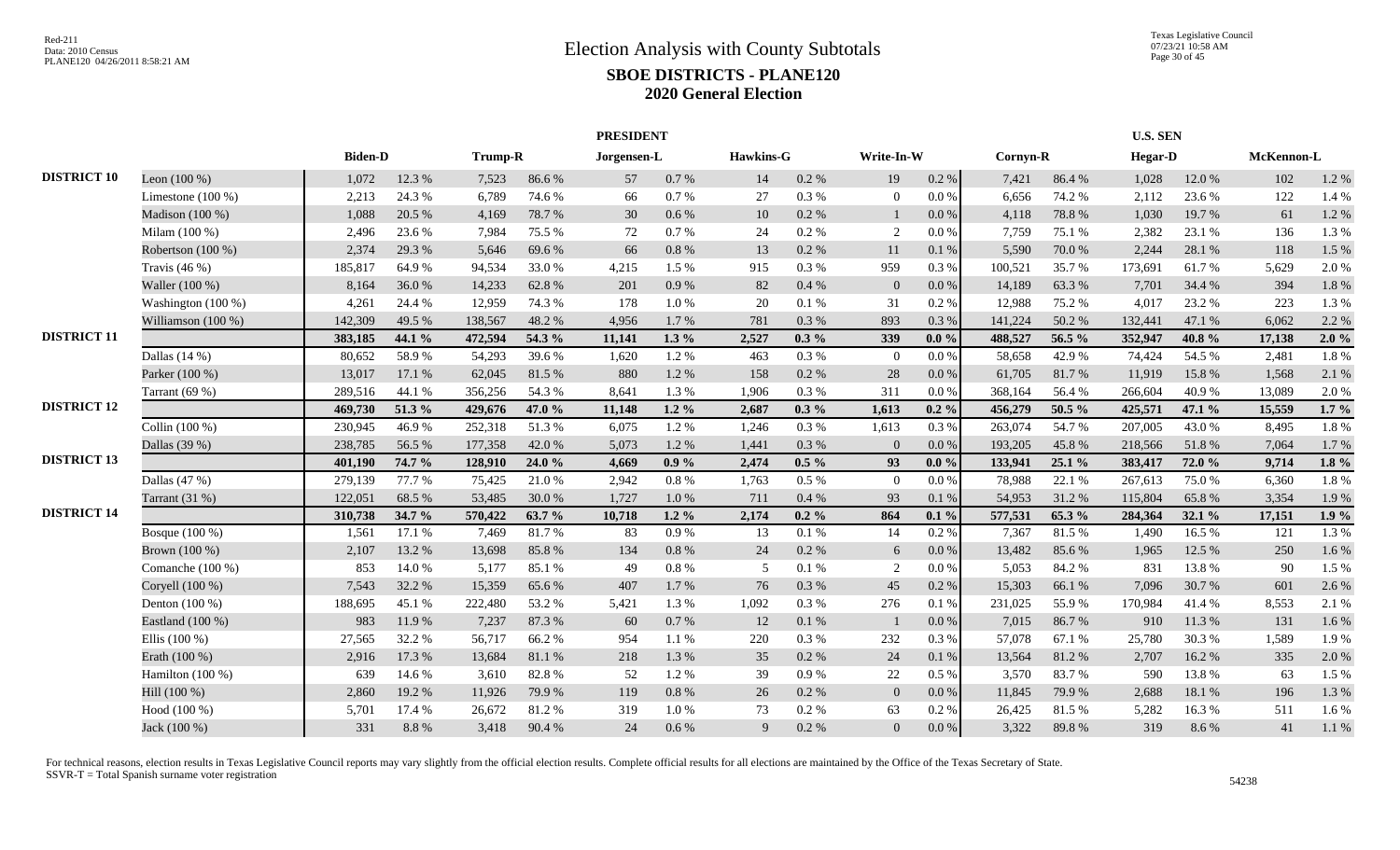# Election Analysis with County Subtotals

## SBOE DISTRICTS - PLANE120

## 2020 General Election

| | | PRESIDENT | | | | | | | | | | U.S. SEN | | | | | |
|---|---|---|---|---|---|---|---|---|---|---|---|---|---|---|---|---|---|
| | | Biden-D | | Trump-R | | Jorgensen-L | | Hawkins-G | | Write-In-W | | Cornyn-R | | Hegar-D | | McKennon-L | |
| DISTRICT 10 | Leon (100 %) | 1,072 | 12.3 % | 7,523 | 86.6 % | 57 | 0.7 % | 14 | 0.2 % | 19 | 0.2 % | 7,421 | 86.4 % | 1,028 | 12.0 % | 102 | 1.2 % |
| | Limestone (100 %) | 2,213 | 24.3 % | 6,789 | 74.6 % | 66 | 0.7 % | 27 | 0.3 % | 0 | 0.0 % | 6,656 | 74.2 % | 2,112 | 23.6 % | 122 | 1.4 % |
| | Madison (100 %) | 1,088 | 20.5 % | 4,169 | 78.7 % | 30 | 0.6 % | 10 | 0.2 % | 1 | 0.0 % | 4,118 | 78.8 % | 1,030 | 19.7 % | 61 | 1.2 % |
| | Milam (100 %) | 2,496 | 23.6 % | 7,984 | 75.5 % | 72 | 0.7 % | 24 | 0.2 % | 2 | 0.0 % | 7,759 | 75.1 % | 2,382 | 23.1 % | 136 | 1.3 % |
| | Robertson (100 %) | 2,374 | 29.3 % | 5,646 | 69.6 % | 66 | 0.8 % | 13 | 0.2 % | 11 | 0.1 % | 5,590 | 70.0 % | 2,244 | 28.1 % | 118 | 1.5 % |
| | Travis (46 %) | 185,817 | 64.9 % | 94,534 | 33.0 % | 4,215 | 1.5 % | 915 | 0.3 % | 959 | 0.3 % | 100,521 | 35.7 % | 173,691 | 61.7 % | 5,629 | 2.0 % |
| | Waller (100 %) | 8,164 | 36.0 % | 14,233 | 62.8 % | 201 | 0.9 % | 82 | 0.4 % | 0 | 0.0 % | 14,189 | 63.3 % | 7,701 | 34.4 % | 394 | 1.8 % |
| | Washington (100 %) | 4,261 | 24.4 % | 12,959 | 74.3 % | 178 | 1.0 % | 20 | 0.1 % | 31 | 0.2 % | 12,988 | 75.2 % | 4,017 | 23.2 % | 223 | 1.3 % |
| | Williamson (100 %) | 142,309 | 49.5 % | 138,567 | 48.2 % | 4,956 | 1.7 % | 781 | 0.3 % | 893 | 0.3 % | 141,224 | 50.2 % | 132,441 | 47.1 % | 6,062 | 2.2 % |
| DISTRICT 11 | | **383,185** | **44.1 %** | **472,594** | **54.3 %** | **11,141** | **1.3 %** | **2,527** | **0.3 %** | **339** | **0.0 %** | **488,527** | **56.5 %** | **352,947** | **40.8 %** | **17,138** | **2.0 %** |
| | Dallas (14 %) | 80,652 | 58.9 % | 54,293 | 39.6 % | 1,620 | 1.2 % | 463 | 0.3 % | 0 | 0.0 % | 58,658 | 42.9 % | 74,424 | 54.5 % | 2,481 | 1.8 % |
| | Parker (100 %) | 13,017 | 17.1 % | 62,045 | 81.5 % | 880 | 1.2 % | 158 | 0.2 % | 28 | 0.0 % | 61,705 | 81.7 % | 11,919 | 15.8 % | 1,568 | 2.1 % |
| | Tarrant (69 %) | 289,516 | 44.1 % | 356,256 | 54.3 % | 8,641 | 1.3 % | 1,906 | 0.3 % | 311 | 0.0 % | 368,164 | 56.4 % | 266,604 | 40.9 % | 13,089 | 2.0 % |
| DISTRICT 12 | | **469,730** | **51.3 %** | **429,676** | **47.0 %** | **11,148** | **1.2 %** | **2,687** | **0.3 %** | **1,613** | **0.2 %** | **456,279** | **50.5 %** | **425,571** | **47.1 %** | **15,559** | **1.7 %** |
| | Collin (100 %) | 230,945 | 46.9 % | 252,318 | 51.3 % | 6,075 | 1.2 % | 1,246 | 0.3 % | 1,613 | 0.3 % | 263,074 | 54.7 % | 207,005 | 43.0 % | 8,495 | 1.8 % |
| | Dallas (39 %) | 238,785 | 56.5 % | 177,358 | 42.0 % | 5,073 | 1.2 % | 1,441 | 0.3 % | 0 | 0.0 % | 193,205 | 45.8 % | 218,566 | 51.8 % | 7,064 | 1.7 % |
| DISTRICT 13 | | **401,190** | **74.7 %** | **128,910** | **24.0 %** | **4,669** | **0.9 %** | **2,474** | **0.5 %** | **93** | **0.0 %** | **133,941** | **25.1 %** | **383,417** | **72.0 %** | **9,714** | **1.8 %** |
| | Dallas (47 %) | 279,139 | 77.7 % | 75,425 | 21.0 % | 2,942 | 0.8 % | 1,763 | 0.5 % | 0 | 0.0 % | 78,988 | 22.1 % | 267,613 | 75.0 % | 6,360 | 1.8 % |
| | Tarrant (31 %) | 122,051 | 68.5 % | 53,485 | 30.0 % | 1,727 | 1.0 % | 711 | 0.4 % | 93 | 0.1 % | 54,953 | 31.2 % | 115,804 | 65.8 % | 3,354 | 1.9 % |
| DISTRICT 14 | | **310,738** | **34.7 %** | **570,422** | **63.7 %** | **10,718** | **1.2 %** | **2,174** | **0.2 %** | **864** | **0.1 %** | **577,531** | **65.3 %** | **284,364** | **32.1 %** | **17,151** | **1.9 %** |
| | Bosque (100 %) | 1,561 | 17.1 % | 7,469 | 81.7 % | 83 | 0.9 % | 13 | 0.1 % | 14 | 0.2 % | 7,367 | 81.5 % | 1,490 | 16.5 % | 121 | 1.3 % |
| | Brown (100 %) | 2,107 | 13.2 % | 13,698 | 85.8 % | 134 | 0.8 % | 24 | 0.2 % | 6 | 0.0 % | 13,482 | 85.6 % | 1,965 | 12.5 % | 250 | 1.6 % |
| | Comanche (100 %) | 853 | 14.0 % | 5,177 | 85.1 % | 49 | 0.8 % | 5 | 0.1 % | 2 | 0.0 % | 5,053 | 84.2 % | 831 | 13.8 % | 90 | 1.5 % |
| | Coryell (100 %) | 7,543 | 32.2 % | 15,359 | 65.6 % | 407 | 1.7 % | 76 | 0.3 % | 45 | 0.2 % | 15,303 | 66.1 % | 7,096 | 30.7 % | 601 | 2.6 % |
| | Denton (100 %) | 188,695 | 45.1 % | 222,480 | 53.2 % | 5,421 | 1.3 % | 1,092 | 0.3 % | 276 | 0.1 % | 231,025 | 55.9 % | 170,984 | 41.4 % | 8,553 | 2.1 % |
| | Eastland (100 %) | 983 | 11.9 % | 7,237 | 87.3 % | 60 | 0.7 % | 12 | 0.1 % | 1 | 0.0 % | 7,015 | 86.7 % | 910 | 11.3 % | 131 | 1.6 % |
| | Ellis (100 %) | 27,565 | 32.2 % | 56,717 | 66.2 % | 954 | 1.1 % | 220 | 0.3 % | 232 | 0.3 % | 57,078 | 67.1 % | 25,780 | 30.3 % | 1,589 | 1.9 % |
| | Erath (100 %) | 2,916 | 17.3 % | 13,684 | 81.1 % | 218 | 1.3 % | 35 | 0.2 % | 24 | 0.1 % | 13,564 | 81.2 % | 2,707 | 16.2 % | 335 | 2.0 % |
| | Hamilton (100 %) | 639 | 14.6 % | 3,610 | 82.8 % | 52 | 1.2 % | 39 | 0.9 % | 22 | 0.5 % | 3,570 | 83.7 % | 590 | 13.8 % | 63 | 1.5 % |
| | Hill (100 %) | 2,860 | 19.2 % | 11,926 | 79.9 % | 119 | 0.8 % | 26 | 0.2 % | 0 | 0.0 % | 11,845 | 79.9 % | 2,688 | 18.1 % | 196 | 1.3 % |
| | Hood (100 %) | 5,701 | 17.4 % | 26,672 | 81.2 % | 319 | 1.0 % | 73 | 0.2 % | 63 | 0.2 % | 26,425 | 81.5 % | 5,282 | 16.3 % | 511 | 1.6 % |
| | Jack (100 %) | 331 | 8.8 % | 3,418 | 90.4 % | 24 | 0.6 % | 9 | 0.2 % | 0 | 0.0 % | 3,322 | 89.8 % | 319 | 8.6 % | 41 | 1.1 % |

For technical reasons, election results in Texas Legislative Council reports may vary slightly from the official election results. Complete official results for all elections are maintained by the Office of the Texas Secretary of State.
SSVR-T = Total Spanish surname voter registration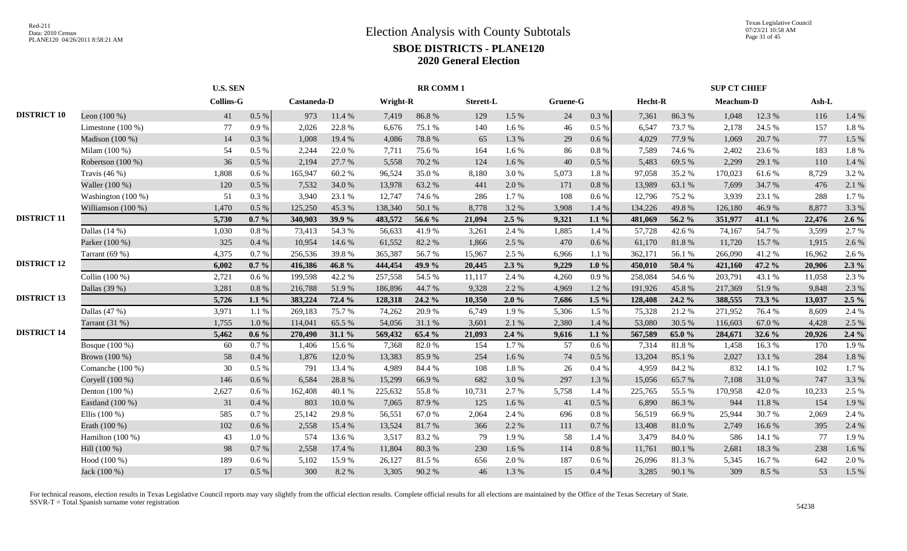# Election Analysis with County Subtotals

## SBOE DISTRICTS - PLANE120

## 2020 General Election

| | | U.S. SEN | | RR COMM 1 | | | | | | | | SUP CT CHIEF | | | | | |
|---|---|---|---|---|---|---|---|---|---|---|---|---|---|---|---|---|---|
| | | Collins-G | | Castaneda-D | | Wright-R | | Sterett-L | | Gruene-G | | Hecht-R | | Meachum-D | | Ash-L | |
| **DISTRICT 10** | Leon (100 %) | 41 | 0.5 % | 973 | 11.4 % | 7,419 | 86.8 % | 129 | 1.5 % | 24 | 0.3 % | 7,361 | 86.3 % | 1,048 | 12.3 % | 116 | 1.4 % |
| | Limestone (100 %) | 77 | 0.9 % | 2,026 | 22.8 % | 6,676 | 75.1 % | 140 | 1.6 % | 46 | 0.5 % | 6,547 | 73.7 % | 2,178 | 24.5 % | 157 | 1.8 % |
| | Madison (100 %) | 14 | 0.3 % | 1,008 | 19.4 % | 4,086 | 78.8 % | 65 | 1.3 % | 29 | 0.6 % | 4,029 | 77.9 % | 1,069 | 20.7 % | 77 | 1.5 % |
| | Milam (100 %) | 54 | 0.5 % | 2,244 | 22.0 % | 7,711 | 75.6 % | 164 | 1.6 % | 86 | 0.8 % | 7,589 | 74.6 % | 2,402 | 23.6 % | 183 | 1.8 % |
| | Robertson (100 %) | 36 | 0.5 % | 2,194 | 27.7 % | 5,558 | 70.2 % | 124 | 1.6 % | 40 | 0.5 % | 5,483 | 69.5 % | 2,299 | 29.1 % | 110 | 1.4 % |
| | Travis (46 %) | 1,808 | 0.6 % | 165,947 | 60.2 % | 96,524 | 35.0 % | 8,180 | 3.0 % | 5,073 | 1.8 % | 97,058 | 35.2 % | 170,023 | 61.6 % | 8,729 | 3.2 % |
| | Waller (100 %) | 120 | 0.5 % | 7,532 | 34.0 % | 13,978 | 63.2 % | 441 | 2.0 % | 171 | 0.8 % | 13,989 | 63.1 % | 7,699 | 34.7 % | 476 | 2.1 % |
| | Washington (100 %) | 51 | 0.3 % | 3,940 | 23.1 % | 12,747 | 74.6 % | 286 | 1.7 % | 108 | 0.6 % | 12,796 | 75.2 % | 3,939 | 23.1 % | 288 | 1.7 % |
| | Williamson (100 %) | 1,470 | 0.5 % | 125,250 | 45.3 % | 138,340 | 50.1 % | 8,778 | 3.2 % | 3,908 | 1.4 % | 134,226 | 49.8 % | 126,180 | 46.9 % | 8,877 | 3.3 % |
| **DISTRICT 11** | | **5,730** | **0.7 %** | **340,903** | **39.9 %** | **483,572** | **56.6 %** | **21,094** | **2.5 %** | **9,321** | **1.1 %** | **481,069** | **56.2 %** | **351,977** | **41.1 %** | **22,476** | **2.6 %** |
| | Dallas (14 %) | 1,030 | 0.8 % | 73,413 | 54.3 % | 56,633 | 41.9 % | 3,261 | 2.4 % | 1,885 | 1.4 % | 57,728 | 42.6 % | 74,167 | 54.7 % | 3,599 | 2.7 % |
| | Parker (100 %) | 325 | 0.4 % | 10,954 | 14.6 % | 61,552 | 82.2 % | 1,866 | 2.5 % | 470 | 0.6 % | 61,170 | 81.8 % | 11,720 | 15.7 % | 1,915 | 2.6 % |
| | Tarrant (69 %) | 4,375 | 0.7 % | 256,536 | 39.8 % | 365,387 | 56.7 % | 15,967 | 2.5 % | 6,966 | 1.1 % | 362,171 | 56.1 % | 266,090 | 41.2 % | 16,962 | 2.6 % |
| **DISTRICT 12** | | **6,002** | **0.7 %** | **416,386** | **46.8 %** | **444,454** | **49.9 %** | **20,445** | **2.3 %** | **9,229** | **1.0 %** | **450,010** | **50.4 %** | **421,160** | **47.2 %** | **20,906** | **2.3 %** |
| | Collin (100 %) | 2,721 | 0.6 % | 199,598 | 42.2 % | 257,558 | 54.5 % | 11,117 | 2.4 % | 4,260 | 0.9 % | 258,084 | 54.6 % | 203,791 | 43.1 % | 11,058 | 2.3 % |
| | Dallas (39 %) | 3,281 | 0.8 % | 216,788 | 51.9 % | 186,896 | 44.7 % | 9,328 | 2.2 % | 4,969 | 1.2 % | 191,926 | 45.8 % | 217,369 | 51.9 % | 9,848 | 2.3 % |
| **DISTRICT 13** | | **5,726** | **1.1 %** | **383,224** | **72.4 %** | **128,318** | **24.2 %** | **10,350** | **2.0 %** | **7,686** | **1.5 %** | **128,408** | **24.2 %** | **388,555** | **73.3 %** | **13,037** | **2.5 %** |
| | Dallas (47 %) | 3,971 | 1.1 % | 269,183 | 75.7 % | 74,262 | 20.9 % | 6,749 | 1.9 % | 5,306 | 1.5 % | 75,328 | 21.2 % | 271,952 | 76.4 % | 8,609 | 2.4 % |
| | Tarrant (31 %) | 1,755 | 1.0 % | 114,041 | 65.5 % | 54,056 | 31.1 % | 3,601 | 2.1 % | 2,380 | 1.4 % | 53,080 | 30.5 % | 116,603 | 67.0 % | 4,428 | 2.5 % |
| **DISTRICT 14** | | **5,462** | **0.6 %** | **270,490** | **31.1 %** | **569,432** | **65.4 %** | **21,093** | **2.4 %** | **9,616** | **1.1 %** | **567,589** | **65.0 %** | **284,671** | **32.6 %** | **20,926** | **2.4 %** |
| | Bosque (100 %) | 60 | 0.7 % | 1,406 | 15.6 % | 7,368 | 82.0 % | 154 | 1.7 % | 57 | 0.6 % | 7,314 | 81.8 % | 1,458 | 16.3 % | 170 | 1.9 % |
| | Brown (100 %) | 58 | 0.4 % | 1,876 | 12.0 % | 13,383 | 85.9 % | 254 | 1.6 % | 74 | 0.5 % | 13,204 | 85.1 % | 2,027 | 13.1 % | 284 | 1.8 % |
| | Comanche (100 %) | 30 | 0.5 % | 791 | 13.4 % | 4,989 | 84.4 % | 108 | 1.8 % | 26 | 0.4 % | 4,959 | 84.2 % | 832 | 14.1 % | 102 | 1.7 % |
| | Coryell (100 %) | 146 | 0.6 % | 6,584 | 28.8 % | 15,299 | 66.9 % | 682 | 3.0 % | 297 | 1.3 % | 15,056 | 65.7 % | 7,108 | 31.0 % | 747 | 3.3 % |
| | Denton (100 %) | 2,627 | 0.6 % | 162,408 | 40.1 % | 225,632 | 55.8 % | 10,731 | 2.7 % | 5,758 | 1.4 % | 225,765 | 55.5 % | 170,958 | 42.0 % | 10,233 | 2.5 % |
| | Eastland (100 %) | 31 | 0.4 % | 803 | 10.0 % | 7,065 | 87.9 % | 125 | 1.6 % | 41 | 0.5 % | 6,890 | 86.3 % | 944 | 11.8 % | 154 | 1.9 % |
| | Ellis (100 %) | 585 | 0.7 % | 25,142 | 29.8 % | 56,551 | 67.0 % | 2,064 | 2.4 % | 696 | 0.8 % | 56,519 | 66.9 % | 25,944 | 30.7 % | 2,069 | 2.4 % |
| | Erath (100 %) | 102 | 0.6 % | 2,558 | 15.4 % | 13,524 | 81.7 % | 366 | 2.2 % | 111 | 0.7 % | 13,408 | 81.0 % | 2,749 | 16.6 % | 395 | 2.4 % |
| | Hamilton (100 %) | 43 | 1.0 % | 574 | 13.6 % | 3,517 | 83.2 % | 79 | 1.9 % | 58 | 1.4 % | 3,479 | 84.0 % | 586 | 14.1 % | 77 | 1.9 % |
| | Hill (100 %) | 98 | 0.7 % | 2,558 | 17.4 % | 11,804 | 80.3 % | 230 | 1.6 % | 114 | 0.8 % | 11,761 | 80.1 % | 2,681 | 18.3 % | 238 | 1.6 % |
| | Hood (100 %) | 189 | 0.6 % | 5,102 | 15.9 % | 26,127 | 81.5 % | 656 | 2.0 % | 187 | 0.6 % | 26,096 | 81.3 % | 5,345 | 16.7 % | 642 | 2.0 % |
| | Jack (100 %) | 17 | 0.5 % | 300 | 8.2 % | 3,305 | 90.2 % | 46 | 1.3 % | 15 | 0.4 % | 3,285 | 90.1 % | 309 | 8.5 % | 53 | 1.5 % |

For technical reasons, election results in Texas Legislative Council reports may vary slightly from the official election results. Complete official results for all elections are maintained by the Office of the Texas Secretary of State.
SSVR-T = Total Spanish surname voter registration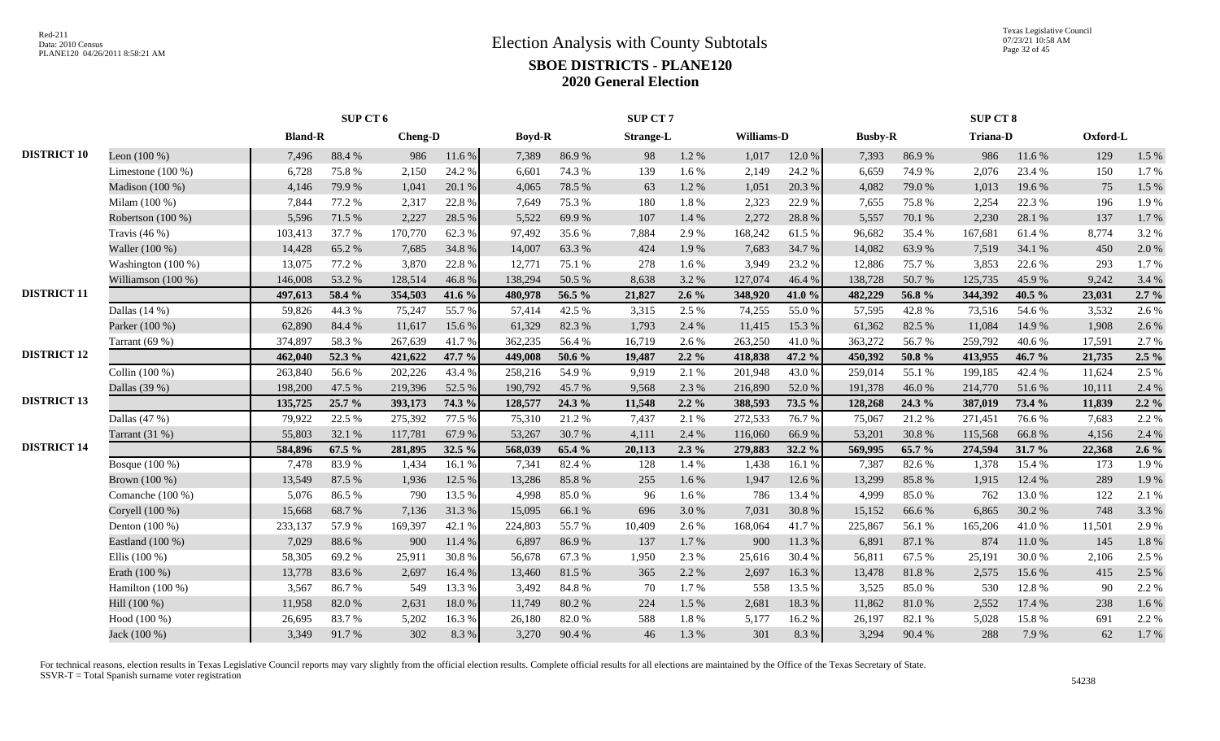# Election Analysis with County Subtotals

## SBOE DISTRICTS - PLANE120

## 2020 General Election

| | | SUP CT 6 | | | | SUP CT 7 | | | | | | SUP CT 8 | | | | | |
|---|---|---|---|---|---|---|---|---|---|---|---|---|---|---|---|---|---|
| | | Bland-R | | Cheng-D | | Boyd-R | | Strange-L | | Williams-D | | Busby-R | | Triana-D | | Oxford-L | |
| DISTRICT 10 | Leon (100 %) | 7,496 | 88.4 % | 986 | 11.6 % | 7,389 | 86.9 % | 98 | 1.2 % | 1,017 | 12.0 % | 7,393 | 86.9 % | 986 | 11.6 % | 129 | 1.5 % |
| | Limestone (100 %) | 6,728 | 75.8 % | 2,150 | 24.2 % | 6,601 | 74.3 % | 139 | 1.6 % | 2,149 | 24.2 % | 6,659 | 74.9 % | 2,076 | 23.4 % | 150 | 1.7 % |
| | Madison (100 %) | 4,146 | 79.9 % | 1,041 | 20.1 % | 4,065 | 78.5 % | 63 | 1.2 % | 1,051 | 20.3 % | 4,082 | 79.0 % | 1,013 | 19.6 % | 75 | 1.5 % |
| | Milam (100 %) | 7,844 | 77.2 % | 2,317 | 22.8 % | 7,649 | 75.3 % | 180 | 1.8 % | 2,323 | 22.9 % | 7,655 | 75.8 % | 2,254 | 22.3 % | 196 | 1.9 % |
| | Robertson (100 %) | 5,596 | 71.5 % | 2,227 | 28.5 % | 5,522 | 69.9 % | 107 | 1.4 % | 2,272 | 28.8 % | 5,557 | 70.1 % | 2,230 | 28.1 % | 137 | 1.7 % |
| | Travis (46 %) | 103,413 | 37.7 % | 170,770 | 62.3 % | 97,492 | 35.6 % | 7,884 | 2.9 % | 168,242 | 61.5 % | 96,682 | 35.4 % | 167,681 | 61.4 % | 8,774 | 3.2 % |
| | Waller (100 %) | 14,428 | 65.2 % | 7,685 | 34.8 % | 14,007 | 63.3 % | 424 | 1.9 % | 7,683 | 34.7 % | 14,082 | 63.9 % | 7,519 | 34.1 % | 450 | 2.0 % |
| | Washington (100 %) | 13,075 | 77.2 % | 3,870 | 22.8 % | 12,771 | 75.1 % | 278 | 1.6 % | 3,949 | 23.2 % | 12,886 | 75.7 % | 3,853 | 22.6 % | 293 | 1.7 % |
| | Williamson (100 %) | 146,008 | 53.2 % | 128,514 | 46.8 % | 138,294 | 50.5 % | 8,638 | 3.2 % | 127,074 | 46.4 % | 138,728 | 50.7 % | 125,735 | 45.9 % | 9,242 | 3.4 % |
| DISTRICT 11 | | **497,613** | **58.4 %** | **354,503** | **41.6 %** | **480,978** | **56.5 %** | **21,827** | **2.6 %** | **348,920** | **41.0 %** | **482,229** | **56.8 %** | **344,392** | **40.5 %** | **23,031** | **2.7 %** |
| | Dallas (14 %) | 59,826 | 44.3 % | 75,247 | 55.7 % | 57,414 | 42.5 % | 3,315 | 2.5 % | 74,255 | 55.0 % | 57,595 | 42.8 % | 73,516 | 54.6 % | 3,532 | 2.6 % |
| | Parker (100 %) | 62,890 | 84.4 % | 11,617 | 15.6 % | 61,329 | 82.3 % | 1,793 | 2.4 % | 11,415 | 15.3 % | 61,362 | 82.5 % | 11,084 | 14.9 % | 1,908 | 2.6 % |
| | Tarrant (69 %) | 374,897 | 58.3 % | 267,639 | 41.7 % | 362,235 | 56.4 % | 16,719 | 2.6 % | 263,250 | 41.0 % | 363,272 | 56.7 % | 259,792 | 40.6 % | 17,591 | 2.7 % |
| DISTRICT 12 | | **462,040** | **52.3 %** | **421,622** | **47.7 %** | **449,008** | **50.6 %** | **19,487** | **2.2 %** | **418,838** | **47.2 %** | **450,392** | **50.8 %** | **413,955** | **46.7 %** | **21,735** | **2.5 %** |
| | Collin (100 %) | 263,840 | 56.6 % | 202,226 | 43.4 % | 258,216 | 54.9 % | 9,919 | 2.1 % | 201,948 | 43.0 % | 259,014 | 55.1 % | 199,185 | 42.4 % | 11,624 | 2.5 % |
| | Dallas (39 %) | 198,200 | 47.5 % | 219,396 | 52.5 % | 190,792 | 45.7 % | 9,568 | 2.3 % | 216,890 | 52.0 % | 191,378 | 46.0 % | 214,770 | 51.6 % | 10,111 | 2.4 % |
| DISTRICT 13 | | **135,725** | **25.7 %** | **393,173** | **74.3 %** | **128,577** | **24.3 %** | **11,548** | **2.2 %** | **388,593** | **73.5 %** | **128,268** | **24.3 %** | **387,019** | **73.4 %** | **11,839** | **2.2 %** |
| | Dallas (47 %) | 79,922 | 22.5 % | 275,392 | 77.5 % | 75,310 | 21.2 % | 7,437 | 2.1 % | 272,533 | 76.7 % | 75,067 | 21.2 % | 271,451 | 76.6 % | 7,683 | 2.2 % |
| | Tarrant (31 %) | 55,803 | 32.1 % | 117,781 | 67.9 % | 53,267 | 30.7 % | 4,111 | 2.4 % | 116,060 | 66.9 % | 53,201 | 30.8 % | 115,568 | 66.8 % | 4,156 | 2.4 % |
| DISTRICT 14 | | **584,896** | **67.5 %** | **281,895** | **32.5 %** | **568,039** | **65.4 %** | **20,113** | **2.3 %** | **279,883** | **32.2 %** | **569,995** | **65.7 %** | **274,594** | **31.7 %** | **22,368** | **2.6 %** |
| | Bosque (100 %) | 7,478 | 83.9 % | 1,434 | 16.1 % | 7,341 | 82.4 % | 128 | 1.4 % | 1,438 | 16.1 % | 7,387 | 82.6 % | 1,378 | 15.4 % | 173 | 1.9 % |
| | Brown (100 %) | 13,549 | 87.5 % | 1,936 | 12.5 % | 13,286 | 85.8 % | 255 | 1.6 % | 1,947 | 12.6 % | 13,299 | 85.8 % | 1,915 | 12.4 % | 289 | 1.9 % |
| | Comanche (100 %) | 5,076 | 86.5 % | 790 | 13.5 % | 4,998 | 85.0 % | 96 | 1.6 % | 786 | 13.4 % | 4,999 | 85.0 % | 762 | 13.0 % | 122 | 2.1 % |
| | Coryell (100 %) | 15,668 | 68.7 % | 7,136 | 31.3 % | 15,095 | 66.1 % | 696 | 3.0 % | 7,031 | 30.8 % | 15,152 | 66.6 % | 6,865 | 30.2 % | 748 | 3.3 % |
| | Denton (100 %) | 233,137 | 57.9 % | 169,397 | 42.1 % | 224,803 | 55.7 % | 10,409 | 2.6 % | 168,064 | 41.7 % | 225,867 | 56.1 % | 165,206 | 41.0 % | 11,501 | 2.9 % |
| | Eastland (100 %) | 7,029 | 88.6 % | 900 | 11.4 % | 6,897 | 86.9 % | 137 | 1.7 % | 900 | 11.3 % | 6,891 | 87.1 % | 874 | 11.0 % | 145 | 1.8 % |
| | Ellis (100 %) | 58,305 | 69.2 % | 25,911 | 30.8 % | 56,678 | 67.3 % | 1,950 | 2.3 % | 25,616 | 30.4 % | 56,811 | 67.5 % | 25,191 | 30.0 % | 2,106 | 2.5 % |
| | Erath (100 %) | 13,778 | 83.6 % | 2,697 | 16.4 % | 13,460 | 81.5 % | 365 | 2.2 % | 2,697 | 16.3 % | 13,478 | 81.8 % | 2,575 | 15.6 % | 415 | 2.5 % |
| | Hamilton (100 %) | 3,567 | 86.7 % | 549 | 13.3 % | 3,492 | 84.8 % | 70 | 1.7 % | 558 | 13.5 % | 3,525 | 85.0 % | 530 | 12.8 % | 90 | 2.2 % |
| | Hill (100 %) | 11,958 | 82.0 % | 2,631 | 18.0 % | 11,749 | 80.2 % | 224 | 1.5 % | 2,681 | 18.3 % | 11,862 | 81.0 % | 2,552 | 17.4 % | 238 | 1.6 % |
| | Hood (100 %) | 26,695 | 83.7 % | 5,202 | 16.3 % | 26,180 | 82.0 % | 588 | 1.8 % | 5,177 | 16.2 % | 26,197 | 82.1 % | 5,028 | 15.8 % | 691 | 2.2 % |
| | Jack (100 %) | 3,349 | 91.7 % | 302 | 8.3 % | 3,270 | 90.4 % | 46 | 1.3 % | 301 | 8.3 % | 3,294 | 90.4 % | 288 | 7.9 % | 62 | 1.7 % |

For technical reasons, election results in Texas Legislative Council reports may vary slightly from the official election results. Complete official results for all elections are maintained by the Office of the Texas Secretary of State.
SSVR-T = Total Spanish surname voter registration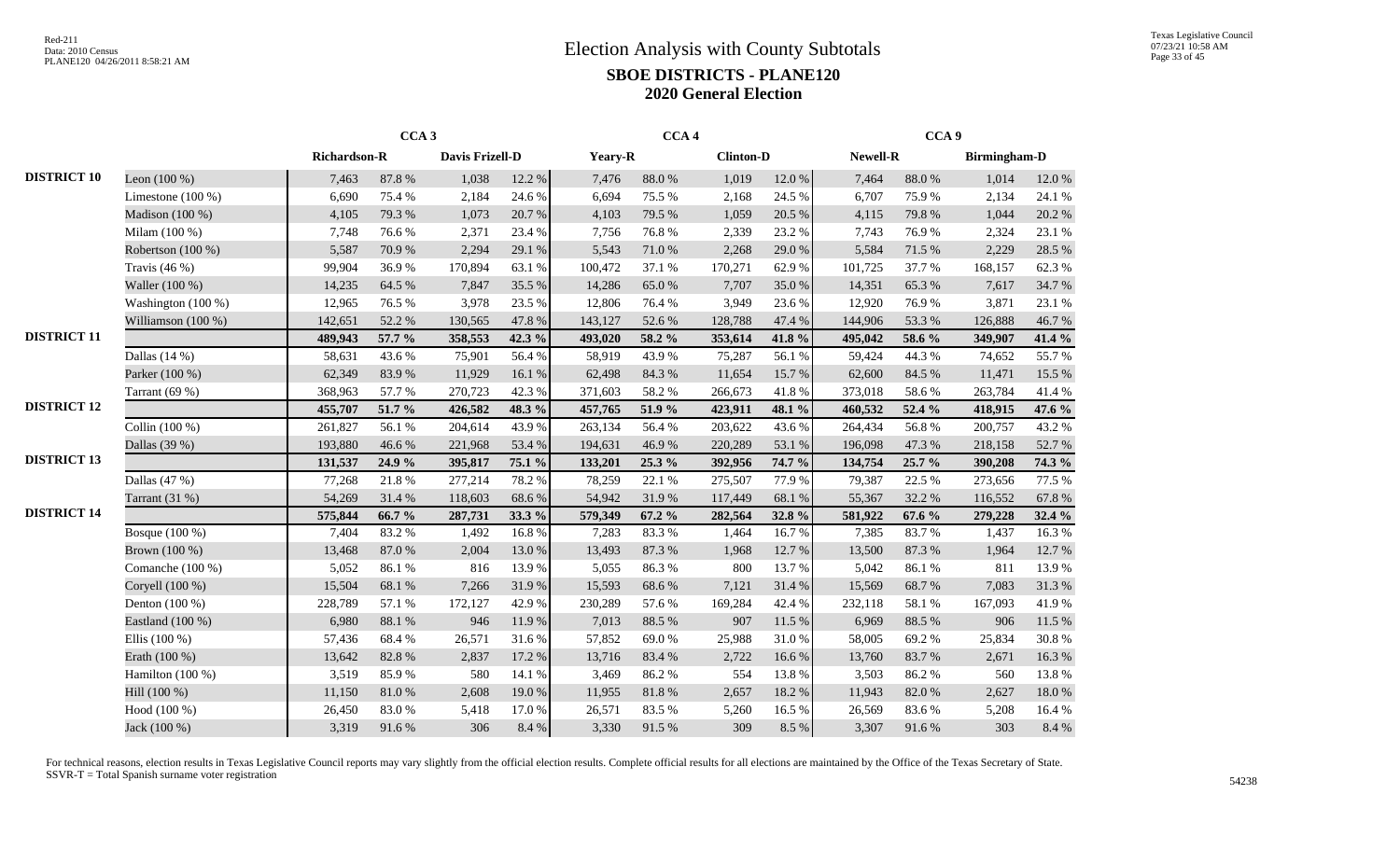# Election Analysis with County Subtotals

## SBOE DISTRICTS - PLANE120

## 2020 General Election

| | | CCA 3 | | | | CCA 4 | | | | CCA 9 | | | |
|---|---|---|---|---|---|---|---|---|---|---|---|---|---|
| | | Richardson-R | | Davis Frizell-D | | Yeary-R | | Clinton-D | | Newell-R | | Birmingham-D | |
| **DISTRICT 10** | Leon (100 %) | 7,463 | 87.8 % | 1,038 | 12.2 % | 7,476 | 88.0 % | 1,019 | 12.0 % | 7,464 | 88.0 % | 1,014 | 12.0 % |
| | Limestone (100 %) | 6,690 | 75.4 % | 2,184 | 24.6 % | 6,694 | 75.5 % | 2,168 | 24.5 % | 6,707 | 75.9 % | 2,134 | 24.1 % |
| | Madison (100 %) | 4,105 | 79.3 % | 1,073 | 20.7 % | 4,103 | 79.5 % | 1,059 | 20.5 % | 4,115 | 79.8 % | 1,044 | 20.2 % |
| | Milam (100 %) | 7,748 | 76.6 % | 2,371 | 23.4 % | 7,756 | 76.8 % | 2,339 | 23.2 % | 7,743 | 76.9 % | 2,324 | 23.1 % |
| | Robertson (100 %) | 5,587 | 70.9 % | 2,294 | 29.1 % | 5,543 | 71.0 % | 2,268 | 29.0 % | 5,584 | 71.5 % | 2,229 | 28.5 % |
| | Travis (46 %) | 99,904 | 36.9 % | 170,894 | 63.1 % | 100,472 | 37.1 % | 170,271 | 62.9 % | 101,725 | 37.7 % | 168,157 | 62.3 % |
| | Waller (100 %) | 14,235 | 64.5 % | 7,847 | 35.5 % | 14,286 | 65.0 % | 7,707 | 35.0 % | 14,351 | 65.3 % | 7,617 | 34.7 % |
| | Washington (100 %) | 12,965 | 76.5 % | 3,978 | 23.5 % | 12,806 | 76.4 % | 3,949 | 23.6 % | 12,920 | 76.9 % | 3,871 | 23.1 % |
| | Williamson (100 %) | 142,651 | 52.2 % | 130,565 | 47.8 % | 143,127 | 52.6 % | 128,788 | 47.4 % | 144,906 | 53.3 % | 126,888 | 46.7 % |
| **DISTRICT 11** | | **489,943** | **57.7 %** | **358,553** | **42.3 %** | **493,020** | **58.2 %** | **353,614** | **41.8 %** | **495,042** | **58.6 %** | **349,907** | **41.4 %** |
| | Dallas (14 %) | 58,631 | 43.6 % | 75,901 | 56.4 % | 58,919 | 43.9 % | 75,287 | 56.1 % | 59,424 | 44.3 % | 74,652 | 55.7 % |
| | Parker (100 %) | 62,349 | 83.9 % | 11,929 | 16.1 % | 62,498 | 84.3 % | 11,654 | 15.7 % | 62,600 | 84.5 % | 11,471 | 15.5 % |
| | Tarrant (69 %) | 368,963 | 57.7 % | 270,723 | 42.3 % | 371,603 | 58.2 % | 266,673 | 41.8 % | 373,018 | 58.6 % | 263,784 | 41.4 % |
| **DISTRICT 12** | | **455,707** | **51.7 %** | **426,582** | **48.3 %** | **457,765** | **51.9 %** | **423,911** | **48.1 %** | **460,532** | **52.4 %** | **418,915** | **47.6 %** |
| | Collin (100 %) | 261,827 | 56.1 % | 204,614 | 43.9 % | 263,134 | 56.4 % | 203,622 | 43.6 % | 264,434 | 56.8 % | 200,757 | 43.2 % |
| | Dallas (39 %) | 193,880 | 46.6 % | 221,968 | 53.4 % | 194,631 | 46.9 % | 220,289 | 53.1 % | 196,098 | 47.3 % | 218,158 | 52.7 % |
| **DISTRICT 13** | | **131,537** | **24.9 %** | **395,817** | **75.1 %** | **133,201** | **25.3 %** | **392,956** | **74.7 %** | **134,754** | **25.7 %** | **390,208** | **74.3 %** |
| | Dallas (47 %) | 77,268 | 21.8 % | 277,214 | 78.2 % | 78,259 | 22.1 % | 275,507 | 77.9 % | 79,387 | 22.5 % | 273,656 | 77.5 % |
| | Tarrant (31 %) | 54,269 | 31.4 % | 118,603 | 68.6 % | 54,942 | 31.9 % | 117,449 | 68.1 % | 55,367 | 32.2 % | 116,552 | 67.8 % |
| **DISTRICT 14** | | **575,844** | **66.7 %** | **287,731** | **33.3 %** | **579,349** | **67.2 %** | **282,564** | **32.8 %** | **581,922** | **67.6 %** | **279,228** | **32.4 %** |
| | Bosque (100 %) | 7,404 | 83.2 % | 1,492 | 16.8 % | 7,283 | 83.3 % | 1,464 | 16.7 % | 7,385 | 83.7 % | 1,437 | 16.3 % |
| | Brown (100 %) | 13,468 | 87.0 % | 2,004 | 13.0 % | 13,493 | 87.3 % | 1,968 | 12.7 % | 13,500 | 87.3 % | 1,964 | 12.7 % |
| | Comanche (100 %) | 5,052 | 86.1 % | 816 | 13.9 % | 5,055 | 86.3 % | 800 | 13.7 % | 5,042 | 86.1 % | 811 | 13.9 % |
| | Coryell (100 %) | 15,504 | 68.1 % | 7,266 | 31.9 % | 15,593 | 68.6 % | 7,121 | 31.4 % | 15,569 | 68.7 % | 7,083 | 31.3 % |
| | Denton (100 %) | 228,789 | 57.1 % | 172,127 | 42.9 % | 230,289 | 57.6 % | 169,284 | 42.4 % | 232,118 | 58.1 % | 167,093 | 41.9 % |
| | Eastland (100 %) | 6,980 | 88.1 % | 946 | 11.9 % | 7,013 | 88.5 % | 907 | 11.5 % | 6,969 | 88.5 % | 906 | 11.5 % |
| | Ellis (100 %) | 57,436 | 68.4 % | 26,571 | 31.6 % | 57,852 | 69.0 % | 25,988 | 31.0 % | 58,005 | 69.2 % | 25,834 | 30.8 % |
| | Erath (100 %) | 13,642 | 82.8 % | 2,837 | 17.2 % | 13,716 | 83.4 % | 2,722 | 16.6 % | 13,760 | 83.7 % | 2,671 | 16.3 % |
| | Hamilton (100 %) | 3,519 | 85.9 % | 580 | 14.1 % | 3,469 | 86.2 % | 554 | 13.8 % | 3,503 | 86.2 % | 560 | 13.8 % |
| | Hill (100 %) | 11,150 | 81.0 % | 2,608 | 19.0 % | 11,955 | 81.8 % | 2,657 | 18.2 % | 11,943 | 82.0 % | 2,627 | 18.0 % |
| | Hood (100 %) | 26,450 | 83.0 % | 5,418 | 17.0 % | 26,571 | 83.5 % | 5,260 | 16.5 % | 26,569 | 83.6 % | 5,208 | 16.4 % |
| | Jack (100 %) | 3,319 | 91.6 % | 306 | 8.4 % | 3,330 | 91.5 % | 309 | 8.5 % | 3,307 | 91.6 % | 303 | 8.4 % |

For technical reasons, election results in Texas Legislative Council reports may vary slightly from the official election results. Complete official results for all elections are maintained by the Office of the Texas Secretary of State.
SSVR-T = Total Spanish surname voter registration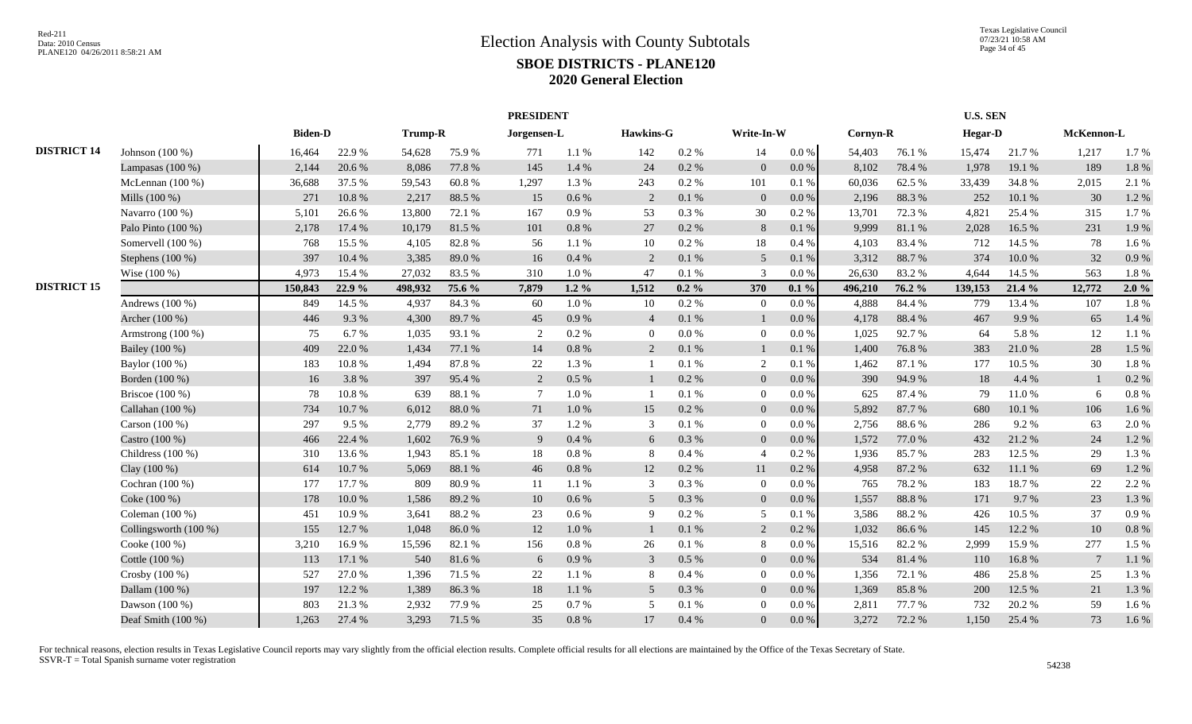# Election Analysis with County Subtotals

## SBOE DISTRICTS - PLANE120

## 2020 General Election

| | | PRESIDENT | | | | | | | | | | U.S. SEN | | | | | |
|---|---|---|---|---|---|---|---|---|---|---|---|---|---|---|---|---|---|
| | | Biden-D | | Trump-R | | Jorgensen-L | | Hawkins-G | | Write-In-W | | Cornyn-R | | Hegar-D | | McKennon-L | |
| **DISTRICT 14** | Johnson (100 %) | 16,464 | 22.9 % | 54,628 | 75.9 % | 771 | 1.1 % | 142 | 0.2 % | 14 | 0.0 % | 54,403 | 76.1 % | 15,474 | 21.7 % | 1,217 | 1.7 % |
| | Lampasas (100 %) | 2,144 | 20.6 % | 8,086 | 77.8 % | 145 | 1.4 % | 24 | 0.2 % | 0 | 0.0 % | 8,102 | 78.4 % | 1,978 | 19.1 % | 189 | 1.8 % |
| | McLennan (100 %) | 36,688 | 37.5 % | 59,543 | 60.8 % | 1,297 | 1.3 % | 243 | 0.2 % | 101 | 0.1 % | 60,036 | 62.5 % | 33,439 | 34.8 % | 2,015 | 2.1 % |
| | Mills (100 %) | 271 | 10.8 % | 2,217 | 88.5 % | 15 | 0.6 % | 2 | 0.1 % | 0 | 0.0 % | 2,196 | 88.3 % | 252 | 10.1 % | 30 | 1.2 % |
| | Navarro (100 %) | 5,101 | 26.6 % | 13,800 | 72.1 % | 167 | 0.9 % | 53 | 0.3 % | 30 | 0.2 % | 13,701 | 72.3 % | 4,821 | 25.4 % | 315 | 1.7 % |
| | Palo Pinto (100 %) | 2,178 | 17.4 % | 10,179 | 81.5 % | 101 | 0.8 % | 27 | 0.2 % | 8 | 0.1 % | 9,999 | 81.1 % | 2,028 | 16.5 % | 231 | 1.9 % |
| | Somervell (100 %) | 768 | 15.5 % | 4,105 | 82.8 % | 56 | 1.1 % | 10 | 0.2 % | 18 | 0.4 % | 4,103 | 83.4 % | 712 | 14.5 % | 78 | 1.6 % |
| | Stephens (100 %) | 397 | 10.4 % | 3,385 | 89.0 % | 16 | 0.4 % | 2 | 0.1 % | 5 | 0.1 % | 3,312 | 88.7 % | 374 | 10.0 % | 32 | 0.9 % |
| | Wise (100 %) | 4,973 | 15.4 % | 27,032 | 83.5 % | 310 | 1.0 % | 47 | 0.1 % | 3 | 0.0 % | 26,630 | 83.2 % | 4,644 | 14.5 % | 563 | 1.8 % |
| **DISTRICT 15** | | **150,843** | **22.9 %** | **498,932** | **75.6 %** | **7,879** | **1.2 %** | **1,512** | **0.2 %** | **370** | **0.1 %** | **496,210** | **76.2 %** | **139,153** | **21.4 %** | **12,772** | **2.0 %** |
| | Andrews (100 %) | 849 | 14.5 % | 4,937 | 84.3 % | 60 | 1.0 % | 10 | 0.2 % | 0 | 0.0 % | 4,888 | 84.4 % | 779 | 13.4 % | 107 | 1.8 % |
| | Archer (100 %) | 446 | 9.3 % | 4,300 | 89.7 % | 45 | 0.9 % | 4 | 0.1 % | 1 | 0.0 % | 4,178 | 88.4 % | 467 | 9.9 % | 65 | 1.4 % |
| | Armstrong (100 %) | 75 | 6.7 % | 1,035 | 93.1 % | 2 | 0.2 % | 0 | 0.0 % | 0 | 0.0 % | 1,025 | 92.7 % | 64 | 5.8 % | 12 | 1.1 % |
| | Bailey (100 %) | 409 | 22.0 % | 1,434 | 77.1 % | 14 | 0.8 % | 2 | 0.1 % | 1 | 0.1 % | 1,400 | 76.8 % | 383 | 21.0 % | 28 | 1.5 % |
| | Baylor (100 %) | 183 | 10.8 % | 1,494 | 87.8 % | 22 | 1.3 % | 1 | 0.1 % | 2 | 0.1 % | 1,462 | 87.1 % | 177 | 10.5 % | 30 | 1.8 % |
| | Borden (100 %) | 16 | 3.8 % | 397 | 95.4 % | 2 | 0.5 % | 1 | 0.2 % | 0 | 0.0 % | 390 | 94.9 % | 18 | 4.4 % | 1 | 0.2 % |
| | Briscoe (100 %) | 78 | 10.8 % | 639 | 88.1 % | 7 | 1.0 % | 1 | 0.1 % | 0 | 0.0 % | 625 | 87.4 % | 79 | 11.0 % | 6 | 0.8 % |
| | Callahan (100 %) | 734 | 10.7 % | 6,012 | 88.0 % | 71 | 1.0 % | 15 | 0.2 % | 0 | 0.0 % | 5,892 | 87.7 % | 680 | 10.1 % | 106 | 1.6 % |
| | Carson (100 %) | 297 | 9.5 % | 2,779 | 89.2 % | 37 | 1.2 % | 3 | 0.1 % | 0 | 0.0 % | 2,756 | 88.6 % | 286 | 9.2 % | 63 | 2.0 % |
| | Castro (100 %) | 466 | 22.4 % | 1,602 | 76.9 % | 9 | 0.4 % | 6 | 0.3 % | 0 | 0.0 % | 1,572 | 77.0 % | 432 | 21.2 % | 24 | 1.2 % |
| | Childress (100 %) | 310 | 13.6 % | 1,943 | 85.1 % | 18 | 0.8 % | 8 | 0.4 % | 4 | 0.2 % | 1,936 | 85.7 % | 283 | 12.5 % | 29 | 1.3 % |
| | Clay (100 %) | 614 | 10.7 % | 5,069 | 88.1 % | 46 | 0.8 % | 12 | 0.2 % | 11 | 0.2 % | 4,958 | 87.2 % | 632 | 11.1 % | 69 | 1.2 % |
| | Cochran (100 %) | 177 | 17.7 % | 809 | 80.9 % | 11 | 1.1 % | 3 | 0.3 % | 0 | 0.0 % | 765 | 78.2 % | 183 | 18.7 % | 22 | 2.2 % |
| | Coke (100 %) | 178 | 10.0 % | 1,586 | 89.2 % | 10 | 0.6 % | 5 | 0.3 % | 0 | 0.0 % | 1,557 | 88.8 % | 171 | 9.7 % | 23 | 1.3 % |
| | Coleman (100 %) | 451 | 10.9 % | 3,641 | 88.2 % | 23 | 0.6 % | 9 | 0.2 % | 5 | 0.1 % | 3,586 | 88.2 % | 426 | 10.5 % | 37 | 0.9 % |
| | Collingsworth (100 %) | 155 | 12.7 % | 1,048 | 86.0 % | 12 | 1.0 % | 1 | 0.1 % | 2 | 0.2 % | 1,032 | 86.6 % | 145 | 12.2 % | 10 | 0.8 % |
| | Cooke (100 %) | 3,210 | 16.9 % | 15,596 | 82.1 % | 156 | 0.8 % | 26 | 0.1 % | 8 | 0.0 % | 15,516 | 82.2 % | 2,999 | 15.9 % | 277 | 1.5 % |
| | Cottle (100 %) | 113 | 17.1 % | 540 | 81.6 % | 6 | 0.9 % | 3 | 0.5 % | 0 | 0.0 % | 534 | 81.4 % | 110 | 16.8 % | 7 | 1.1 % |
| | Crosby (100 %) | 527 | 27.0 % | 1,396 | 71.5 % | 22 | 1.1 % | 8 | 0.4 % | 0 | 0.0 % | 1,356 | 72.1 % | 486 | 25.8 % | 25 | 1.3 % |
| | Dallam (100 %) | 197 | 12.2 % | 1,389 | 86.3 % | 18 | 1.1 % | 5 | 0.3 % | 0 | 0.0 % | 1,369 | 85.8 % | 200 | 12.5 % | 21 | 1.3 % |
| | Dawson (100 %) | 803 | 21.3 % | 2,932 | 77.9 % | 25 | 0.7 % | 5 | 0.1 % | 0 | 0.0 % | 2,811 | 77.7 % | 732 | 20.2 % | 59 | 1.6 % |
| | Deaf Smith (100 %) | 1,263 | 27.4 % | 3,293 | 71.5 % | 35 | 0.8 % | 17 | 0.4 % | 0 | 0.0 % | 3,272 | 72.2 % | 1,150 | 25.4 % | 73 | 1.6 % |

For technical reasons, election results in Texas Legislative Council reports may vary slightly from the official election results. Complete official results for all elections are maintained by the Office of the Texas Secretary of State.
SSVR-T = Total Spanish surname voter registration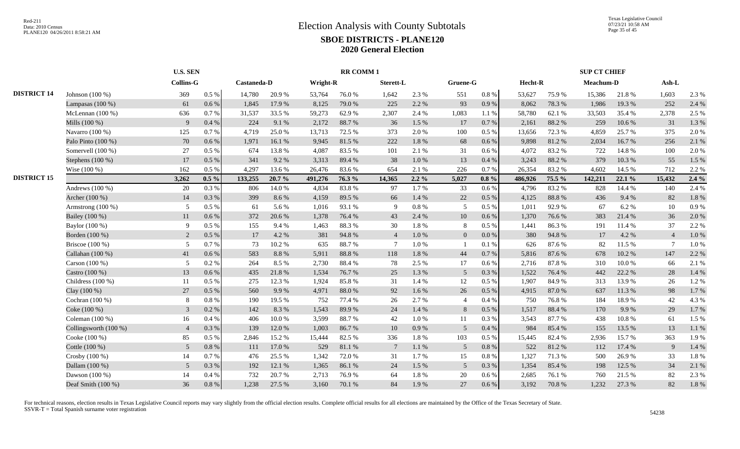# Election Analysis with County Subtotals

## SBOE DISTRICTS - PLANE120

## 2020 General Election

| | | U.S. SEN | | RR COMM 1 | | | | | | | | SUP CT CHIEF | | | | | |
|---|---|---|---|---|---|---|---|---|---|---|---|---|---|---|---|---|---|
| | | Collins-G | | Castaneda-D | | Wright-R | | Sterett-L | | Gruene-G | | Hecht-R | | Meachum-D | | Ash-L | |
| DISTRICT 14 | Johnson (100 %) | 369 | 0.5 % | 14,780 | 20.9 % | 53,764 | 76.0 % | 1,642 | 2.3 % | 551 | 0.8 % | 53,627 | 75.9 % | 15,386 | 21.8 % | 1,603 | 2.3 % |
| | Lampasas (100 %) | 61 | 0.6 % | 1,845 | 17.9 % | 8,125 | 79.0 % | 225 | 2.2 % | 93 | 0.9 % | 8,062 | 78.3 % | 1,986 | 19.3 % | 252 | 2.4 % |
| | McLennan (100 %) | 636 | 0.7 % | 31,537 | 33.5 % | 59,273 | 62.9 % | 2,307 | 2.4 % | 1,083 | 1.1 % | 58,780 | 62.1 % | 33,503 | 35.4 % | 2,378 | 2.5 % |
| | Mills (100 %) | 9 | 0.4 % | 224 | 9.1 % | 2,172 | 88.7 % | 36 | 1.5 % | 17 | 0.7 % | 2,161 | 88.2 % | 259 | 10.6 % | 31 | 1.3 % |
| | Navarro (100 %) | 125 | 0.7 % | 4,719 | 25.0 % | 13,713 | 72.5 % | 373 | 2.0 % | 100 | 0.5 % | 13,656 | 72.3 % | 4,859 | 25.7 % | 375 | 2.0 % |
| | Palo Pinto (100 %) | 70 | 0.6 % | 1,971 | 16.1 % | 9,945 | 81.5 % | 222 | 1.8 % | 68 | 0.6 % | 9,898 | 81.2 % | 2,034 | 16.7 % | 256 | 2.1 % |
| | Somervell (100 %) | 27 | 0.5 % | 674 | 13.8 % | 4,087 | 83.5 % | 101 | 2.1 % | 31 | 0.6 % | 4,072 | 83.2 % | 722 | 14.8 % | 100 | 2.0 % |
| | Stephens (100 %) | 17 | 0.5 % | 341 | 9.2 % | 3,313 | 89.4 % | 38 | 1.0 % | 13 | 0.4 % | 3,243 | 88.2 % | 379 | 10.3 % | 55 | 1.5 % |
| | Wise (100 %) | 162 | 0.5 % | 4,297 | 13.6 % | 26,476 | 83.6 % | 654 | 2.1 % | 226 | 0.7 % | 26,354 | 83.2 % | 4,602 | 14.5 % | 712 | 2.2 % |
| DISTRICT 15 | | **3,262** | **0.5 %** | **133,255** | **20.7 %** | **491,276** | **76.3 %** | **14,365** | **2.2 %** | **5,027** | **0.8 %** | **486,926** | **75.5 %** | **142,211** | **22.1 %** | **15,432** | **2.4 %** |
| | Andrews (100 %) | 20 | 0.3 % | 806 | 14.0 % | 4,834 | 83.8 % | 97 | 1.7 % | 33 | 0.6 % | 4,796 | 83.2 % | 828 | 14.4 % | 140 | 2.4 % |
| | Archer (100 %) | 14 | 0.3 % | 399 | 8.6 % | 4,159 | 89.5 % | 66 | 1.4 % | 22 | 0.5 % | 4,125 | 88.8 % | 436 | 9.4 % | 82 | 1.8 % |
| | Armstrong (100 %) | 5 | 0.5 % | 61 | 5.6 % | 1,016 | 93.1 % | 9 | 0.8 % | 5 | 0.5 % | 1,011 | 92.9 % | 67 | 6.2 % | 10 | 0.9 % |
| | Bailey (100 %) | 11 | 0.6 % | 372 | 20.6 % | 1,378 | 76.4 % | 43 | 2.4 % | 10 | 0.6 % | 1,370 | 76.6 % | 383 | 21.4 % | 36 | 2.0 % |
| | Baylor (100 %) | 9 | 0.5 % | 155 | 9.4 % | 1,463 | 88.3 % | 30 | 1.8 % | 8 | 0.5 % | 1,441 | 86.3 % | 191 | 11.4 % | 37 | 2.2 % |
| | Borden (100 %) | 2 | 0.5 % | 17 | 4.2 % | 381 | 94.8 % | 4 | 1.0 % | 0 | 0.0 % | 380 | 94.8 % | 17 | 4.2 % | 4 | 1.0 % |
| | Briscoe (100 %) | 5 | 0.7 % | 73 | 10.2 % | 635 | 88.7 % | 7 | 1.0 % | 1 | 0.1 % | 626 | 87.6 % | 82 | 11.5 % | 7 | 1.0 % |
| | Callahan (100 %) | 41 | 0.6 % | 583 | 8.8 % | 5,911 | 88.8 % | 118 | 1.8 % | 44 | 0.7 % | 5,816 | 87.6 % | 678 | 10.2 % | 147 | 2.2 % |
| | Carson (100 %) | 5 | 0.2 % | 264 | 8.5 % | 2,730 | 88.4 % | 78 | 2.5 % | 17 | 0.6 % | 2,716 | 87.8 % | 310 | 10.0 % | 66 | 2.1 % |
| | Castro (100 %) | 13 | 0.6 % | 435 | 21.8 % | 1,534 | 76.7 % | 25 | 1.3 % | 5 | 0.3 % | 1,522 | 76.4 % | 442 | 22.2 % | 28 | 1.4 % |
| | Childress (100 %) | 11 | 0.5 % | 275 | 12.3 % | 1,924 | 85.8 % | 31 | 1.4 % | 12 | 0.5 % | 1,907 | 84.9 % | 313 | 13.9 % | 26 | 1.2 % |
| | Clay (100 %) | 27 | 0.5 % | 560 | 9.9 % | 4,971 | 88.0 % | 92 | 1.6 % | 26 | 0.5 % | 4,915 | 87.0 % | 637 | 11.3 % | 98 | 1.7 % |
| | Cochran (100 %) | 8 | 0.8 % | 190 | 19.5 % | 752 | 77.4 % | 26 | 2.7 % | 4 | 0.4 % | 750 | 76.8 % | 184 | 18.9 % | 42 | 4.3 % |
| | Coke (100 %) | 3 | 0.2 % | 142 | 8.3 % | 1,543 | 89.9 % | 24 | 1.4 % | 8 | 0.5 % | 1,517 | 88.4 % | 170 | 9.9 % | 29 | 1.7 % |
| | Coleman (100 %) | 16 | 0.4 % | 406 | 10.0 % | 3,599 | 88.7 % | 42 | 1.0 % | 11 | 0.3 % | 3,543 | 87.7 % | 438 | 10.8 % | 61 | 1.5 % |
| | Collingsworth (100 %) | 4 | 0.3 % | 139 | 12.0 % | 1,003 | 86.7 % | 10 | 0.9 % | 5 | 0.4 % | 984 | 85.4 % | 155 | 13.5 % | 13 | 1.1 % |
| | Cooke (100 %) | 85 | 0.5 % | 2,846 | 15.2 % | 15,444 | 82.5 % | 336 | 1.8 % | 103 | 0.5 % | 15,445 | 82.4 % | 2,936 | 15.7 % | 363 | 1.9 % |
| | Cottle (100 %) | 5 | 0.8 % | 111 | 17.0 % | 529 | 81.1 % | 7 | 1.1 % | 5 | 0.8 % | 522 | 81.2 % | 112 | 17.4 % | 9 | 1.4 % |
| | Crosby (100 %) | 14 | 0.7 % | 476 | 25.5 % | 1,342 | 72.0 % | 31 | 1.7 % | 15 | 0.8 % | 1,327 | 71.3 % | 500 | 26.9 % | 33 | 1.8 % |
| | Dallam (100 %) | 5 | 0.3 % | 192 | 12.1 % | 1,365 | 86.1 % | 24 | 1.5 % | 5 | 0.3 % | 1,354 | 85.4 % | 198 | 12.5 % | 34 | 2.1 % |
| | Dawson (100 %) | 14 | 0.4 % | 732 | 20.7 % | 2,713 | 76.9 % | 64 | 1.8 % | 20 | 0.6 % | 2,685 | 76.1 % | 760 | 21.5 % | 82 | 2.3 % |
| | Deaf Smith (100 %) | 36 | 0.8 % | 1,238 | 27.5 % | 3,160 | 70.1 % | 84 | 1.9 % | 27 | 0.6 % | 3,192 | 70.8 % | 1,232 | 27.3 % | 82 | 1.8 % |

For technical reasons, election results in Texas Legislative Council reports may vary slightly from the official election results. Complete official results for all elections are maintained by the Office of the Texas Secretary of State.
SSVR-T = Total Spanish surname voter registration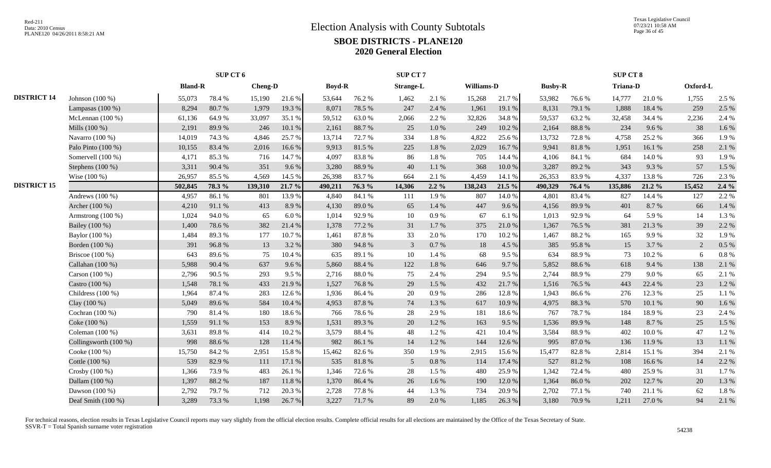# Election Analysis with County Subtotals

## SBOE DISTRICTS - PLANE120

## 2020 General Election

| | | SUP CT 6 | | | | SUP CT 7 | | | | | | SUP CT 8 | | | | | |
|---|---|---|---|---|---|---|---|---|---|---|---|---|---|---|---|---|---|
| | | Bland-R | | Cheng-D | | Boyd-R | | Strange-L | | Williams-D | | Busby-R | | Triana-D | | Oxford-L | |
| DISTRICT 14 | Johnson (100 %) | 55,073 | 78.4 % | 15,190 | 21.6 % | 53,644 | 76.2 % | 1,462 | 2.1 % | 15,268 | 21.7 % | 53,982 | 76.6 % | 14,777 | 21.0 % | 1,755 | 2.5 % |
| | Lampasas (100 %) | 8,294 | 80.7 % | 1,979 | 19.3 % | 8,071 | 78.5 % | 247 | 2.4 % | 1,961 | 19.1 % | 8,131 | 79.1 % | 1,888 | 18.4 % | 259 | 2.5 % |
| | McLennan (100 %) | 61,136 | 64.9 % | 33,097 | 35.1 % | 59,512 | 63.0 % | 2,066 | 2.2 % | 32,826 | 34.8 % | 59,537 | 63.2 % | 32,458 | 34.4 % | 2,236 | 2.4 % |
| | Mills (100 %) | 2,191 | 89.9 % | 246 | 10.1 % | 2,161 | 88.7 % | 25 | 1.0 % | 249 | 10.2 % | 2,164 | 88.8 % | 234 | 9.6 % | 38 | 1.6 % |
| | Navarro (100 %) | 14,019 | 74.3 % | 4,846 | 25.7 % | 13,714 | 72.7 % | 334 | 1.8 % | 4,822 | 25.6 % | 13,732 | 72.8 % | 4,758 | 25.2 % | 366 | 1.9 % |
| | Palo Pinto (100 %) | 10,155 | 83.4 % | 2,016 | 16.6 % | 9,913 | 81.5 % | 225 | 1.8 % | 2,029 | 16.7 % | 9,941 | 81.8 % | 1,951 | 16.1 % | 258 | 2.1 % |
| | Somervell (100 %) | 4,171 | 85.3 % | 716 | 14.7 % | 4,097 | 83.8 % | 86 | 1.8 % | 705 | 14.4 % | 4,106 | 84.1 % | 684 | 14.0 % | 93 | 1.9 % |
| | Stephens (100 %) | 3,311 | 90.4 % | 351 | 9.6 % | 3,280 | 88.9 % | 40 | 1.1 % | 368 | 10.0 % | 3,287 | 89.2 % | 343 | 9.3 % | 57 | 1.5 % |
| | Wise (100 %) | 26,957 | 85.5 % | 4,569 | 14.5 % | 26,398 | 83.7 % | 664 | 2.1 % | 4,459 | 14.1 % | 26,353 | 83.9 % | 4,337 | 13.8 % | 726 | 2.3 % |
| DISTRICT 15 | | 502,845 | 78.3 % | 139,310 | 21.7 % | 490,211 | 76.3 % | 14,306 | 2.2 % | 138,243 | 21.5 % | 490,329 | 76.4 % | 135,886 | 21.2 % | 15,452 | 2.4 % |
| | Andrews (100 %) | 4,957 | 86.1 % | 801 | 13.9 % | 4,840 | 84.1 % | 111 | 1.9 % | 807 | 14.0 % | 4,801 | 83.4 % | 827 | 14.4 % | 127 | 2.2 % |
| | Archer (100 %) | 4,210 | 91.1 % | 413 | 8.9 % | 4,130 | 89.0 % | 65 | 1.4 % | 447 | 9.6 % | 4,156 | 89.9 % | 401 | 8.7 % | 66 | 1.4 % |
| | Armstrong (100 %) | 1,024 | 94.0 % | 65 | 6.0 % | 1,014 | 92.9 % | 10 | 0.9 % | 67 | 6.1 % | 1,013 | 92.9 % | 64 | 5.9 % | 14 | 1.3 % |
| | Bailey (100 %) | 1,400 | 78.6 % | 382 | 21.4 % | 1,378 | 77.2 % | 31 | 1.7 % | 375 | 21.0 % | 1,367 | 76.5 % | 381 | 21.3 % | 39 | 2.2 % |
| | Baylor (100 %) | 1,484 | 89.3 % | 177 | 10.7 % | 1,461 | 87.8 % | 33 | 2.0 % | 170 | 10.2 % | 1,467 | 88.2 % | 165 | 9.9 % | 32 | 1.9 % |
| | Borden (100 %) | 391 | 96.8 % | 13 | 3.2 % | 380 | 94.8 % | 3 | 0.7 % | 18 | 4.5 % | 385 | 95.8 % | 15 | 3.7 % | 2 | 0.5 % |
| | Briscoe (100 %) | 643 | 89.6 % | 75 | 10.4 % | 635 | 89.1 % | 10 | 1.4 % | 68 | 9.5 % | 634 | 88.9 % | 73 | 10.2 % | 6 | 0.8 % |
| | Callahan (100 %) | 5,988 | 90.4 % | 637 | 9.6 % | 5,860 | 88.4 % | 122 | 1.8 % | 646 | 9.7 % | 5,852 | 88.6 % | 618 | 9.4 % | 138 | 2.1 % |
| | Carson (100 %) | 2,796 | 90.5 % | 293 | 9.5 % | 2,716 | 88.0 % | 75 | 2.4 % | 294 | 9.5 % | 2,744 | 88.9 % | 279 | 9.0 % | 65 | 2.1 % |
| | Castro (100 %) | 1,548 | 78.1 % | 433 | 21.9 % | 1,527 | 76.8 % | 29 | 1.5 % | 432 | 21.7 % | 1,516 | 76.5 % | 443 | 22.4 % | 23 | 1.2 % |
| | Childress (100 %) | 1,964 | 87.4 % | 283 | 12.6 % | 1,936 | 86.4 % | 20 | 0.9 % | 286 | 12.8 % | 1,943 | 86.6 % | 276 | 12.3 % | 25 | 1.1 % |
| | Clay (100 %) | 5,049 | 89.6 % | 584 | 10.4 % | 4,953 | 87.8 % | 74 | 1.3 % | 617 | 10.9 % | 4,975 | 88.3 % | 570 | 10.1 % | 90 | 1.6 % |
| | Cochran (100 %) | 790 | 81.4 % | 180 | 18.6 % | 766 | 78.6 % | 28 | 2.9 % | 181 | 18.6 % | 767 | 78.7 % | 184 | 18.9 % | 23 | 2.4 % |
| | Coke (100 %) | 1,559 | 91.1 % | 153 | 8.9 % | 1,531 | 89.3 % | 20 | 1.2 % | 163 | 9.5 % | 1,536 | 89.9 % | 148 | 8.7 % | 25 | 1.5 % |
| | Coleman (100 %) | 3,631 | 89.8 % | 414 | 10.2 % | 3,579 | 88.4 % | 48 | 1.2 % | 421 | 10.4 % | 3,584 | 88.9 % | 402 | 10.0 % | 47 | 1.2 % |
| | Collingsworth (100 %) | 998 | 88.6 % | 128 | 11.4 % | 982 | 86.1 % | 14 | 1.2 % | 144 | 12.6 % | 995 | 87.0 % | 136 | 11.9 % | 13 | 1.1 % |
| | Cooke (100 %) | 15,750 | 84.2 % | 2,951 | 15.8 % | 15,462 | 82.6 % | 350 | 1.9 % | 2,915 | 15.6 % | 15,477 | 82.8 % | 2,814 | 15.1 % | 394 | 2.1 % |
| | Cottle (100 %) | 539 | 82.9 % | 111 | 17.1 % | 535 | 81.8 % | 5 | 0.8 % | 114 | 17.4 % | 527 | 81.2 % | 108 | 16.6 % | 14 | 2.2 % |
| | Crosby (100 %) | 1,366 | 73.9 % | 483 | 26.1 % | 1,346 | 72.6 % | 28 | 1.5 % | 480 | 25.9 % | 1,342 | 72.4 % | 480 | 25.9 % | 31 | 1.7 % |
| | Dallam (100 %) | 1,397 | 88.2 % | 187 | 11.8 % | 1,370 | 86.4 % | 26 | 1.6 % | 190 | 12.0 % | 1,364 | 86.0 % | 202 | 12.7 % | 20 | 1.3 % |
| | Dawson (100 %) | 2,792 | 79.7 % | 712 | 20.3 % | 2,728 | 77.8 % | 44 | 1.3 % | 734 | 20.9 % | 2,702 | 77.1 % | 740 | 21.1 % | 62 | 1.8 % |
| | Deaf Smith (100 %) | 3,289 | 73.3 % | 1,198 | 26.7 % | 3,227 | 71.7 % | 89 | 2.0 % | 1,185 | 26.3 % | 3,180 | 70.9 % | 1,211 | 27.0 % | 94 | 2.1 % |

For technical reasons, election results in Texas Legislative Council reports may vary slightly from the official election results. Complete official results for all elections are maintained by the Office of the Texas Secretary of State.
SSVR-T = Total Spanish surname voter registration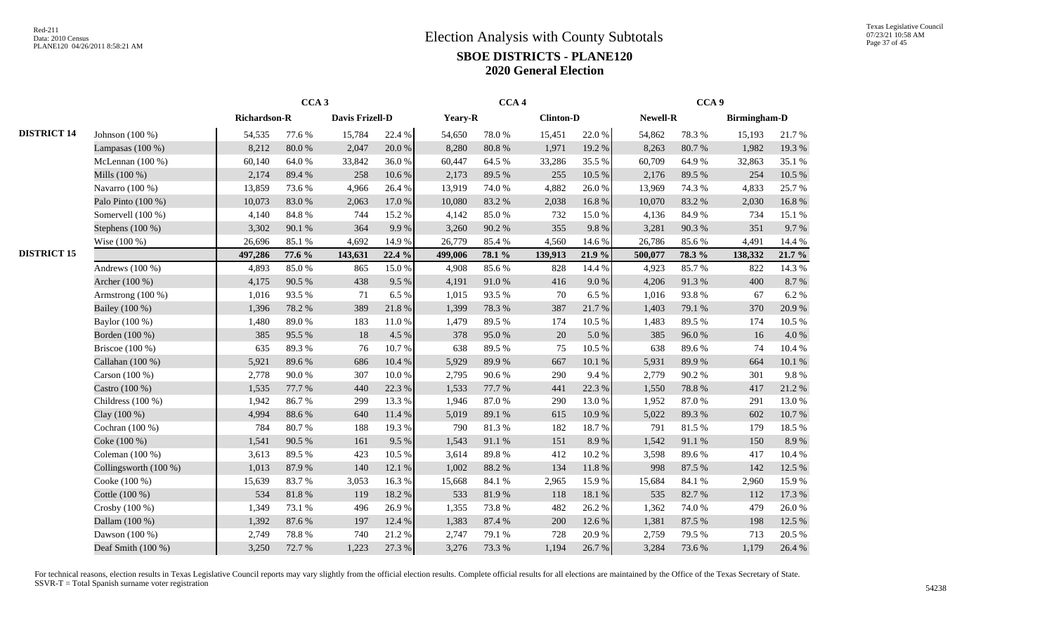# Election Analysis with County Subtotals

## SBOE DISTRICTS - PLANE120

## 2020 General Election

| | | CCA 3 | | | | CCA 4 | | | | CCA 9 | | | |
|---|---|---|---|---|---|---|---|---|---|---|---|---|---|
| | | Richardson-R | | Davis Frizell-D | | Yeary-R | | Clinton-D | | Newell-R | | Birmingham-D | |
| DISTRICT 14 | Johnson (100 %) | 54,535 | 77.6 % | 15,784 | 22.4 % | 54,650 | 78.0 % | 15,451 | 22.0 % | 54,862 | 78.3 % | 15,193 | 21.7 % |
| | Lampasas (100 %) | 8,212 | 80.0 % | 2,047 | 20.0 % | 8,280 | 80.8 % | 1,971 | 19.2 % | 8,263 | 80.7 % | 1,982 | 19.3 % |
| | McLennan (100 %) | 60,140 | 64.0 % | 33,842 | 36.0 % | 60,447 | 64.5 % | 33,286 | 35.5 % | 60,709 | 64.9 % | 32,863 | 35.1 % |
| | Mills (100 %) | 2,174 | 89.4 % | 258 | 10.6 % | 2,173 | 89.5 % | 255 | 10.5 % | 2,176 | 89.5 % | 254 | 10.5 % |
| | Navarro (100 %) | 13,859 | 73.6 % | 4,966 | 26.4 % | 13,919 | 74.0 % | 4,882 | 26.0 % | 13,969 | 74.3 % | 4,833 | 25.7 % |
| | Palo Pinto (100 %) | 10,073 | 83.0 % | 2,063 | 17.0 % | 10,080 | 83.2 % | 2,038 | 16.8 % | 10,070 | 83.2 % | 2,030 | 16.8 % |
| | Somervell (100 %) | 4,140 | 84.8 % | 744 | 15.2 % | 4,142 | 85.0 % | 732 | 15.0 % | 4,136 | 84.9 % | 734 | 15.1 % |
| | Stephens (100 %) | 3,302 | 90.1 % | 364 | 9.9 % | 3,260 | 90.2 % | 355 | 9.8 % | 3,281 | 90.3 % | 351 | 9.7 % |
| | Wise (100 %) | 26,696 | 85.1 % | 4,692 | 14.9 % | 26,779 | 85.4 % | 4,560 | 14.6 % | 26,786 | 85.6 % | 4,491 | 14.4 % |
| DISTRICT 15 | | 497,286 | 77.6 % | 143,631 | 22.4 % | 499,006 | 78.1 % | 139,913 | 21.9 % | 500,077 | 78.3 % | 138,332 | 21.7 % |
| | Andrews (100 %) | 4,893 | 85.0 % | 865 | 15.0 % | 4,908 | 85.6 % | 828 | 14.4 % | 4,923 | 85.7 % | 822 | 14.3 % |
| | Archer (100 %) | 4,175 | 90.5 % | 438 | 9.5 % | 4,191 | 91.0 % | 416 | 9.0 % | 4,206 | 91.3 % | 400 | 8.7 % |
| | Armstrong (100 %) | 1,016 | 93.5 % | 71 | 6.5 % | 1,015 | 93.5 % | 70 | 6.5 % | 1,016 | 93.8 % | 67 | 6.2 % |
| | Bailey (100 %) | 1,396 | 78.2 % | 389 | 21.8 % | 1,399 | 78.3 % | 387 | 21.7 % | 1,403 | 79.1 % | 370 | 20.9 % |
| | Baylor (100 %) | 1,480 | 89.0 % | 183 | 11.0 % | 1,479 | 89.5 % | 174 | 10.5 % | 1,483 | 89.5 % | 174 | 10.5 % |
| | Borden (100 %) | 385 | 95.5 % | 18 | 4.5 % | 378 | 95.0 % | 20 | 5.0 % | 385 | 96.0 % | 16 | 4.0 % |
| | Briscoe (100 %) | 635 | 89.3 % | 76 | 10.7 % | 638 | 89.5 % | 75 | 10.5 % | 638 | 89.6 % | 74 | 10.4 % |
| | Callahan (100 %) | 5,921 | 89.6 % | 686 | 10.4 % | 5,929 | 89.9 % | 667 | 10.1 % | 5,931 | 89.9 % | 664 | 10.1 % |
| | Carson (100 %) | 2,778 | 90.0 % | 307 | 10.0 % | 2,795 | 90.6 % | 290 | 9.4 % | 2,779 | 90.2 % | 301 | 9.8 % |
| | Castro (100 %) | 1,535 | 77.7 % | 440 | 22.3 % | 1,533 | 77.7 % | 441 | 22.3 % | 1,550 | 78.8 % | 417 | 21.2 % |
| | Childress (100 %) | 1,942 | 86.7 % | 299 | 13.3 % | 1,946 | 87.0 % | 290 | 13.0 % | 1,952 | 87.0 % | 291 | 13.0 % |
| | Clay (100 %) | 4,994 | 88.6 % | 640 | 11.4 % | 5,019 | 89.1 % | 615 | 10.9 % | 5,022 | 89.3 % | 602 | 10.7 % |
| | Cochran (100 %) | 784 | 80.7 % | 188 | 19.3 % | 790 | 81.3 % | 182 | 18.7 % | 791 | 81.5 % | 179 | 18.5 % |
| | Coke (100 %) | 1,541 | 90.5 % | 161 | 9.5 % | 1,543 | 91.1 % | 151 | 8.9 % | 1,542 | 91.1 % | 150 | 8.9 % |
| | Coleman (100 %) | 3,613 | 89.5 % | 423 | 10.5 % | 3,614 | 89.8 % | 412 | 10.2 % | 3,598 | 89.6 % | 417 | 10.4 % |
| | Collingsworth (100 %) | 1,013 | 87.9 % | 140 | 12.1 % | 1,002 | 88.2 % | 134 | 11.8 % | 998 | 87.5 % | 142 | 12.5 % |
| | Cooke (100 %) | 15,639 | 83.7 % | 3,053 | 16.3 % | 15,668 | 84.1 % | 2,965 | 15.9 % | 15,684 | 84.1 % | 2,960 | 15.9 % |
| | Cottle (100 %) | 534 | 81.8 % | 119 | 18.2 % | 533 | 81.9 % | 118 | 18.1 % | 535 | 82.7 % | 112 | 17.3 % |
| | Crosby (100 %) | 1,349 | 73.1 % | 496 | 26.9 % | 1,355 | 73.8 % | 482 | 26.2 % | 1,362 | 74.0 % | 479 | 26.0 % |
| | Dallam (100 %) | 1,392 | 87.6 % | 197 | 12.4 % | 1,383 | 87.4 % | 200 | 12.6 % | 1,381 | 87.5 % | 198 | 12.5 % |
| | Dawson (100 %) | 2,749 | 78.8 % | 740 | 21.2 % | 2,747 | 79.1 % | 728 | 20.9 % | 2,759 | 79.5 % | 713 | 20.5 % |
| | Deaf Smith (100 %) | 3,250 | 72.7 % | 1,223 | 27.3 % | 3,276 | 73.3 % | 1,194 | 26.7 % | 3,284 | 73.6 % | 1,179 | 26.4 % |

For technical reasons, election results in Texas Legislative Council reports may vary slightly from the official election results. Complete official results for all elections are maintained by the Office of the Texas Secretary of State.
SSVR-T = Total Spanish surname voter registration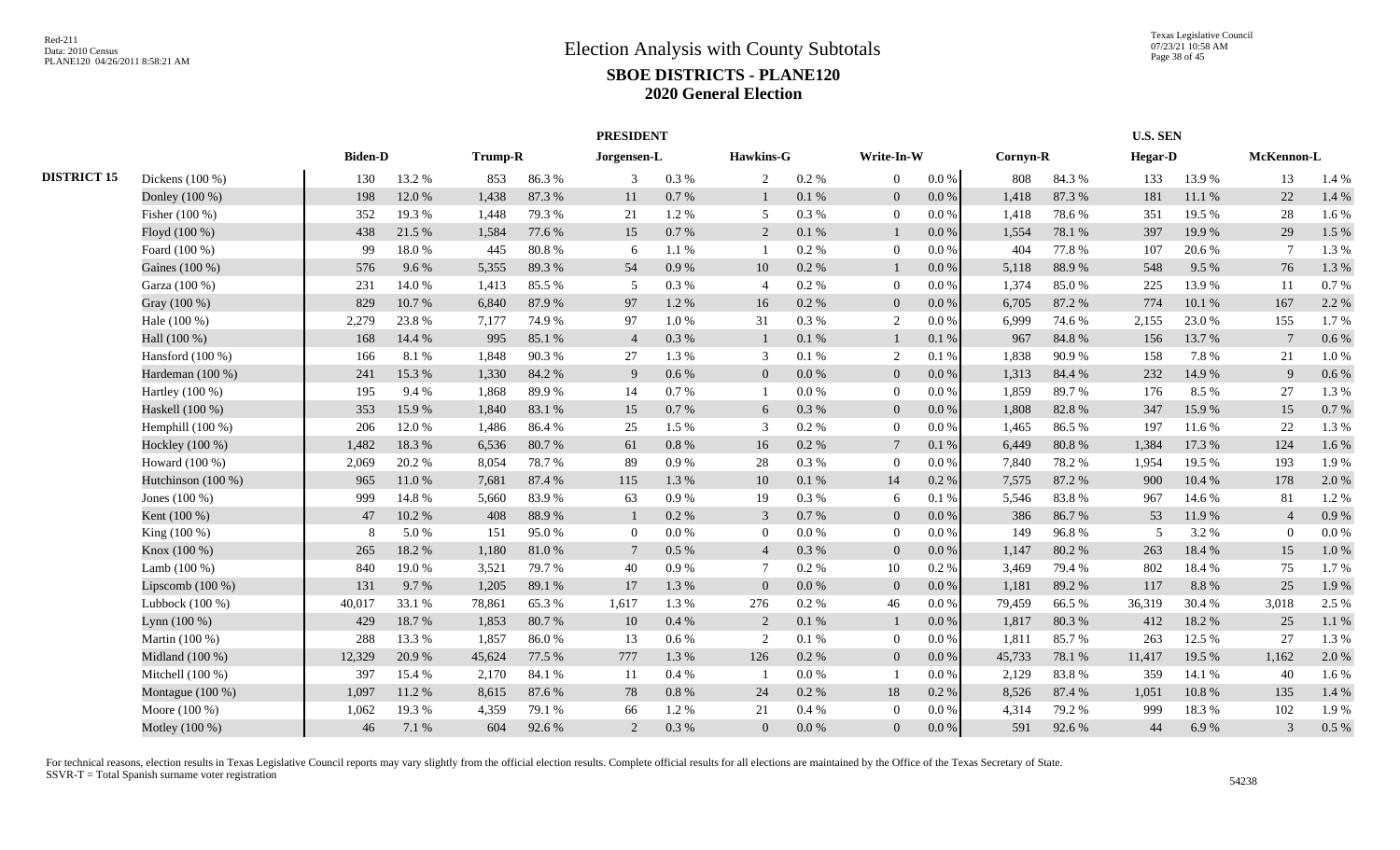# Election Analysis with County Subtotals

## SBOE DISTRICTS - PLANE120

## 2020 General Election

| | | PRESIDENT | | | | | | | | | | U.S. SEN | | | | | |
|---|---|---|---|---|---|---|---|---|---|---|---|---|---|---|---|---|---|
| | | Biden-D | | Trump-R | | Jorgensen-L | | Hawkins-G | | Write-In-W | | Cornyn-R | | Hegar-D | | McKennon-L | |
| DISTRICT 15 | Dickens (100 %) | 130 | 13.2 % | 853 | 86.3 % | 3 | 0.3 % | 2 | 0.2 % | 0 | 0.0 % | 808 | 84.3 % | 133 | 13.9 % | 13 | 1.4 % |
| | Donley (100 %) | 198 | 12.0 % | 1,438 | 87.3 % | 11 | 0.7 % | 1 | 0.1 % | 0 | 0.0 % | 1,418 | 87.3 % | 181 | 11.1 % | 22 | 1.4 % |
| | Fisher (100 %) | 352 | 19.3 % | 1,448 | 79.3 % | 21 | 1.2 % | 5 | 0.3 % | 0 | 0.0 % | 1,418 | 78.6 % | 351 | 19.5 % | 28 | 1.6 % |
| | Floyd (100 %) | 438 | 21.5 % | 1,584 | 77.6 % | 15 | 0.7 % | 2 | 0.1 % | 1 | 0.0 % | 1,554 | 78.1 % | 397 | 19.9 % | 29 | 1.5 % |
| | Foard (100 %) | 99 | 18.0 % | 445 | 80.8 % | 6 | 1.1 % | 1 | 0.2 % | 0 | 0.0 % | 404 | 77.8 % | 107 | 20.6 % | 7 | 1.3 % |
| | Gaines (100 %) | 576 | 9.6 % | 5,355 | 89.3 % | 54 | 0.9 % | 10 | 0.2 % | 1 | 0.0 % | 5,118 | 88.9 % | 548 | 9.5 % | 76 | 1.3 % |
| | Garza (100 %) | 231 | 14.0 % | 1,413 | 85.5 % | 5 | 0.3 % | 4 | 0.2 % | 0 | 0.0 % | 1,374 | 85.0 % | 225 | 13.9 % | 11 | 0.7 % |
| | Gray (100 %) | 829 | 10.7 % | 6,840 | 87.9 % | 97 | 1.2 % | 16 | 0.2 % | 0 | 0.0 % | 6,705 | 87.2 % | 774 | 10.1 % | 167 | 2.2 % |
| | Hale (100 %) | 2,279 | 23.8 % | 7,177 | 74.9 % | 97 | 1.0 % | 31 | 0.3 % | 2 | 0.0 % | 6,999 | 74.6 % | 2,155 | 23.0 % | 155 | 1.7 % |
| | Hall (100 %) | 168 | 14.4 % | 995 | 85.1 % | 4 | 0.3 % | 1 | 0.1 % | 1 | 0.1 % | 967 | 84.8 % | 156 | 13.7 % | 7 | 0.6 % |
| | Hansford (100 %) | 166 | 8.1 % | 1,848 | 90.3 % | 27 | 1.3 % | 3 | 0.1 % | 2 | 0.1 % | 1,838 | 90.9 % | 158 | 7.8 % | 21 | 1.0 % |
| | Hardeman (100 %) | 241 | 15.3 % | 1,330 | 84.2 % | 9 | 0.6 % | 0 | 0.0 % | 0 | 0.0 % | 1,313 | 84.4 % | 232 | 14.9 % | 9 | 0.6 % |
| | Hartley (100 %) | 195 | 9.4 % | 1,868 | 89.9 % | 14 | 0.7 % | 1 | 0.0 % | 0 | 0.0 % | 1,859 | 89.7 % | 176 | 8.5 % | 27 | 1.3 % |
| | Haskell (100 %) | 353 | 15.9 % | 1,840 | 83.1 % | 15 | 0.7 % | 6 | 0.3 % | 0 | 0.0 % | 1,808 | 82.8 % | 347 | 15.9 % | 15 | 0.7 % |
| | Hemphill (100 %) | 206 | 12.0 % | 1,486 | 86.4 % | 25 | 1.5 % | 3 | 0.2 % | 0 | 0.0 % | 1,465 | 86.5 % | 197 | 11.6 % | 22 | 1.3 % |
| | Hockley (100 %) | 1,482 | 18.3 % | 6,536 | 80.7 % | 61 | 0.8 % | 16 | 0.2 % | 7 | 0.1 % | 6,449 | 80.8 % | 1,384 | 17.3 % | 124 | 1.6 % |
| | Howard (100 %) | 2,069 | 20.2 % | 8,054 | 78.7 % | 89 | 0.9 % | 28 | 0.3 % | 0 | 0.0 % | 7,840 | 78.2 % | 1,954 | 19.5 % | 193 | 1.9 % |
| | Hutchinson (100 %) | 965 | 11.0 % | 7,681 | 87.4 % | 115 | 1.3 % | 10 | 0.1 % | 14 | 0.2 % | 7,575 | 87.2 % | 900 | 10.4 % | 178 | 2.0 % |
| | Jones (100 %) | 999 | 14.8 % | 5,660 | 83.9 % | 63 | 0.9 % | 19 | 0.3 % | 6 | 0.1 % | 5,546 | 83.8 % | 967 | 14.6 % | 81 | 1.2 % |
| | Kent (100 %) | 47 | 10.2 % | 408 | 88.9 % | 1 | 0.2 % | 3 | 0.7 % | 0 | 0.0 % | 386 | 86.7 % | 53 | 11.9 % | 4 | 0.9 % |
| | King (100 %) | 8 | 5.0 % | 151 | 95.0 % | 0 | 0.0 % | 0 | 0.0 % | 0 | 0.0 % | 149 | 96.8 % | 5 | 3.2 % | 0 | 0.0 % |
| | Knox (100 %) | 265 | 18.2 % | 1,180 | 81.0 % | 7 | 0.5 % | 4 | 0.3 % | 0 | 0.0 % | 1,147 | 80.2 % | 263 | 18.4 % | 15 | 1.0 % |
| | Lamb (100 %) | 840 | 19.0 % | 3,521 | 79.7 % | 40 | 0.9 % | 7 | 0.2 % | 10 | 0.2 % | 3,469 | 79.4 % | 802 | 18.4 % | 75 | 1.7 % |
| | Lipscomb (100 %) | 131 | 9.7 % | 1,205 | 89.1 % | 17 | 1.3 % | 0 | 0.0 % | 0 | 0.0 % | 1,181 | 89.2 % | 117 | 8.8 % | 25 | 1.9 % |
| | Lubbock (100 %) | 40,017 | 33.1 % | 78,861 | 65.3 % | 1,617 | 1.3 % | 276 | 0.2 % | 46 | 0.0 % | 79,459 | 66.5 % | 36,319 | 30.4 % | 3,018 | 2.5 % |
| | Lynn (100 %) | 429 | 18.7 % | 1,853 | 80.7 % | 10 | 0.4 % | 2 | 0.1 % | 1 | 0.0 % | 1,817 | 80.3 % | 412 | 18.2 % | 25 | 1.1 % |
| | Martin (100 %) | 288 | 13.3 % | 1,857 | 86.0 % | 13 | 0.6 % | 2 | 0.1 % | 0 | 0.0 % | 1,811 | 85.7 % | 263 | 12.5 % | 27 | 1.3 % |
| | Midland (100 %) | 12,329 | 20.9 % | 45,624 | 77.5 % | 777 | 1.3 % | 126 | 0.2 % | 0 | 0.0 % | 45,733 | 78.1 % | 11,417 | 19.5 % | 1,162 | 2.0 % |
| | Mitchell (100 %) | 397 | 15.4 % | 2,170 | 84.1 % | 11 | 0.4 % | 1 | 0.0 % | 1 | 0.0 % | 2,129 | 83.8 % | 359 | 14.1 % | 40 | 1.6 % |
| | Montague (100 %) | 1,097 | 11.2 % | 8,615 | 87.6 % | 78 | 0.8 % | 24 | 0.2 % | 18 | 0.2 % | 8,526 | 87.4 % | 1,051 | 10.8 % | 135 | 1.4 % |
| | Moore (100 %) | 1,062 | 19.3 % | 4,359 | 79.1 % | 66 | 1.2 % | 21 | 0.4 % | 0 | 0.0 % | 4,314 | 79.2 % | 999 | 18.3 % | 102 | 1.9 % |
| | Motley (100 %) | 46 | 7.1 % | 604 | 92.6 % | 2 | 0.3 % | 0 | 0.0 % | 0 | 0.0 % | 591 | 92.6 % | 44 | 6.9 % | 3 | 0.5 % |

For technical reasons, election results in Texas Legislative Council reports may vary slightly from the official election results. Complete official results for all elections are maintained by the Office of the Texas Secretary of State.
SSVR-T = Total Spanish surname voter registration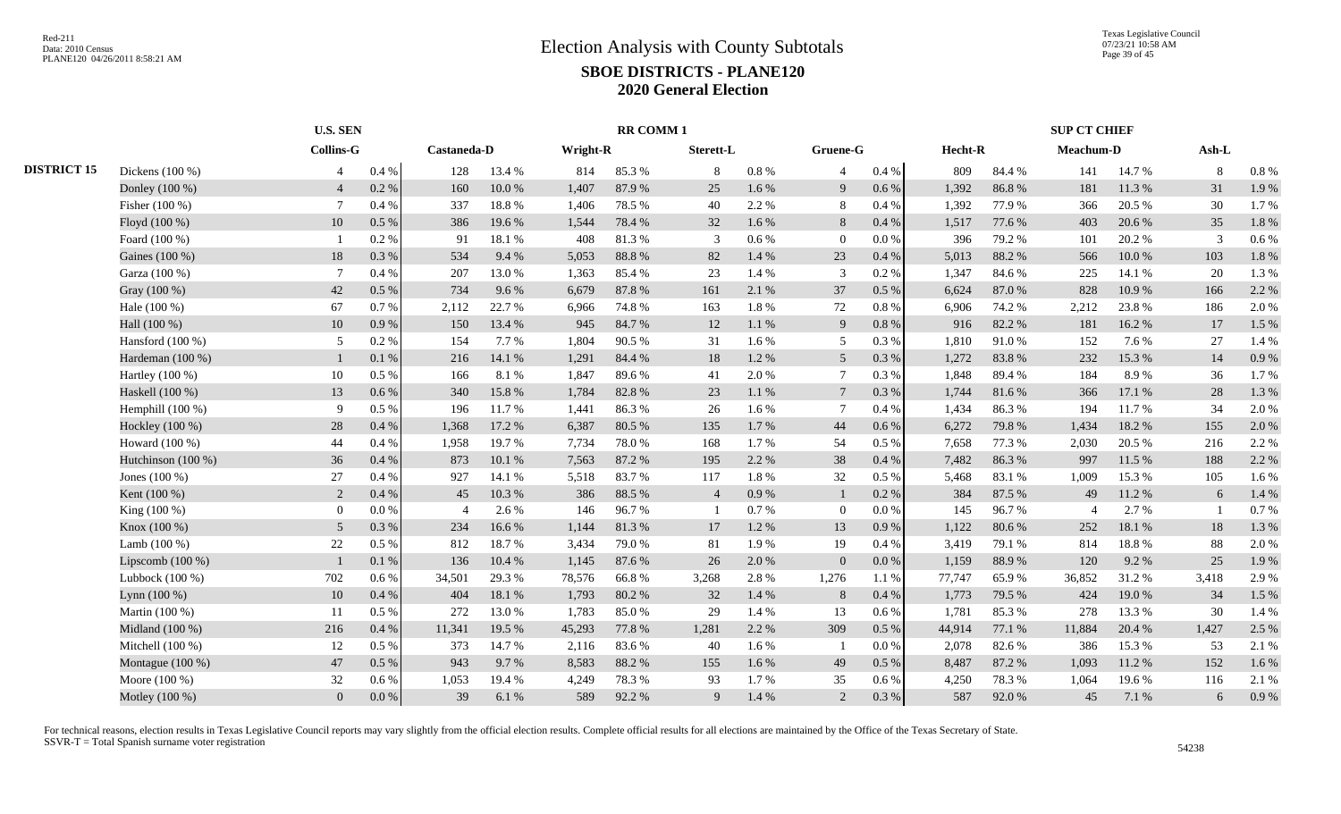# Election Analysis with County Subtotals

## SBOE DISTRICTS - PLANE120

## 2020 General Election

| | | U.S. SEN | | RR COMM 1 | | | | | | | | SUP CT CHIEF | | | | | |
|---|---|---|---|---|---|---|---|---|---|---|---|---|---|---|---|---|---|
| | | Collins-G | | Castaneda-D | | Wright-R | | Sterett-L | | Gruene-G | | Hecht-R | | Meachum-D | | Ash-L | |
| **DISTRICT 15** | Dickens (100 %) | 4 | 0.4 % | 128 | 13.4 % | 814 | 85.3 % | 8 | 0.8 % | 4 | 0.4 % | 809 | 84.4 % | 141 | 14.7 % | 8 | 0.8 % |
| | Donley (100 %) | 4 | 0.2 % | 160 | 10.0 % | 1,407 | 87.9 % | 25 | 1.6 % | 9 | 0.6 % | 1,392 | 86.8 % | 181 | 11.3 % | 31 | 1.9 % |
| | Fisher (100 %) | 7 | 0.4 % | 337 | 18.8 % | 1,406 | 78.5 % | 40 | 2.2 % | 8 | 0.4 % | 1,392 | 77.9 % | 366 | 20.5 % | 30 | 1.7 % |
| | Floyd (100 %) | 10 | 0.5 % | 386 | 19.6 % | 1,544 | 78.4 % | 32 | 1.6 % | 8 | 0.4 % | 1,517 | 77.6 % | 403 | 20.6 % | 35 | 1.8 % |
| | Foard (100 %) | 1 | 0.2 % | 91 | 18.1 % | 408 | 81.3 % | 3 | 0.6 % | 0 | 0.0 % | 396 | 79.2 % | 101 | 20.2 % | 3 | 0.6 % |
| | Gaines (100 %) | 18 | 0.3 % | 534 | 9.4 % | 5,053 | 88.8 % | 82 | 1.4 % | 23 | 0.4 % | 5,013 | 88.2 % | 566 | 10.0 % | 103 | 1.8 % |
| | Garza (100 %) | 7 | 0.4 % | 207 | 13.0 % | 1,363 | 85.4 % | 23 | 1.4 % | 3 | 0.2 % | 1,347 | 84.6 % | 225 | 14.1 % | 20 | 1.3 % |
| | Gray (100 %) | 42 | 0.5 % | 734 | 9.6 % | 6,679 | 87.8 % | 161 | 2.1 % | 37 | 0.5 % | 6,624 | 87.0 % | 828 | 10.9 % | 166 | 2.2 % |
| | Hale (100 %) | 67 | 0.7 % | 2,112 | 22.7 % | 6,966 | 74.8 % | 163 | 1.8 % | 72 | 0.8 % | 6,906 | 74.2 % | 2,212 | 23.8 % | 186 | 2.0 % |
| | Hall (100 %) | 10 | 0.9 % | 150 | 13.4 % | 945 | 84.7 % | 12 | 1.1 % | 9 | 0.8 % | 916 | 82.2 % | 181 | 16.2 % | 17 | 1.5 % |
| | Hansford (100 %) | 5 | 0.2 % | 154 | 7.7 % | 1,804 | 90.5 % | 31 | 1.6 % | 5 | 0.3 % | 1,810 | 91.0 % | 152 | 7.6 % | 27 | 1.4 % |
| | Hardeman (100 %) | 1 | 0.1 % | 216 | 14.1 % | 1,291 | 84.4 % | 18 | 1.2 % | 5 | 0.3 % | 1,272 | 83.8 % | 232 | 15.3 % | 14 | 0.9 % |
| | Hartley (100 %) | 10 | 0.5 % | 166 | 8.1 % | 1,847 | 89.6 % | 41 | 2.0 % | 7 | 0.3 % | 1,848 | 89.4 % | 184 | 8.9 % | 36 | 1.7 % |
| | Haskell (100 %) | 13 | 0.6 % | 340 | 15.8 % | 1,784 | 82.8 % | 23 | 1.1 % | 7 | 0.3 % | 1,744 | 81.6 % | 366 | 17.1 % | 28 | 1.3 % |
| | Hemphill (100 %) | 9 | 0.5 % | 196 | 11.7 % | 1,441 | 86.3 % | 26 | 1.6 % | 7 | 0.4 % | 1,434 | 86.3 % | 194 | 11.7 % | 34 | 2.0 % |
| | Hockley (100 %) | 28 | 0.4 % | 1,368 | 17.2 % | 6,387 | 80.5 % | 135 | 1.7 % | 44 | 0.6 % | 6,272 | 79.8 % | 1,434 | 18.2 % | 155 | 2.0 % |
| | Howard (100 %) | 44 | 0.4 % | 1,958 | 19.7 % | 7,734 | 78.0 % | 168 | 1.7 % | 54 | 0.5 % | 7,658 | 77.3 % | 2,030 | 20.5 % | 216 | 2.2 % |
| | Hutchinson (100 %) | 36 | 0.4 % | 873 | 10.1 % | 7,563 | 87.2 % | 195 | 2.2 % | 38 | 0.4 % | 7,482 | 86.3 % | 997 | 11.5 % | 188 | 2.2 % |
| | Jones (100 %) | 27 | 0.4 % | 927 | 14.1 % | 5,518 | 83.7 % | 117 | 1.8 % | 32 | 0.5 % | 5,468 | 83.1 % | 1,009 | 15.3 % | 105 | 1.6 % |
| | Kent (100 %) | 2 | 0.4 % | 45 | 10.3 % | 386 | 88.5 % | 4 | 0.9 % | 1 | 0.2 % | 384 | 87.5 % | 49 | 11.2 % | 6 | 1.4 % |
| | King (100 %) | 0 | 0.0 % | 4 | 2.6 % | 146 | 96.7 % | 1 | 0.7 % | 0 | 0.0 % | 145 | 96.7 % | 4 | 2.7 % | 1 | 0.7 % |
| | Knox (100 %) | 5 | 0.3 % | 234 | 16.6 % | 1,144 | 81.3 % | 17 | 1.2 % | 13 | 0.9 % | 1,122 | 80.6 % | 252 | 18.1 % | 18 | 1.3 % |
| | Lamb (100 %) | 22 | 0.5 % | 812 | 18.7 % | 3,434 | 79.0 % | 81 | 1.9 % | 19 | 0.4 % | 3,419 | 79.1 % | 814 | 18.8 % | 88 | 2.0 % |
| | Lipscomb (100 %) | 1 | 0.1 % | 136 | 10.4 % | 1,145 | 87.6 % | 26 | 2.0 % | 0 | 0.0 % | 1,159 | 88.9 % | 120 | 9.2 % | 25 | 1.9 % |
| | Lubbock (100 %) | 702 | 0.6 % | 34,501 | 29.3 % | 78,576 | 66.8 % | 3,268 | 2.8 % | 1,276 | 1.1 % | 77,747 | 65.9 % | 36,852 | 31.2 % | 3,418 | 2.9 % |
| | Lynn (100 %) | 10 | 0.4 % | 404 | 18.1 % | 1,793 | 80.2 % | 32 | 1.4 % | 8 | 0.4 % | 1,773 | 79.5 % | 424 | 19.0 % | 34 | 1.5 % |
| | Martin (100 %) | 11 | 0.5 % | 272 | 13.0 % | 1,783 | 85.0 % | 29 | 1.4 % | 13 | 0.6 % | 1,781 | 85.3 % | 278 | 13.3 % | 30 | 1.4 % |
| | Midland (100 %) | 216 | 0.4 % | 11,341 | 19.5 % | 45,293 | 77.8 % | 1,281 | 2.2 % | 309 | 0.5 % | 44,914 | 77.1 % | 11,884 | 20.4 % | 1,427 | 2.5 % |
| | Mitchell (100 %) | 12 | 0.5 % | 373 | 14.7 % | 2,116 | 83.6 % | 40 | 1.6 % | 1 | 0.0 % | 2,078 | 82.6 % | 386 | 15.3 % | 53 | 2.1 % |
| | Montague (100 %) | 47 | 0.5 % | 943 | 9.7 % | 8,583 | 88.2 % | 155 | 1.6 % | 49 | 0.5 % | 8,487 | 87.2 % | 1,093 | 11.2 % | 152 | 1.6 % |
| | Moore (100 %) | 32 | 0.6 % | 1,053 | 19.4 % | 4,249 | 78.3 % | 93 | 1.7 % | 35 | 0.6 % | 4,250 | 78.3 % | 1,064 | 19.6 % | 116 | 2.1 % |
| | Motley (100 %) | 0 | 0.0 % | 39 | 6.1 % | 589 | 92.2 % | 9 | 1.4 % | 2 | 0.3 % | 587 | 92.0 % | 45 | 7.1 % | 6 | 0.9 % |

For technical reasons, election results in Texas Legislative Council reports may vary slightly from the official election results. Complete official results for all elections are maintained by the Office of the Texas Secretary of State.
SSVR-T = Total Spanish surname voter registration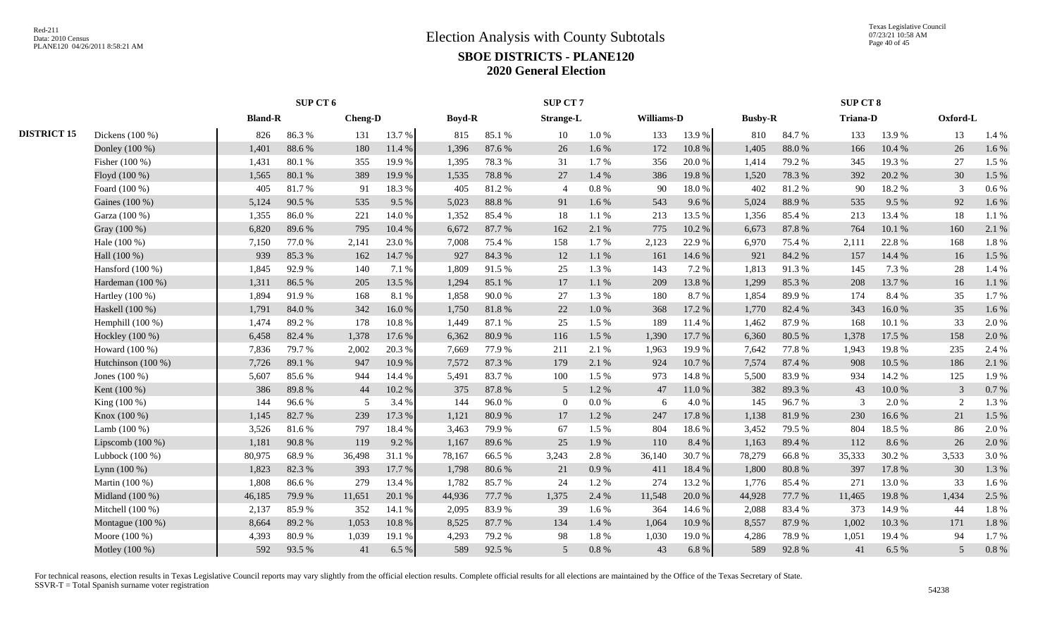# Election Analysis with County Subtotals

## SBOE DISTRICTS - PLANE120

### 2020 General Election

Red-211
Data: 2010 Census
PLANE120 04/26/2011 8:58:21 AM

Texas Legislative Council
07/23/21 10:58 AM

| | | SUP CT 6 | | | | SUP CT 7 | | | | | | SUP CT 8 | | | | | |
|---|---|---|---|---|---|---|---|---|---|---|---|---|---|---|---|---|---|
| | | Bland-R | | Cheng-D | | Boyd-R | | Strange-L | | Williams-D | | Busby-R | | Triana-D | | Oxford-L | |
| DISTRICT 15 | Dickens (100 %) | 826 | 86.3 % | 131 | 13.7 % | 815 | 85.1 % | 10 | 1.0 % | 133 | 13.9 % | 810 | 84.7 % | 133 | 13.9 % | 13 | 1.4 % |
| | Donley (100 %) | 1,401 | 88.6 % | 180 | 11.4 % | 1,396 | 87.6 % | 26 | 1.6 % | 172 | 10.8 % | 1,405 | 88.0 % | 166 | 10.4 % | 26 | 1.6 % |
| | Fisher (100 %) | 1,431 | 80.1 % | 355 | 19.9 % | 1,395 | 78.3 % | 31 | 1.7 % | 356 | 20.0 % | 1,414 | 79.2 % | 345 | 19.3 % | 27 | 1.5 % |
| | Floyd (100 %) | 1,565 | 80.1 % | 389 | 19.9 % | 1,535 | 78.8 % | 27 | 1.4 % | 386 | 19.8 % | 1,520 | 78.3 % | 392 | 20.2 % | 30 | 1.5 % |
| | Foard (100 %) | 405 | 81.7 % | 91 | 18.3 % | 405 | 81.2 % | 4 | 0.8 % | 90 | 18.0 % | 402 | 81.2 % | 90 | 18.2 % | 3 | 0.6 % |
| | Gaines (100 %) | 5,124 | 90.5 % | 535 | 9.5 % | 5,023 | 88.8 % | 91 | 1.6 % | 543 | 9.6 % | 5,024 | 88.9 % | 535 | 9.5 % | 92 | 1.6 % |
| | Garza (100 %) | 1,355 | 86.0 % | 221 | 14.0 % | 1,352 | 85.4 % | 18 | 1.1 % | 213 | 13.5 % | 1,356 | 85.4 % | 213 | 13.4 % | 18 | 1.1 % |
| | Gray (100 %) | 6,820 | 89.6 % | 795 | 10.4 % | 6,672 | 87.7 % | 162 | 2.1 % | 775 | 10.2 % | 6,673 | 87.8 % | 764 | 10.1 % | 160 | 2.1 % |
| | Hale (100 %) | 7,150 | 77.0 % | 2,141 | 23.0 % | 7,008 | 75.4 % | 158 | 1.7 % | 2,123 | 22.9 % | 6,970 | 75.4 % | 2,111 | 22.8 % | 168 | 1.8 % |
| | Hall (100 %) | 939 | 85.3 % | 162 | 14.7 % | 927 | 84.3 % | 12 | 1.1 % | 161 | 14.6 % | 921 | 84.2 % | 157 | 14.4 % | 16 | 1.5 % |
| | Hansford (100 %) | 1,845 | 92.9 % | 140 | 7.1 % | 1,809 | 91.5 % | 25 | 1.3 % | 143 | 7.2 % | 1,813 | 91.3 % | 145 | 7.3 % | 28 | 1.4 % |
| | Hardeman (100 %) | 1,311 | 86.5 % | 205 | 13.5 % | 1,294 | 85.1 % | 17 | 1.1 % | 209 | 13.8 % | 1,299 | 85.3 % | 208 | 13.7 % | 16 | 1.1 % |
| | Hartley (100 %) | 1,894 | 91.9 % | 168 | 8.1 % | 1,858 | 90.0 % | 27 | 1.3 % | 180 | 8.7 % | 1,854 | 89.9 % | 174 | 8.4 % | 35 | 1.7 % |
| | Haskell (100 %) | 1,791 | 84.0 % | 342 | 16.0 % | 1,750 | 81.8 % | 22 | 1.0 % | 368 | 17.2 % | 1,770 | 82.4 % | 343 | 16.0 % | 35 | 1.6 % |
| | Hemphill (100 %) | 1,474 | 89.2 % | 178 | 10.8 % | 1,449 | 87.1 % | 25 | 1.5 % | 189 | 11.4 % | 1,462 | 87.9 % | 168 | 10.1 % | 33 | 2.0 % |
| | Hockley (100 %) | 6,458 | 82.4 % | 1,378 | 17.6 % | 6,362 | 80.9 % | 116 | 1.5 % | 1,390 | 17.7 % | 6,360 | 80.5 % | 1,378 | 17.5 % | 158 | 2.0 % |
| | Howard (100 %) | 7,836 | 79.7 % | 2,002 | 20.3 % | 7,669 | 77.9 % | 211 | 2.1 % | 1,963 | 19.9 % | 7,642 | 77.8 % | 1,943 | 19.8 % | 235 | 2.4 % |
| | Hutchinson (100 %) | 7,726 | 89.1 % | 947 | 10.9 % | 7,572 | 87.3 % | 179 | 2.1 % | 924 | 10.7 % | 7,574 | 87.4 % | 908 | 10.5 % | 186 | 2.1 % |
| | Jones (100 %) | 5,607 | 85.6 % | 944 | 14.4 % | 5,491 | 83.7 % | 100 | 1.5 % | 973 | 14.8 % | 5,500 | 83.9 % | 934 | 14.2 % | 125 | 1.9 % |
| | Kent (100 %) | 386 | 89.8 % | 44 | 10.2 % | 375 | 87.8 % | 5 | 1.2 % | 47 | 11.0 % | 382 | 89.3 % | 43 | 10.0 % | 3 | 0.7 % |
| | King (100 %) | 144 | 96.6 % | 5 | 3.4 % | 144 | 96.0 % | 0 | 0.0 % | 6 | 4.0 % | 145 | 96.7 % | 3 | 2.0 % | 2 | 1.3 % |
| | Knox (100 %) | 1,145 | 82.7 % | 239 | 17.3 % | 1,121 | 80.9 % | 17 | 1.2 % | 247 | 17.8 % | 1,138 | 81.9 % | 230 | 16.6 % | 21 | 1.5 % |
| | Lamb (100 %) | 3,526 | 81.6 % | 797 | 18.4 % | 3,463 | 79.9 % | 67 | 1.5 % | 804 | 18.6 % | 3,452 | 79.5 % | 804 | 18.5 % | 86 | 2.0 % |
| | Lipscomb (100 %) | 1,181 | 90.8 % | 119 | 9.2 % | 1,167 | 89.6 % | 25 | 1.9 % | 110 | 8.4 % | 1,163 | 89.4 % | 112 | 8.6 % | 26 | 2.0 % |
| | Lubbock (100 %) | 80,975 | 68.9 % | 36,498 | 31.1 % | 78,167 | 66.5 % | 3,243 | 2.8 % | 36,140 | 30.7 % | 78,279 | 66.8 % | 35,333 | 30.2 % | 3,533 | 3.0 % |
| | Lynn (100 %) | 1,823 | 82.3 % | 393 | 17.7 % | 1,798 | 80.6 % | 21 | 0.9 % | 411 | 18.4 % | 1,800 | 80.8 % | 397 | 17.8 % | 30 | 1.3 % |
| | Martin (100 %) | 1,808 | 86.6 % | 279 | 13.4 % | 1,782 | 85.7 % | 24 | 1.2 % | 274 | 13.2 % | 1,776 | 85.4 % | 271 | 13.0 % | 33 | 1.6 % |
| | Midland (100 %) | 46,185 | 79.9 % | 11,651 | 20.1 % | 44,936 | 77.7 % | 1,375 | 2.4 % | 11,548 | 20.0 % | 44,928 | 77.7 % | 11,465 | 19.8 % | 1,434 | 2.5 % |
| | Mitchell (100 %) | 2,137 | 85.9 % | 352 | 14.1 % | 2,095 | 83.9 % | 39 | 1.6 % | 364 | 14.6 % | 2,088 | 83.4 % | 373 | 14.9 % | 44 | 1.8 % |
| | Montague (100 %) | 8,664 | 89.2 % | 1,053 | 10.8 % | 8,525 | 87.7 % | 134 | 1.4 % | 1,064 | 10.9 % | 8,557 | 87.9 % | 1,002 | 10.3 % | 171 | 1.8 % |
| | Moore (100 %) | 4,393 | 80.9 % | 1,039 | 19.1 % | 4,293 | 79.2 % | 98 | 1.8 % | 1,030 | 19.0 % | 4,286 | 78.9 % | 1,051 | 19.4 % | 94 | 1.7 % |
| | Motley (100 %) | 592 | 93.5 % | 41 | 6.5 % | 589 | 92.5 % | 5 | 0.8 % | 43 | 6.8 % | 589 | 92.8 % | 41 | 6.5 % | 5 | 0.8 % |

For technical reasons, election results in Texas Legislative Council reports may vary slightly from the official election results. Complete official results for all elections are maintained by the Office of the Texas Secretary of State.
SSVR-T = Total Spanish surname voter registration

54238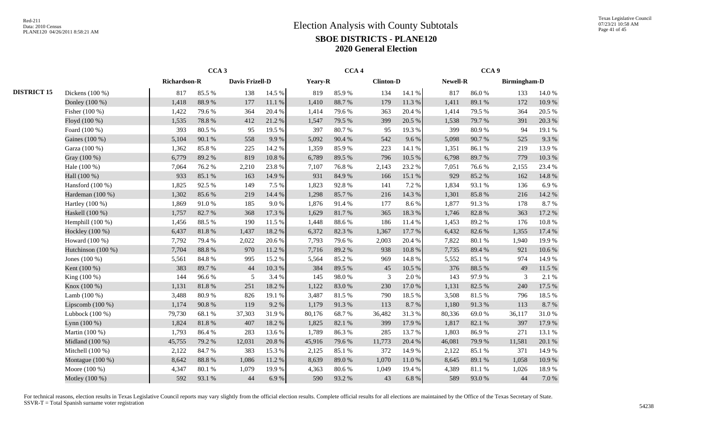# Election Analysis with County Subtotals

## SBOE DISTRICTS - PLANE120

## 2020 General Election

| | | CCA 3 | | | | CCA 4 | | | | CCA 9 | | | |
|---|---|---|---|---|---|---|---|---|---|---|---|---|---|
| | | Richardson-R | | Davis Frizell-D | | Yeary-R | | Clinton-D | | Newell-R | | Birmingham-D | |
| DISTRICT 15 | Dickens (100 %) | 817 | 85.5 % | 138 | 14.5 % | 819 | 85.9 % | 134 | 14.1 % | 817 | 86.0 % | 133 | 14.0 % |
| | Donley (100 %) | 1,418 | 88.9 % | 177 | 11.1 % | 1,410 | 88.7 % | 179 | 11.3 % | 1,411 | 89.1 % | 172 | 10.9 % |
| | Fisher (100 %) | 1,422 | 79.6 % | 364 | 20.4 % | 1,414 | 79.6 % | 363 | 20.4 % | 1,414 | 79.5 % | 364 | 20.5 % |
| | Floyd (100 %) | 1,535 | 78.8 % | 412 | 21.2 % | 1,547 | 79.5 % | 399 | 20.5 % | 1,538 | 79.7 % | 391 | 20.3 % |
| | Foard (100 %) | 393 | 80.5 % | 95 | 19.5 % | 397 | 80.7 % | 95 | 19.3 % | 399 | 80.9 % | 94 | 19.1 % |
| | Gaines (100 %) | 5,104 | 90.1 % | 558 | 9.9 % | 5,092 | 90.4 % | 542 | 9.6 % | 5,098 | 90.7 % | 525 | 9.3 % |
| | Garza (100 %) | 1,362 | 85.8 % | 225 | 14.2 % | 1,359 | 85.9 % | 223 | 14.1 % | 1,351 | 86.1 % | 219 | 13.9 % |
| | Gray (100 %) | 6,779 | 89.2 % | 819 | 10.8 % | 6,789 | 89.5 % | 796 | 10.5 % | 6,798 | 89.7 % | 779 | 10.3 % |
| | Hale (100 %) | 7,064 | 76.2 % | 2,210 | 23.8 % | 7,107 | 76.8 % | 2,143 | 23.2 % | 7,051 | 76.6 % | 2,155 | 23.4 % |
| | Hall (100 %) | 933 | 85.1 % | 163 | 14.9 % | 931 | 84.9 % | 166 | 15.1 % | 929 | 85.2 % | 162 | 14.8 % |
| | Hansford (100 %) | 1,825 | 92.5 % | 149 | 7.5 % | 1,823 | 92.8 % | 141 | 7.2 % | 1,834 | 93.1 % | 136 | 6.9 % |
| | Hardeman (100 %) | 1,302 | 85.6 % | 219 | 14.4 % | 1,298 | 85.7 % | 216 | 14.3 % | 1,301 | 85.8 % | 216 | 14.2 % |
| | Hartley (100 %) | 1,869 | 91.0 % | 185 | 9.0 % | 1,876 | 91.4 % | 177 | 8.6 % | 1,877 | 91.3 % | 178 | 8.7 % |
| | Haskell (100 %) | 1,757 | 82.7 % | 368 | 17.3 % | 1,629 | 81.7 % | 365 | 18.3 % | 1,746 | 82.8 % | 363 | 17.2 % |
| | Hemphill (100 %) | 1,456 | 88.5 % | 190 | 11.5 % | 1,448 | 88.6 % | 186 | 11.4 % | 1,453 | 89.2 % | 176 | 10.8 % |
| | Hockley (100 %) | 6,437 | 81.8 % | 1,437 | 18.2 % | 6,372 | 82.3 % | 1,367 | 17.7 % | 6,432 | 82.6 % | 1,355 | 17.4 % |
| | Howard (100 %) | 7,792 | 79.4 % | 2,022 | 20.6 % | 7,793 | 79.6 % | 2,003 | 20.4 % | 7,822 | 80.1 % | 1,940 | 19.9 % |
| | Hutchinson (100 %) | 7,704 | 88.8 % | 970 | 11.2 % | 7,716 | 89.2 % | 938 | 10.8 % | 7,735 | 89.4 % | 921 | 10.6 % |
| | Jones (100 %) | 5,561 | 84.8 % | 995 | 15.2 % | 5,564 | 85.2 % | 969 | 14.8 % | 5,552 | 85.1 % | 974 | 14.9 % |
| | Kent (100 %) | 383 | 89.7 % | 44 | 10.3 % | 384 | 89.5 % | 45 | 10.5 % | 376 | 88.5 % | 49 | 11.5 % |
| | King (100 %) | 144 | 96.6 % | 5 | 3.4 % | 145 | 98.0 % | 3 | 2.0 % | 143 | 97.9 % | 3 | 2.1 % |
| | Knox (100 %) | 1,131 | 81.8 % | 251 | 18.2 % | 1,122 | 83.0 % | 230 | 17.0 % | 1,131 | 82.5 % | 240 | 17.5 % |
| | Lamb (100 %) | 3,488 | 80.9 % | 826 | 19.1 % | 3,487 | 81.5 % | 790 | 18.5 % | 3,508 | 81.5 % | 796 | 18.5 % |
| | Lipscomb (100 %) | 1,174 | 90.8 % | 119 | 9.2 % | 1,179 | 91.3 % | 113 | 8.7 % | 1,180 | 91.3 % | 113 | 8.7 % |
| | Lubbock (100 %) | 79,730 | 68.1 % | 37,303 | 31.9 % | 80,176 | 68.7 % | 36,482 | 31.3 % | 80,336 | 69.0 % | 36,117 | 31.0 % |
| | Lynn (100 %) | 1,824 | 81.8 % | 407 | 18.2 % | 1,825 | 82.1 % | 399 | 17.9 % | 1,817 | 82.1 % | 397 | 17.9 % |
| | Martin (100 %) | 1,793 | 86.4 % | 283 | 13.6 % | 1,789 | 86.3 % | 285 | 13.7 % | 1,803 | 86.9 % | 271 | 13.1 % |
| | Midland (100 %) | 45,755 | 79.2 % | 12,031 | 20.8 % | 45,916 | 79.6 % | 11,773 | 20.4 % | 46,081 | 79.9 % | 11,581 | 20.1 % |
| | Mitchell (100 %) | 2,122 | 84.7 % | 383 | 15.3 % | 2,125 | 85.1 % | 372 | 14.9 % | 2,122 | 85.1 % | 371 | 14.9 % |
| | Montague (100 %) | 8,642 | 88.8 % | 1,086 | 11.2 % | 8,639 | 89.0 % | 1,070 | 11.0 % | 8,645 | 89.1 % | 1,058 | 10.9 % |
| | Moore (100 %) | 4,347 | 80.1 % | 1,079 | 19.9 % | 4,363 | 80.6 % | 1,049 | 19.4 % | 4,389 | 81.1 % | 1,026 | 18.9 % |
| | Motley (100 %) | 592 | 93.1 % | 44 | 6.9 % | 590 | 93.2 % | 43 | 6.8 % | 589 | 93.0 % | 44 | 7.0 % |

For technical reasons, election results in Texas Legislative Council reports may vary slightly from the official election results. Complete official results for all elections are maintained by the Office of the Texas Secretary of State.
SSVR-T = Total Spanish surname voter registration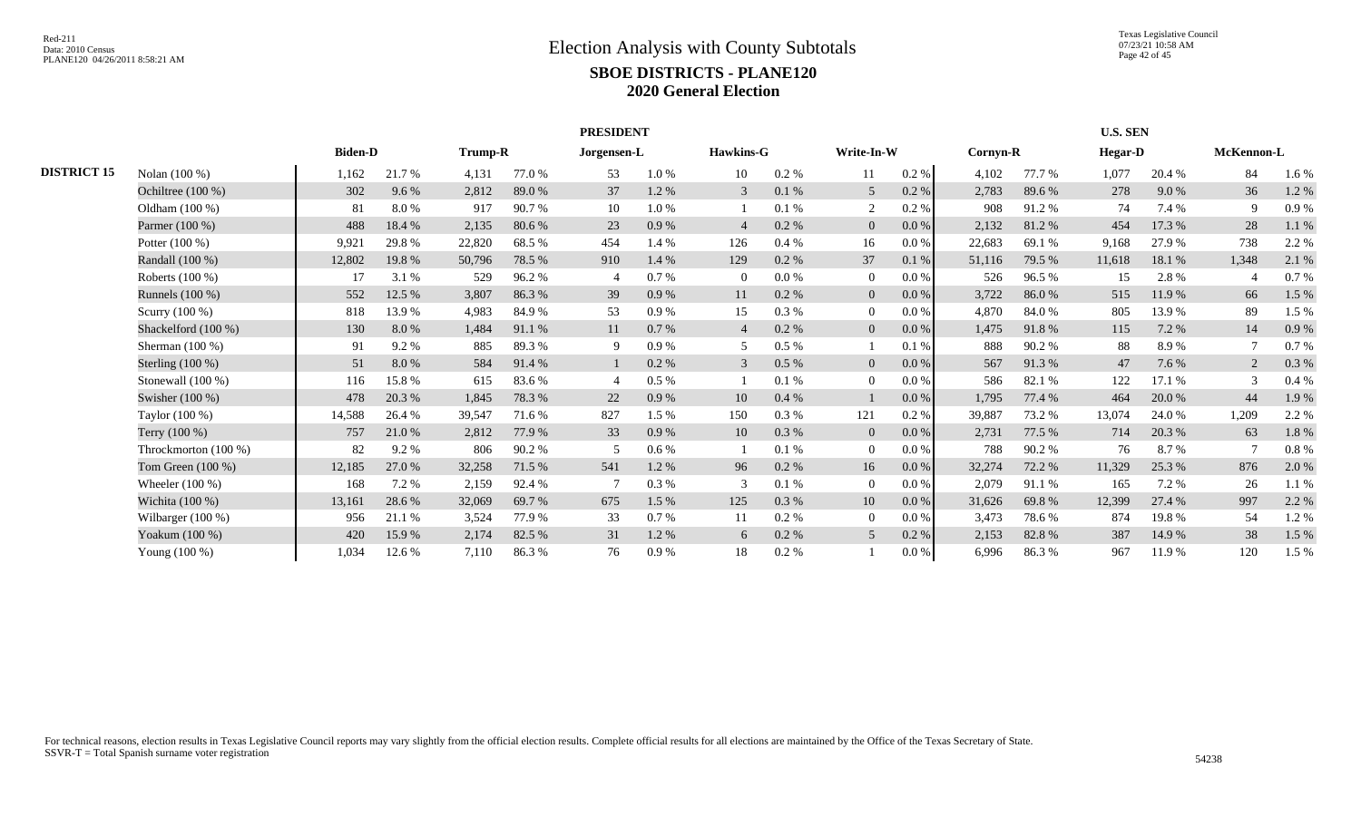# Election Analysis with County Subtotals

## SBOE DISTRICTS - PLANE120

## 2020 General Election

| | | PRESIDENT | | | | | | | | | | U.S. SEN | | | | | |
|---|---|---|---|---|---|---|---|---|---|---|---|---|---|---|---|---|---|
| | | Biden-D | | Trump-R | | Jorgensen-L | | Hawkins-G | | Write-In-W | | Cornyn-R | | Hegar-D | | McKennon-L | |
| **DISTRICT 15** | Nolan (100 %) | 1,162 | 21.7 % | 4,131 | 77.0 % | 53 | 1.0 % | 10 | 0.2 % | 11 | 0.2 % | 4,102 | 77.7 % | 1,077 | 20.4 % | 84 | 1.6 % |
| | Ochiltree (100 %) | 302 | 9.6 % | 2,812 | 89.0 % | 37 | 1.2 % | 3 | 0.1 % | 5 | 0.2 % | 2,783 | 89.6 % | 278 | 9.0 % | 36 | 1.2 % |
| | Oldham (100 %) | 81 | 8.0 % | 917 | 90.7 % | 10 | 1.0 % | 1 | 0.1 % | 2 | 0.2 % | 908 | 91.2 % | 74 | 7.4 % | 9 | 0.9 % |
| | Parmer (100 %) | 488 | 18.4 % | 2,135 | 80.6 % | 23 | 0.9 % | 4 | 0.2 % | 0 | 0.0 % | 2,132 | 81.2 % | 454 | 17.3 % | 28 | 1.1 % |
| | Potter (100 %) | 9,921 | 29.8 % | 22,820 | 68.5 % | 454 | 1.4 % | 126 | 0.4 % | 16 | 0.0 % | 22,683 | 69.1 % | 9,168 | 27.9 % | 738 | 2.2 % |
| | Randall (100 %) | 12,802 | 19.8 % | 50,796 | 78.5 % | 910 | 1.4 % | 129 | 0.2 % | 37 | 0.1 % | 51,116 | 79.5 % | 11,618 | 18.1 % | 1,348 | 2.1 % |
| | Roberts (100 %) | 17 | 3.1 % | 529 | 96.2 % | 4 | 0.7 % | 0 | 0.0 % | 0 | 0.0 % | 526 | 96.5 % | 15 | 2.8 % | 4 | 0.7 % |
| | Runnels (100 %) | 552 | 12.5 % | 3,807 | 86.3 % | 39 | 0.9 % | 11 | 0.2 % | 0 | 0.0 % | 3,722 | 86.0 % | 515 | 11.9 % | 66 | 1.5 % |
| | Scurry (100 %) | 818 | 13.9 % | 4,983 | 84.9 % | 53 | 0.9 % | 15 | 0.3 % | 0 | 0.0 % | 4,870 | 84.0 % | 805 | 13.9 % | 89 | 1.5 % |
| | Shackelford (100 %) | 130 | 8.0 % | 1,484 | 91.1 % | 11 | 0.7 % | 4 | 0.2 % | 0 | 0.0 % | 1,475 | 91.8 % | 115 | 7.2 % | 14 | 0.9 % |
| | Sherman (100 %) | 91 | 9.2 % | 885 | 89.3 % | 9 | 0.9 % | 5 | 0.5 % | 1 | 0.1 % | 888 | 90.2 % | 88 | 8.9 % | 7 | 0.7 % |
| | Sterling (100 %) | 51 | 8.0 % | 584 | 91.4 % | 1 | 0.2 % | 3 | 0.5 % | 0 | 0.0 % | 567 | 91.3 % | 47 | 7.6 % | 2 | 0.3 % |
| | Stonewall (100 %) | 116 | 15.8 % | 615 | 83.6 % | 4 | 0.5 % | 1 | 0.1 % | 0 | 0.0 % | 586 | 82.1 % | 122 | 17.1 % | 3 | 0.4 % |
| | Swisher (100 %) | 478 | 20.3 % | 1,845 | 78.3 % | 22 | 0.9 % | 10 | 0.4 % | 1 | 0.0 % | 1,795 | 77.4 % | 464 | 20.0 % | 44 | 1.9 % |
| | Taylor (100 %) | 14,588 | 26.4 % | 39,547 | 71.6 % | 827 | 1.5 % | 150 | 0.3 % | 121 | 0.2 % | 39,887 | 73.2 % | 13,074 | 24.0 % | 1,209 | 2.2 % |
| | Terry (100 %) | 757 | 21.0 % | 2,812 | 77.9 % | 33 | 0.9 % | 10 | 0.3 % | 0 | 0.0 % | 2,731 | 77.5 % | 714 | 20.3 % | 63 | 1.8 % |
| | Throckmorton (100 %) | 82 | 9.2 % | 806 | 90.2 % | 5 | 0.6 % | 1 | 0.1 % | 0 | 0.0 % | 788 | 90.2 % | 76 | 8.7 % | 7 | 0.8 % |
| | Tom Green (100 %) | 12,185 | 27.0 % | 32,258 | 71.5 % | 541 | 1.2 % | 96 | 0.2 % | 16 | 0.0 % | 32,274 | 72.2 % | 11,329 | 25.3 % | 876 | 2.0 % |
| | Wheeler (100 %) | 168 | 7.2 % | 2,159 | 92.4 % | 7 | 0.3 % | 3 | 0.1 % | 0 | 0.0 % | 2,079 | 91.1 % | 165 | 7.2 % | 26 | 1.1 % |
| | Wichita (100 %) | 13,161 | 28.6 % | 32,069 | 69.7 % | 675 | 1.5 % | 125 | 0.3 % | 10 | 0.0 % | 31,626 | 69.8 % | 12,399 | 27.4 % | 997 | 2.2 % |
| | Wilbarger (100 %) | 956 | 21.1 % | 3,524 | 77.9 % | 33 | 0.7 % | 11 | 0.2 % | 0 | 0.0 % | 3,473 | 78.6 % | 874 | 19.8 % | 54 | 1.2 % |
| | Yoakum (100 %) | 420 | 15.9 % | 2,174 | 82.5 % | 31 | 1.2 % | 6 | 0.2 % | 5 | 0.2 % | 2,153 | 82.8 % | 387 | 14.9 % | 38 | 1.5 % |
| | Young (100 %) | 1,034 | 12.6 % | 7,110 | 86.3 % | 76 | 0.9 % | 18 | 0.2 % | 1 | 0.0 % | 6,996 | 86.3 % | 967 | 11.9 % | 120 | 1.5 % |

For technical reasons, election results in Texas Legislative Council reports may vary slightly from the official election results. Complete official results for all elections are maintained by the Office of the Texas Secretary of State.
SSVR-T = Total Spanish surname voter registration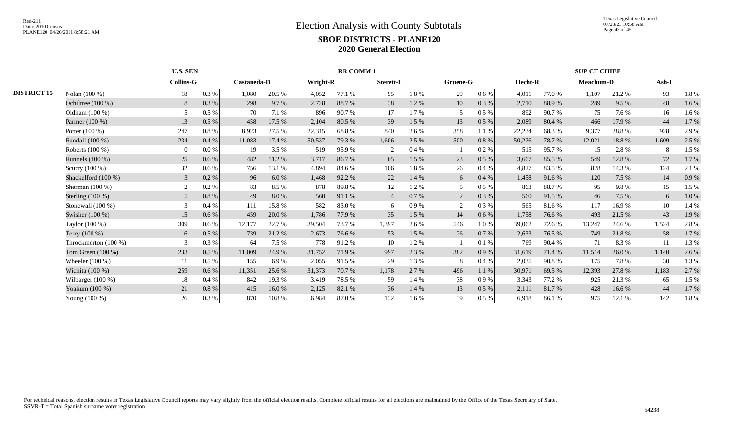# Election Analysis with County Subtotals

## SBOE DISTRICTS - PLANE120

## 2020 General Election

| | | U.S. SEN | | RR COMM 1 | | | | | | | | SUP CT CHIEF | | | | | |
|---|---|---|---|---|---|---|---|---|---|---|---|---|---|---|---|---|---|
| | | Collins-G | | Castaneda-D | | Wright-R | | Sterett-L | | Gruene-G | | Hecht-R | | Meachum-D | | Ash-L | |
| **DISTRICT 15** | Nolan (100 %) | 18 | 0.3 % | 1,080 | 20.5 % | 4,052 | 77.1 % | 95 | 1.8 % | 29 | 0.6 % | 4,011 | 77.0 % | 1,107 | 21.2 % | 93 | 1.8 % |
| | Ochiltree (100 %) | 8 | 0.3 % | 298 | 9.7 % | 2,728 | 88.7 % | 38 | 1.2 % | 10 | 0.3 % | 2,710 | 88.9 % | 289 | 9.5 % | 48 | 1.6 % |
| | Oldham (100 %) | 5 | 0.5 % | 70 | 7.1 % | 896 | 90.7 % | 17 | 1.7 % | 5 | 0.5 % | 892 | 90.7 % | 75 | 7.6 % | 16 | 1.6 % |
| | Parmer (100 %) | 13 | 0.5 % | 458 | 17.5 % | 2,104 | 80.5 % | 39 | 1.5 % | 13 | 0.5 % | 2,089 | 80.4 % | 466 | 17.9 % | 44 | 1.7 % |
| | Potter (100 %) | 247 | 0.8 % | 8,923 | 27.5 % | 22,315 | 68.8 % | 840 | 2.6 % | 358 | 1.1 % | 22,234 | 68.3 % | 9,377 | 28.8 % | 928 | 2.9 % |
| | Randall (100 %) | 234 | 0.4 % | 11,083 | 17.4 % | 50,537 | 79.3 % | 1,606 | 2.5 % | 500 | 0.8 % | 50,226 | 78.7 % | 12,021 | 18.8 % | 1,609 | 2.5 % |
| | Roberts (100 %) | 0 | 0.0 % | 19 | 3.5 % | 519 | 95.9 % | 2 | 0.4 % | 1 | 0.2 % | 515 | 95.7 % | 15 | 2.8 % | 8 | 1.5 % |
| | Runnels (100 %) | 25 | 0.6 % | 482 | 11.2 % | 3,717 | 86.7 % | 65 | 1.5 % | 23 | 0.5 % | 3,667 | 85.5 % | 549 | 12.8 % | 72 | 1.7 % |
| | Scurry (100 %) | 32 | 0.6 % | 756 | 13.1 % | 4,894 | 84.6 % | 106 | 1.8 % | 26 | 0.4 % | 4,827 | 83.5 % | 828 | 14.3 % | 124 | 2.1 % |
| | Shackelford (100 %) | 3 | 0.2 % | 96 | 6.0 % | 1,468 | 92.2 % | 22 | 1.4 % | 6 | 0.4 % | 1,458 | 91.6 % | 120 | 7.5 % | 14 | 0.9 % |
| | Sherman (100 %) | 2 | 0.2 % | 83 | 8.5 % | 878 | 89.8 % | 12 | 1.2 % | 5 | 0.5 % | 863 | 88.7 % | 95 | 9.8 % | 15 | 1.5 % |
| | Sterling (100 %) | 5 | 0.8 % | 49 | 8.0 % | 560 | 91.1 % | 4 | 0.7 % | 2 | 0.3 % | 560 | 91.5 % | 46 | 7.5 % | 6 | 1.0 % |
| | Stonewall (100 %) | 3 | 0.4 % | 111 | 15.8 % | 582 | 83.0 % | 6 | 0.9 % | 2 | 0.3 % | 565 | 81.6 % | 117 | 16.9 % | 10 | 1.4 % |
| | Swisher (100 %) | 15 | 0.6 % | 459 | 20.0 % | 1,786 | 77.9 % | 35 | 1.5 % | 14 | 0.6 % | 1,758 | 76.6 % | 493 | 21.5 % | 43 | 1.9 % |
| | Taylor (100 %) | 309 | 0.6 % | 12,177 | 22.7 % | 39,504 | 73.7 % | 1,397 | 2.6 % | 546 | 1.0 % | 39,062 | 72.6 % | 13,247 | 24.6 % | 1,524 | 2.8 % |
| | Terry (100 %) | 16 | 0.5 % | 739 | 21.2 % | 2,673 | 76.6 % | 53 | 1.5 % | 26 | 0.7 % | 2,633 | 76.5 % | 749 | 21.8 % | 58 | 1.7 % |
| | Throckmorton (100 %) | 3 | 0.3 % | 64 | 7.5 % | 778 | 91.2 % | 10 | 1.2 % | 1 | 0.1 % | 769 | 90.4 % | 71 | 8.3 % | 11 | 1.3 % |
| | Tom Green (100 %) | 233 | 0.5 % | 11,009 | 24.9 % | 31,752 | 71.9 % | 997 | 2.3 % | 382 | 0.9 % | 31,619 | 71.4 % | 11,514 | 26.0 % | 1,140 | 2.6 % |
| | Wheeler (100 %) | 11 | 0.5 % | 155 | 6.9 % | 2,055 | 91.5 % | 29 | 1.3 % | 8 | 0.4 % | 2,035 | 90.8 % | 175 | 7.8 % | 30 | 1.3 % |
| | Wichita (100 %) | 259 | 0.6 % | 11,351 | 25.6 % | 31,373 | 70.7 % | 1,178 | 2.7 % | 496 | 1.1 % | 30,971 | 69.5 % | 12,393 | 27.8 % | 1,183 | 2.7 % |
| | Wilbarger (100 %) | 18 | 0.4 % | 842 | 19.3 % | 3,419 | 78.5 % | 59 | 1.4 % | 38 | 0.9 % | 3,343 | 77.2 % | 925 | 21.3 % | 65 | 1.5 % |
| | Yoakum (100 %) | 21 | 0.8 % | 415 | 16.0 % | 2,125 | 82.1 % | 36 | 1.4 % | 13 | 0.5 % | 2,111 | 81.7 % | 428 | 16.6 % | 44 | 1.7 % |
| | Young (100 %) | 26 | 0.3 % | 870 | 10.8 % | 6,984 | 87.0 % | 132 | 1.6 % | 39 | 0.5 % | 6,918 | 86.1 % | 975 | 12.1 % | 142 | 1.8 % |

For technical reasons, election results in Texas Legislative Council reports may vary slightly from the official election results. Complete official results for all elections are maintained by the Office of the Texas Secretary of State.
SSVR-T = Total Spanish surname voter registration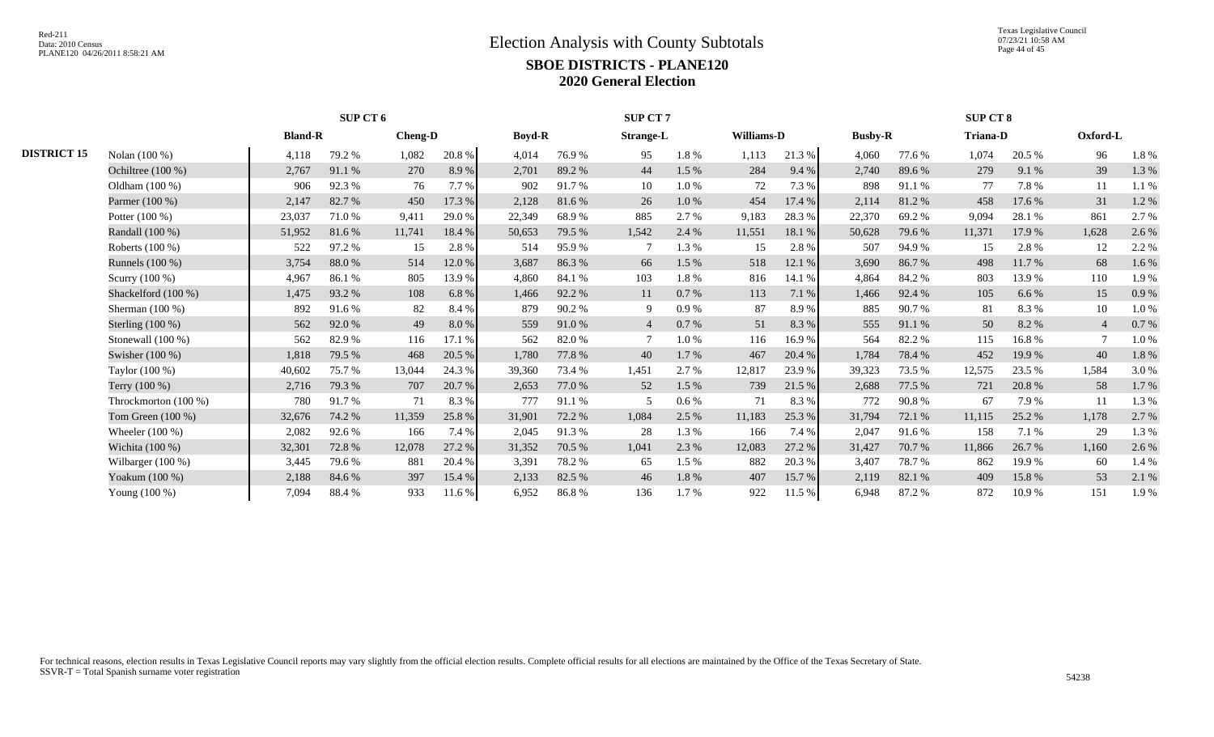# Election Analysis with County Subtotals

## SBOE DISTRICTS - PLANE120

## 2020 General Election

| | | SUP CT 6 | | | | SUP CT 7 | | | | | | SUP CT 8 | | | | | |
|---|---|---|---|---|---|---|---|---|---|---|---|---|---|---|---|---|---|
| | | Bland-R | | Cheng-D | | Boyd-R | | Strange-L | | Williams-D | | Busby-R | | Triana-D | | Oxford-L | |
| DISTRICT 15 | Nolan (100 %) | 4,118 | 79.2 % | 1,082 | 20.8 % | 4,014 | 76.9 % | 95 | 1.8 % | 1,113 | 21.3 % | 4,060 | 77.6 % | 1,074 | 20.5 % | 96 | 1.8 % |
| | Ochiltree (100 %) | 2,767 | 91.1 % | 270 | 8.9 % | 2,701 | 89.2 % | 44 | 1.5 % | 284 | 9.4 % | 2,740 | 89.6 % | 279 | 9.1 % | 39 | 1.3 % |
| | Oldham (100 %) | 906 | 92.3 % | 76 | 7.7 % | 902 | 91.7 % | 10 | 1.0 % | 72 | 7.3 % | 898 | 91.1 % | 77 | 7.8 % | 11 | 1.1 % |
| | Parmer (100 %) | 2,147 | 82.7 % | 450 | 17.3 % | 2,128 | 81.6 % | 26 | 1.0 % | 454 | 17.4 % | 2,114 | 81.2 % | 458 | 17.6 % | 31 | 1.2 % |
| | Potter (100 %) | 23,037 | 71.0 % | 9,411 | 29.0 % | 22,349 | 68.9 % | 885 | 2.7 % | 9,183 | 28.3 % | 22,370 | 69.2 % | 9,094 | 28.1 % | 861 | 2.7 % |
| | Randall (100 %) | 51,952 | 81.6 % | 11,741 | 18.4 % | 50,653 | 79.5 % | 1,542 | 2.4 % | 11,551 | 18.1 % | 50,628 | 79.6 % | 11,371 | 17.9 % | 1,628 | 2.6 % |
| | Roberts (100 %) | 522 | 97.2 % | 15 | 2.8 % | 514 | 95.9 % | 7 | 1.3 % | 15 | 2.8 % | 507 | 94.9 % | 15 | 2.8 % | 12 | 2.2 % |
| | Runnels (100 %) | 3,754 | 88.0 % | 514 | 12.0 % | 3,687 | 86.3 % | 66 | 1.5 % | 518 | 12.1 % | 3,690 | 86.7 % | 498 | 11.7 % | 68 | 1.6 % |
| | Scurry (100 %) | 4,967 | 86.1 % | 805 | 13.9 % | 4,860 | 84.1 % | 103 | 1.8 % | 816 | 14.1 % | 4,864 | 84.2 % | 803 | 13.9 % | 110 | 1.9 % |
| | Shackelford (100 %) | 1,475 | 93.2 % | 108 | 6.8 % | 1,466 | 92.2 % | 11 | 0.7 % | 113 | 7.1 % | 1,466 | 92.4 % | 105 | 6.6 % | 15 | 0.9 % |
| | Sherman (100 %) | 892 | 91.6 % | 82 | 8.4 % | 879 | 90.2 % | 9 | 0.9 % | 87 | 8.9 % | 885 | 90.7 % | 81 | 8.3 % | 10 | 1.0 % |
| | Sterling (100 %) | 562 | 92.0 % | 49 | 8.0 % | 559 | 91.0 % | 4 | 0.7 % | 51 | 8.3 % | 555 | 91.1 % | 50 | 8.2 % | 4 | 0.7 % |
| | Stonewall (100 %) | 562 | 82.9 % | 116 | 17.1 % | 562 | 82.0 % | 7 | 1.0 % | 116 | 16.9 % | 564 | 82.2 % | 115 | 16.8 % | 7 | 1.0 % |
| | Swisher (100 %) | 1,818 | 79.5 % | 468 | 20.5 % | 1,780 | 77.8 % | 40 | 1.7 % | 467 | 20.4 % | 1,784 | 78.4 % | 452 | 19.9 % | 40 | 1.8 % |
| | Taylor (100 %) | 40,602 | 75.7 % | 13,044 | 24.3 % | 39,360 | 73.4 % | 1,451 | 2.7 % | 12,817 | 23.9 % | 39,323 | 73.5 % | 12,575 | 23.5 % | 1,584 | 3.0 % |
| | Terry (100 %) | 2,716 | 79.3 % | 707 | 20.7 % | 2,653 | 77.0 % | 52 | 1.5 % | 739 | 21.5 % | 2,688 | 77.5 % | 721 | 20.8 % | 58 | 1.7 % |
| | Throckmorton (100 %) | 780 | 91.7 % | 71 | 8.3 % | 777 | 91.1 % | 5 | 0.6 % | 71 | 8.3 % | 772 | 90.8 % | 67 | 7.9 % | 11 | 1.3 % |
| | Tom Green (100 %) | 32,676 | 74.2 % | 11,359 | 25.8 % | 31,901 | 72.2 % | 1,084 | 2.5 % | 11,183 | 25.3 % | 31,794 | 72.1 % | 11,115 | 25.2 % | 1,178 | 2.7 % |
| | Wheeler (100 %) | 2,082 | 92.6 % | 166 | 7.4 % | 2,045 | 91.3 % | 28 | 1.3 % | 166 | 7.4 % | 2,047 | 91.6 % | 158 | 7.1 % | 29 | 1.3 % |
| | Wichita (100 %) | 32,301 | 72.8 % | 12,078 | 27.2 % | 31,352 | 70.5 % | 1,041 | 2.3 % | 12,083 | 27.2 % | 31,427 | 70.7 % | 11,866 | 26.7 % | 1,160 | 2.6 % |
| | Wilbarger (100 %) | 3,445 | 79.6 % | 881 | 20.4 % | 3,391 | 78.2 % | 65 | 1.5 % | 882 | 20.3 % | 3,407 | 78.7 % | 862 | 19.9 % | 60 | 1.4 % |
| | Yoakum (100 %) | 2,188 | 84.6 % | 397 | 15.4 % | 2,133 | 82.5 % | 46 | 1.8 % | 407 | 15.7 % | 2,119 | 82.1 % | 409 | 15.8 % | 53 | 2.1 % |
| | Young (100 %) | 7,094 | 88.4 % | 933 | 11.6 % | 6,952 | 86.8 % | 136 | 1.7 % | 922 | 11.5 % | 6,948 | 87.2 % | 872 | 10.9 % | 151 | 1.9 % |

For technical reasons, election results in Texas Legislative Council reports may vary slightly from the official election results. Complete official results for all elections are maintained by the Office of the Texas Secretary of State.
SSVR-T = Total Spanish surname voter registration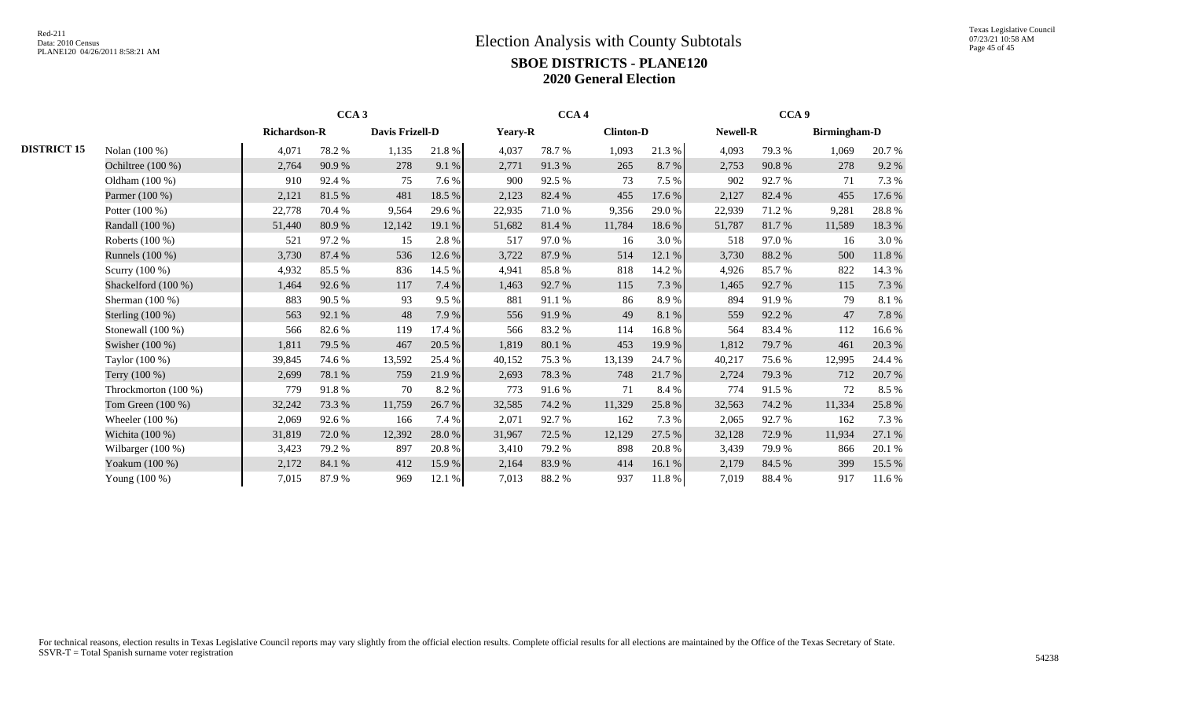# Election Analysis with County Subtotals

## SBOE DISTRICTS - PLANE120

## 2020 General Election

| | | CCA 3 | | | | CCA 4 | | | | CCA 9 | | | |
|---|---|---|---|---|---|---|---|---|---|---|---|---|---|
| | | Richardson-R | | Davis Frizell-D | | Yeary-R | | Clinton-D | | Newell-R | | Birmingham-D | |
| DISTRICT 15 | Nolan (100 %) | 4,071 | 78.2 % | 1,135 | 21.8 % | 4,037 | 78.7 % | 1,093 | 21.3 % | 4,093 | 79.3 % | 1,069 | 20.7 % |
| | Ochiltree (100 %) | 2,764 | 90.9 % | 278 | 9.1 % | 2,771 | 91.3 % | 265 | 8.7 % | 2,753 | 90.8 % | 278 | 9.2 % |
| | Oldham (100 %) | 910 | 92.4 % | 75 | 7.6 % | 900 | 92.5 % | 73 | 7.5 % | 902 | 92.7 % | 71 | 7.3 % |
| | Parmer (100 %) | 2,121 | 81.5 % | 481 | 18.5 % | 2,123 | 82.4 % | 455 | 17.6 % | 2,127 | 82.4 % | 455 | 17.6 % |
| | Potter (100 %) | 22,778 | 70.4 % | 9,564 | 29.6 % | 22,935 | 71.0 % | 9,356 | 29.0 % | 22,939 | 71.2 % | 9,281 | 28.8 % |
| | Randall (100 %) | 51,440 | 80.9 % | 12,142 | 19.1 % | 51,682 | 81.4 % | 11,784 | 18.6 % | 51,787 | 81.7 % | 11,589 | 18.3 % |
| | Roberts (100 %) | 521 | 97.2 % | 15 | 2.8 % | 517 | 97.0 % | 16 | 3.0 % | 518 | 97.0 % | 16 | 3.0 % |
| | Runnels (100 %) | 3,730 | 87.4 % | 536 | 12.6 % | 3,722 | 87.9 % | 514 | 12.1 % | 3,730 | 88.2 % | 500 | 11.8 % |
| | Scurry (100 %) | 4,932 | 85.5 % | 836 | 14.5 % | 4,941 | 85.8 % | 818 | 14.2 % | 4,926 | 85.7 % | 822 | 14.3 % |
| | Shackelford (100 %) | 1,464 | 92.6 % | 117 | 7.4 % | 1,463 | 92.7 % | 115 | 7.3 % | 1,465 | 92.7 % | 115 | 7.3 % |
| | Sherman (100 %) | 883 | 90.5 % | 93 | 9.5 % | 881 | 91.1 % | 86 | 8.9 % | 894 | 91.9 % | 79 | 8.1 % |
| | Sterling (100 %) | 563 | 92.1 % | 48 | 7.9 % | 556 | 91.9 % | 49 | 8.1 % | 559 | 92.2 % | 47 | 7.8 % |
| | Stonewall (100 %) | 566 | 82.6 % | 119 | 17.4 % | 566 | 83.2 % | 114 | 16.8 % | 564 | 83.4 % | 112 | 16.6 % |
| | Swisher (100 %) | 1,811 | 79.5 % | 467 | 20.5 % | 1,819 | 80.1 % | 453 | 19.9 % | 1,812 | 79.7 % | 461 | 20.3 % |
| | Taylor (100 %) | 39,845 | 74.6 % | 13,592 | 25.4 % | 40,152 | 75.3 % | 13,139 | 24.7 % | 40,217 | 75.6 % | 12,995 | 24.4 % |
| | Terry (100 %) | 2,699 | 78.1 % | 759 | 21.9 % | 2,693 | 78.3 % | 748 | 21.7 % | 2,724 | 79.3 % | 712 | 20.7 % |
| | Throckmorton (100 %) | 779 | 91.8 % | 70 | 8.2 % | 773 | 91.6 % | 71 | 8.4 % | 774 | 91.5 % | 72 | 8.5 % |
| | Tom Green (100 %) | 32,242 | 73.3 % | 11,759 | 26.7 % | 32,585 | 74.2 % | 11,329 | 25.8 % | 32,563 | 74.2 % | 11,334 | 25.8 % |
| | Wheeler (100 %) | 2,069 | 92.6 % | 166 | 7.4 % | 2,071 | 92.7 % | 162 | 7.3 % | 2,065 | 92.7 % | 162 | 7.3 % |
| | Wichita (100 %) | 31,819 | 72.0 % | 12,392 | 28.0 % | 31,967 | 72.5 % | 12,129 | 27.5 % | 32,128 | 72.9 % | 11,934 | 27.1 % |
| | Wilbarger (100 %) | 3,423 | 79.2 % | 897 | 20.8 % | 3,410 | 79.2 % | 898 | 20.8 % | 3,439 | 79.9 % | 866 | 20.1 % |
| | Yoakum (100 %) | 2,172 | 84.1 % | 412 | 15.9 % | 2,164 | 83.9 % | 414 | 16.1 % | 2,179 | 84.5 % | 399 | 15.5 % |
| | Young (100 %) | 7,015 | 87.9 % | 969 | 12.1 % | 7,013 | 88.2 % | 937 | 11.8 % | 7,019 | 88.4 % | 917 | 11.6 % |

For technical reasons, election results in Texas Legislative Council reports may vary slightly from the official election results. Complete official results for all elections are maintained by the Office of the Texas Secretary of State.
SSVR-T = Total Spanish surname voter registration